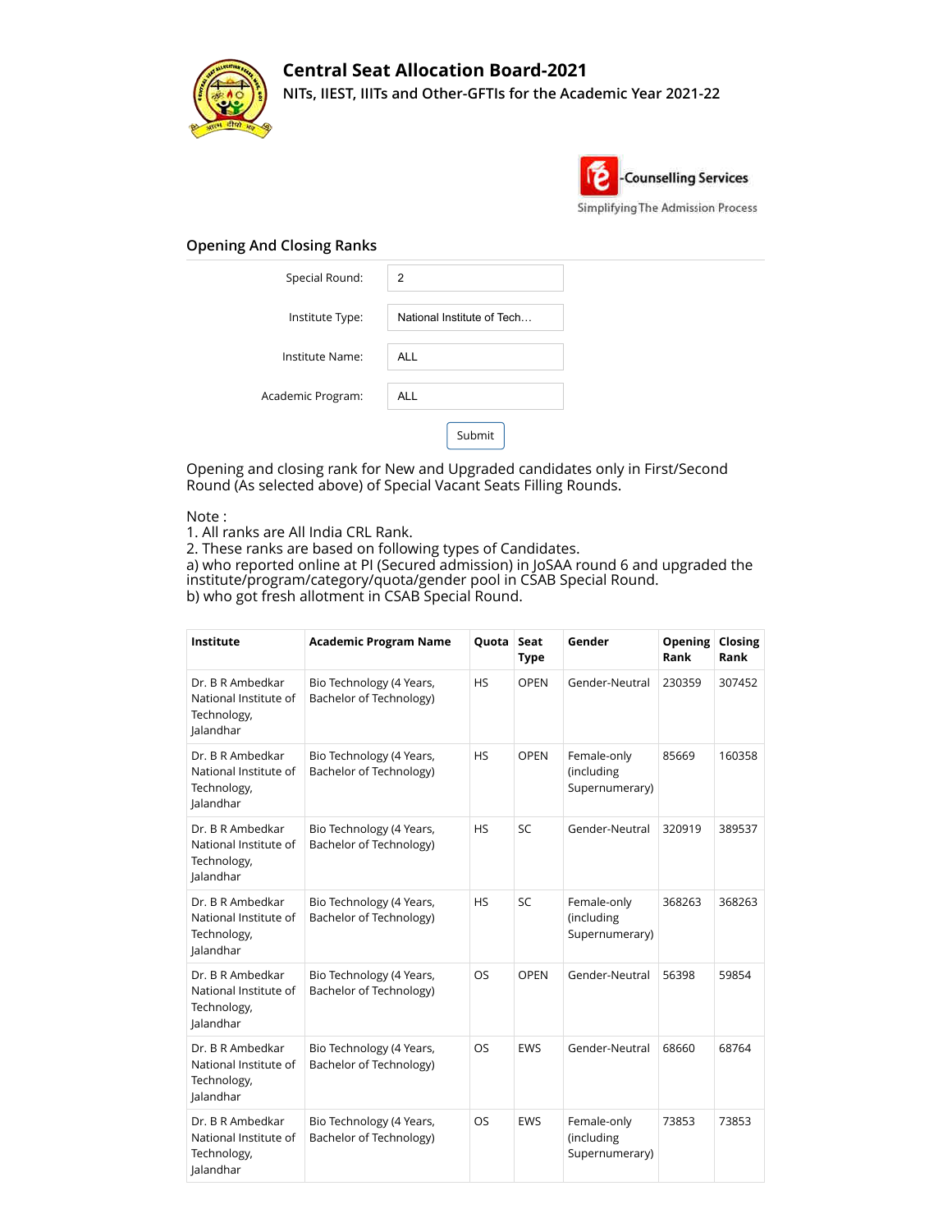# Central Seat Allocation Board-2021

NITs, IIEST, IIITs and Other-GFTIs for the Academic Year 2021-22

-Counselling Services

Simplifying The Admission Process

## Opening And Closing Ranks

Special Round: 2

Institute Type: National Institute of Tech...

Institute Name: ALL

Academic Program: ALL

Submit

Opening and closing rank for New and Upgraded candidates only in First/Second Round (As selected above) of Special Vacant Seats Filling Rounds.

Note :
1. All ranks are All India CRL Rank.
2. These ranks are based on following types of Candidates.
a) who reported online at PI (Secured admission) in JoSAA round 6 and upgraded the institute/program/category/quota/gender pool in CSAB Special Round.
b) who got fresh allotment in CSAB Special Round.

| Institute | Academic Program Name | Quota | Seat Type | Gender | Opening Rank | Closing Rank |
|---|---|---|---|---|---|---|
| Dr. B R Ambedkar National Institute of Technology, Jalandhar | Bio Technology (4 Years, Bachelor of Technology) | HS | OPEN | Gender-Neutral | 230359 | 307452 |
| Dr. B R Ambedkar National Institute of Technology, Jalandhar | Bio Technology (4 Years, Bachelor of Technology) | HS | OPEN | Female-only (including Supernumerary) | 85669 | 160358 |
| Dr. B R Ambedkar National Institute of Technology, Jalandhar | Bio Technology (4 Years, Bachelor of Technology) | HS | SC | Gender-Neutral | 320919 | 389537 |
| Dr. B R Ambedkar National Institute of Technology, Jalandhar | Bio Technology (4 Years, Bachelor of Technology) | HS | SC | Female-only (including Supernumerary) | 368263 | 368263 |
| Dr. B R Ambedkar National Institute of Technology, Jalandhar | Bio Technology (4 Years, Bachelor of Technology) | OS | OPEN | Gender-Neutral | 56398 | 59854 |
| Dr. B R Ambedkar National Institute of Technology, Jalandhar | Bio Technology (4 Years, Bachelor of Technology) | OS | EWS | Gender-Neutral | 68660 | 68764 |
| Dr. B R Ambedkar National Institute of Technology, Jalandhar | Bio Technology (4 Years, Bachelor of Technology) | OS | EWS | Female-only (including Supernumerary) | 73853 | 73853 |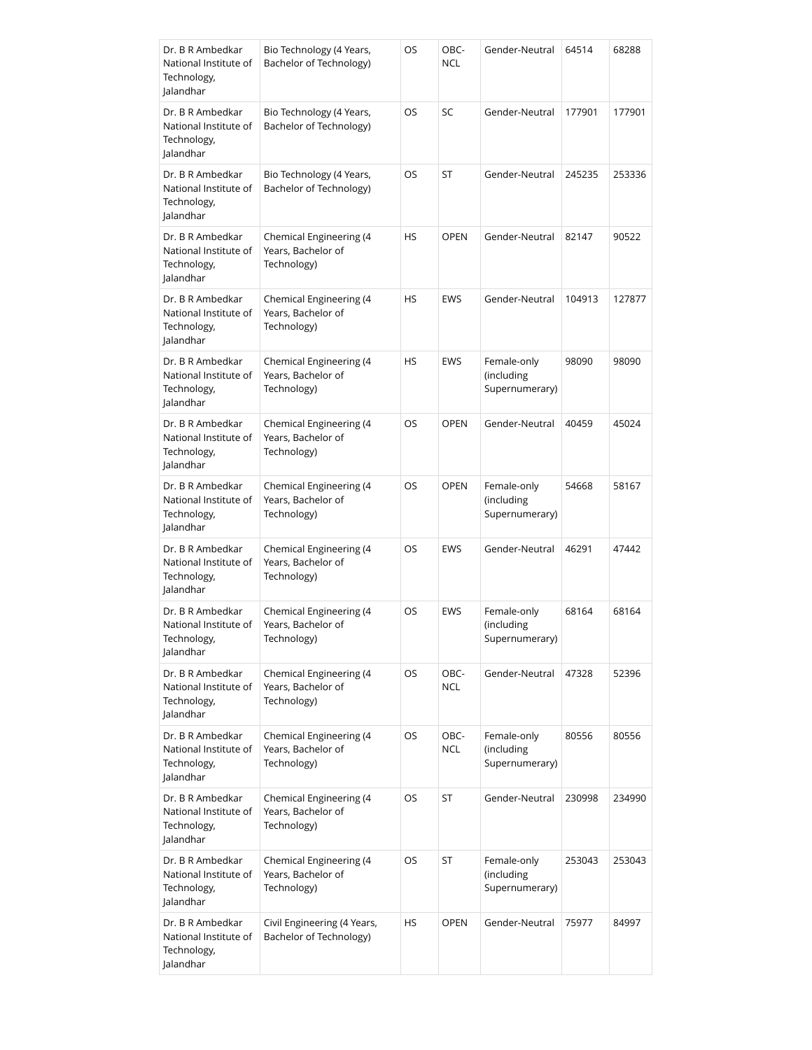| Dr. B R Ambedkar National Institute of Technology, Jalandhar | Bio Technology (4 Years, Bachelor of Technology) | OS | OBC-NCL | Gender-Neutral | 64514 | 68288 |
|---|---|---|---|---|---|---|
| Dr. B R Ambedkar National Institute of Technology, Jalandhar | Bio Technology (4 Years, Bachelor of Technology) | OS | SC | Gender-Neutral | 177901 | 177901 |
| Dr. B R Ambedkar National Institute of Technology, Jalandhar | Bio Technology (4 Years, Bachelor of Technology) | OS | ST | Gender-Neutral | 245235 | 253336 |
| Dr. B R Ambedkar National Institute of Technology, Jalandhar | Chemical Engineering (4 Years, Bachelor of Technology) | HS | OPEN | Gender-Neutral | 82147 | 90522 |
| Dr. B R Ambedkar National Institute of Technology, Jalandhar | Chemical Engineering (4 Years, Bachelor of Technology) | HS | EWS | Gender-Neutral | 104913 | 127877 |
| Dr. B R Ambedkar National Institute of Technology, Jalandhar | Chemical Engineering (4 Years, Bachelor of Technology) | HS | EWS | Female-only (including Supernumerary) | 98090 | 98090 |
| Dr. B R Ambedkar National Institute of Technology, Jalandhar | Chemical Engineering (4 Years, Bachelor of Technology) | OS | OPEN | Gender-Neutral | 40459 | 45024 |
| Dr. B R Ambedkar National Institute of Technology, Jalandhar | Chemical Engineering (4 Years, Bachelor of Technology) | OS | OPEN | Female-only (including Supernumerary) | 54668 | 58167 |
| Dr. B R Ambedkar National Institute of Technology, Jalandhar | Chemical Engineering (4 Years, Bachelor of Technology) | OS | EWS | Gender-Neutral | 46291 | 47442 |
| Dr. B R Ambedkar National Institute of Technology, Jalandhar | Chemical Engineering (4 Years, Bachelor of Technology) | OS | EWS | Female-only (including Supernumerary) | 68164 | 68164 |
| Dr. B R Ambedkar National Institute of Technology, Jalandhar | Chemical Engineering (4 Years, Bachelor of Technology) | OS | OBC-NCL | Gender-Neutral | 47328 | 52396 |
| Dr. B R Ambedkar National Institute of Technology, Jalandhar | Chemical Engineering (4 Years, Bachelor of Technology) | OS | OBC-NCL | Female-only (including Supernumerary) | 80556 | 80556 |
| Dr. B R Ambedkar National Institute of Technology, Jalandhar | Chemical Engineering (4 Years, Bachelor of Technology) | OS | ST | Gender-Neutral | 230998 | 234990 |
| Dr. B R Ambedkar National Institute of Technology, Jalandhar | Chemical Engineering (4 Years, Bachelor of Technology) | OS | ST | Female-only (including Supernumerary) | 253043 | 253043 |
| Dr. B R Ambedkar National Institute of Technology, Jalandhar | Civil Engineering (4 Years, Bachelor of Technology) | HS | OPEN | Gender-Neutral | 75977 | 84997 |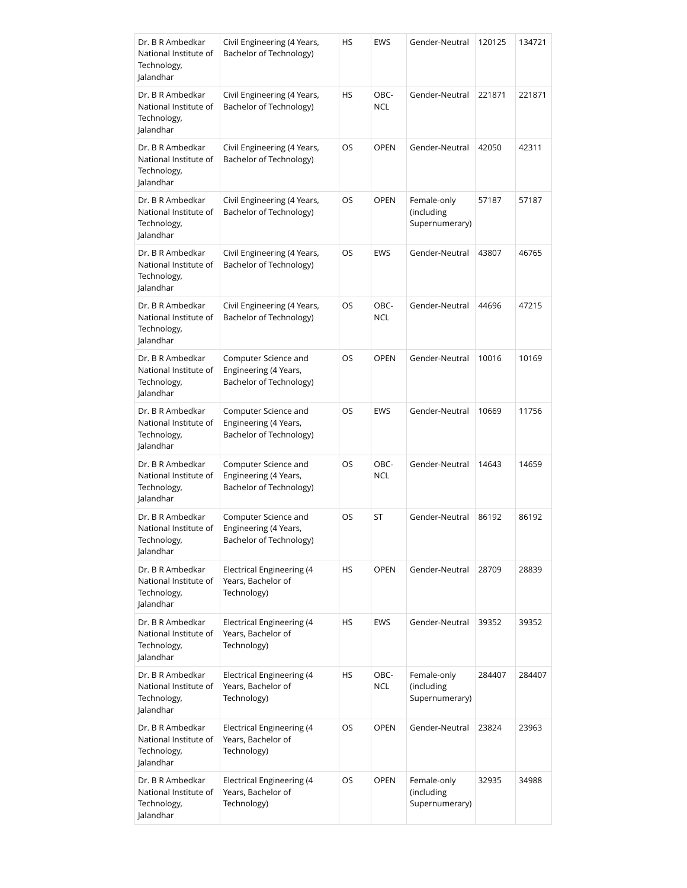| | | | | | | |
|---|---|---|---|---|---|---|
| Dr. B R Ambedkar National Institute of Technology, Jalandhar | Civil Engineering (4 Years, Bachelor of Technology) | HS | EWS | Gender-Neutral | 120125 | 134721 |
| Dr. B R Ambedkar National Institute of Technology, Jalandhar | Civil Engineering (4 Years, Bachelor of Technology) | HS | OBC-NCL | Gender-Neutral | 221871 | 221871 |
| Dr. B R Ambedkar National Institute of Technology, Jalandhar | Civil Engineering (4 Years, Bachelor of Technology) | OS | OPEN | Gender-Neutral | 42050 | 42311 |
| Dr. B R Ambedkar National Institute of Technology, Jalandhar | Civil Engineering (4 Years, Bachelor of Technology) | OS | OPEN | Female-only (including Supernumerary) | 57187 | 57187 |
| Dr. B R Ambedkar National Institute of Technology, Jalandhar | Civil Engineering (4 Years, Bachelor of Technology) | OS | EWS | Gender-Neutral | 43807 | 46765 |
| Dr. B R Ambedkar National Institute of Technology, Jalandhar | Civil Engineering (4 Years, Bachelor of Technology) | OS | OBC-NCL | Gender-Neutral | 44696 | 47215 |
| Dr. B R Ambedkar National Institute of Technology, Jalandhar | Computer Science and Engineering (4 Years, Bachelor of Technology) | OS | OPEN | Gender-Neutral | 10016 | 10169 |
| Dr. B R Ambedkar National Institute of Technology, Jalandhar | Computer Science and Engineering (4 Years, Bachelor of Technology) | OS | EWS | Gender-Neutral | 10669 | 11756 |
| Dr. B R Ambedkar National Institute of Technology, Jalandhar | Computer Science and Engineering (4 Years, Bachelor of Technology) | OS | OBC-NCL | Gender-Neutral | 14643 | 14659 |
| Dr. B R Ambedkar National Institute of Technology, Jalandhar | Computer Science and Engineering (4 Years, Bachelor of Technology) | OS | ST | Gender-Neutral | 86192 | 86192 |
| Dr. B R Ambedkar National Institute of Technology, Jalandhar | Electrical Engineering (4 Years, Bachelor of Technology) | HS | OPEN | Gender-Neutral | 28709 | 28839 |
| Dr. B R Ambedkar National Institute of Technology, Jalandhar | Electrical Engineering (4 Years, Bachelor of Technology) | HS | EWS | Gender-Neutral | 39352 | 39352 |
| Dr. B R Ambedkar National Institute of Technology, Jalandhar | Electrical Engineering (4 Years, Bachelor of Technology) | HS | OBC-NCL | Female-only (including Supernumerary) | 284407 | 284407 |
| Dr. B R Ambedkar National Institute of Technology, Jalandhar | Electrical Engineering (4 Years, Bachelor of Technology) | OS | OPEN | Gender-Neutral | 23824 | 23963 |
| Dr. B R Ambedkar National Institute of Technology, Jalandhar | Electrical Engineering (4 Years, Bachelor of Technology) | OS | OPEN | Female-only (including Supernumerary) | 32935 | 34988 |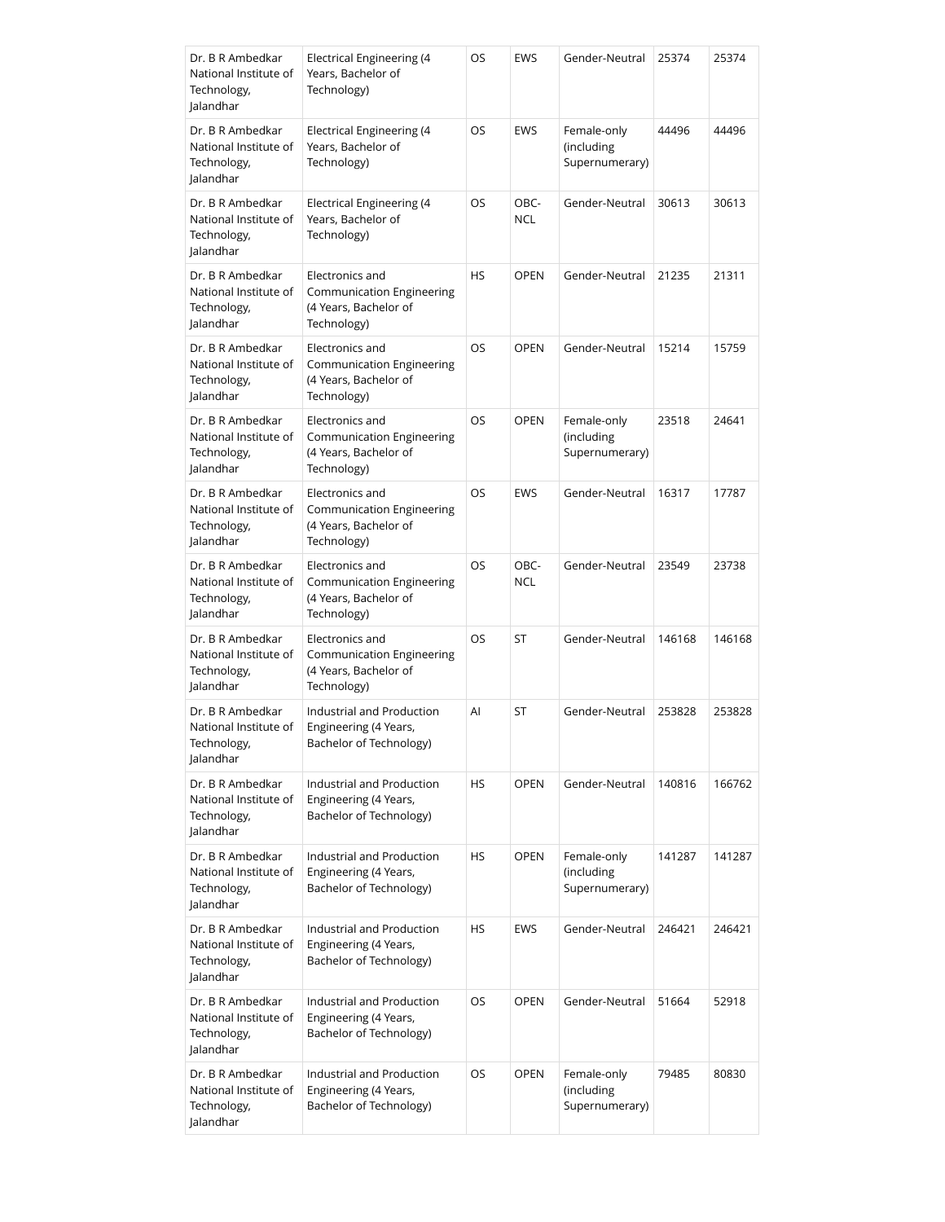| Dr. B R Ambedkar National Institute of Technology, Jalandhar | Electrical Engineering (4 Years, Bachelor of Technology) | OS | EWS | Gender-Neutral | 25374 | 25374 |
|---|---|---|---|---|---|---|
| Dr. B R Ambedkar National Institute of Technology, Jalandhar | Electrical Engineering (4 Years, Bachelor of Technology) | OS | EWS | Female-only (including Supernumerary) | 44496 | 44496 |
| Dr. B R Ambedkar National Institute of Technology, Jalandhar | Electrical Engineering (4 Years, Bachelor of Technology) | OS | OBC-NCL | Gender-Neutral | 30613 | 30613 |
| Dr. B R Ambedkar National Institute of Technology, Jalandhar | Electronics and Communication Engineering (4 Years, Bachelor of Technology) | HS | OPEN | Gender-Neutral | 21235 | 21311 |
| Dr. B R Ambedkar National Institute of Technology, Jalandhar | Electronics and Communication Engineering (4 Years, Bachelor of Technology) | OS | OPEN | Gender-Neutral | 15214 | 15759 |
| Dr. B R Ambedkar National Institute of Technology, Jalandhar | Electronics and Communication Engineering (4 Years, Bachelor of Technology) | OS | OPEN | Female-only (including Supernumerary) | 23518 | 24641 |
| Dr. B R Ambedkar National Institute of Technology, Jalandhar | Electronics and Communication Engineering (4 Years, Bachelor of Technology) | OS | EWS | Gender-Neutral | 16317 | 17787 |
| Dr. B R Ambedkar National Institute of Technology, Jalandhar | Electronics and Communication Engineering (4 Years, Bachelor of Technology) | OS | OBC-NCL | Gender-Neutral | 23549 | 23738 |
| Dr. B R Ambedkar National Institute of Technology, Jalandhar | Electronics and Communication Engineering (4 Years, Bachelor of Technology) | OS | ST | Gender-Neutral | 146168 | 146168 |
| Dr. B R Ambedkar National Institute of Technology, Jalandhar | Industrial and Production Engineering (4 Years, Bachelor of Technology) | AI | ST | Gender-Neutral | 253828 | 253828 |
| Dr. B R Ambedkar National Institute of Technology, Jalandhar | Industrial and Production Engineering (4 Years, Bachelor of Technology) | HS | OPEN | Gender-Neutral | 140816 | 166762 |
| Dr. B R Ambedkar National Institute of Technology, Jalandhar | Industrial and Production Engineering (4 Years, Bachelor of Technology) | HS | OPEN | Female-only (including Supernumerary) | 141287 | 141287 |
| Dr. B R Ambedkar National Institute of Technology, Jalandhar | Industrial and Production Engineering (4 Years, Bachelor of Technology) | HS | EWS | Gender-Neutral | 246421 | 246421 |
| Dr. B R Ambedkar National Institute of Technology, Jalandhar | Industrial and Production Engineering (4 Years, Bachelor of Technology) | OS | OPEN | Gender-Neutral | 51664 | 52918 |
| Dr. B R Ambedkar National Institute of Technology, Jalandhar | Industrial and Production Engineering (4 Years, Bachelor of Technology) | OS | OPEN | Female-only (including Supernumerary) | 79485 | 80830 |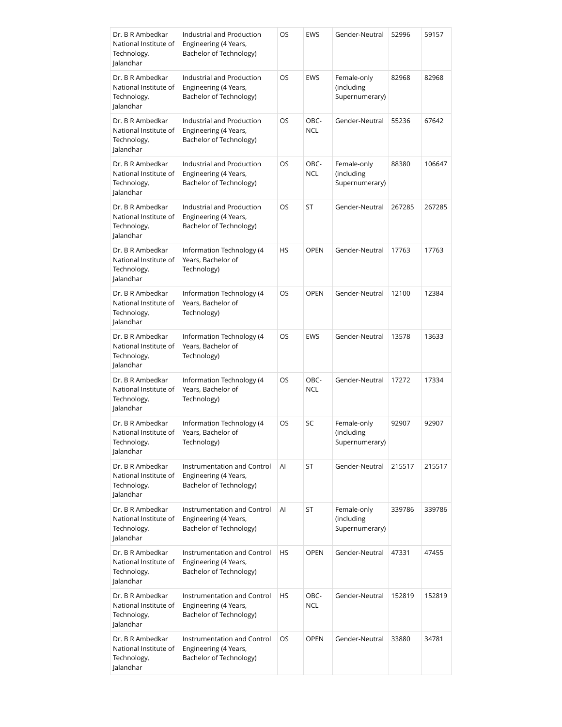| Dr. B R Ambedkar National Institute of Technology, Jalandhar | Industrial and Production Engineering (4 Years, Bachelor of Technology) | OS | EWS | Gender-Neutral | 52996 | 59157 |
|---|---|---|---|---|---|---|
| Dr. B R Ambedkar National Institute of Technology, Jalandhar | Industrial and Production Engineering (4 Years, Bachelor of Technology) | OS | EWS | Female-only (including Supernumerary) | 82968 | 82968 |
| Dr. B R Ambedkar National Institute of Technology, Jalandhar | Industrial and Production Engineering (4 Years, Bachelor of Technology) | OS | OBC-NCL | Gender-Neutral | 55236 | 67642 |
| Dr. B R Ambedkar National Institute of Technology, Jalandhar | Industrial and Production Engineering (4 Years, Bachelor of Technology) | OS | OBC-NCL | Female-only (including Supernumerary) | 88380 | 106647 |
| Dr. B R Ambedkar National Institute of Technology, Jalandhar | Industrial and Production Engineering (4 Years, Bachelor of Technology) | OS | ST | Gender-Neutral | 267285 | 267285 |
| Dr. B R Ambedkar National Institute of Technology, Jalandhar | Information Technology (4 Years, Bachelor of Technology) | HS | OPEN | Gender-Neutral | 17763 | 17763 |
| Dr. B R Ambedkar National Institute of Technology, Jalandhar | Information Technology (4 Years, Bachelor of Technology) | OS | OPEN | Gender-Neutral | 12100 | 12384 |
| Dr. B R Ambedkar National Institute of Technology, Jalandhar | Information Technology (4 Years, Bachelor of Technology) | OS | EWS | Gender-Neutral | 13578 | 13633 |
| Dr. B R Ambedkar National Institute of Technology, Jalandhar | Information Technology (4 Years, Bachelor of Technology) | OS | OBC-NCL | Gender-Neutral | 17272 | 17334 |
| Dr. B R Ambedkar National Institute of Technology, Jalandhar | Information Technology (4 Years, Bachelor of Technology) | OS | SC | Female-only (including Supernumerary) | 92907 | 92907 |
| Dr. B R Ambedkar National Institute of Technology, Jalandhar | Instrumentation and Control Engineering (4 Years, Bachelor of Technology) | AI | ST | Gender-Neutral | 215517 | 215517 |
| Dr. B R Ambedkar National Institute of Technology, Jalandhar | Instrumentation and Control Engineering (4 Years, Bachelor of Technology) | AI | ST | Female-only (including Supernumerary) | 339786 | 339786 |
| Dr. B R Ambedkar National Institute of Technology, Jalandhar | Instrumentation and Control Engineering (4 Years, Bachelor of Technology) | HS | OPEN | Gender-Neutral | 47331 | 47455 |
| Dr. B R Ambedkar National Institute of Technology, Jalandhar | Instrumentation and Control Engineering (4 Years, Bachelor of Technology) | HS | OBC-NCL | Gender-Neutral | 152819 | 152819 |
| Dr. B R Ambedkar National Institute of Technology, Jalandhar | Instrumentation and Control Engineering (4 Years, Bachelor of Technology) | OS | OPEN | Gender-Neutral | 33880 | 34781 |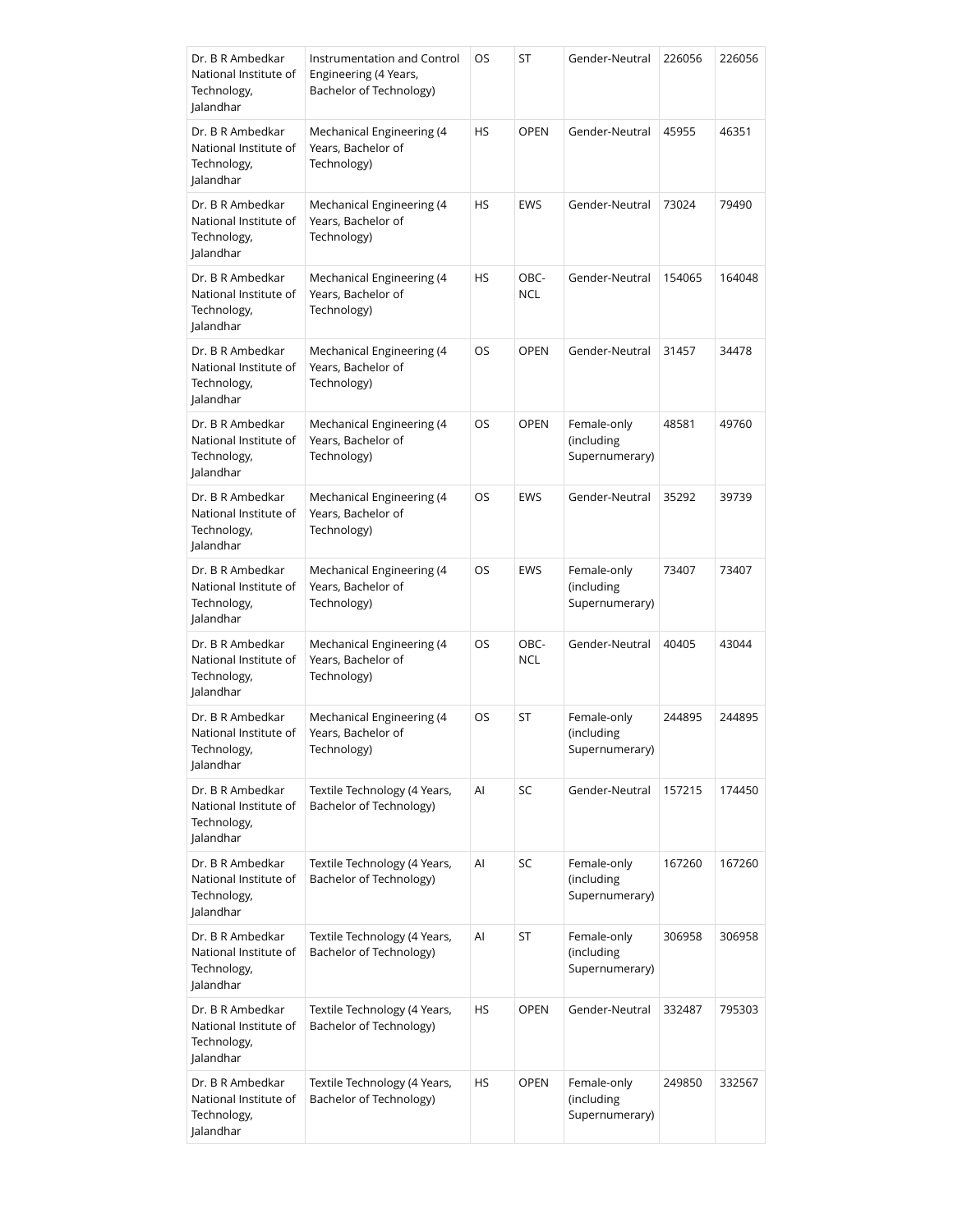| Dr. B R Ambedkar National Institute of Technology, Jalandhar | Instrumentation and Control Engineering (4 Years, Bachelor of Technology) | OS | ST | Gender-Neutral | 226056 | 226056 |
|---|---|---|---|---|---|---|
| Dr. B R Ambedkar National Institute of Technology, Jalandhar | Mechanical Engineering (4 Years, Bachelor of Technology) | HS | OPEN | Gender-Neutral | 45955 | 46351 |
| Dr. B R Ambedkar National Institute of Technology, Jalandhar | Mechanical Engineering (4 Years, Bachelor of Technology) | HS | EWS | Gender-Neutral | 73024 | 79490 |
| Dr. B R Ambedkar National Institute of Technology, Jalandhar | Mechanical Engineering (4 Years, Bachelor of Technology) | HS | OBC-NCL | Gender-Neutral | 154065 | 164048 |
| Dr. B R Ambedkar National Institute of Technology, Jalandhar | Mechanical Engineering (4 Years, Bachelor of Technology) | OS | OPEN | Gender-Neutral | 31457 | 34478 |
| Dr. B R Ambedkar National Institute of Technology, Jalandhar | Mechanical Engineering (4 Years, Bachelor of Technology) | OS | OPEN | Female-only (including Supernumerary) | 48581 | 49760 |
| Dr. B R Ambedkar National Institute of Technology, Jalandhar | Mechanical Engineering (4 Years, Bachelor of Technology) | OS | EWS | Gender-Neutral | 35292 | 39739 |
| Dr. B R Ambedkar National Institute of Technology, Jalandhar | Mechanical Engineering (4 Years, Bachelor of Technology) | OS | EWS | Female-only (including Supernumerary) | 73407 | 73407 |
| Dr. B R Ambedkar National Institute of Technology, Jalandhar | Mechanical Engineering (4 Years, Bachelor of Technology) | OS | OBC-NCL | Gender-Neutral | 40405 | 43044 |
| Dr. B R Ambedkar National Institute of Technology, Jalandhar | Mechanical Engineering (4 Years, Bachelor of Technology) | OS | ST | Female-only (including Supernumerary) | 244895 | 244895 |
| Dr. B R Ambedkar National Institute of Technology, Jalandhar | Textile Technology (4 Years, Bachelor of Technology) | AI | SC | Gender-Neutral | 157215 | 174450 |
| Dr. B R Ambedkar National Institute of Technology, Jalandhar | Textile Technology (4 Years, Bachelor of Technology) | AI | SC | Female-only (including Supernumerary) | 167260 | 167260 |
| Dr. B R Ambedkar National Institute of Technology, Jalandhar | Textile Technology (4 Years, Bachelor of Technology) | AI | ST | Female-only (including Supernumerary) | 306958 | 306958 |
| Dr. B R Ambedkar National Institute of Technology, Jalandhar | Textile Technology (4 Years, Bachelor of Technology) | HS | OPEN | Gender-Neutral | 332487 | 795303 |
| Dr. B R Ambedkar National Institute of Technology, Jalandhar | Textile Technology (4 Years, Bachelor of Technology) | HS | OPEN | Female-only (including Supernumerary) | 249850 | 332567 |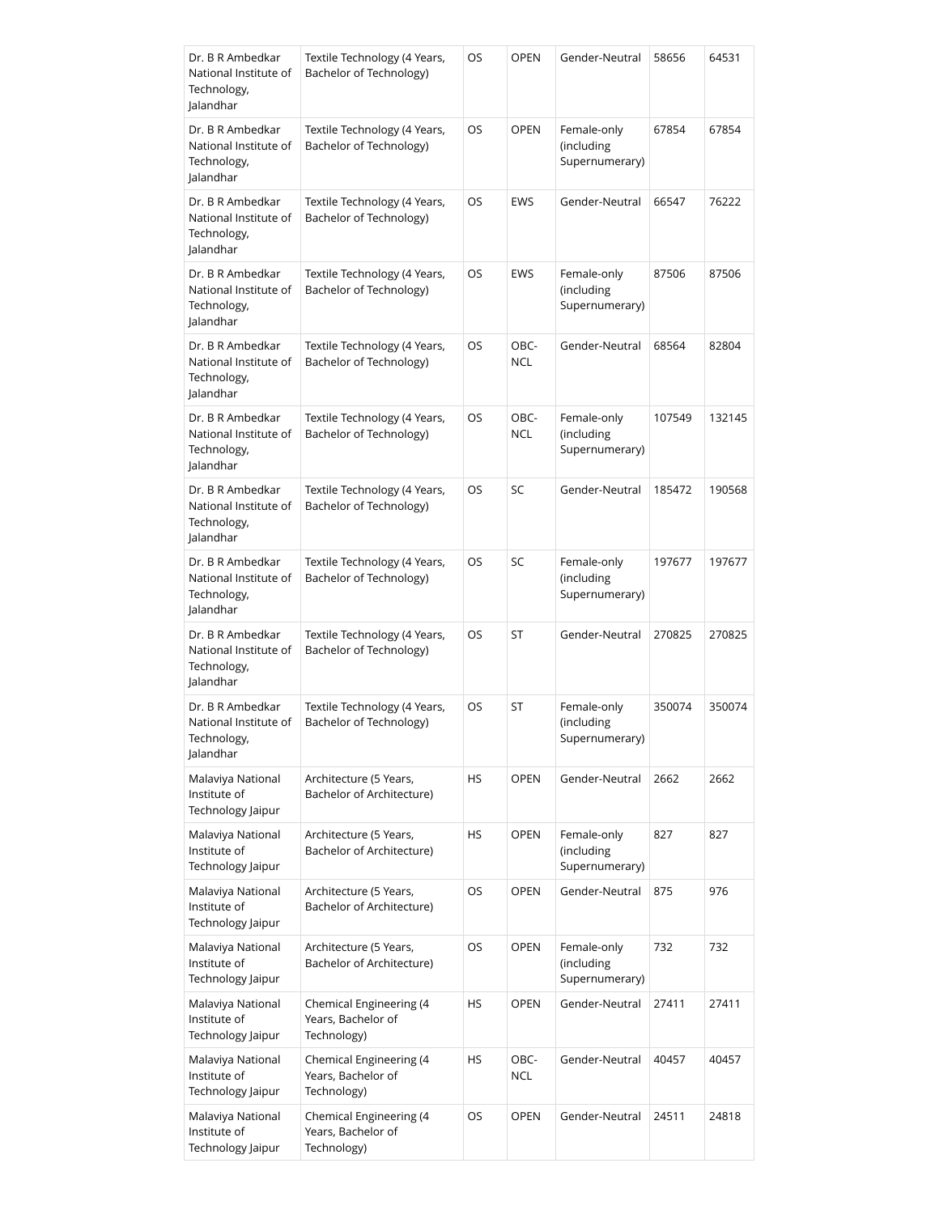| Dr. B R Ambedkar National Institute of Technology, Jalandhar | Textile Technology (4 Years, Bachelor of Technology) | OS | OPEN | Gender-Neutral | 58656 | 64531 |
|---|---|---|---|---|---|---|
| Dr. B R Ambedkar National Institute of Technology, Jalandhar | Textile Technology (4 Years, Bachelor of Technology) | OS | OPEN | Female-only (including Supernumerary) | 67854 | 67854 |
| Dr. B R Ambedkar National Institute of Technology, Jalandhar | Textile Technology (4 Years, Bachelor of Technology) | OS | EWS | Gender-Neutral | 66547 | 76222 |
| Dr. B R Ambedkar National Institute of Technology, Jalandhar | Textile Technology (4 Years, Bachelor of Technology) | OS | EWS | Female-only (including Supernumerary) | 87506 | 87506 |
| Dr. B R Ambedkar National Institute of Technology, Jalandhar | Textile Technology (4 Years, Bachelor of Technology) | OS | OBC-NCL | Gender-Neutral | 68564 | 82804 |
| Dr. B R Ambedkar National Institute of Technology, Jalandhar | Textile Technology (4 Years, Bachelor of Technology) | OS | OBC-NCL | Female-only (including Supernumerary) | 107549 | 132145 |
| Dr. B R Ambedkar National Institute of Technology, Jalandhar | Textile Technology (4 Years, Bachelor of Technology) | OS | SC | Gender-Neutral | 185472 | 190568 |
| Dr. B R Ambedkar National Institute of Technology, Jalandhar | Textile Technology (4 Years, Bachelor of Technology) | OS | SC | Female-only (including Supernumerary) | 197677 | 197677 |
| Dr. B R Ambedkar National Institute of Technology, Jalandhar | Textile Technology (4 Years, Bachelor of Technology) | OS | ST | Gender-Neutral | 270825 | 270825 |
| Dr. B R Ambedkar National Institute of Technology, Jalandhar | Textile Technology (4 Years, Bachelor of Technology) | OS | ST | Female-only (including Supernumerary) | 350074 | 350074 |
| Malaviya National Institute of Technology Jaipur | Architecture (5 Years, Bachelor of Architecture) | HS | OPEN | Gender-Neutral | 2662 | 2662 |
| Malaviya National Institute of Technology Jaipur | Architecture (5 Years, Bachelor of Architecture) | HS | OPEN | Female-only (including Supernumerary) | 827 | 827 |
| Malaviya National Institute of Technology Jaipur | Architecture (5 Years, Bachelor of Architecture) | OS | OPEN | Gender-Neutral | 875 | 976 |
| Malaviya National Institute of Technology Jaipur | Architecture (5 Years, Bachelor of Architecture) | OS | OPEN | Female-only (including Supernumerary) | 732 | 732 |
| Malaviya National Institute of Technology Jaipur | Chemical Engineering (4 Years, Bachelor of Technology) | HS | OPEN | Gender-Neutral | 27411 | 27411 |
| Malaviya National Institute of Technology Jaipur | Chemical Engineering (4 Years, Bachelor of Technology) | HS | OBC-NCL | Gender-Neutral | 40457 | 40457 |
| Malaviya National Institute of Technology Jaipur | Chemical Engineering (4 Years, Bachelor of Technology) | OS | OPEN | Gender-Neutral | 24511 | 24818 |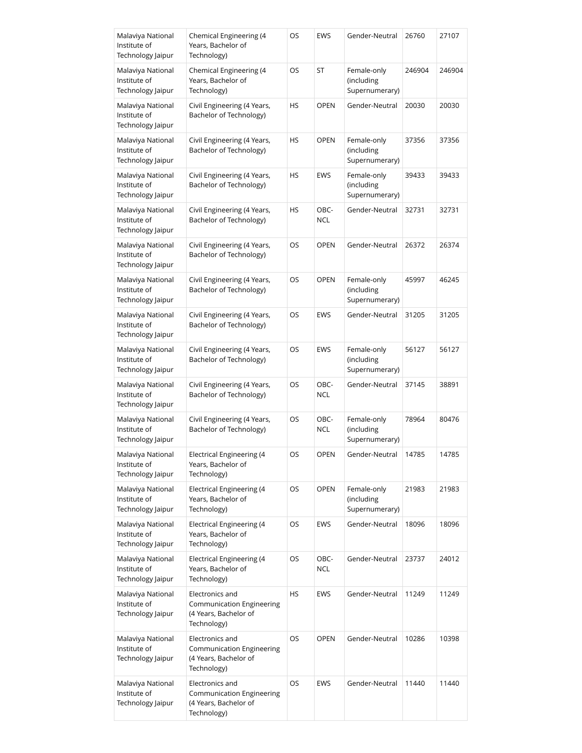| Malaviya National Institute of Technology Jaipur | Chemical Engineering (4 Years, Bachelor of Technology) | OS | EWS | Gender-Neutral | 26760 | 27107 |
|---|---|---|---|---|---|---|
| Malaviya National Institute of Technology Jaipur | Chemical Engineering (4 Years, Bachelor of Technology) | OS | ST | Female-only (including Supernumerary) | 246904 | 246904 |
| Malaviya National Institute of Technology Jaipur | Civil Engineering (4 Years, Bachelor of Technology) | HS | OPEN | Gender-Neutral | 20030 | 20030 |
| Malaviya National Institute of Technology Jaipur | Civil Engineering (4 Years, Bachelor of Technology) | HS | OPEN | Female-only (including Supernumerary) | 37356 | 37356 |
| Malaviya National Institute of Technology Jaipur | Civil Engineering (4 Years, Bachelor of Technology) | HS | EWS | Female-only (including Supernumerary) | 39433 | 39433 |
| Malaviya National Institute of Technology Jaipur | Civil Engineering (4 Years, Bachelor of Technology) | HS | OBC-NCL | Gender-Neutral | 32731 | 32731 |
| Malaviya National Institute of Technology Jaipur | Civil Engineering (4 Years, Bachelor of Technology) | OS | OPEN | Gender-Neutral | 26372 | 26374 |
| Malaviya National Institute of Technology Jaipur | Civil Engineering (4 Years, Bachelor of Technology) | OS | OPEN | Female-only (including Supernumerary) | 45997 | 46245 |
| Malaviya National Institute of Technology Jaipur | Civil Engineering (4 Years, Bachelor of Technology) | OS | EWS | Gender-Neutral | 31205 | 31205 |
| Malaviya National Institute of Technology Jaipur | Civil Engineering (4 Years, Bachelor of Technology) | OS | EWS | Female-only (including Supernumerary) | 56127 | 56127 |
| Malaviya National Institute of Technology Jaipur | Civil Engineering (4 Years, Bachelor of Technology) | OS | OBC-NCL | Gender-Neutral | 37145 | 38891 |
| Malaviya National Institute of Technology Jaipur | Civil Engineering (4 Years, Bachelor of Technology) | OS | OBC-NCL | Female-only (including Supernumerary) | 78964 | 80476 |
| Malaviya National Institute of Technology Jaipur | Electrical Engineering (4 Years, Bachelor of Technology) | OS | OPEN | Gender-Neutral | 14785 | 14785 |
| Malaviya National Institute of Technology Jaipur | Electrical Engineering (4 Years, Bachelor of Technology) | OS | OPEN | Female-only (including Supernumerary) | 21983 | 21983 |
| Malaviya National Institute of Technology Jaipur | Electrical Engineering (4 Years, Bachelor of Technology) | OS | EWS | Gender-Neutral | 18096 | 18096 |
| Malaviya National Institute of Technology Jaipur | Electrical Engineering (4 Years, Bachelor of Technology) | OS | OBC-NCL | Gender-Neutral | 23737 | 24012 |
| Malaviya National Institute of Technology Jaipur | Electronics and Communication Engineering (4 Years, Bachelor of Technology) | HS | EWS | Gender-Neutral | 11249 | 11249 |
| Malaviya National Institute of Technology Jaipur | Electronics and Communication Engineering (4 Years, Bachelor of Technology) | OS | OPEN | Gender-Neutral | 10286 | 10398 |
| Malaviya National Institute of Technology Jaipur | Electronics and Communication Engineering (4 Years, Bachelor of Technology) | OS | EWS | Gender-Neutral | 11440 | 11440 |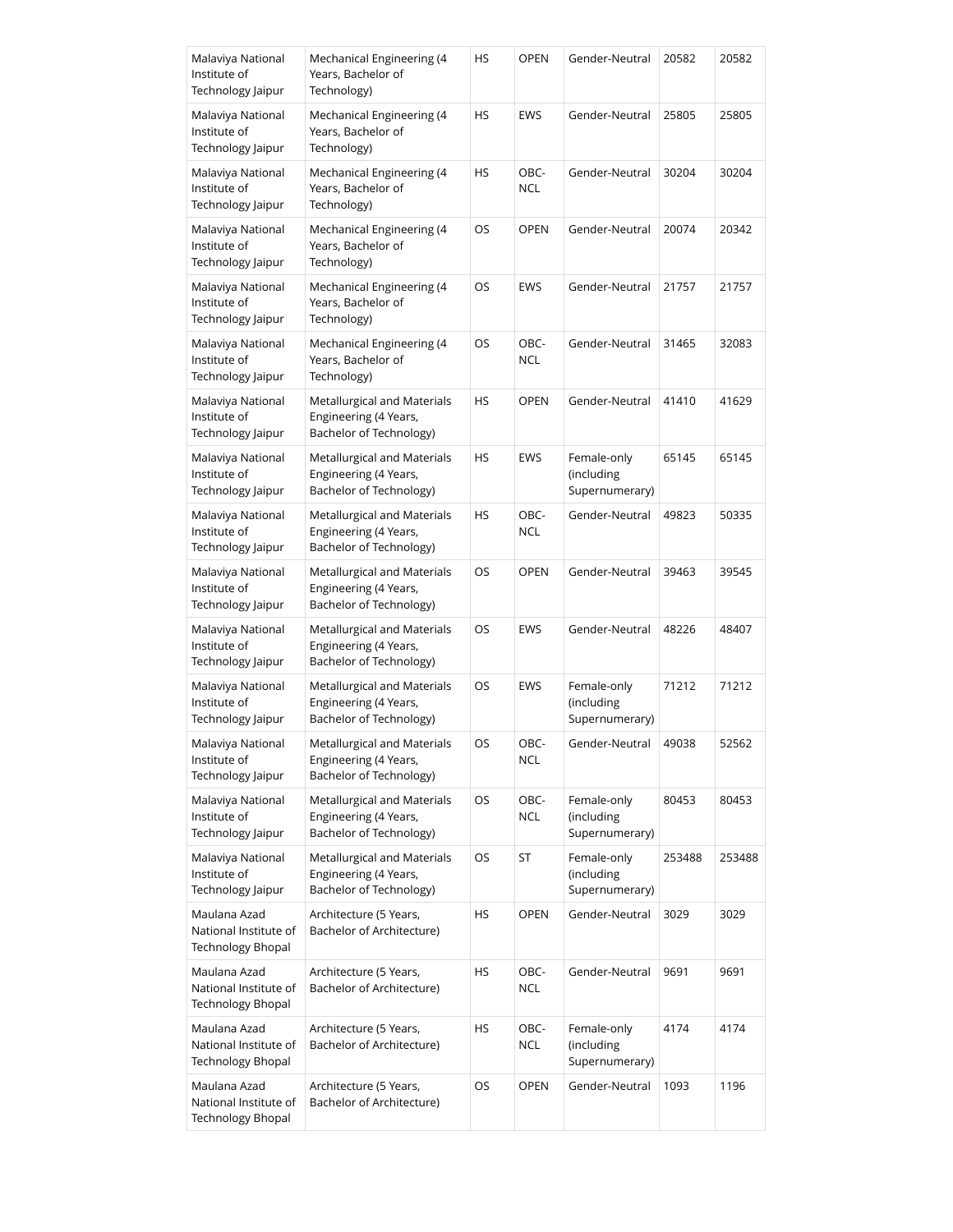| Malaviya National Institute of Technology Jaipur | Mechanical Engineering (4 Years, Bachelor of Technology) | HS | OPEN | Gender-Neutral | 20582 | 20582 |
|---|---|---|---|---|---|---|
| Malaviya National Institute of Technology Jaipur | Mechanical Engineering (4 Years, Bachelor of Technology) | HS | EWS | Gender-Neutral | 25805 | 25805 |
| Malaviya National Institute of Technology Jaipur | Mechanical Engineering (4 Years, Bachelor of Technology) | HS | OBC-NCL | Gender-Neutral | 30204 | 30204 |
| Malaviya National Institute of Technology Jaipur | Mechanical Engineering (4 Years, Bachelor of Technology) | OS | OPEN | Gender-Neutral | 20074 | 20342 |
| Malaviya National Institute of Technology Jaipur | Mechanical Engineering (4 Years, Bachelor of Technology) | OS | EWS | Gender-Neutral | 21757 | 21757 |
| Malaviya National Institute of Technology Jaipur | Mechanical Engineering (4 Years, Bachelor of Technology) | OS | OBC-NCL | Gender-Neutral | 31465 | 32083 |
| Malaviya National Institute of Technology Jaipur | Metallurgical and Materials Engineering (4 Years, Bachelor of Technology) | HS | OPEN | Gender-Neutral | 41410 | 41629 |
| Malaviya National Institute of Technology Jaipur | Metallurgical and Materials Engineering (4 Years, Bachelor of Technology) | HS | EWS | Female-only (including Supernumerary) | 65145 | 65145 |
| Malaviya National Institute of Technology Jaipur | Metallurgical and Materials Engineering (4 Years, Bachelor of Technology) | HS | OBC-NCL | Gender-Neutral | 49823 | 50335 |
| Malaviya National Institute of Technology Jaipur | Metallurgical and Materials Engineering (4 Years, Bachelor of Technology) | OS | OPEN | Gender-Neutral | 39463 | 39545 |
| Malaviya National Institute of Technology Jaipur | Metallurgical and Materials Engineering (4 Years, Bachelor of Technology) | OS | EWS | Gender-Neutral | 48226 | 48407 |
| Malaviya National Institute of Technology Jaipur | Metallurgical and Materials Engineering (4 Years, Bachelor of Technology) | OS | EWS | Female-only (including Supernumerary) | 71212 | 71212 |
| Malaviya National Institute of Technology Jaipur | Metallurgical and Materials Engineering (4 Years, Bachelor of Technology) | OS | OBC-NCL | Gender-Neutral | 49038 | 52562 |
| Malaviya National Institute of Technology Jaipur | Metallurgical and Materials Engineering (4 Years, Bachelor of Technology) | OS | OBC-NCL | Female-only (including Supernumerary) | 80453 | 80453 |
| Malaviya National Institute of Technology Jaipur | Metallurgical and Materials Engineering (4 Years, Bachelor of Technology) | OS | ST | Female-only (including Supernumerary) | 253488 | 253488 |
| Maulana Azad National Institute of Technology Bhopal | Architecture (5 Years, Bachelor of Architecture) | HS | OPEN | Gender-Neutral | 3029 | 3029 |
| Maulana Azad National Institute of Technology Bhopal | Architecture (5 Years, Bachelor of Architecture) | HS | OBC-NCL | Gender-Neutral | 9691 | 9691 |
| Maulana Azad National Institute of Technology Bhopal | Architecture (5 Years, Bachelor of Architecture) | HS | OBC-NCL | Female-only (including Supernumerary) | 4174 | 4174 |
| Maulana Azad National Institute of Technology Bhopal | Architecture (5 Years, Bachelor of Architecture) | OS | OPEN | Gender-Neutral | 1093 | 1196 |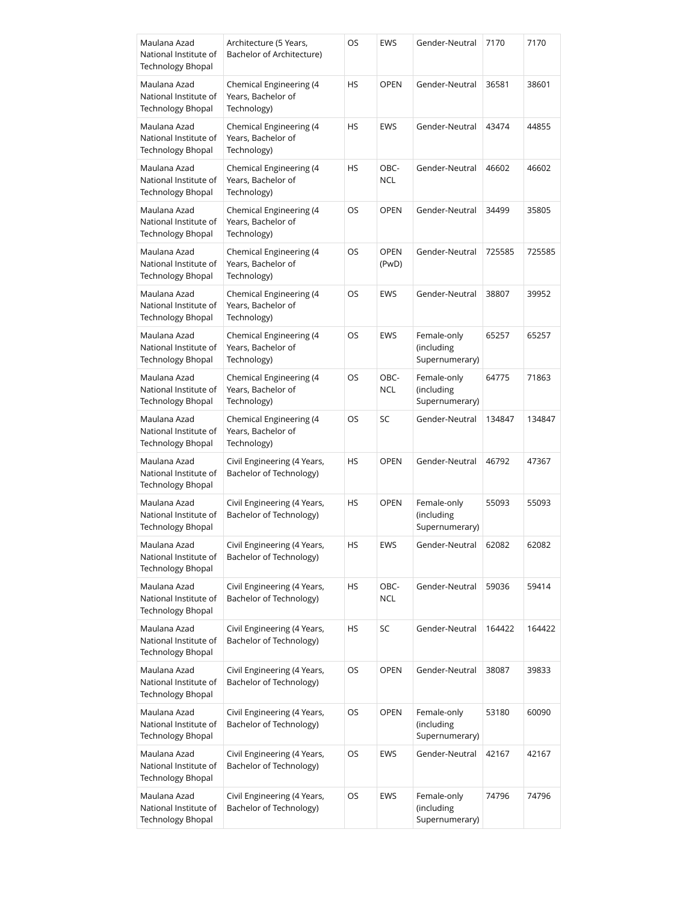| Maulana Azad National Institute of Technology Bhopal | Architecture (5 Years, Bachelor of Architecture) | OS | EWS | Gender-Neutral | 7170 | 7170 |
|---|---|---|---|---|---|---|
| Maulana Azad National Institute of Technology Bhopal | Chemical Engineering (4 Years, Bachelor of Technology) | HS | OPEN | Gender-Neutral | 36581 | 38601 |
| Maulana Azad National Institute of Technology Bhopal | Chemical Engineering (4 Years, Bachelor of Technology) | HS | EWS | Gender-Neutral | 43474 | 44855 |
| Maulana Azad National Institute of Technology Bhopal | Chemical Engineering (4 Years, Bachelor of Technology) | HS | OBC-NCL | Gender-Neutral | 46602 | 46602 |
| Maulana Azad National Institute of Technology Bhopal | Chemical Engineering (4 Years, Bachelor of Technology) | OS | OPEN | Gender-Neutral | 34499 | 35805 |
| Maulana Azad National Institute of Technology Bhopal | Chemical Engineering (4 Years, Bachelor of Technology) | OS | OPEN (PwD) | Gender-Neutral | 725585 | 725585 |
| Maulana Azad National Institute of Technology Bhopal | Chemical Engineering (4 Years, Bachelor of Technology) | OS | EWS | Gender-Neutral | 38807 | 39952 |
| Maulana Azad National Institute of Technology Bhopal | Chemical Engineering (4 Years, Bachelor of Technology) | OS | EWS | Female-only (including Supernumerary) | 65257 | 65257 |
| Maulana Azad National Institute of Technology Bhopal | Chemical Engineering (4 Years, Bachelor of Technology) | OS | OBC-NCL | Female-only (including Supernumerary) | 64775 | 71863 |
| Maulana Azad National Institute of Technology Bhopal | Chemical Engineering (4 Years, Bachelor of Technology) | OS | SC | Gender-Neutral | 134847 | 134847 |
| Maulana Azad National Institute of Technology Bhopal | Civil Engineering (4 Years, Bachelor of Technology) | HS | OPEN | Gender-Neutral | 46792 | 47367 |
| Maulana Azad National Institute of Technology Bhopal | Civil Engineering (4 Years, Bachelor of Technology) | HS | OPEN | Female-only (including Supernumerary) | 55093 | 55093 |
| Maulana Azad National Institute of Technology Bhopal | Civil Engineering (4 Years, Bachelor of Technology) | HS | EWS | Gender-Neutral | 62082 | 62082 |
| Maulana Azad National Institute of Technology Bhopal | Civil Engineering (4 Years, Bachelor of Technology) | HS | OBC-NCL | Gender-Neutral | 59036 | 59414 |
| Maulana Azad National Institute of Technology Bhopal | Civil Engineering (4 Years, Bachelor of Technology) | HS | SC | Gender-Neutral | 164422 | 164422 |
| Maulana Azad National Institute of Technology Bhopal | Civil Engineering (4 Years, Bachelor of Technology) | OS | OPEN | Gender-Neutral | 38087 | 39833 |
| Maulana Azad National Institute of Technology Bhopal | Civil Engineering (4 Years, Bachelor of Technology) | OS | OPEN | Female-only (including Supernumerary) | 53180 | 60090 |
| Maulana Azad National Institute of Technology Bhopal | Civil Engineering (4 Years, Bachelor of Technology) | OS | EWS | Gender-Neutral | 42167 | 42167 |
| Maulana Azad National Institute of Technology Bhopal | Civil Engineering (4 Years, Bachelor of Technology) | OS | EWS | Female-only (including Supernumerary) | 74796 | 74796 |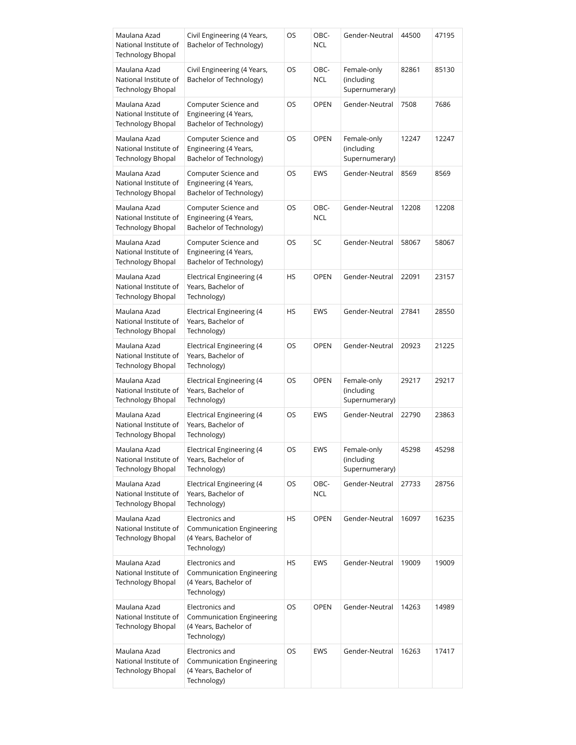| | | | | | | |
|---|---|---|---|---|---|---|
| Maulana Azad National Institute of Technology Bhopal | Civil Engineering (4 Years, Bachelor of Technology) | OS | OBC-NCL | Gender-Neutral | 44500 | 47195 |
| Maulana Azad National Institute of Technology Bhopal | Civil Engineering (4 Years, Bachelor of Technology) | OS | OBC-NCL | Female-only (including Supernumerary) | 82861 | 85130 |
| Maulana Azad National Institute of Technology Bhopal | Computer Science and Engineering (4 Years, Bachelor of Technology) | OS | OPEN | Gender-Neutral | 7508 | 7686 |
| Maulana Azad National Institute of Technology Bhopal | Computer Science and Engineering (4 Years, Bachelor of Technology) | OS | OPEN | Female-only (including Supernumerary) | 12247 | 12247 |
| Maulana Azad National Institute of Technology Bhopal | Computer Science and Engineering (4 Years, Bachelor of Technology) | OS | EWS | Gender-Neutral | 8569 | 8569 |
| Maulana Azad National Institute of Technology Bhopal | Computer Science and Engineering (4 Years, Bachelor of Technology) | OS | OBC-NCL | Gender-Neutral | 12208 | 12208 |
| Maulana Azad National Institute of Technology Bhopal | Computer Science and Engineering (4 Years, Bachelor of Technology) | OS | SC | Gender-Neutral | 58067 | 58067 |
| Maulana Azad National Institute of Technology Bhopal | Electrical Engineering (4 Years, Bachelor of Technology) | HS | OPEN | Gender-Neutral | 22091 | 23157 |
| Maulana Azad National Institute of Technology Bhopal | Electrical Engineering (4 Years, Bachelor of Technology) | HS | EWS | Gender-Neutral | 27841 | 28550 |
| Maulana Azad National Institute of Technology Bhopal | Electrical Engineering (4 Years, Bachelor of Technology) | OS | OPEN | Gender-Neutral | 20923 | 21225 |
| Maulana Azad National Institute of Technology Bhopal | Electrical Engineering (4 Years, Bachelor of Technology) | OS | OPEN | Female-only (including Supernumerary) | 29217 | 29217 |
| Maulana Azad National Institute of Technology Bhopal | Electrical Engineering (4 Years, Bachelor of Technology) | OS | EWS | Gender-Neutral | 22790 | 23863 |
| Maulana Azad National Institute of Technology Bhopal | Electrical Engineering (4 Years, Bachelor of Technology) | OS | EWS | Female-only (including Supernumerary) | 45298 | 45298 |
| Maulana Azad National Institute of Technology Bhopal | Electrical Engineering (4 Years, Bachelor of Technology) | OS | OBC-NCL | Gender-Neutral | 27733 | 28756 |
| Maulana Azad National Institute of Technology Bhopal | Electronics and Communication Engineering (4 Years, Bachelor of Technology) | HS | OPEN | Gender-Neutral | 16097 | 16235 |
| Maulana Azad National Institute of Technology Bhopal | Electronics and Communication Engineering (4 Years, Bachelor of Technology) | HS | EWS | Gender-Neutral | 19009 | 19009 |
| Maulana Azad National Institute of Technology Bhopal | Electronics and Communication Engineering (4 Years, Bachelor of Technology) | OS | OPEN | Gender-Neutral | 14263 | 14989 |
| Maulana Azad National Institute of Technology Bhopal | Electronics and Communication Engineering (4 Years, Bachelor of Technology) | OS | EWS | Gender-Neutral | 16263 | 17417 |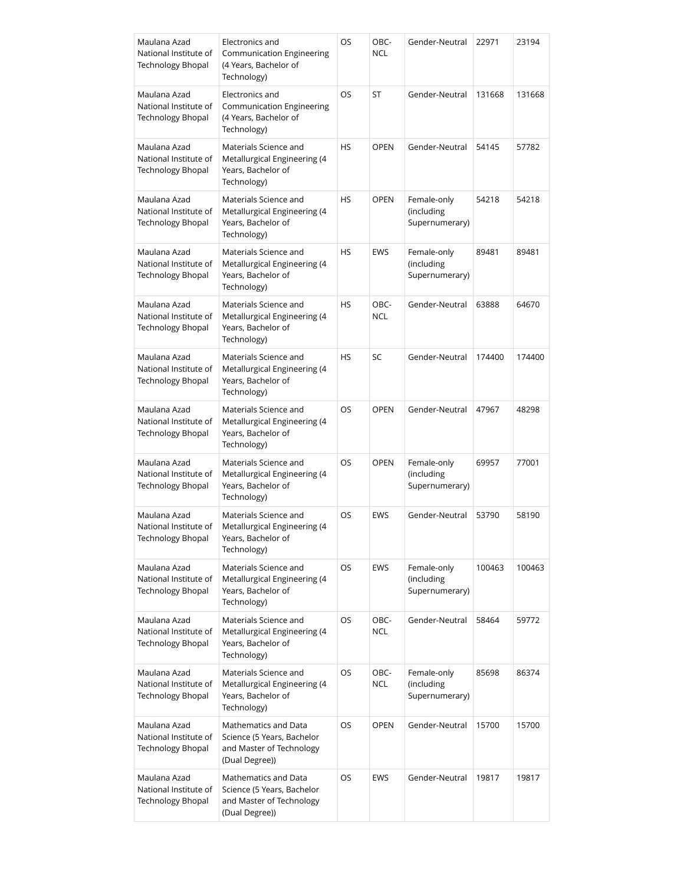| Maulana Azad National Institute of Technology Bhopal | Electronics and Communication Engineering (4 Years, Bachelor of Technology) | OS | OBC-NCL | Gender-Neutral | 22971 | 23194 |
|---|---|---|---|---|---|---|
| Maulana Azad National Institute of Technology Bhopal | Electronics and Communication Engineering (4 Years, Bachelor of Technology) | OS | ST | Gender-Neutral | 131668 | 131668 |
| Maulana Azad National Institute of Technology Bhopal | Materials Science and Metallurgical Engineering (4 Years, Bachelor of Technology) | HS | OPEN | Gender-Neutral | 54145 | 57782 |
| Maulana Azad National Institute of Technology Bhopal | Materials Science and Metallurgical Engineering (4 Years, Bachelor of Technology) | HS | OPEN | Female-only (including Supernumerary) | 54218 | 54218 |
| Maulana Azad National Institute of Technology Bhopal | Materials Science and Metallurgical Engineering (4 Years, Bachelor of Technology) | HS | EWS | Female-only (including Supernumerary) | 89481 | 89481 |
| Maulana Azad National Institute of Technology Bhopal | Materials Science and Metallurgical Engineering (4 Years, Bachelor of Technology) | HS | OBC-NCL | Gender-Neutral | 63888 | 64670 |
| Maulana Azad National Institute of Technology Bhopal | Materials Science and Metallurgical Engineering (4 Years, Bachelor of Technology) | HS | SC | Gender-Neutral | 174400 | 174400 |
| Maulana Azad National Institute of Technology Bhopal | Materials Science and Metallurgical Engineering (4 Years, Bachelor of Technology) | OS | OPEN | Gender-Neutral | 47967 | 48298 |
| Maulana Azad National Institute of Technology Bhopal | Materials Science and Metallurgical Engineering (4 Years, Bachelor of Technology) | OS | OPEN | Female-only (including Supernumerary) | 69957 | 77001 |
| Maulana Azad National Institute of Technology Bhopal | Materials Science and Metallurgical Engineering (4 Years, Bachelor of Technology) | OS | EWS | Gender-Neutral | 53790 | 58190 |
| Maulana Azad National Institute of Technology Bhopal | Materials Science and Metallurgical Engineering (4 Years, Bachelor of Technology) | OS | EWS | Female-only (including Supernumerary) | 100463 | 100463 |
| Maulana Azad National Institute of Technology Bhopal | Materials Science and Metallurgical Engineering (4 Years, Bachelor of Technology) | OS | OBC-NCL | Gender-Neutral | 58464 | 59772 |
| Maulana Azad National Institute of Technology Bhopal | Materials Science and Metallurgical Engineering (4 Years, Bachelor of Technology) | OS | OBC-NCL | Female-only (including Supernumerary) | 85698 | 86374 |
| Maulana Azad National Institute of Technology Bhopal | Mathematics and Data Science (5 Years, Bachelor and Master of Technology (Dual Degree)) | OS | OPEN | Gender-Neutral | 15700 | 15700 |
| Maulana Azad National Institute of Technology Bhopal | Mathematics and Data Science (5 Years, Bachelor and Master of Technology (Dual Degree)) | OS | EWS | Gender-Neutral | 19817 | 19817 |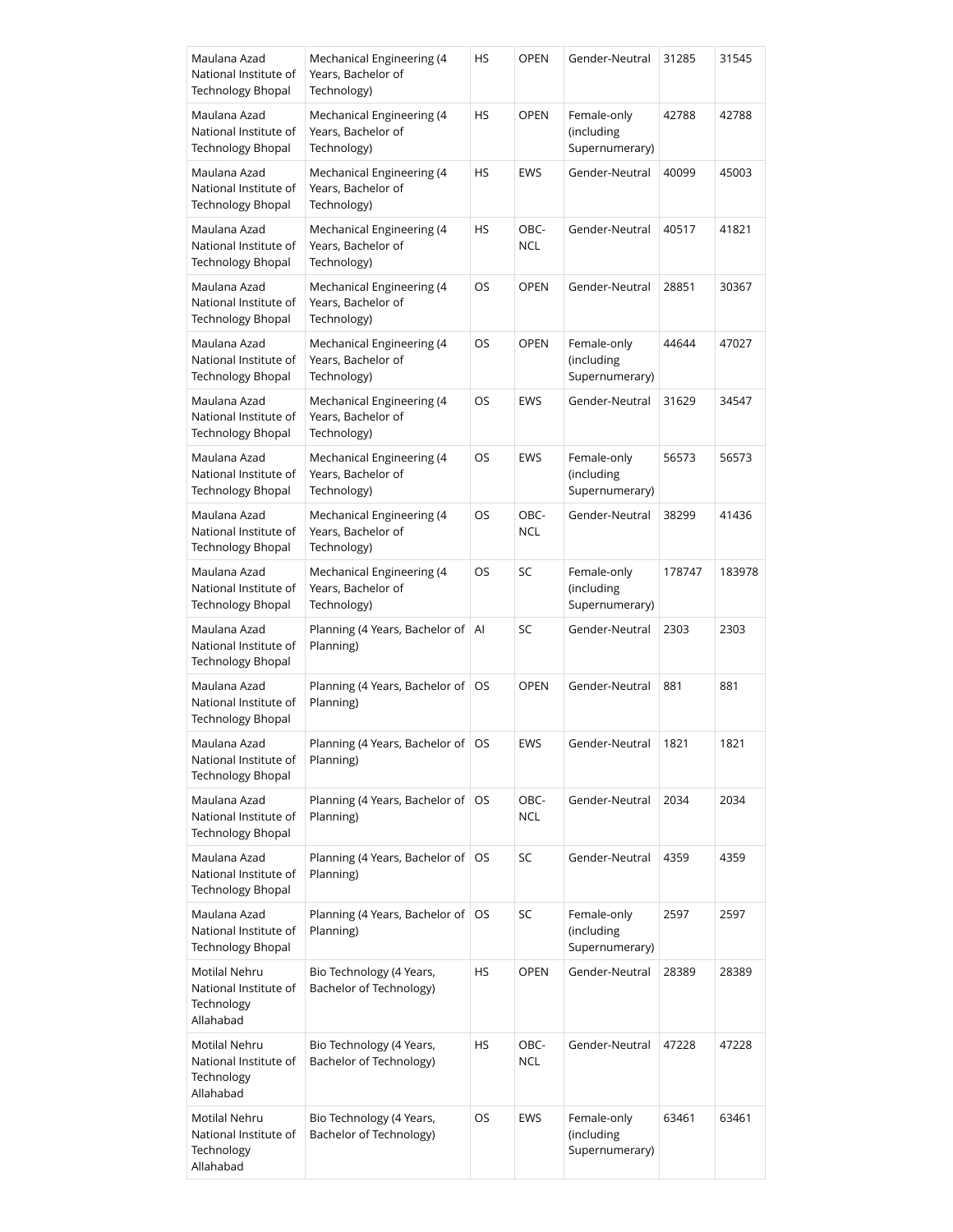| Maulana Azad National Institute of Technology Bhopal | Mechanical Engineering (4 Years, Bachelor of Technology) | HS | OPEN | Gender-Neutral | 31285 | 31545 |
|---|---|---|---|---|---|---|
| Maulana Azad National Institute of Technology Bhopal | Mechanical Engineering (4 Years, Bachelor of Technology) | HS | OPEN | Female-only (including Supernumerary) | 42788 | 42788 |
| Maulana Azad National Institute of Technology Bhopal | Mechanical Engineering (4 Years, Bachelor of Technology) | HS | EWS | Gender-Neutral | 40099 | 45003 |
| Maulana Azad National Institute of Technology Bhopal | Mechanical Engineering (4 Years, Bachelor of Technology) | HS | OBC-NCL | Gender-Neutral | 40517 | 41821 |
| Maulana Azad National Institute of Technology Bhopal | Mechanical Engineering (4 Years, Bachelor of Technology) | OS | OPEN | Gender-Neutral | 28851 | 30367 |
| Maulana Azad National Institute of Technology Bhopal | Mechanical Engineering (4 Years, Bachelor of Technology) | OS | OPEN | Female-only (including Supernumerary) | 44644 | 47027 |
| Maulana Azad National Institute of Technology Bhopal | Mechanical Engineering (4 Years, Bachelor of Technology) | OS | EWS | Gender-Neutral | 31629 | 34547 |
| Maulana Azad National Institute of Technology Bhopal | Mechanical Engineering (4 Years, Bachelor of Technology) | OS | EWS | Female-only (including Supernumerary) | 56573 | 56573 |
| Maulana Azad National Institute of Technology Bhopal | Mechanical Engineering (4 Years, Bachelor of Technology) | OS | OBC-NCL | Gender-Neutral | 38299 | 41436 |
| Maulana Azad National Institute of Technology Bhopal | Mechanical Engineering (4 Years, Bachelor of Technology) | OS | SC | Female-only (including Supernumerary) | 178747 | 183978 |
| Maulana Azad National Institute of Technology Bhopal | Planning (4 Years, Bachelor of Planning) | AI | SC | Gender-Neutral | 2303 | 2303 |
| Maulana Azad National Institute of Technology Bhopal | Planning (4 Years, Bachelor of Planning) | OS | OPEN | Gender-Neutral | 881 | 881 |
| Maulana Azad National Institute of Technology Bhopal | Planning (4 Years, Bachelor of Planning) | OS | EWS | Gender-Neutral | 1821 | 1821 |
| Maulana Azad National Institute of Technology Bhopal | Planning (4 Years, Bachelor of Planning) | OS | OBC-NCL | Gender-Neutral | 2034 | 2034 |
| Maulana Azad National Institute of Technology Bhopal | Planning (4 Years, Bachelor of Planning) | OS | SC | Gender-Neutral | 4359 | 4359 |
| Maulana Azad National Institute of Technology Bhopal | Planning (4 Years, Bachelor of Planning) | OS | SC | Female-only (including Supernumerary) | 2597 | 2597 |
| Motilal Nehru National Institute of Technology Allahabad | Bio Technology (4 Years, Bachelor of Technology) | HS | OPEN | Gender-Neutral | 28389 | 28389 |
| Motilal Nehru National Institute of Technology Allahabad | Bio Technology (4 Years, Bachelor of Technology) | HS | OBC-NCL | Gender-Neutral | 47228 | 47228 |
| Motilal Nehru National Institute of Technology Allahabad | Bio Technology (4 Years, Bachelor of Technology) | OS | EWS | Female-only (including Supernumerary) | 63461 | 63461 |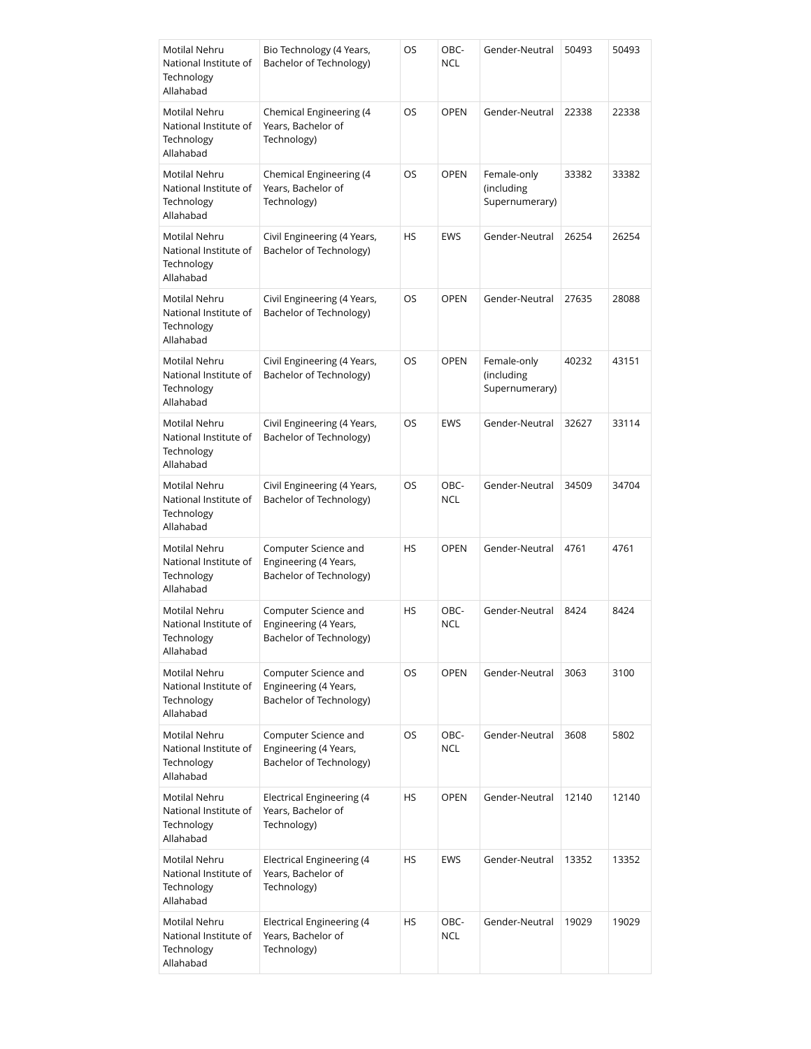| Motilal Nehru National Institute of Technology Allahabad | Bio Technology (4 Years, Bachelor of Technology) | OS | OBC-NCL | Gender-Neutral | 50493 | 50493 |
|---|---|---|---|---|---|---|
| Motilal Nehru National Institute of Technology Allahabad | Chemical Engineering (4 Years, Bachelor of Technology) | OS | OPEN | Gender-Neutral | 22338 | 22338 |
| Motilal Nehru National Institute of Technology Allahabad | Chemical Engineering (4 Years, Bachelor of Technology) | OS | OPEN | Female-only (including Supernumerary) | 33382 | 33382 |
| Motilal Nehru National Institute of Technology Allahabad | Civil Engineering (4 Years, Bachelor of Technology) | HS | EWS | Gender-Neutral | 26254 | 26254 |
| Motilal Nehru National Institute of Technology Allahabad | Civil Engineering (4 Years, Bachelor of Technology) | OS | OPEN | Gender-Neutral | 27635 | 28088 |
| Motilal Nehru National Institute of Technology Allahabad | Civil Engineering (4 Years, Bachelor of Technology) | OS | OPEN | Female-only (including Supernumerary) | 40232 | 43151 |
| Motilal Nehru National Institute of Technology Allahabad | Civil Engineering (4 Years, Bachelor of Technology) | OS | EWS | Gender-Neutral | 32627 | 33114 |
| Motilal Nehru National Institute of Technology Allahabad | Civil Engineering (4 Years, Bachelor of Technology) | OS | OBC-NCL | Gender-Neutral | 34509 | 34704 |
| Motilal Nehru National Institute of Technology Allahabad | Computer Science and Engineering (4 Years, Bachelor of Technology) | HS | OPEN | Gender-Neutral | 4761 | 4761 |
| Motilal Nehru National Institute of Technology Allahabad | Computer Science and Engineering (4 Years, Bachelor of Technology) | HS | OBC-NCL | Gender-Neutral | 8424 | 8424 |
| Motilal Nehru National Institute of Technology Allahabad | Computer Science and Engineering (4 Years, Bachelor of Technology) | OS | OPEN | Gender-Neutral | 3063 | 3100 |
| Motilal Nehru National Institute of Technology Allahabad | Computer Science and Engineering (4 Years, Bachelor of Technology) | OS | OBC-NCL | Gender-Neutral | 3608 | 5802 |
| Motilal Nehru National Institute of Technology Allahabad | Electrical Engineering (4 Years, Bachelor of Technology) | HS | OPEN | Gender-Neutral | 12140 | 12140 |
| Motilal Nehru National Institute of Technology Allahabad | Electrical Engineering (4 Years, Bachelor of Technology) | HS | EWS | Gender-Neutral | 13352 | 13352 |
| Motilal Nehru National Institute of Technology Allahabad | Electrical Engineering (4 Years, Bachelor of Technology) | HS | OBC-NCL | Gender-Neutral | 19029 | 19029 |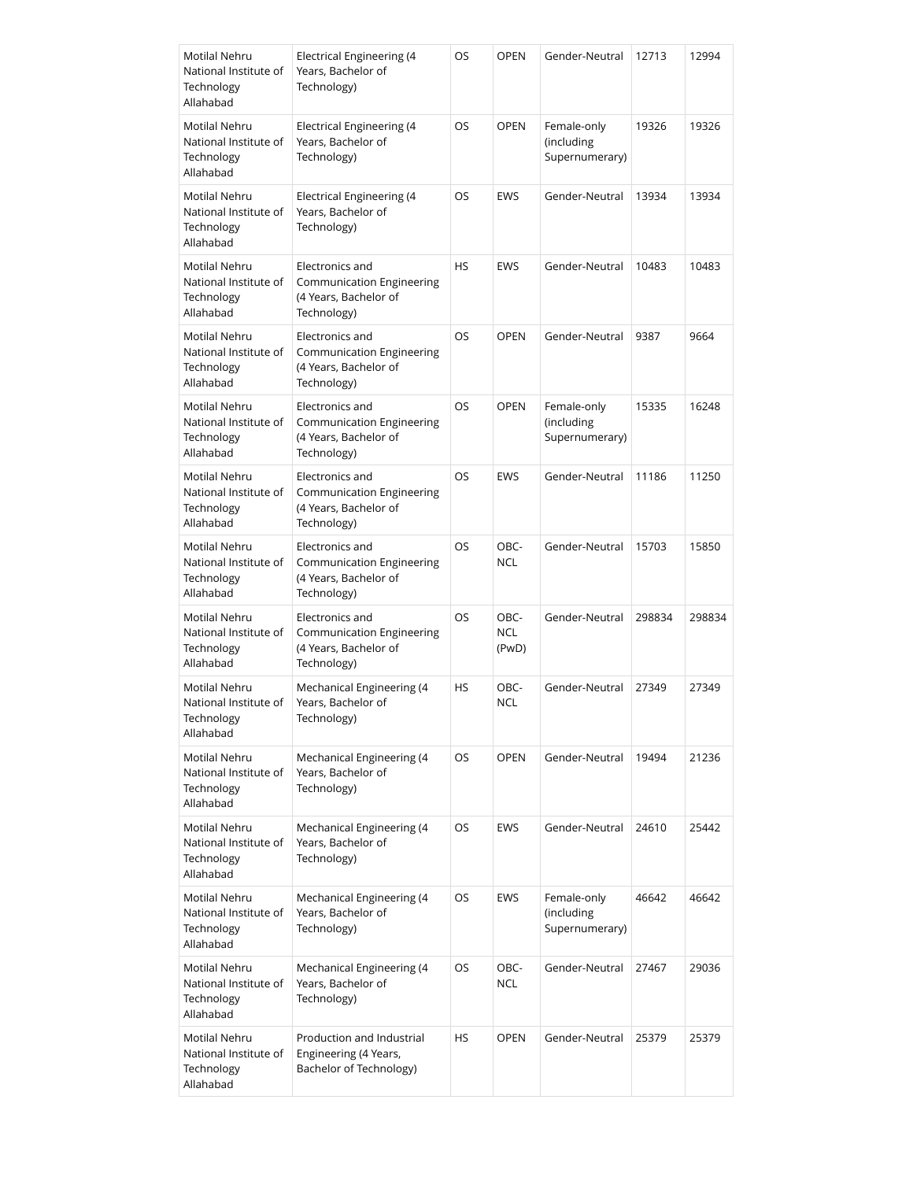| Motilal Nehru National Institute of Technology Allahabad | Electrical Engineering (4 Years, Bachelor of Technology) | OS | OPEN | Gender-Neutral | 12713 | 12994 |
|---|---|---|---|---|---|---|
| Motilal Nehru National Institute of Technology Allahabad | Electrical Engineering (4 Years, Bachelor of Technology) | OS | OPEN | Female-only (including Supernumerary) | 19326 | 19326 |
| Motilal Nehru National Institute of Technology Allahabad | Electrical Engineering (4 Years, Bachelor of Technology) | OS | EWS | Gender-Neutral | 13934 | 13934 |
| Motilal Nehru National Institute of Technology Allahabad | Electronics and Communication Engineering (4 Years, Bachelor of Technology) | HS | EWS | Gender-Neutral | 10483 | 10483 |
| Motilal Nehru National Institute of Technology Allahabad | Electronics and Communication Engineering (4 Years, Bachelor of Technology) | OS | OPEN | Gender-Neutral | 9387 | 9664 |
| Motilal Nehru National Institute of Technology Allahabad | Electronics and Communication Engineering (4 Years, Bachelor of Technology) | OS | OPEN | Female-only (including Supernumerary) | 15335 | 16248 |
| Motilal Nehru National Institute of Technology Allahabad | Electronics and Communication Engineering (4 Years, Bachelor of Technology) | OS | EWS | Gender-Neutral | 11186 | 11250 |
| Motilal Nehru National Institute of Technology Allahabad | Electronics and Communication Engineering (4 Years, Bachelor of Technology) | OS | OBC-NCL | Gender-Neutral | 15703 | 15850 |
| Motilal Nehru National Institute of Technology Allahabad | Electronics and Communication Engineering (4 Years, Bachelor of Technology) | OS | OBC-NCL (PwD) | Gender-Neutral | 298834 | 298834 |
| Motilal Nehru National Institute of Technology Allahabad | Mechanical Engineering (4 Years, Bachelor of Technology) | HS | OBC-NCL | Gender-Neutral | 27349 | 27349 |
| Motilal Nehru National Institute of Technology Allahabad | Mechanical Engineering (4 Years, Bachelor of Technology) | OS | OPEN | Gender-Neutral | 19494 | 21236 |
| Motilal Nehru National Institute of Technology Allahabad | Mechanical Engineering (4 Years, Bachelor of Technology) | OS | EWS | Gender-Neutral | 24610 | 25442 |
| Motilal Nehru National Institute of Technology Allahabad | Mechanical Engineering (4 Years, Bachelor of Technology) | OS | EWS | Female-only (including Supernumerary) | 46642 | 46642 |
| Motilal Nehru National Institute of Technology Allahabad | Mechanical Engineering (4 Years, Bachelor of Technology) | OS | OBC-NCL | Gender-Neutral | 27467 | 29036 |
| Motilal Nehru National Institute of Technology Allahabad | Production and Industrial Engineering (4 Years, Bachelor of Technology) | HS | OPEN | Gender-Neutral | 25379 | 25379 |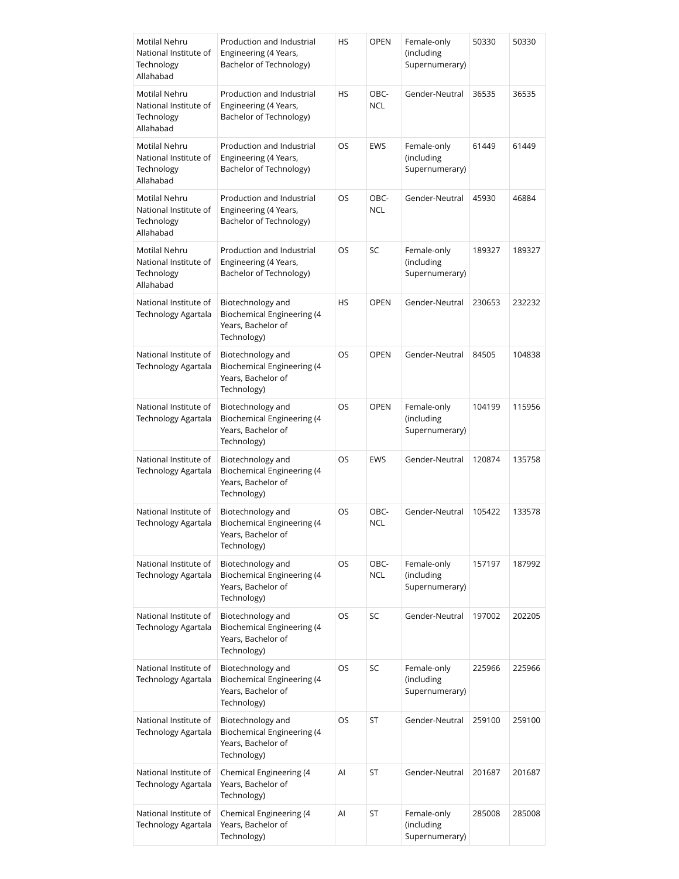| Motilal Nehru National Institute of Technology Allahabad | Production and Industrial Engineering (4 Years, Bachelor of Technology) | HS | OPEN | Female-only (including Supernumerary) | 50330 | 50330 |
|---|---|---|---|---|---|---|
| Motilal Nehru National Institute of Technology Allahabad | Production and Industrial Engineering (4 Years, Bachelor of Technology) | HS | OBC-NCL | Gender-Neutral | 36535 | 36535 |
| Motilal Nehru National Institute of Technology Allahabad | Production and Industrial Engineering (4 Years, Bachelor of Technology) | OS | EWS | Female-only (including Supernumerary) | 61449 | 61449 |
| Motilal Nehru National Institute of Technology Allahabad | Production and Industrial Engineering (4 Years, Bachelor of Technology) | OS | OBC-NCL | Gender-Neutral | 45930 | 46884 |
| Motilal Nehru National Institute of Technology Allahabad | Production and Industrial Engineering (4 Years, Bachelor of Technology) | OS | SC | Female-only (including Supernumerary) | 189327 | 189327 |
| National Institute of Technology Agartala | Biotechnology and Biochemical Engineering (4 Years, Bachelor of Technology) | HS | OPEN | Gender-Neutral | 230653 | 232232 |
| National Institute of Technology Agartala | Biotechnology and Biochemical Engineering (4 Years, Bachelor of Technology) | OS | OPEN | Gender-Neutral | 84505 | 104838 |
| National Institute of Technology Agartala | Biotechnology and Biochemical Engineering (4 Years, Bachelor of Technology) | OS | OPEN | Female-only (including Supernumerary) | 104199 | 115956 |
| National Institute of Technology Agartala | Biotechnology and Biochemical Engineering (4 Years, Bachelor of Technology) | OS | EWS | Gender-Neutral | 120874 | 135758 |
| National Institute of Technology Agartala | Biotechnology and Biochemical Engineering (4 Years, Bachelor of Technology) | OS | OBC-NCL | Gender-Neutral | 105422 | 133578 |
| National Institute of Technology Agartala | Biotechnology and Biochemical Engineering (4 Years, Bachelor of Technology) | OS | OBC-NCL | Female-only (including Supernumerary) | 157197 | 187992 |
| National Institute of Technology Agartala | Biotechnology and Biochemical Engineering (4 Years, Bachelor of Technology) | OS | SC | Gender-Neutral | 197002 | 202205 |
| National Institute of Technology Agartala | Biotechnology and Biochemical Engineering (4 Years, Bachelor of Technology) | OS | SC | Female-only (including Supernumerary) | 225966 | 225966 |
| National Institute of Technology Agartala | Biotechnology and Biochemical Engineering (4 Years, Bachelor of Technology) | OS | ST | Gender-Neutral | 259100 | 259100 |
| National Institute of Technology Agartala | Chemical Engineering (4 Years, Bachelor of Technology) | AI | ST | Gender-Neutral | 201687 | 201687 |
| National Institute of Technology Agartala | Chemical Engineering (4 Years, Bachelor of Technology) | AI | ST | Female-only (including Supernumerary) | 285008 | 285008 |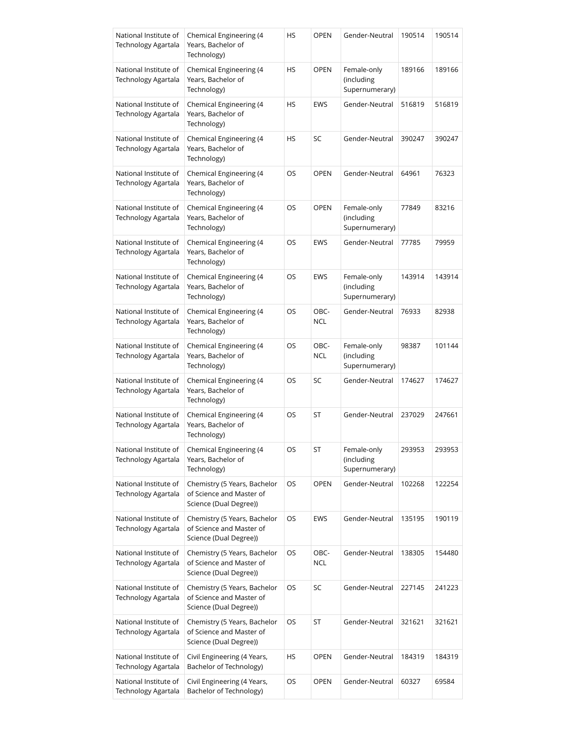| National Institute of Technology Agartala | Chemical Engineering (4 Years, Bachelor of Technology) | HS | OPEN | Gender-Neutral | 190514 | 190514 |
|---|---|---|---|---|---|---|
| National Institute of Technology Agartala | Chemical Engineering (4 Years, Bachelor of Technology) | HS | OPEN | Female-only (including Supernumerary) | 189166 | 189166 |
| National Institute of Technology Agartala | Chemical Engineering (4 Years, Bachelor of Technology) | HS | EWS | Gender-Neutral | 516819 | 516819 |
| National Institute of Technology Agartala | Chemical Engineering (4 Years, Bachelor of Technology) | HS | SC | Gender-Neutral | 390247 | 390247 |
| National Institute of Technology Agartala | Chemical Engineering (4 Years, Bachelor of Technology) | OS | OPEN | Gender-Neutral | 64961 | 76323 |
| National Institute of Technology Agartala | Chemical Engineering (4 Years, Bachelor of Technology) | OS | OPEN | Female-only (including Supernumerary) | 77849 | 83216 |
| National Institute of Technology Agartala | Chemical Engineering (4 Years, Bachelor of Technology) | OS | EWS | Gender-Neutral | 77785 | 79959 |
| National Institute of Technology Agartala | Chemical Engineering (4 Years, Bachelor of Technology) | OS | EWS | Female-only (including Supernumerary) | 143914 | 143914 |
| National Institute of Technology Agartala | Chemical Engineering (4 Years, Bachelor of Technology) | OS | OBC-NCL | Gender-Neutral | 76933 | 82938 |
| National Institute of Technology Agartala | Chemical Engineering (4 Years, Bachelor of Technology) | OS | OBC-NCL | Female-only (including Supernumerary) | 98387 | 101144 |
| National Institute of Technology Agartala | Chemical Engineering (4 Years, Bachelor of Technology) | OS | SC | Gender-Neutral | 174627 | 174627 |
| National Institute of Technology Agartala | Chemical Engineering (4 Years, Bachelor of Technology) | OS | ST | Gender-Neutral | 237029 | 247661 |
| National Institute of Technology Agartala | Chemical Engineering (4 Years, Bachelor of Technology) | OS | ST | Female-only (including Supernumerary) | 293953 | 293953 |
| National Institute of Technology Agartala | Chemistry (5 Years, Bachelor of Science and Master of Science (Dual Degree)) | OS | OPEN | Gender-Neutral | 102268 | 122254 |
| National Institute of Technology Agartala | Chemistry (5 Years, Bachelor of Science and Master of Science (Dual Degree)) | OS | EWS | Gender-Neutral | 135195 | 190119 |
| National Institute of Technology Agartala | Chemistry (5 Years, Bachelor of Science and Master of Science (Dual Degree)) | OS | OBC-NCL | Gender-Neutral | 138305 | 154480 |
| National Institute of Technology Agartala | Chemistry (5 Years, Bachelor of Science and Master of Science (Dual Degree)) | OS | SC | Gender-Neutral | 227145 | 241223 |
| National Institute of Technology Agartala | Chemistry (5 Years, Bachelor of Science and Master of Science (Dual Degree)) | OS | ST | Gender-Neutral | 321621 | 321621 |
| National Institute of Technology Agartala | Civil Engineering (4 Years, Bachelor of Technology) | HS | OPEN | Gender-Neutral | 184319 | 184319 |
| National Institute of Technology Agartala | Civil Engineering (4 Years, Bachelor of Technology) | OS | OPEN | Gender-Neutral | 60327 | 69584 |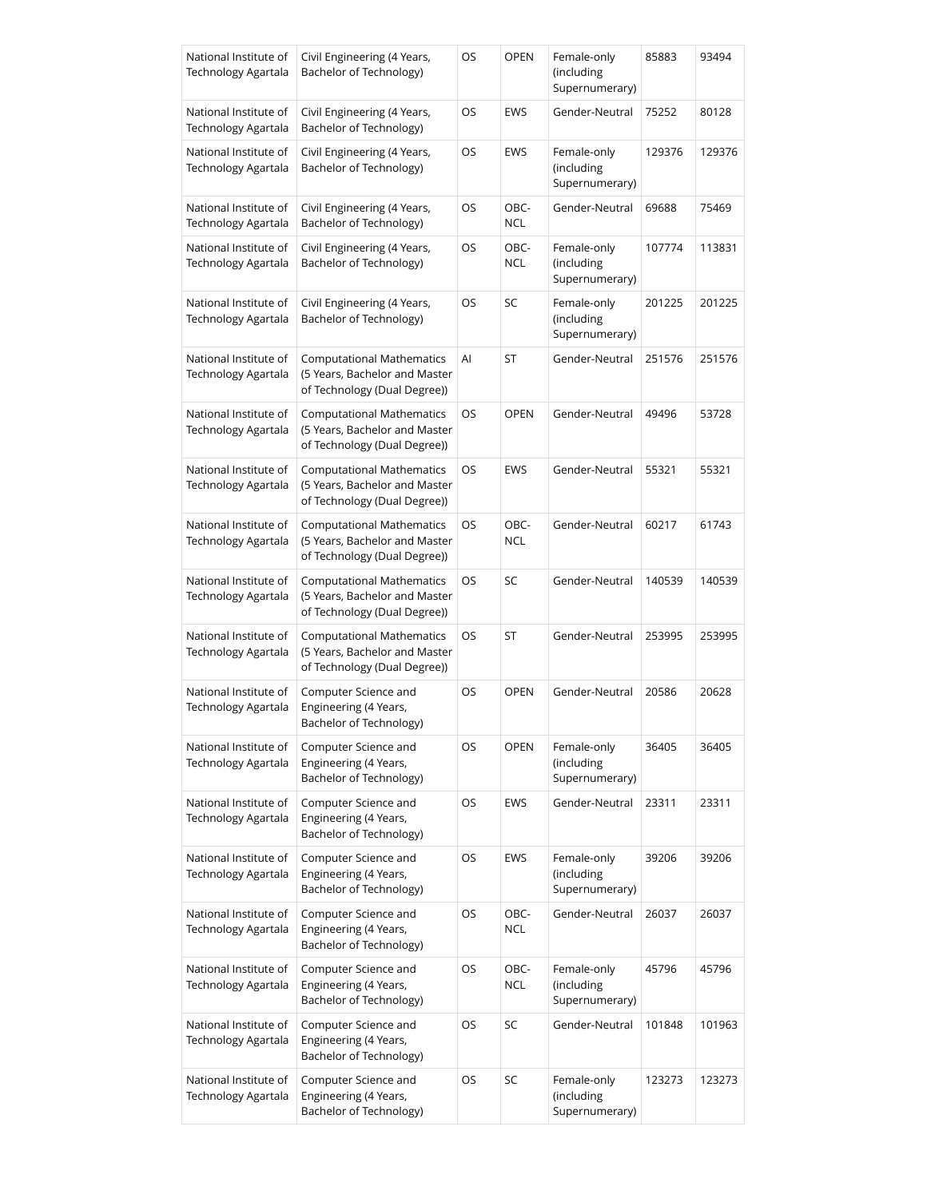| National Institute of Technology Agartala | Civil Engineering (4 Years, Bachelor of Technology) | OS | OPEN | Female-only (including Supernumerary) | 85883 | 93494 |
|---|---|---|---|---|---|---|
| National Institute of Technology Agartala | Civil Engineering (4 Years, Bachelor of Technology) | OS | EWS | Gender-Neutral | 75252 | 80128 |
| National Institute of Technology Agartala | Civil Engineering (4 Years, Bachelor of Technology) | OS | EWS | Female-only (including Supernumerary) | 129376 | 129376 |
| National Institute of Technology Agartala | Civil Engineering (4 Years, Bachelor of Technology) | OS | OBC-NCL | Gender-Neutral | 69688 | 75469 |
| National Institute of Technology Agartala | Civil Engineering (4 Years, Bachelor of Technology) | OS | OBC-NCL | Female-only (including Supernumerary) | 107774 | 113831 |
| National Institute of Technology Agartala | Civil Engineering (4 Years, Bachelor of Technology) | OS | SC | Female-only (including Supernumerary) | 201225 | 201225 |
| National Institute of Technology Agartala | Computational Mathematics (5 Years, Bachelor and Master of Technology (Dual Degree)) | AI | ST | Gender-Neutral | 251576 | 251576 |
| National Institute of Technology Agartala | Computational Mathematics (5 Years, Bachelor and Master of Technology (Dual Degree)) | OS | OPEN | Gender-Neutral | 49496 | 53728 |
| National Institute of Technology Agartala | Computational Mathematics (5 Years, Bachelor and Master of Technology (Dual Degree)) | OS | EWS | Gender-Neutral | 55321 | 55321 |
| National Institute of Technology Agartala | Computational Mathematics (5 Years, Bachelor and Master of Technology (Dual Degree)) | OS | OBC-NCL | Gender-Neutral | 60217 | 61743 |
| National Institute of Technology Agartala | Computational Mathematics (5 Years, Bachelor and Master of Technology (Dual Degree)) | OS | SC | Gender-Neutral | 140539 | 140539 |
| National Institute of Technology Agartala | Computational Mathematics (5 Years, Bachelor and Master of Technology (Dual Degree)) | OS | ST | Gender-Neutral | 253995 | 253995 |
| National Institute of Technology Agartala | Computer Science and Engineering (4 Years, Bachelor of Technology) | OS | OPEN | Gender-Neutral | 20586 | 20628 |
| National Institute of Technology Agartala | Computer Science and Engineering (4 Years, Bachelor of Technology) | OS | OPEN | Female-only (including Supernumerary) | 36405 | 36405 |
| National Institute of Technology Agartala | Computer Science and Engineering (4 Years, Bachelor of Technology) | OS | EWS | Gender-Neutral | 23311 | 23311 |
| National Institute of Technology Agartala | Computer Science and Engineering (4 Years, Bachelor of Technology) | OS | EWS | Female-only (including Supernumerary) | 39206 | 39206 |
| National Institute of Technology Agartala | Computer Science and Engineering (4 Years, Bachelor of Technology) | OS | OBC-NCL | Gender-Neutral | 26037 | 26037 |
| National Institute of Technology Agartala | Computer Science and Engineering (4 Years, Bachelor of Technology) | OS | OBC-NCL | Female-only (including Supernumerary) | 45796 | 45796 |
| National Institute of Technology Agartala | Computer Science and Engineering (4 Years, Bachelor of Technology) | OS | SC | Gender-Neutral | 101848 | 101963 |
| National Institute of Technology Agartala | Computer Science and Engineering (4 Years, Bachelor of Technology) | OS | SC | Female-only (including Supernumerary) | 123273 | 123273 |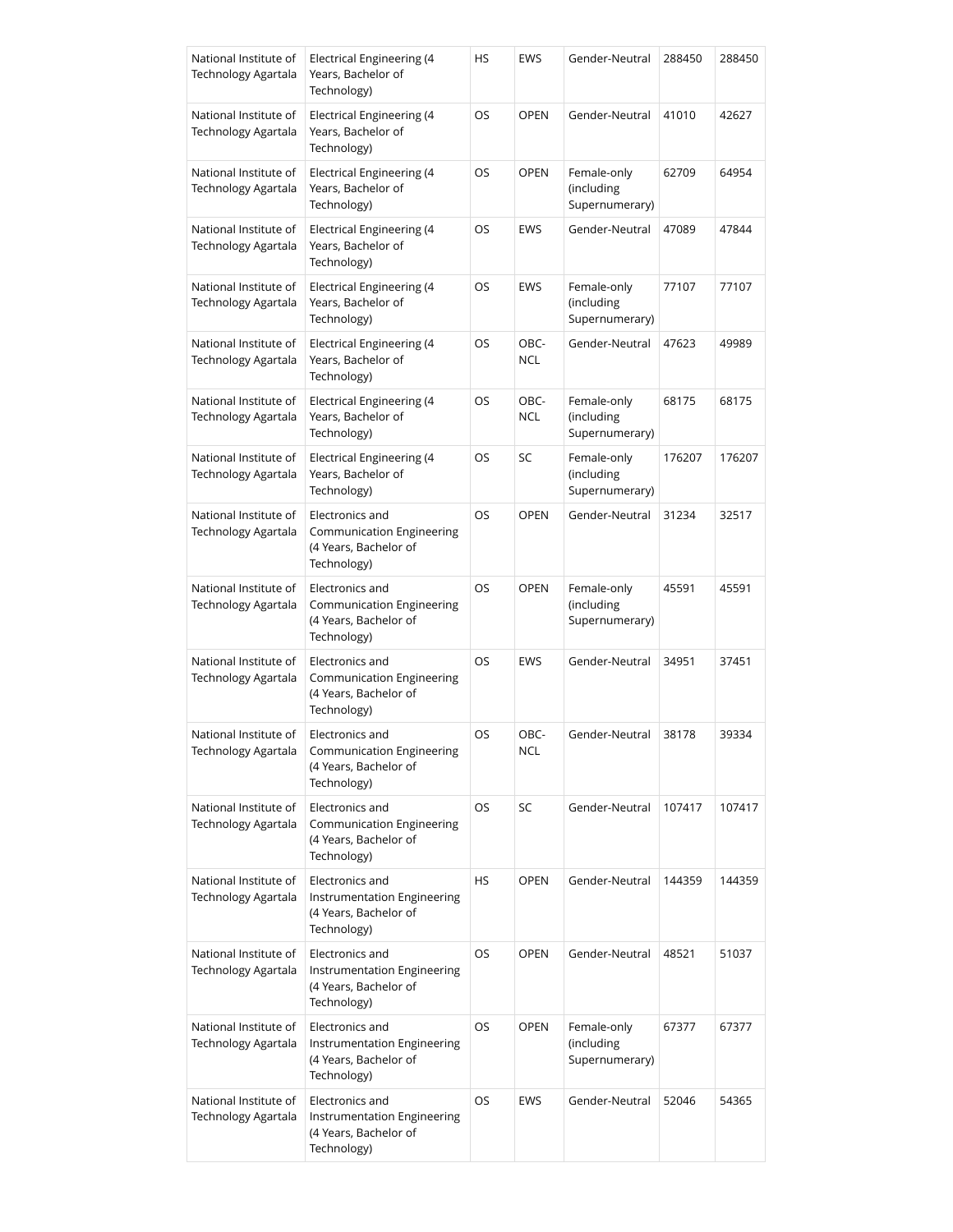| National Institute of Technology Agartala | Electrical Engineering (4 Years, Bachelor of Technology) | HS | EWS | Gender-Neutral | 288450 | 288450 |
|---|---|---|---|---|---|---|
| National Institute of Technology Agartala | Electrical Engineering (4 Years, Bachelor of Technology) | OS | OPEN | Gender-Neutral | 41010 | 42627 |
| National Institute of Technology Agartala | Electrical Engineering (4 Years, Bachelor of Technology) | OS | OPEN | Female-only (including Supernumerary) | 62709 | 64954 |
| National Institute of Technology Agartala | Electrical Engineering (4 Years, Bachelor of Technology) | OS | EWS | Gender-Neutral | 47089 | 47844 |
| National Institute of Technology Agartala | Electrical Engineering (4 Years, Bachelor of Technology) | OS | EWS | Female-only (including Supernumerary) | 77107 | 77107 |
| National Institute of Technology Agartala | Electrical Engineering (4 Years, Bachelor of Technology) | OS | OBC-NCL | Gender-Neutral | 47623 | 49989 |
| National Institute of Technology Agartala | Electrical Engineering (4 Years, Bachelor of Technology) | OS | OBC-NCL | Female-only (including Supernumerary) | 68175 | 68175 |
| National Institute of Technology Agartala | Electrical Engineering (4 Years, Bachelor of Technology) | OS | SC | Female-only (including Supernumerary) | 176207 | 176207 |
| National Institute of Technology Agartala | Electronics and Communication Engineering (4 Years, Bachelor of Technology) | OS | OPEN | Gender-Neutral | 31234 | 32517 |
| National Institute of Technology Agartala | Electronics and Communication Engineering (4 Years, Bachelor of Technology) | OS | OPEN | Female-only (including Supernumerary) | 45591 | 45591 |
| National Institute of Technology Agartala | Electronics and Communication Engineering (4 Years, Bachelor of Technology) | OS | EWS | Gender-Neutral | 34951 | 37451 |
| National Institute of Technology Agartala | Electronics and Communication Engineering (4 Years, Bachelor of Technology) | OS | OBC-NCL | Gender-Neutral | 38178 | 39334 |
| National Institute of Technology Agartala | Electronics and Communication Engineering (4 Years, Bachelor of Technology) | OS | SC | Gender-Neutral | 107417 | 107417 |
| National Institute of Technology Agartala | Electronics and Instrumentation Engineering (4 Years, Bachelor of Technology) | HS | OPEN | Gender-Neutral | 144359 | 144359 |
| National Institute of Technology Agartala | Electronics and Instrumentation Engineering (4 Years, Bachelor of Technology) | OS | OPEN | Gender-Neutral | 48521 | 51037 |
| National Institute of Technology Agartala | Electronics and Instrumentation Engineering (4 Years, Bachelor of Technology) | OS | OPEN | Female-only (including Supernumerary) | 67377 | 67377 |
| National Institute of Technology Agartala | Electronics and Instrumentation Engineering (4 Years, Bachelor of Technology) | OS | EWS | Gender-Neutral | 52046 | 54365 |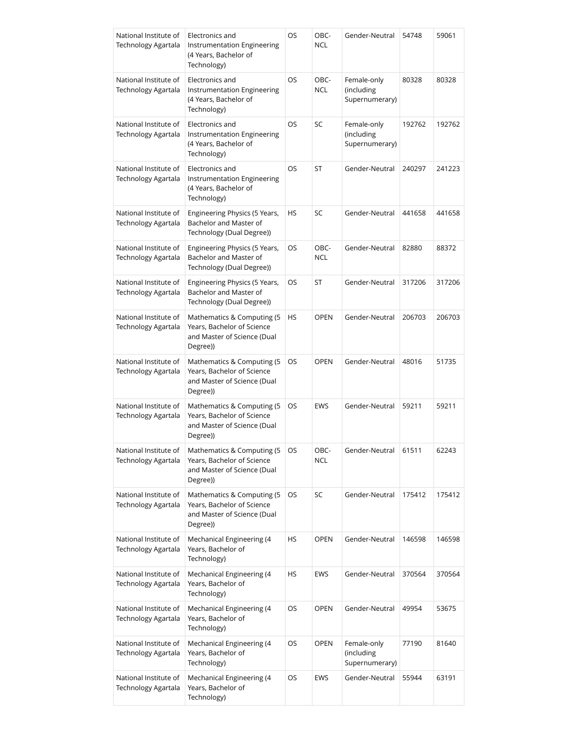| | | | | | | |
|---|---|---|---|---|---|---|
| National Institute of Technology Agartala | Electronics and Instrumentation Engineering (4 Years, Bachelor of Technology) | OS | OBC-NCL | Gender-Neutral | 54748 | 59061 |
| National Institute of Technology Agartala | Electronics and Instrumentation Engineering (4 Years, Bachelor of Technology) | OS | OBC-NCL | Female-only (including Supernumerary) | 80328 | 80328 |
| National Institute of Technology Agartala | Electronics and Instrumentation Engineering (4 Years, Bachelor of Technology) | OS | SC | Female-only (including Supernumerary) | 192762 | 192762 |
| National Institute of Technology Agartala | Electronics and Instrumentation Engineering (4 Years, Bachelor of Technology) | OS | ST | Gender-Neutral | 240297 | 241223 |
| National Institute of Technology Agartala | Engineering Physics (5 Years, Bachelor and Master of Technology (Dual Degree)) | HS | SC | Gender-Neutral | 441658 | 441658 |
| National Institute of Technology Agartala | Engineering Physics (5 Years, Bachelor and Master of Technology (Dual Degree)) | OS | OBC-NCL | Gender-Neutral | 82880 | 88372 |
| National Institute of Technology Agartala | Engineering Physics (5 Years, Bachelor and Master of Technology (Dual Degree)) | OS | ST | Gender-Neutral | 317206 | 317206 |
| National Institute of Technology Agartala | Mathematics & Computing (5 Years, Bachelor of Science and Master of Science (Dual Degree)) | HS | OPEN | Gender-Neutral | 206703 | 206703 |
| National Institute of Technology Agartala | Mathematics & Computing (5 Years, Bachelor of Science and Master of Science (Dual Degree)) | OS | OPEN | Gender-Neutral | 48016 | 51735 |
| National Institute of Technology Agartala | Mathematics & Computing (5 Years, Bachelor of Science and Master of Science (Dual Degree)) | OS | EWS | Gender-Neutral | 59211 | 59211 |
| National Institute of Technology Agartala | Mathematics & Computing (5 Years, Bachelor of Science and Master of Science (Dual Degree)) | OS | OBC-NCL | Gender-Neutral | 61511 | 62243 |
| National Institute of Technology Agartala | Mathematics & Computing (5 Years, Bachelor of Science and Master of Science (Dual Degree)) | OS | SC | Gender-Neutral | 175412 | 175412 |
| National Institute of Technology Agartala | Mechanical Engineering (4 Years, Bachelor of Technology) | HS | OPEN | Gender-Neutral | 146598 | 146598 |
| National Institute of Technology Agartala | Mechanical Engineering (4 Years, Bachelor of Technology) | HS | EWS | Gender-Neutral | 370564 | 370564 |
| National Institute of Technology Agartala | Mechanical Engineering (4 Years, Bachelor of Technology) | OS | OPEN | Gender-Neutral | 49954 | 53675 |
| National Institute of Technology Agartala | Mechanical Engineering (4 Years, Bachelor of Technology) | OS | OPEN | Female-only (including Supernumerary) | 77190 | 81640 |
| National Institute of Technology Agartala | Mechanical Engineering (4 Years, Bachelor of Technology) | OS | EWS | Gender-Neutral | 55944 | 63191 |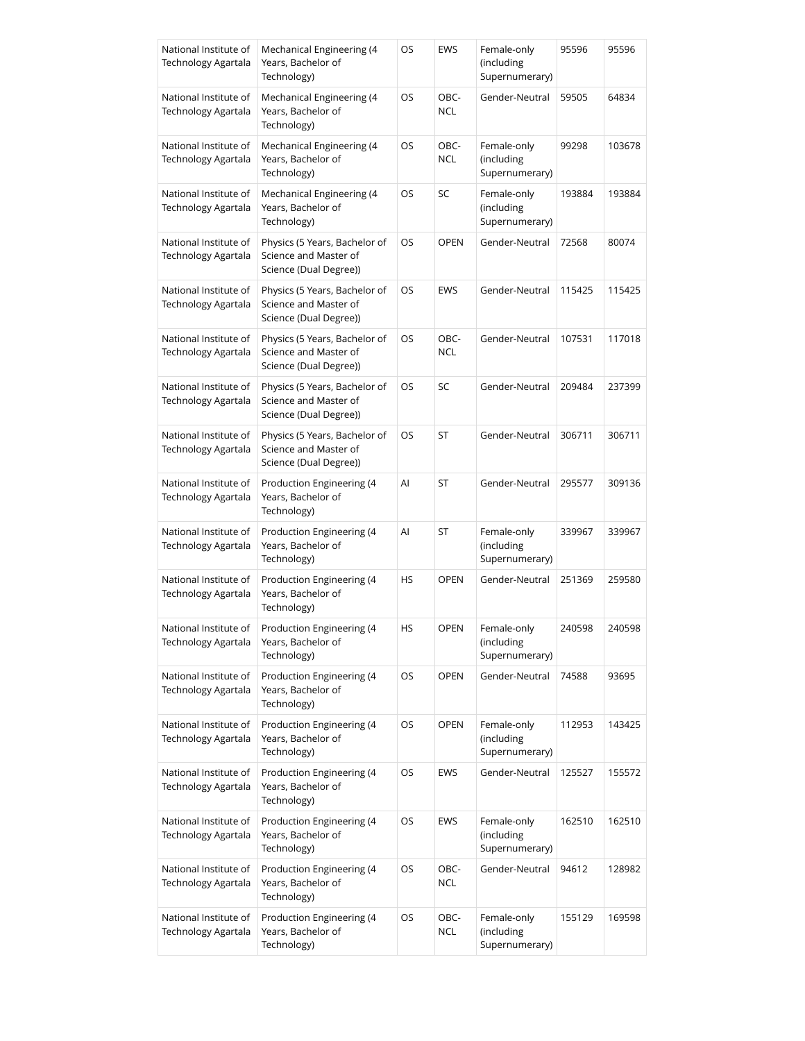| National Institute of Technology Agartala | Mechanical Engineering (4 Years, Bachelor of Technology) | OS | EWS | Female-only (including Supernumerary) | 95596 | 95596 |
|---|---|---|---|---|---|---|
| National Institute of Technology Agartala | Mechanical Engineering (4 Years, Bachelor of Technology) | OS | OBC-NCL | Gender-Neutral | 59505 | 64834 |
| National Institute of Technology Agartala | Mechanical Engineering (4 Years, Bachelor of Technology) | OS | OBC-NCL | Female-only (including Supernumerary) | 99298 | 103678 |
| National Institute of Technology Agartala | Mechanical Engineering (4 Years, Bachelor of Technology) | OS | SC | Female-only (including Supernumerary) | 193884 | 193884 |
| National Institute of Technology Agartala | Physics (5 Years, Bachelor of Science and Master of Science (Dual Degree)) | OS | OPEN | Gender-Neutral | 72568 | 80074 |
| National Institute of Technology Agartala | Physics (5 Years, Bachelor of Science and Master of Science (Dual Degree)) | OS | EWS | Gender-Neutral | 115425 | 115425 |
| National Institute of Technology Agartala | Physics (5 Years, Bachelor of Science and Master of Science (Dual Degree)) | OS | OBC-NCL | Gender-Neutral | 107531 | 117018 |
| National Institute of Technology Agartala | Physics (5 Years, Bachelor of Science and Master of Science (Dual Degree)) | OS | SC | Gender-Neutral | 209484 | 237399 |
| National Institute of Technology Agartala | Physics (5 Years, Bachelor of Science and Master of Science (Dual Degree)) | OS | ST | Gender-Neutral | 306711 | 306711 |
| National Institute of Technology Agartala | Production Engineering (4 Years, Bachelor of Technology) | AI | ST | Gender-Neutral | 295577 | 309136 |
| National Institute of Technology Agartala | Production Engineering (4 Years, Bachelor of Technology) | AI | ST | Female-only (including Supernumerary) | 339967 | 339967 |
| National Institute of Technology Agartala | Production Engineering (4 Years, Bachelor of Technology) | HS | OPEN | Gender-Neutral | 251369 | 259580 |
| National Institute of Technology Agartala | Production Engineering (4 Years, Bachelor of Technology) | HS | OPEN | Female-only (including Supernumerary) | 240598 | 240598 |
| National Institute of Technology Agartala | Production Engineering (4 Years, Bachelor of Technology) | OS | OPEN | Gender-Neutral | 74588 | 93695 |
| National Institute of Technology Agartala | Production Engineering (4 Years, Bachelor of Technology) | OS | OPEN | Female-only (including Supernumerary) | 112953 | 143425 |
| National Institute of Technology Agartala | Production Engineering (4 Years, Bachelor of Technology) | OS | EWS | Gender-Neutral | 125527 | 155572 |
| National Institute of Technology Agartala | Production Engineering (4 Years, Bachelor of Technology) | OS | EWS | Female-only (including Supernumerary) | 162510 | 162510 |
| National Institute of Technology Agartala | Production Engineering (4 Years, Bachelor of Technology) | OS | OBC-NCL | Gender-Neutral | 94612 | 128982 |
| National Institute of Technology Agartala | Production Engineering (4 Years, Bachelor of Technology) | OS | OBC-NCL | Female-only (including Supernumerary) | 155129 | 169598 |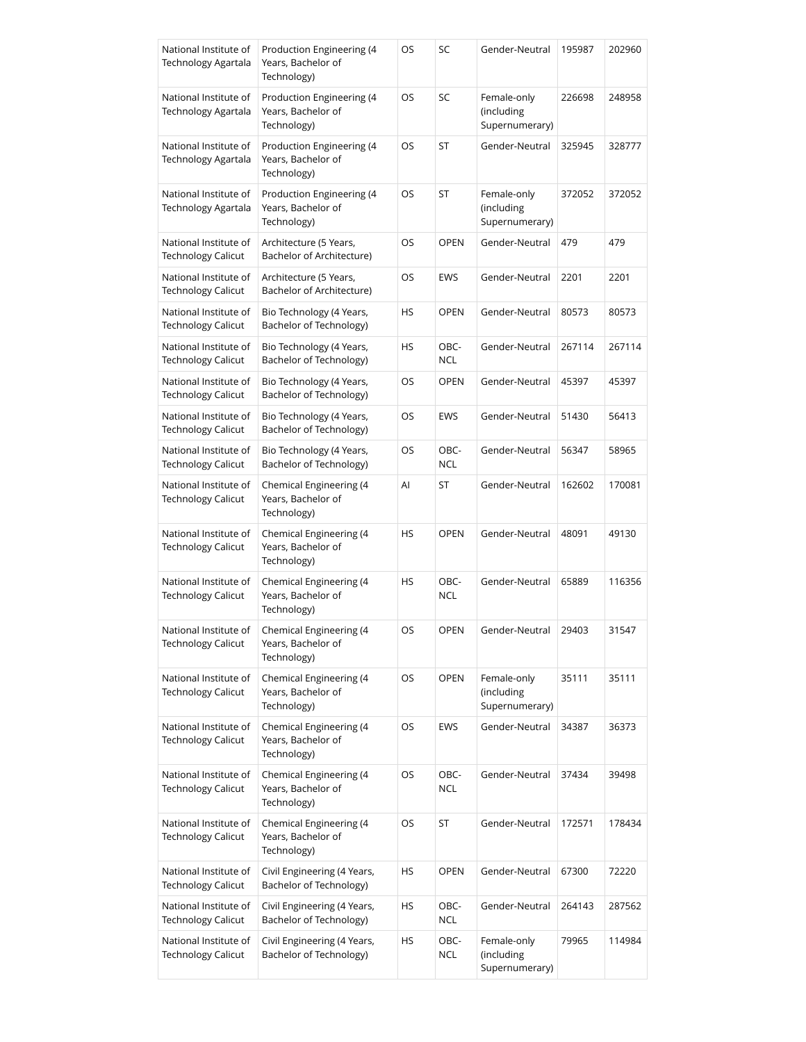| | | | | | | |
|---|---|---|---|---|---|---|
| National Institute of Technology Agartala | Production Engineering (4 Years, Bachelor of Technology) | OS | SC | Gender-Neutral | 195987 | 202960 |
| National Institute of Technology Agartala | Production Engineering (4 Years, Bachelor of Technology) | OS | SC | Female-only (including Supernumerary) | 226698 | 248958 |
| National Institute of Technology Agartala | Production Engineering (4 Years, Bachelor of Technology) | OS | ST | Gender-Neutral | 325945 | 328777 |
| National Institute of Technology Agartala | Production Engineering (4 Years, Bachelor of Technology) | OS | ST | Female-only (including Supernumerary) | 372052 | 372052 |
| National Institute of Technology Calicut | Architecture (5 Years, Bachelor of Architecture) | OS | OPEN | Gender-Neutral | 479 | 479 |
| National Institute of Technology Calicut | Architecture (5 Years, Bachelor of Architecture) | OS | EWS | Gender-Neutral | 2201 | 2201 |
| National Institute of Technology Calicut | Bio Technology (4 Years, Bachelor of Technology) | HS | OPEN | Gender-Neutral | 80573 | 80573 |
| National Institute of Technology Calicut | Bio Technology (4 Years, Bachelor of Technology) | HS | OBC-NCL | Gender-Neutral | 267114 | 267114 |
| National Institute of Technology Calicut | Bio Technology (4 Years, Bachelor of Technology) | OS | OPEN | Gender-Neutral | 45397 | 45397 |
| National Institute of Technology Calicut | Bio Technology (4 Years, Bachelor of Technology) | OS | EWS | Gender-Neutral | 51430 | 56413 |
| National Institute of Technology Calicut | Bio Technology (4 Years, Bachelor of Technology) | OS | OBC-NCL | Gender-Neutral | 56347 | 58965 |
| National Institute of Technology Calicut | Chemical Engineering (4 Years, Bachelor of Technology) | AI | ST | Gender-Neutral | 162602 | 170081 |
| National Institute of Technology Calicut | Chemical Engineering (4 Years, Bachelor of Technology) | HS | OPEN | Gender-Neutral | 48091 | 49130 |
| National Institute of Technology Calicut | Chemical Engineering (4 Years, Bachelor of Technology) | HS | OBC-NCL | Gender-Neutral | 65889 | 116356 |
| National Institute of Technology Calicut | Chemical Engineering (4 Years, Bachelor of Technology) | OS | OPEN | Gender-Neutral | 29403 | 31547 |
| National Institute of Technology Calicut | Chemical Engineering (4 Years, Bachelor of Technology) | OS | OPEN | Female-only (including Supernumerary) | 35111 | 35111 |
| National Institute of Technology Calicut | Chemical Engineering (4 Years, Bachelor of Technology) | OS | EWS | Gender-Neutral | 34387 | 36373 |
| National Institute of Technology Calicut | Chemical Engineering (4 Years, Bachelor of Technology) | OS | OBC-NCL | Gender-Neutral | 37434 | 39498 |
| National Institute of Technology Calicut | Chemical Engineering (4 Years, Bachelor of Technology) | OS | ST | Gender-Neutral | 172571 | 178434 |
| National Institute of Technology Calicut | Civil Engineering (4 Years, Bachelor of Technology) | HS | OPEN | Gender-Neutral | 67300 | 72220 |
| National Institute of Technology Calicut | Civil Engineering (4 Years, Bachelor of Technology) | HS | OBC-NCL | Gender-Neutral | 264143 | 287562 |
| National Institute of Technology Calicut | Civil Engineering (4 Years, Bachelor of Technology) | HS | OBC-NCL | Female-only (including Supernumerary) | 79965 | 114984 |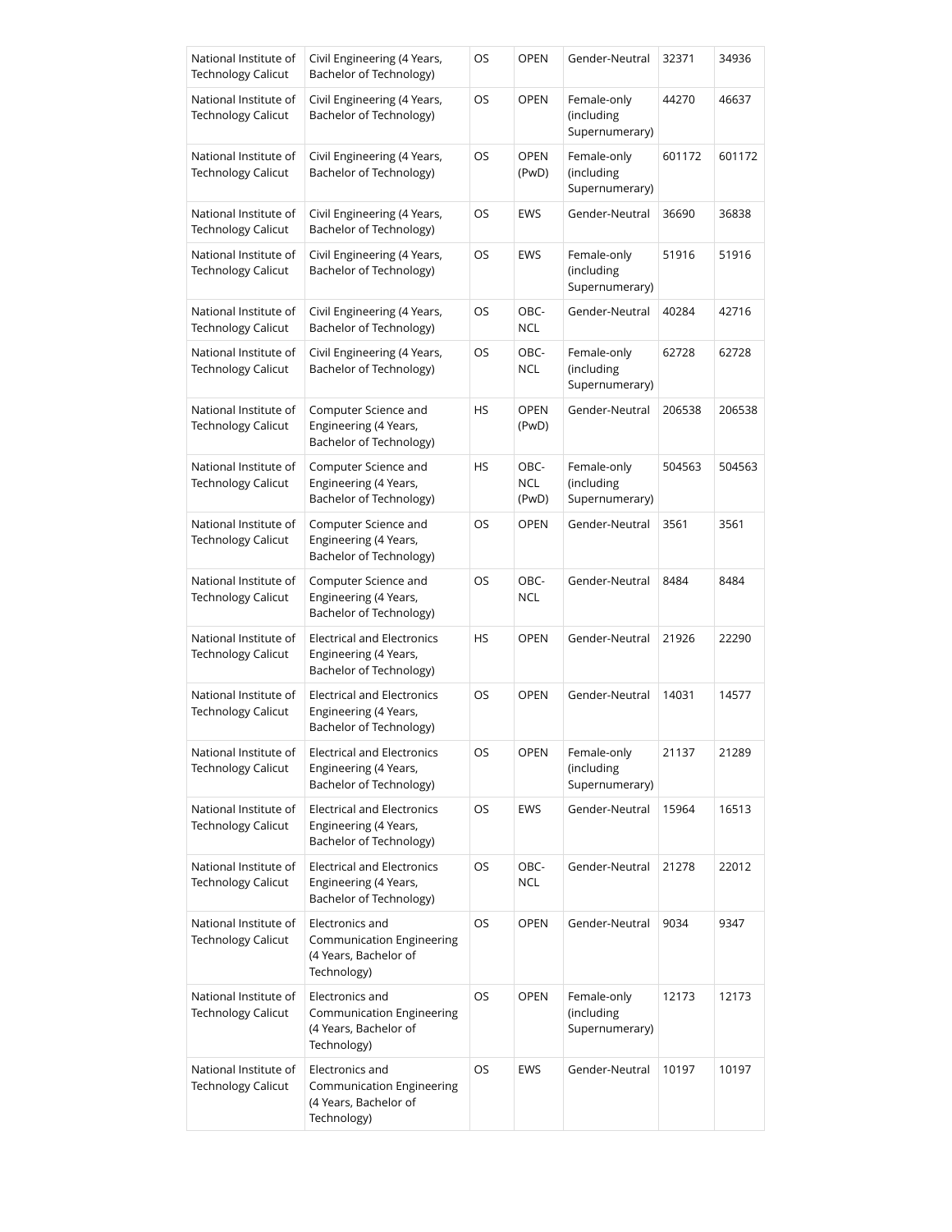| National Institute of Technology Calicut | Civil Engineering (4 Years, Bachelor of Technology) | OS | OPEN | Gender-Neutral | 32371 | 34936 |
|---|---|---|---|---|---|---|
| National Institute of Technology Calicut | Civil Engineering (4 Years, Bachelor of Technology) | OS | OPEN | Female-only (including Supernumerary) | 44270 | 46637 |
| National Institute of Technology Calicut | Civil Engineering (4 Years, Bachelor of Technology) | OS | OPEN (PwD) | Female-only (including Supernumerary) | 601172 | 601172 |
| National Institute of Technology Calicut | Civil Engineering (4 Years, Bachelor of Technology) | OS | EWS | Gender-Neutral | 36690 | 36838 |
| National Institute of Technology Calicut | Civil Engineering (4 Years, Bachelor of Technology) | OS | EWS | Female-only (including Supernumerary) | 51916 | 51916 |
| National Institute of Technology Calicut | Civil Engineering (4 Years, Bachelor of Technology) | OS | OBC-NCL | Gender-Neutral | 40284 | 42716 |
| National Institute of Technology Calicut | Civil Engineering (4 Years, Bachelor of Technology) | OS | OBC-NCL | Female-only (including Supernumerary) | 62728 | 62728 |
| National Institute of Technology Calicut | Computer Science and Engineering (4 Years, Bachelor of Technology) | HS | OPEN (PwD) | Gender-Neutral | 206538 | 206538 |
| National Institute of Technology Calicut | Computer Science and Engineering (4 Years, Bachelor of Technology) | HS | OBC-NCL (PwD) | Female-only (including Supernumerary) | 504563 | 504563 |
| National Institute of Technology Calicut | Computer Science and Engineering (4 Years, Bachelor of Technology) | OS | OPEN | Gender-Neutral | 3561 | 3561 |
| National Institute of Technology Calicut | Computer Science and Engineering (4 Years, Bachelor of Technology) | OS | OBC-NCL | Gender-Neutral | 8484 | 8484 |
| National Institute of Technology Calicut | Electrical and Electronics Engineering (4 Years, Bachelor of Technology) | HS | OPEN | Gender-Neutral | 21926 | 22290 |
| National Institute of Technology Calicut | Electrical and Electronics Engineering (4 Years, Bachelor of Technology) | OS | OPEN | Gender-Neutral | 14031 | 14577 |
| National Institute of Technology Calicut | Electrical and Electronics Engineering (4 Years, Bachelor of Technology) | OS | OPEN | Female-only (including Supernumerary) | 21137 | 21289 |
| National Institute of Technology Calicut | Electrical and Electronics Engineering (4 Years, Bachelor of Technology) | OS | EWS | Gender-Neutral | 15964 | 16513 |
| National Institute of Technology Calicut | Electrical and Electronics Engineering (4 Years, Bachelor of Technology) | OS | OBC-NCL | Gender-Neutral | 21278 | 22012 |
| National Institute of Technology Calicut | Electronics and Communication Engineering (4 Years, Bachelor of Technology) | OS | OPEN | Gender-Neutral | 9034 | 9347 |
| National Institute of Technology Calicut | Electronics and Communication Engineering (4 Years, Bachelor of Technology) | OS | OPEN | Female-only (including Supernumerary) | 12173 | 12173 |
| National Institute of Technology Calicut | Electronics and Communication Engineering (4 Years, Bachelor of Technology) | OS | EWS | Gender-Neutral | 10197 | 10197 |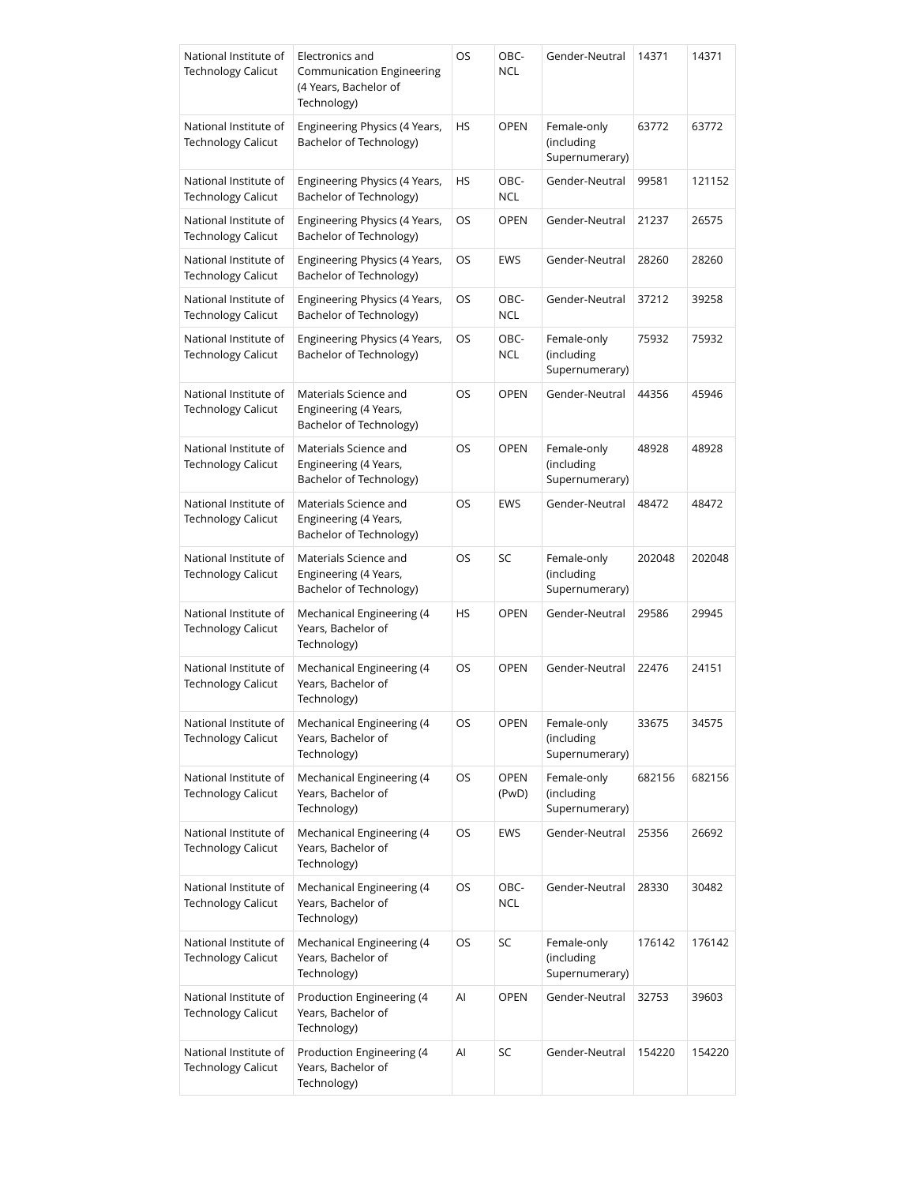| National Institute of Technology Calicut | Electronics and Communication Engineering (4 Years, Bachelor of Technology) | OS | OBC-NCL | Gender-Neutral | 14371 | 14371 |
|---|---|---|---|---|---|---|
| National Institute of Technology Calicut | Engineering Physics (4 Years, Bachelor of Technology) | HS | OPEN | Female-only (including Supernumerary) | 63772 | 63772 |
| National Institute of Technology Calicut | Engineering Physics (4 Years, Bachelor of Technology) | HS | OBC-NCL | Gender-Neutral | 99581 | 121152 |
| National Institute of Technology Calicut | Engineering Physics (4 Years, Bachelor of Technology) | OS | OPEN | Gender-Neutral | 21237 | 26575 |
| National Institute of Technology Calicut | Engineering Physics (4 Years, Bachelor of Technology) | OS | EWS | Gender-Neutral | 28260 | 28260 |
| National Institute of Technology Calicut | Engineering Physics (4 Years, Bachelor of Technology) | OS | OBC-NCL | Gender-Neutral | 37212 | 39258 |
| National Institute of Technology Calicut | Engineering Physics (4 Years, Bachelor of Technology) | OS | OBC-NCL | Female-only (including Supernumerary) | 75932 | 75932 |
| National Institute of Technology Calicut | Materials Science and Engineering (4 Years, Bachelor of Technology) | OS | OPEN | Gender-Neutral | 44356 | 45946 |
| National Institute of Technology Calicut | Materials Science and Engineering (4 Years, Bachelor of Technology) | OS | OPEN | Female-only (including Supernumerary) | 48928 | 48928 |
| National Institute of Technology Calicut | Materials Science and Engineering (4 Years, Bachelor of Technology) | OS | EWS | Gender-Neutral | 48472 | 48472 |
| National Institute of Technology Calicut | Materials Science and Engineering (4 Years, Bachelor of Technology) | OS | SC | Female-only (including Supernumerary) | 202048 | 202048 |
| National Institute of Technology Calicut | Mechanical Engineering (4 Years, Bachelor of Technology) | HS | OPEN | Gender-Neutral | 29586 | 29945 |
| National Institute of Technology Calicut | Mechanical Engineering (4 Years, Bachelor of Technology) | OS | OPEN | Gender-Neutral | 22476 | 24151 |
| National Institute of Technology Calicut | Mechanical Engineering (4 Years, Bachelor of Technology) | OS | OPEN | Female-only (including Supernumerary) | 33675 | 34575 |
| National Institute of Technology Calicut | Mechanical Engineering (4 Years, Bachelor of Technology) | OS | OPEN (PwD) | Female-only (including Supernumerary) | 682156 | 682156 |
| National Institute of Technology Calicut | Mechanical Engineering (4 Years, Bachelor of Technology) | OS | EWS | Gender-Neutral | 25356 | 26692 |
| National Institute of Technology Calicut | Mechanical Engineering (4 Years, Bachelor of Technology) | OS | OBC-NCL | Gender-Neutral | 28330 | 30482 |
| National Institute of Technology Calicut | Mechanical Engineering (4 Years, Bachelor of Technology) | OS | SC | Female-only (including Supernumerary) | 176142 | 176142 |
| National Institute of Technology Calicut | Production Engineering (4 Years, Bachelor of Technology) | AI | OPEN | Gender-Neutral | 32753 | 39603 |
| National Institute of Technology Calicut | Production Engineering (4 Years, Bachelor of Technology) | AI | SC | Gender-Neutral | 154220 | 154220 |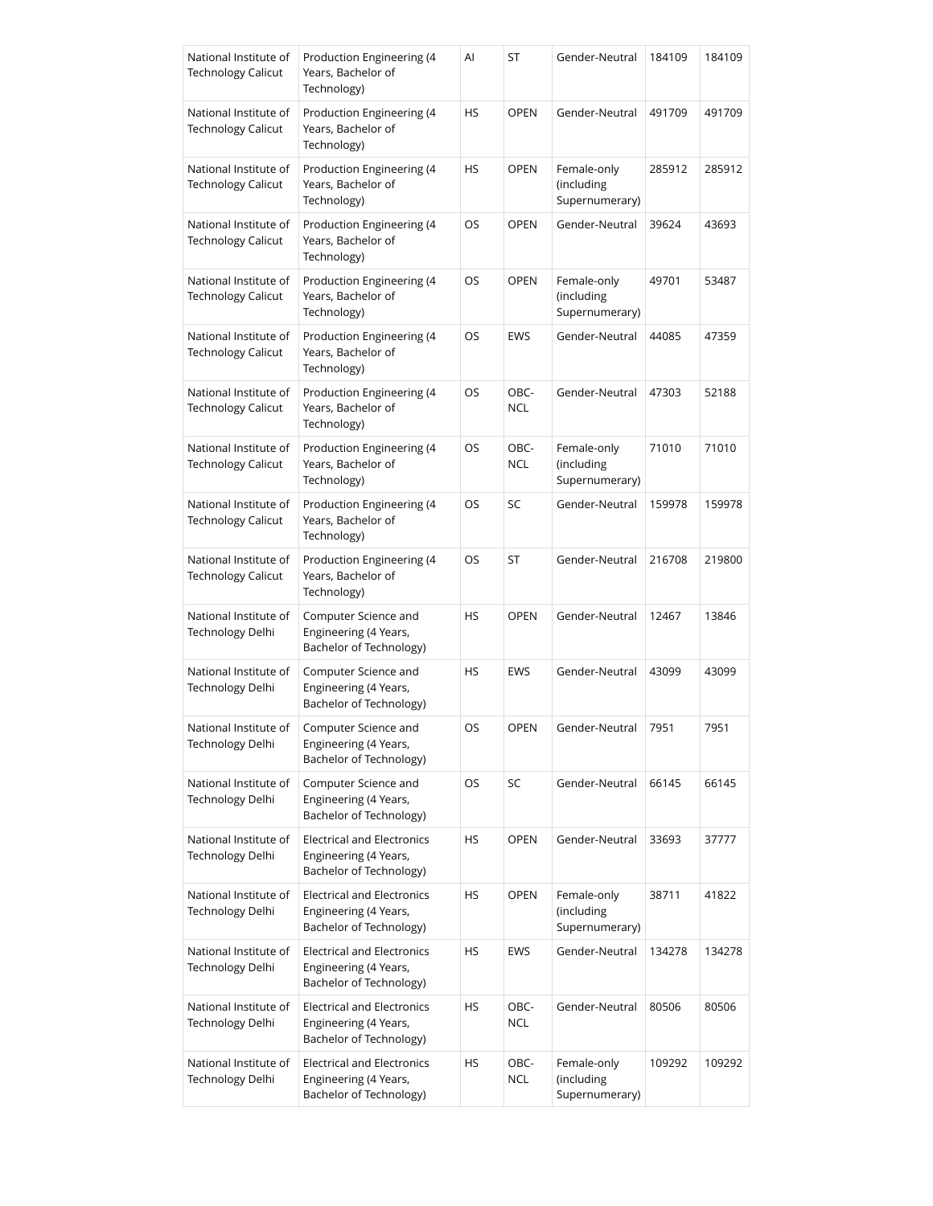| | | | | | | |
|---|---|---|---|---|---|---|
| National Institute of Technology Calicut | Production Engineering (4 Years, Bachelor of Technology) | AI | ST | Gender-Neutral | 184109 | 184109 |
| National Institute of Technology Calicut | Production Engineering (4 Years, Bachelor of Technology) | HS | OPEN | Gender-Neutral | 491709 | 491709 |
| National Institute of Technology Calicut | Production Engineering (4 Years, Bachelor of Technology) | HS | OPEN | Female-only (including Supernumerary) | 285912 | 285912 |
| National Institute of Technology Calicut | Production Engineering (4 Years, Bachelor of Technology) | OS | OPEN | Gender-Neutral | 39624 | 43693 |
| National Institute of Technology Calicut | Production Engineering (4 Years, Bachelor of Technology) | OS | OPEN | Female-only (including Supernumerary) | 49701 | 53487 |
| National Institute of Technology Calicut | Production Engineering (4 Years, Bachelor of Technology) | OS | EWS | Gender-Neutral | 44085 | 47359 |
| National Institute of Technology Calicut | Production Engineering (4 Years, Bachelor of Technology) | OS | OBC-NCL | Gender-Neutral | 47303 | 52188 |
| National Institute of Technology Calicut | Production Engineering (4 Years, Bachelor of Technology) | OS | OBC-NCL | Female-only (including Supernumerary) | 71010 | 71010 |
| National Institute of Technology Calicut | Production Engineering (4 Years, Bachelor of Technology) | OS | SC | Gender-Neutral | 159978 | 159978 |
| National Institute of Technology Calicut | Production Engineering (4 Years, Bachelor of Technology) | OS | ST | Gender-Neutral | 216708 | 219800 |
| National Institute of Technology Delhi | Computer Science and Engineering (4 Years, Bachelor of Technology) | HS | OPEN | Gender-Neutral | 12467 | 13846 |
| National Institute of Technology Delhi | Computer Science and Engineering (4 Years, Bachelor of Technology) | HS | EWS | Gender-Neutral | 43099 | 43099 |
| National Institute of Technology Delhi | Computer Science and Engineering (4 Years, Bachelor of Technology) | OS | OPEN | Gender-Neutral | 7951 | 7951 |
| National Institute of Technology Delhi | Computer Science and Engineering (4 Years, Bachelor of Technology) | OS | SC | Gender-Neutral | 66145 | 66145 |
| National Institute of Technology Delhi | Electrical and Electronics Engineering (4 Years, Bachelor of Technology) | HS | OPEN | Gender-Neutral | 33693 | 37777 |
| National Institute of Technology Delhi | Electrical and Electronics Engineering (4 Years, Bachelor of Technology) | HS | OPEN | Female-only (including Supernumerary) | 38711 | 41822 |
| National Institute of Technology Delhi | Electrical and Electronics Engineering (4 Years, Bachelor of Technology) | HS | EWS | Gender-Neutral | 134278 | 134278 |
| National Institute of Technology Delhi | Electrical and Electronics Engineering (4 Years, Bachelor of Technology) | HS | OBC-NCL | Gender-Neutral | 80506 | 80506 |
| National Institute of Technology Delhi | Electrical and Electronics Engineering (4 Years, Bachelor of Technology) | HS | OBC-NCL | Female-only (including Supernumerary) | 109292 | 109292 |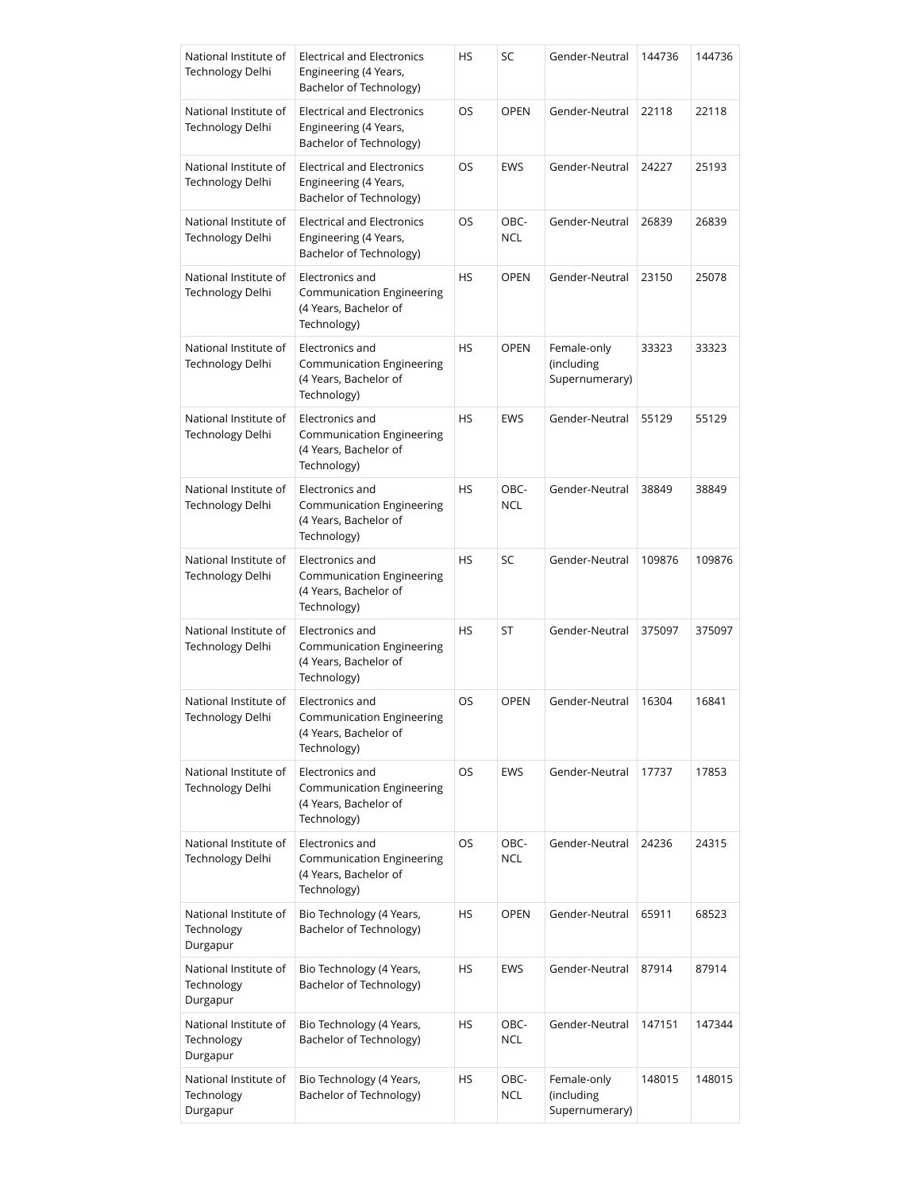| | | | | | | |
|---|---|---|---|---|---|---|
| National Institute of Technology Delhi | Electrical and Electronics Engineering (4 Years, Bachelor of Technology) | HS | SC | Gender-Neutral | 144736 | 144736 |
| National Institute of Technology Delhi | Electrical and Electronics Engineering (4 Years, Bachelor of Technology) | OS | OPEN | Gender-Neutral | 22118 | 22118 |
| National Institute of Technology Delhi | Electrical and Electronics Engineering (4 Years, Bachelor of Technology) | OS | EWS | Gender-Neutral | 24227 | 25193 |
| National Institute of Technology Delhi | Electrical and Electronics Engineering (4 Years, Bachelor of Technology) | OS | OBC-NCL | Gender-Neutral | 26839 | 26839 |
| National Institute of Technology Delhi | Electronics and Communication Engineering (4 Years, Bachelor of Technology) | HS | OPEN | Gender-Neutral | 23150 | 25078 |
| National Institute of Technology Delhi | Electronics and Communication Engineering (4 Years, Bachelor of Technology) | HS | OPEN | Female-only (including Supernumerary) | 33323 | 33323 |
| National Institute of Technology Delhi | Electronics and Communication Engineering (4 Years, Bachelor of Technology) | HS | EWS | Gender-Neutral | 55129 | 55129 |
| National Institute of Technology Delhi | Electronics and Communication Engineering (4 Years, Bachelor of Technology) | HS | OBC-NCL | Gender-Neutral | 38849 | 38849 |
| National Institute of Technology Delhi | Electronics and Communication Engineering (4 Years, Bachelor of Technology) | HS | SC | Gender-Neutral | 109876 | 109876 |
| National Institute of Technology Delhi | Electronics and Communication Engineering (4 Years, Bachelor of Technology) | HS | ST | Gender-Neutral | 375097 | 375097 |
| National Institute of Technology Delhi | Electronics and Communication Engineering (4 Years, Bachelor of Technology) | OS | OPEN | Gender-Neutral | 16304 | 16841 |
| National Institute of Technology Delhi | Electronics and Communication Engineering (4 Years, Bachelor of Technology) | OS | EWS | Gender-Neutral | 17737 | 17853 |
| National Institute of Technology Delhi | Electronics and Communication Engineering (4 Years, Bachelor of Technology) | OS | OBC-NCL | Gender-Neutral | 24236 | 24315 |
| National Institute of Technology Durgapur | Bio Technology (4 Years, Bachelor of Technology) | HS | OPEN | Gender-Neutral | 65911 | 68523 |
| National Institute of Technology Durgapur | Bio Technology (4 Years, Bachelor of Technology) | HS | EWS | Gender-Neutral | 87914 | 87914 |
| National Institute of Technology Durgapur | Bio Technology (4 Years, Bachelor of Technology) | HS | OBC-NCL | Gender-Neutral | 147151 | 147344 |
| National Institute of Technology Durgapur | Bio Technology (4 Years, Bachelor of Technology) | HS | OBC-NCL | Female-only (including Supernumerary) | 148015 | 148015 |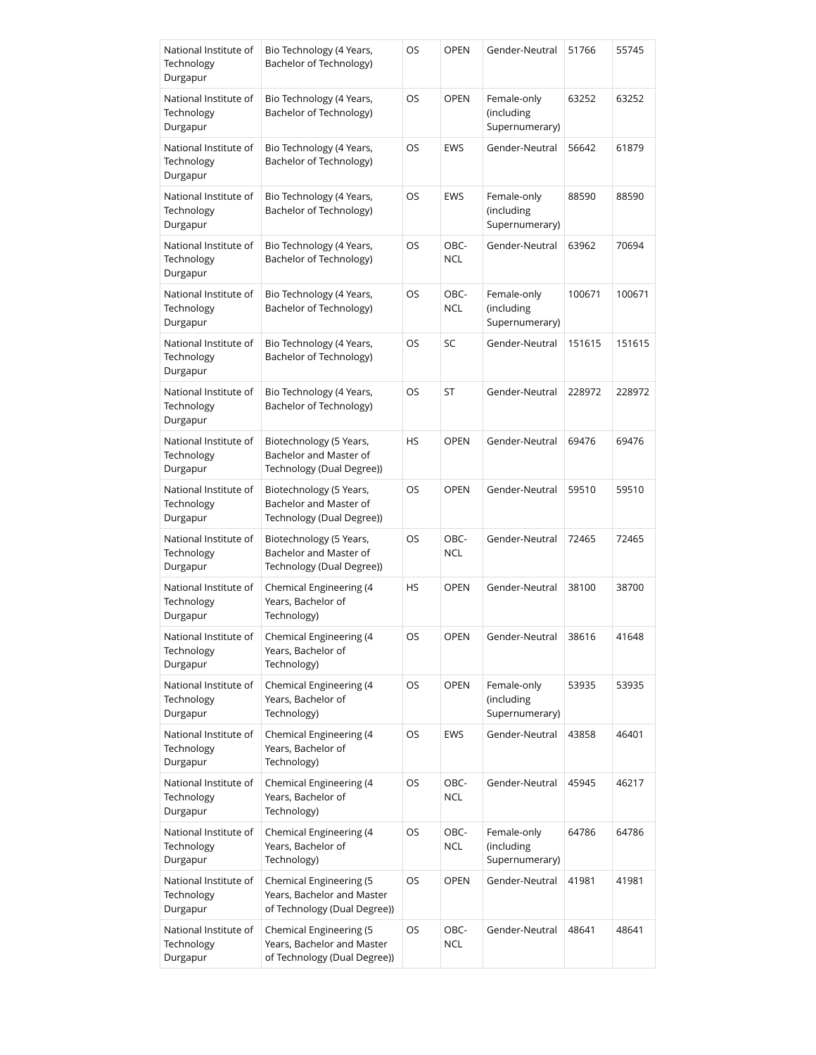| National Institute of Technology Durgapur | Bio Technology (4 Years, Bachelor of Technology) | OS | OPEN | Gender-Neutral | 51766 | 55745 |
|---|---|---|---|---|---|---|
| National Institute of Technology Durgapur | Bio Technology (4 Years, Bachelor of Technology) | OS | OPEN | Female-only (including Supernumerary) | 63252 | 63252 |
| National Institute of Technology Durgapur | Bio Technology (4 Years, Bachelor of Technology) | OS | EWS | Gender-Neutral | 56642 | 61879 |
| National Institute of Technology Durgapur | Bio Technology (4 Years, Bachelor of Technology) | OS | EWS | Female-only (including Supernumerary) | 88590 | 88590 |
| National Institute of Technology Durgapur | Bio Technology (4 Years, Bachelor of Technology) | OS | OBC-NCL | Gender-Neutral | 63962 | 70694 |
| National Institute of Technology Durgapur | Bio Technology (4 Years, Bachelor of Technology) | OS | OBC-NCL | Female-only (including Supernumerary) | 100671 | 100671 |
| National Institute of Technology Durgapur | Bio Technology (4 Years, Bachelor of Technology) | OS | SC | Gender-Neutral | 151615 | 151615 |
| National Institute of Technology Durgapur | Bio Technology (4 Years, Bachelor of Technology) | OS | ST | Gender-Neutral | 228972 | 228972 |
| National Institute of Technology Durgapur | Biotechnology (5 Years, Bachelor and Master of Technology (Dual Degree)) | HS | OPEN | Gender-Neutral | 69476 | 69476 |
| National Institute of Technology Durgapur | Biotechnology (5 Years, Bachelor and Master of Technology (Dual Degree)) | OS | OPEN | Gender-Neutral | 59510 | 59510 |
| National Institute of Technology Durgapur | Biotechnology (5 Years, Bachelor and Master of Technology (Dual Degree)) | OS | OBC-NCL | Gender-Neutral | 72465 | 72465 |
| National Institute of Technology Durgapur | Chemical Engineering (4 Years, Bachelor of Technology) | HS | OPEN | Gender-Neutral | 38100 | 38700 |
| National Institute of Technology Durgapur | Chemical Engineering (4 Years, Bachelor of Technology) | OS | OPEN | Gender-Neutral | 38616 | 41648 |
| National Institute of Technology Durgapur | Chemical Engineering (4 Years, Bachelor of Technology) | OS | OPEN | Female-only (including Supernumerary) | 53935 | 53935 |
| National Institute of Technology Durgapur | Chemical Engineering (4 Years, Bachelor of Technology) | OS | EWS | Gender-Neutral | 43858 | 46401 |
| National Institute of Technology Durgapur | Chemical Engineering (4 Years, Bachelor of Technology) | OS | OBC-NCL | Gender-Neutral | 45945 | 46217 |
| National Institute of Technology Durgapur | Chemical Engineering (4 Years, Bachelor of Technology) | OS | OBC-NCL | Female-only (including Supernumerary) | 64786 | 64786 |
| National Institute of Technology Durgapur | Chemical Engineering (5 Years, Bachelor and Master of Technology (Dual Degree)) | OS | OPEN | Gender-Neutral | 41981 | 41981 |
| National Institute of Technology Durgapur | Chemical Engineering (5 Years, Bachelor and Master of Technology (Dual Degree)) | OS | OBC-NCL | Gender-Neutral | 48641 | 48641 |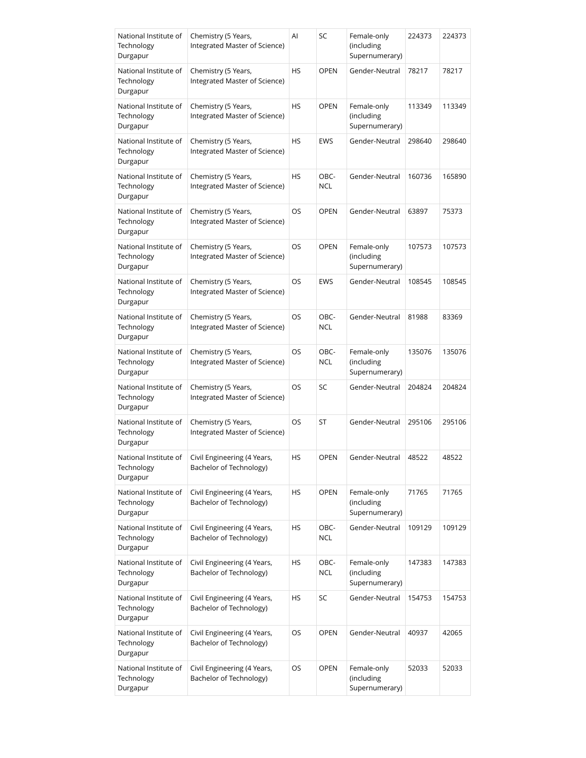| National Institute of Technology Durgapur | Chemistry (5 Years, Integrated Master of Science) | AI | SC | Female-only (including Supernumerary) | 224373 | 224373 |
|---|---|---|---|---|---|---|
| National Institute of Technology Durgapur | Chemistry (5 Years, Integrated Master of Science) | HS | OPEN | Gender-Neutral | 78217 | 78217 |
| National Institute of Technology Durgapur | Chemistry (5 Years, Integrated Master of Science) | HS | OPEN | Female-only (including Supernumerary) | 113349 | 113349 |
| National Institute of Technology Durgapur | Chemistry (5 Years, Integrated Master of Science) | HS | EWS | Gender-Neutral | 298640 | 298640 |
| National Institute of Technology Durgapur | Chemistry (5 Years, Integrated Master of Science) | HS | OBC-NCL | Gender-Neutral | 160736 | 165890 |
| National Institute of Technology Durgapur | Chemistry (5 Years, Integrated Master of Science) | OS | OPEN | Gender-Neutral | 63897 | 75373 |
| National Institute of Technology Durgapur | Chemistry (5 Years, Integrated Master of Science) | OS | OPEN | Female-only (including Supernumerary) | 107573 | 107573 |
| National Institute of Technology Durgapur | Chemistry (5 Years, Integrated Master of Science) | OS | EWS | Gender-Neutral | 108545 | 108545 |
| National Institute of Technology Durgapur | Chemistry (5 Years, Integrated Master of Science) | OS | OBC-NCL | Gender-Neutral | 81988 | 83369 |
| National Institute of Technology Durgapur | Chemistry (5 Years, Integrated Master of Science) | OS | OBC-NCL | Female-only (including Supernumerary) | 135076 | 135076 |
| National Institute of Technology Durgapur | Chemistry (5 Years, Integrated Master of Science) | OS | SC | Gender-Neutral | 204824 | 204824 |
| National Institute of Technology Durgapur | Chemistry (5 Years, Integrated Master of Science) | OS | ST | Gender-Neutral | 295106 | 295106 |
| National Institute of Technology Durgapur | Civil Engineering (4 Years, Bachelor of Technology) | HS | OPEN | Gender-Neutral | 48522 | 48522 |
| National Institute of Technology Durgapur | Civil Engineering (4 Years, Bachelor of Technology) | HS | OPEN | Female-only (including Supernumerary) | 71765 | 71765 |
| National Institute of Technology Durgapur | Civil Engineering (4 Years, Bachelor of Technology) | HS | OBC-NCL | Gender-Neutral | 109129 | 109129 |
| National Institute of Technology Durgapur | Civil Engineering (4 Years, Bachelor of Technology) | HS | OBC-NCL | Female-only (including Supernumerary) | 147383 | 147383 |
| National Institute of Technology Durgapur | Civil Engineering (4 Years, Bachelor of Technology) | HS | SC | Gender-Neutral | 154753 | 154753 |
| National Institute of Technology Durgapur | Civil Engineering (4 Years, Bachelor of Technology) | OS | OPEN | Gender-Neutral | 40937 | 42065 |
| National Institute of Technology Durgapur | Civil Engineering (4 Years, Bachelor of Technology) | OS | OPEN | Female-only (including Supernumerary) | 52033 | 52033 |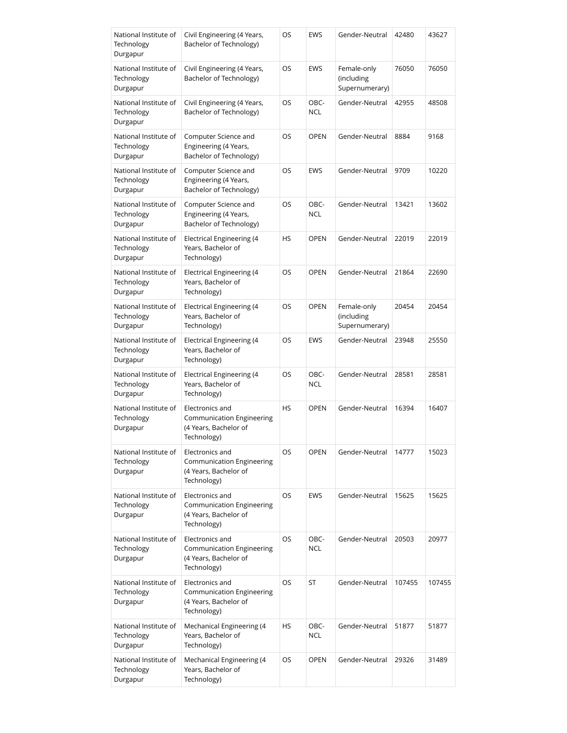| National Institute of Technology Durgapur | Civil Engineering (4 Years, Bachelor of Technology) | OS | EWS | Gender-Neutral | 42480 | 43627 |
|---|---|---|---|---|---|---|
| National Institute of Technology Durgapur | Civil Engineering (4 Years, Bachelor of Technology) | OS | EWS | Female-only (including Supernumerary) | 76050 | 76050 |
| National Institute of Technology Durgapur | Civil Engineering (4 Years, Bachelor of Technology) | OS | OBC-NCL | Gender-Neutral | 42955 | 48508 |
| National Institute of Technology Durgapur | Computer Science and Engineering (4 Years, Bachelor of Technology) | OS | OPEN | Gender-Neutral | 8884 | 9168 |
| National Institute of Technology Durgapur | Computer Science and Engineering (4 Years, Bachelor of Technology) | OS | EWS | Gender-Neutral | 9709 | 10220 |
| National Institute of Technology Durgapur | Computer Science and Engineering (4 Years, Bachelor of Technology) | OS | OBC-NCL | Gender-Neutral | 13421 | 13602 |
| National Institute of Technology Durgapur | Electrical Engineering (4 Years, Bachelor of Technology) | HS | OPEN | Gender-Neutral | 22019 | 22019 |
| National Institute of Technology Durgapur | Electrical Engineering (4 Years, Bachelor of Technology) | OS | OPEN | Gender-Neutral | 21864 | 22690 |
| National Institute of Technology Durgapur | Electrical Engineering (4 Years, Bachelor of Technology) | OS | OPEN | Female-only (including Supernumerary) | 20454 | 20454 |
| National Institute of Technology Durgapur | Electrical Engineering (4 Years, Bachelor of Technology) | OS | EWS | Gender-Neutral | 23948 | 25550 |
| National Institute of Technology Durgapur | Electrical Engineering (4 Years, Bachelor of Technology) | OS | OBC-NCL | Gender-Neutral | 28581 | 28581 |
| National Institute of Technology Durgapur | Electronics and Communication Engineering (4 Years, Bachelor of Technology) | HS | OPEN | Gender-Neutral | 16394 | 16407 |
| National Institute of Technology Durgapur | Electronics and Communication Engineering (4 Years, Bachelor of Technology) | OS | OPEN | Gender-Neutral | 14777 | 15023 |
| National Institute of Technology Durgapur | Electronics and Communication Engineering (4 Years, Bachelor of Technology) | OS | EWS | Gender-Neutral | 15625 | 15625 |
| National Institute of Technology Durgapur | Electronics and Communication Engineering (4 Years, Bachelor of Technology) | OS | OBC-NCL | Gender-Neutral | 20503 | 20977 |
| National Institute of Technology Durgapur | Electronics and Communication Engineering (4 Years, Bachelor of Technology) | OS | ST | Gender-Neutral | 107455 | 107455 |
| National Institute of Technology Durgapur | Mechanical Engineering (4 Years, Bachelor of Technology) | HS | OBC-NCL | Gender-Neutral | 51877 | 51877 |
| National Institute of Technology Durgapur | Mechanical Engineering (4 Years, Bachelor of Technology) | OS | OPEN | Gender-Neutral | 29326 | 31489 |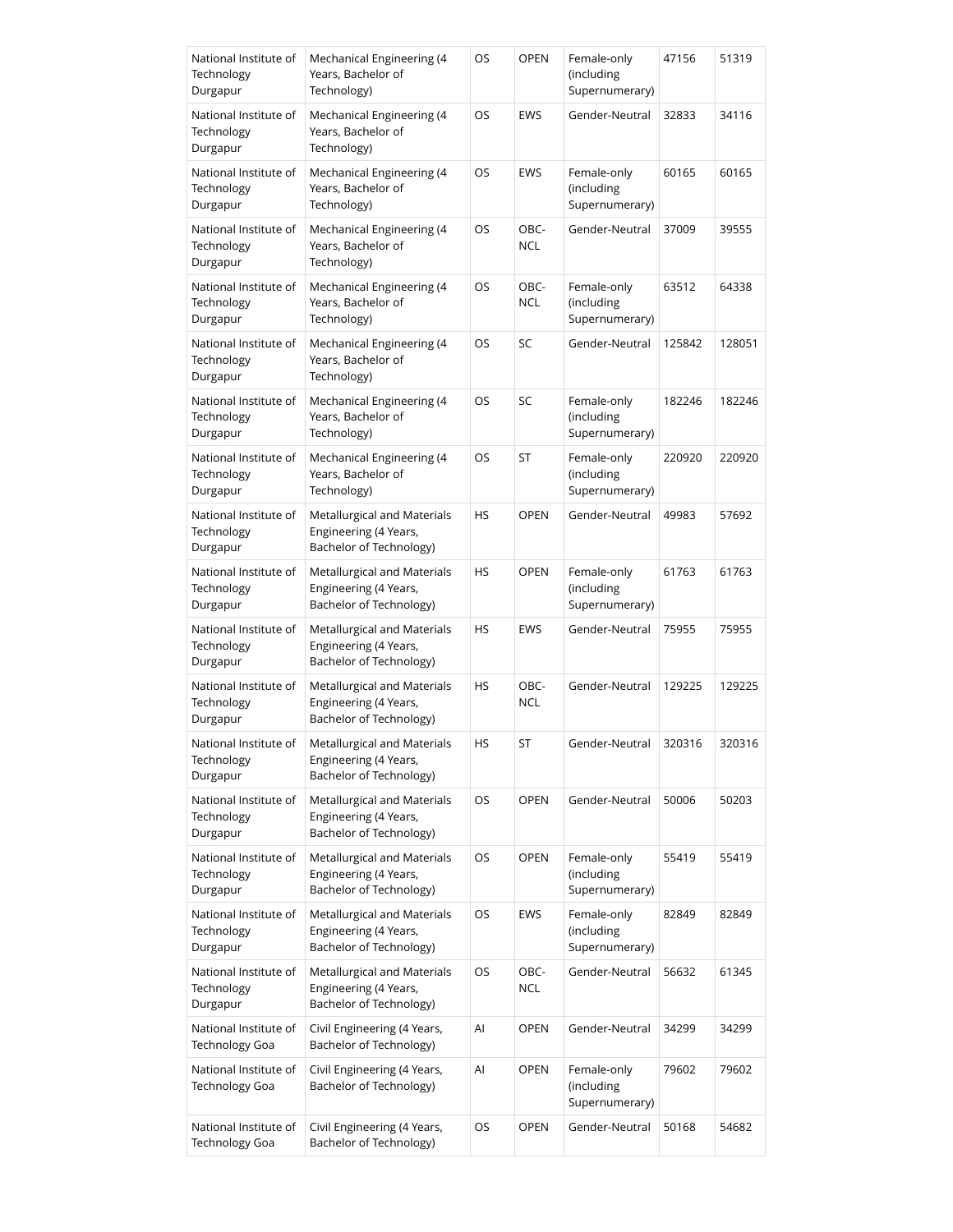| National Institute of Technology Durgapur | Mechanical Engineering (4 Years, Bachelor of Technology) | OS | OPEN | Female-only (including Supernumerary) | 47156 | 51319 |
|---|---|---|---|---|---|---|
| National Institute of Technology Durgapur | Mechanical Engineering (4 Years, Bachelor of Technology) | OS | EWS | Gender-Neutral | 32833 | 34116 |
| National Institute of Technology Durgapur | Mechanical Engineering (4 Years, Bachelor of Technology) | OS | EWS | Female-only (including Supernumerary) | 60165 | 60165 |
| National Institute of Technology Durgapur | Mechanical Engineering (4 Years, Bachelor of Technology) | OS | OBC-NCL | Gender-Neutral | 37009 | 39555 |
| National Institute of Technology Durgapur | Mechanical Engineering (4 Years, Bachelor of Technology) | OS | OBC-NCL | Female-only (including Supernumerary) | 63512 | 64338 |
| National Institute of Technology Durgapur | Mechanical Engineering (4 Years, Bachelor of Technology) | OS | SC | Gender-Neutral | 125842 | 128051 |
| National Institute of Technology Durgapur | Mechanical Engineering (4 Years, Bachelor of Technology) | OS | SC | Female-only (including Supernumerary) | 182246 | 182246 |
| National Institute of Technology Durgapur | Mechanical Engineering (4 Years, Bachelor of Technology) | OS | ST | Female-only (including Supernumerary) | 220920 | 220920 |
| National Institute of Technology Durgapur | Metallurgical and Materials Engineering (4 Years, Bachelor of Technology) | HS | OPEN | Gender-Neutral | 49983 | 57692 |
| National Institute of Technology Durgapur | Metallurgical and Materials Engineering (4 Years, Bachelor of Technology) | HS | OPEN | Female-only (including Supernumerary) | 61763 | 61763 |
| National Institute of Technology Durgapur | Metallurgical and Materials Engineering (4 Years, Bachelor of Technology) | HS | EWS | Gender-Neutral | 75955 | 75955 |
| National Institute of Technology Durgapur | Metallurgical and Materials Engineering (4 Years, Bachelor of Technology) | HS | OBC-NCL | Gender-Neutral | 129225 | 129225 |
| National Institute of Technology Durgapur | Metallurgical and Materials Engineering (4 Years, Bachelor of Technology) | HS | ST | Gender-Neutral | 320316 | 320316 |
| National Institute of Technology Durgapur | Metallurgical and Materials Engineering (4 Years, Bachelor of Technology) | OS | OPEN | Gender-Neutral | 50006 | 50203 |
| National Institute of Technology Durgapur | Metallurgical and Materials Engineering (4 Years, Bachelor of Technology) | OS | OPEN | Female-only (including Supernumerary) | 55419 | 55419 |
| National Institute of Technology Durgapur | Metallurgical and Materials Engineering (4 Years, Bachelor of Technology) | OS | EWS | Female-only (including Supernumerary) | 82849 | 82849 |
| National Institute of Technology Durgapur | Metallurgical and Materials Engineering (4 Years, Bachelor of Technology) | OS | OBC-NCL | Gender-Neutral | 56632 | 61345 |
| National Institute of Technology Goa | Civil Engineering (4 Years, Bachelor of Technology) | AI | OPEN | Gender-Neutral | 34299 | 34299 |
| National Institute of Technology Goa | Civil Engineering (4 Years, Bachelor of Technology) | AI | OPEN | Female-only (including Supernumerary) | 79602 | 79602 |
| National Institute of Technology Goa | Civil Engineering (4 Years, Bachelor of Technology) | OS | OPEN | Gender-Neutral | 50168 | 54682 |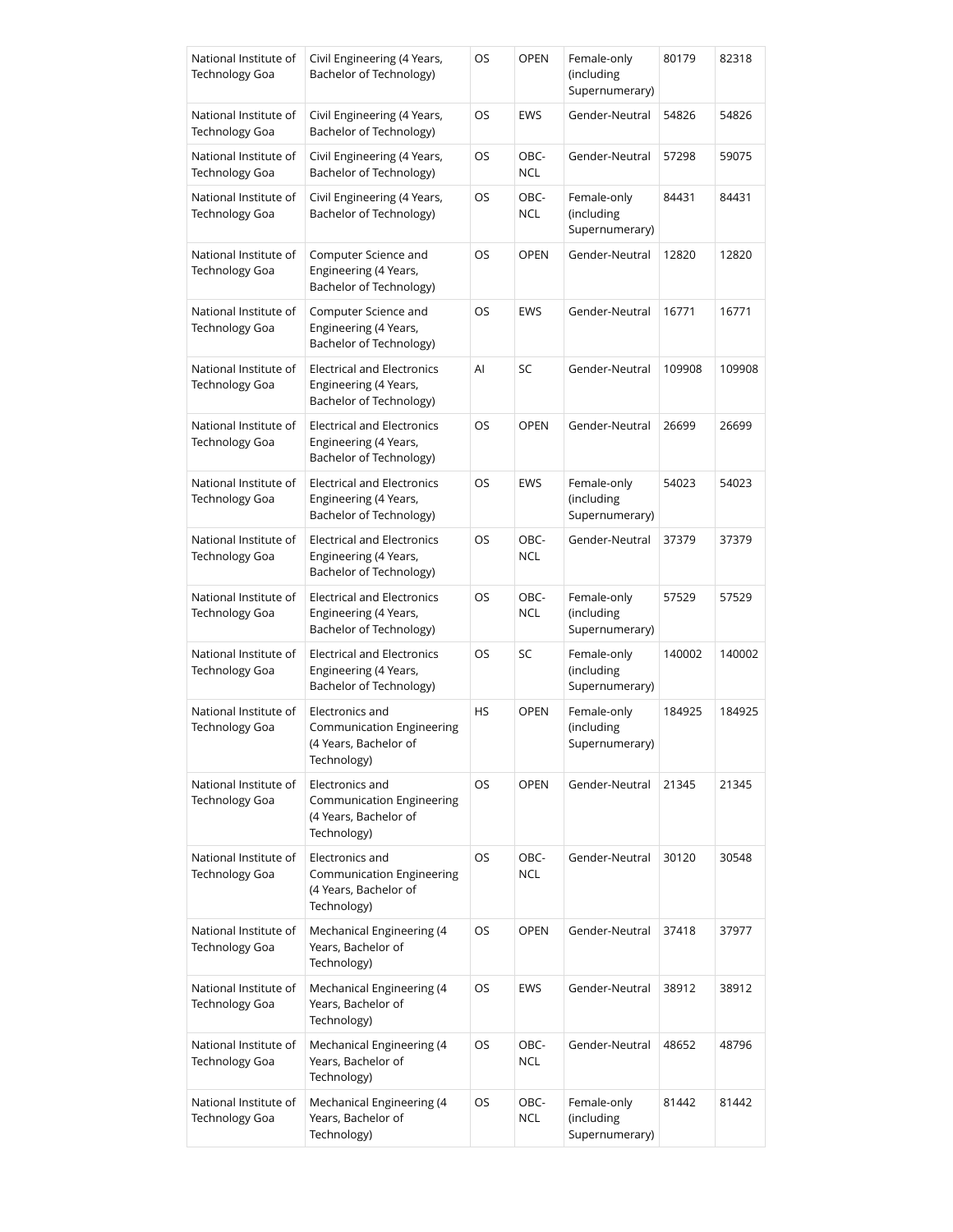| National Institute of Technology Goa | Civil Engineering (4 Years, Bachelor of Technology) | OS | OPEN | Female-only (including Supernumerary) | 80179 | 82318 |
|---|---|---|---|---|---|---|
| National Institute of Technology Goa | Civil Engineering (4 Years, Bachelor of Technology) | OS | EWS | Gender-Neutral | 54826 | 54826 |
| National Institute of Technology Goa | Civil Engineering (4 Years, Bachelor of Technology) | OS | OBC-NCL | Gender-Neutral | 57298 | 59075 |
| National Institute of Technology Goa | Civil Engineering (4 Years, Bachelor of Technology) | OS | OBC-NCL | Female-only (including Supernumerary) | 84431 | 84431 |
| National Institute of Technology Goa | Computer Science and Engineering (4 Years, Bachelor of Technology) | OS | OPEN | Gender-Neutral | 12820 | 12820 |
| National Institute of Technology Goa | Computer Science and Engineering (4 Years, Bachelor of Technology) | OS | EWS | Gender-Neutral | 16771 | 16771 |
| National Institute of Technology Goa | Electrical and Electronics Engineering (4 Years, Bachelor of Technology) | AI | SC | Gender-Neutral | 109908 | 109908 |
| National Institute of Technology Goa | Electrical and Electronics Engineering (4 Years, Bachelor of Technology) | OS | OPEN | Gender-Neutral | 26699 | 26699 |
| National Institute of Technology Goa | Electrical and Electronics Engineering (4 Years, Bachelor of Technology) | OS | EWS | Female-only (including Supernumerary) | 54023 | 54023 |
| National Institute of Technology Goa | Electrical and Electronics Engineering (4 Years, Bachelor of Technology) | OS | OBC-NCL | Gender-Neutral | 37379 | 37379 |
| National Institute of Technology Goa | Electrical and Electronics Engineering (4 Years, Bachelor of Technology) | OS | OBC-NCL | Female-only (including Supernumerary) | 57529 | 57529 |
| National Institute of Technology Goa | Electrical and Electronics Engineering (4 Years, Bachelor of Technology) | OS | SC | Female-only (including Supernumerary) | 140002 | 140002 |
| National Institute of Technology Goa | Electronics and Communication Engineering (4 Years, Bachelor of Technology) | HS | OPEN | Female-only (including Supernumerary) | 184925 | 184925 |
| National Institute of Technology Goa | Electronics and Communication Engineering (4 Years, Bachelor of Technology) | OS | OPEN | Gender-Neutral | 21345 | 21345 |
| National Institute of Technology Goa | Electronics and Communication Engineering (4 Years, Bachelor of Technology) | OS | OBC-NCL | Gender-Neutral | 30120 | 30548 |
| National Institute of Technology Goa | Mechanical Engineering (4 Years, Bachelor of Technology) | OS | OPEN | Gender-Neutral | 37418 | 37977 |
| National Institute of Technology Goa | Mechanical Engineering (4 Years, Bachelor of Technology) | OS | EWS | Gender-Neutral | 38912 | 38912 |
| National Institute of Technology Goa | Mechanical Engineering (4 Years, Bachelor of Technology) | OS | OBC-NCL | Gender-Neutral | 48652 | 48796 |
| National Institute of Technology Goa | Mechanical Engineering (4 Years, Bachelor of Technology) | OS | OBC-NCL | Female-only (including Supernumerary) | 81442 | 81442 |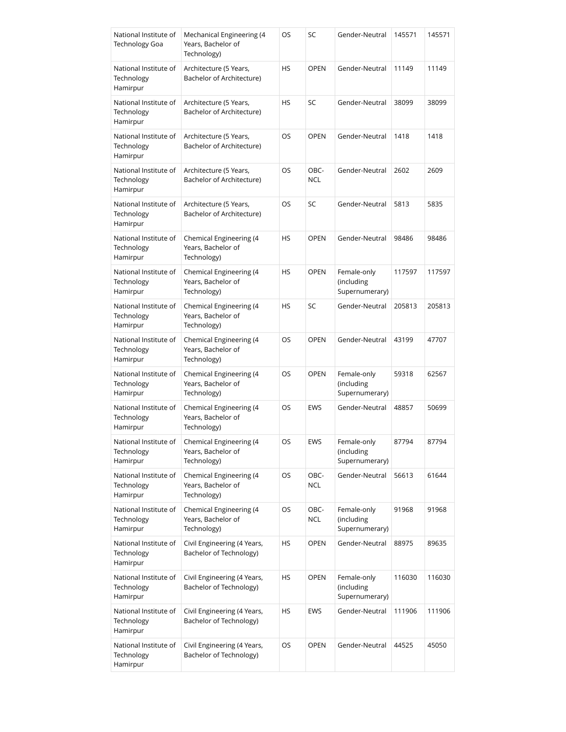| National Institute of Technology Goa | Mechanical Engineering (4 Years, Bachelor of Technology) | OS | SC | Gender-Neutral | 145571 | 145571 |
|---|---|---|---|---|---|---|
| National Institute of Technology Hamirpur | Architecture (5 Years, Bachelor of Architecture) | HS | OPEN | Gender-Neutral | 11149 | 11149 |
| National Institute of Technology Hamirpur | Architecture (5 Years, Bachelor of Architecture) | HS | SC | Gender-Neutral | 38099 | 38099 |
| National Institute of Technology Hamirpur | Architecture (5 Years, Bachelor of Architecture) | OS | OPEN | Gender-Neutral | 1418 | 1418 |
| National Institute of Technology Hamirpur | Architecture (5 Years, Bachelor of Architecture) | OS | OBC-NCL | Gender-Neutral | 2602 | 2609 |
| National Institute of Technology Hamirpur | Architecture (5 Years, Bachelor of Architecture) | OS | SC | Gender-Neutral | 5813 | 5835 |
| National Institute of Technology Hamirpur | Chemical Engineering (4 Years, Bachelor of Technology) | HS | OPEN | Gender-Neutral | 98486 | 98486 |
| National Institute of Technology Hamirpur | Chemical Engineering (4 Years, Bachelor of Technology) | HS | OPEN | Female-only (including Supernumerary) | 117597 | 117597 |
| National Institute of Technology Hamirpur | Chemical Engineering (4 Years, Bachelor of Technology) | HS | SC | Gender-Neutral | 205813 | 205813 |
| National Institute of Technology Hamirpur | Chemical Engineering (4 Years, Bachelor of Technology) | OS | OPEN | Gender-Neutral | 43199 | 47707 |
| National Institute of Technology Hamirpur | Chemical Engineering (4 Years, Bachelor of Technology) | OS | OPEN | Female-only (including Supernumerary) | 59318 | 62567 |
| National Institute of Technology Hamirpur | Chemical Engineering (4 Years, Bachelor of Technology) | OS | EWS | Gender-Neutral | 48857 | 50699 |
| National Institute of Technology Hamirpur | Chemical Engineering (4 Years, Bachelor of Technology) | OS | EWS | Female-only (including Supernumerary) | 87794 | 87794 |
| National Institute of Technology Hamirpur | Chemical Engineering (4 Years, Bachelor of Technology) | OS | OBC-NCL | Gender-Neutral | 56613 | 61644 |
| National Institute of Technology Hamirpur | Chemical Engineering (4 Years, Bachelor of Technology) | OS | OBC-NCL | Female-only (including Supernumerary) | 91968 | 91968 |
| National Institute of Technology Hamirpur | Civil Engineering (4 Years, Bachelor of Technology) | HS | OPEN | Gender-Neutral | 88975 | 89635 |
| National Institute of Technology Hamirpur | Civil Engineering (4 Years, Bachelor of Technology) | HS | OPEN | Female-only (including Supernumerary) | 116030 | 116030 |
| National Institute of Technology Hamirpur | Civil Engineering (4 Years, Bachelor of Technology) | HS | EWS | Gender-Neutral | 111906 | 111906 |
| National Institute of Technology Hamirpur | Civil Engineering (4 Years, Bachelor of Technology) | OS | OPEN | Gender-Neutral | 44525 | 45050 |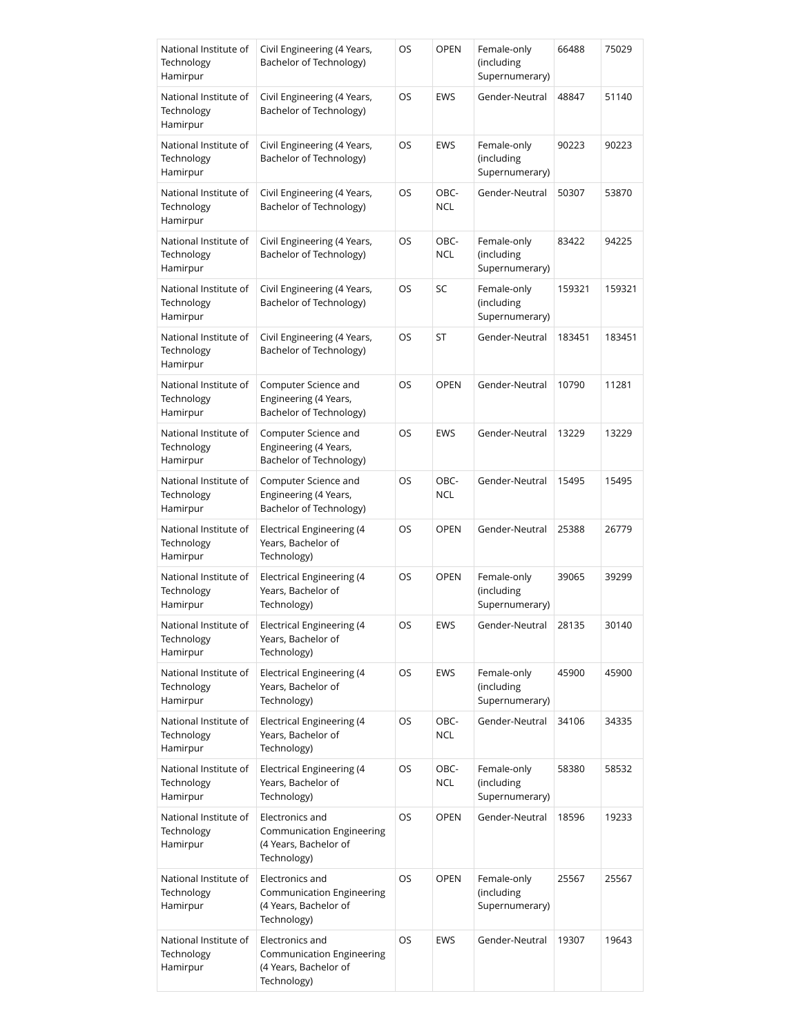| National Institute of Technology Hamirpur | Civil Engineering (4 Years, Bachelor of Technology) | OS | OPEN | Female-only (including Supernumerary) | 66488 | 75029 |
|---|---|---|---|---|---|---|
| National Institute of Technology Hamirpur | Civil Engineering (4 Years, Bachelor of Technology) | OS | EWS | Gender-Neutral | 48847 | 51140 |
| National Institute of Technology Hamirpur | Civil Engineering (4 Years, Bachelor of Technology) | OS | EWS | Female-only (including Supernumerary) | 90223 | 90223 |
| National Institute of Technology Hamirpur | Civil Engineering (4 Years, Bachelor of Technology) | OS | OBC-NCL | Gender-Neutral | 50307 | 53870 |
| National Institute of Technology Hamirpur | Civil Engineering (4 Years, Bachelor of Technology) | OS | OBC-NCL | Female-only (including Supernumerary) | 83422 | 94225 |
| National Institute of Technology Hamirpur | Civil Engineering (4 Years, Bachelor of Technology) | OS | SC | Female-only (including Supernumerary) | 159321 | 159321 |
| National Institute of Technology Hamirpur | Civil Engineering (4 Years, Bachelor of Technology) | OS | ST | Gender-Neutral | 183451 | 183451 |
| National Institute of Technology Hamirpur | Computer Science and Engineering (4 Years, Bachelor of Technology) | OS | OPEN | Gender-Neutral | 10790 | 11281 |
| National Institute of Technology Hamirpur | Computer Science and Engineering (4 Years, Bachelor of Technology) | OS | EWS | Gender-Neutral | 13229 | 13229 |
| National Institute of Technology Hamirpur | Computer Science and Engineering (4 Years, Bachelor of Technology) | OS | OBC-NCL | Gender-Neutral | 15495 | 15495 |
| National Institute of Technology Hamirpur | Electrical Engineering (4 Years, Bachelor of Technology) | OS | OPEN | Gender-Neutral | 25388 | 26779 |
| National Institute of Technology Hamirpur | Electrical Engineering (4 Years, Bachelor of Technology) | OS | OPEN | Female-only (including Supernumerary) | 39065 | 39299 |
| National Institute of Technology Hamirpur | Electrical Engineering (4 Years, Bachelor of Technology) | OS | EWS | Gender-Neutral | 28135 | 30140 |
| National Institute of Technology Hamirpur | Electrical Engineering (4 Years, Bachelor of Technology) | OS | EWS | Female-only (including Supernumerary) | 45900 | 45900 |
| National Institute of Technology Hamirpur | Electrical Engineering (4 Years, Bachelor of Technology) | OS | OBC-NCL | Gender-Neutral | 34106 | 34335 |
| National Institute of Technology Hamirpur | Electrical Engineering (4 Years, Bachelor of Technology) | OS | OBC-NCL | Female-only (including Supernumerary) | 58380 | 58532 |
| National Institute of Technology Hamirpur | Electronics and Communication Engineering (4 Years, Bachelor of Technology) | OS | OPEN | Gender-Neutral | 18596 | 19233 |
| National Institute of Technology Hamirpur | Electronics and Communication Engineering (4 Years, Bachelor of Technology) | OS | OPEN | Female-only (including Supernumerary) | 25567 | 25567 |
| National Institute of Technology Hamirpur | Electronics and Communication Engineering (4 Years, Bachelor of Technology) | OS | EWS | Gender-Neutral | 19307 | 19643 |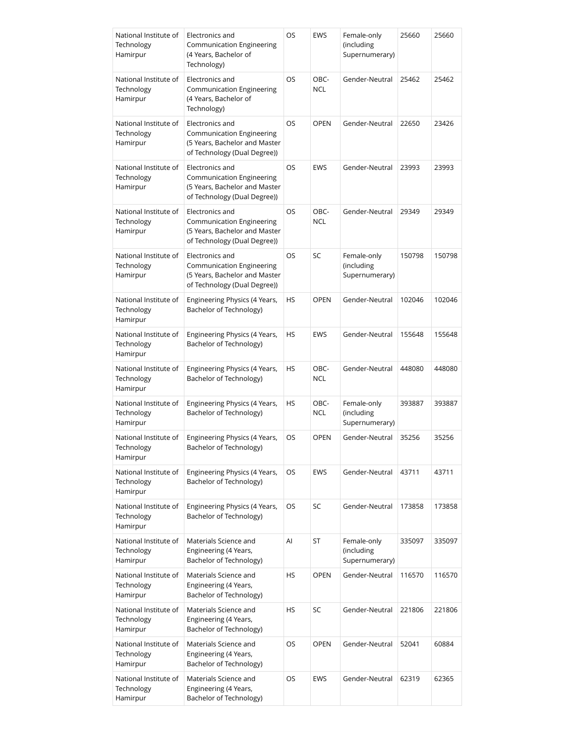| National Institute of Technology Hamirpur | Electronics and Communication Engineering (4 Years, Bachelor of Technology) | OS | EWS | Female-only (including Supernumerary) | 25660 | 25660 |
|---|---|---|---|---|---|---|
| National Institute of Technology Hamirpur | Electronics and Communication Engineering (4 Years, Bachelor of Technology) | OS | OBC-NCL | Gender-Neutral | 25462 | 25462 |
| National Institute of Technology Hamirpur | Electronics and Communication Engineering (5 Years, Bachelor and Master of Technology (Dual Degree)) | OS | OPEN | Gender-Neutral | 22650 | 23426 |
| National Institute of Technology Hamirpur | Electronics and Communication Engineering (5 Years, Bachelor and Master of Technology (Dual Degree)) | OS | EWS | Gender-Neutral | 23993 | 23993 |
| National Institute of Technology Hamirpur | Electronics and Communication Engineering (5 Years, Bachelor and Master of Technology (Dual Degree)) | OS | OBC-NCL | Gender-Neutral | 29349 | 29349 |
| National Institute of Technology Hamirpur | Electronics and Communication Engineering (5 Years, Bachelor and Master of Technology (Dual Degree)) | OS | SC | Female-only (including Supernumerary) | 150798 | 150798 |
| National Institute of Technology Hamirpur | Engineering Physics (4 Years, Bachelor of Technology) | HS | OPEN | Gender-Neutral | 102046 | 102046 |
| National Institute of Technology Hamirpur | Engineering Physics (4 Years, Bachelor of Technology) | HS | EWS | Gender-Neutral | 155648 | 155648 |
| National Institute of Technology Hamirpur | Engineering Physics (4 Years, Bachelor of Technology) | HS | OBC-NCL | Gender-Neutral | 448080 | 448080 |
| National Institute of Technology Hamirpur | Engineering Physics (4 Years, Bachelor of Technology) | HS | OBC-NCL | Female-only (including Supernumerary) | 393887 | 393887 |
| National Institute of Technology Hamirpur | Engineering Physics (4 Years, Bachelor of Technology) | OS | OPEN | Gender-Neutral | 35256 | 35256 |
| National Institute of Technology Hamirpur | Engineering Physics (4 Years, Bachelor of Technology) | OS | EWS | Gender-Neutral | 43711 | 43711 |
| National Institute of Technology Hamirpur | Engineering Physics (4 Years, Bachelor of Technology) | OS | SC | Gender-Neutral | 173858 | 173858 |
| National Institute of Technology Hamirpur | Materials Science and Engineering (4 Years, Bachelor of Technology) | AI | ST | Female-only (including Supernumerary) | 335097 | 335097 |
| National Institute of Technology Hamirpur | Materials Science and Engineering (4 Years, Bachelor of Technology) | HS | OPEN | Gender-Neutral | 116570 | 116570 |
| National Institute of Technology Hamirpur | Materials Science and Engineering (4 Years, Bachelor of Technology) | HS | SC | Gender-Neutral | 221806 | 221806 |
| National Institute of Technology Hamirpur | Materials Science and Engineering (4 Years, Bachelor of Technology) | OS | OPEN | Gender-Neutral | 52041 | 60884 |
| National Institute of Technology Hamirpur | Materials Science and Engineering (4 Years, Bachelor of Technology) | OS | EWS | Gender-Neutral | 62319 | 62365 |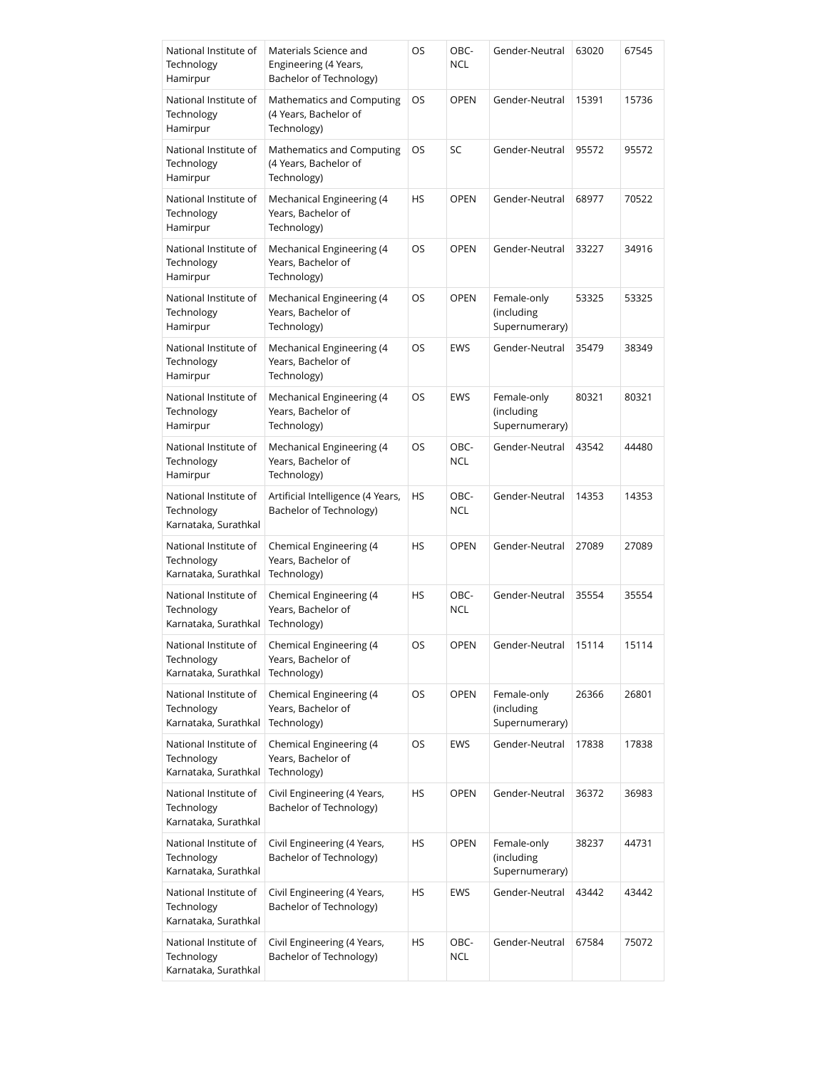| | | | | | | |
|---|---|---|---|---|---|---|
| National Institute of Technology Hamirpur | Materials Science and Engineering (4 Years, Bachelor of Technology) | OS | OBC-NCL | Gender-Neutral | 63020 | 67545 |
| National Institute of Technology Hamirpur | Mathematics and Computing (4 Years, Bachelor of Technology) | OS | OPEN | Gender-Neutral | 15391 | 15736 |
| National Institute of Technology Hamirpur | Mathematics and Computing (4 Years, Bachelor of Technology) | OS | SC | Gender-Neutral | 95572 | 95572 |
| National Institute of Technology Hamirpur | Mechanical Engineering (4 Years, Bachelor of Technology) | HS | OPEN | Gender-Neutral | 68977 | 70522 |
| National Institute of Technology Hamirpur | Mechanical Engineering (4 Years, Bachelor of Technology) | OS | OPEN | Gender-Neutral | 33227 | 34916 |
| National Institute of Technology Hamirpur | Mechanical Engineering (4 Years, Bachelor of Technology) | OS | OPEN | Female-only (including Supernumerary) | 53325 | 53325 |
| National Institute of Technology Hamirpur | Mechanical Engineering (4 Years, Bachelor of Technology) | OS | EWS | Gender-Neutral | 35479 | 38349 |
| National Institute of Technology Hamirpur | Mechanical Engineering (4 Years, Bachelor of Technology) | OS | EWS | Female-only (including Supernumerary) | 80321 | 80321 |
| National Institute of Technology Hamirpur | Mechanical Engineering (4 Years, Bachelor of Technology) | OS | OBC-NCL | Gender-Neutral | 43542 | 44480 |
| National Institute of Technology Karnataka, Surathkal | Artificial Intelligence (4 Years, Bachelor of Technology) | HS | OBC-NCL | Gender-Neutral | 14353 | 14353 |
| National Institute of Technology Karnataka, Surathkal | Chemical Engineering (4 Years, Bachelor of Technology) | HS | OPEN | Gender-Neutral | 27089 | 27089 |
| National Institute of Technology Karnataka, Surathkal | Chemical Engineering (4 Years, Bachelor of Technology) | HS | OBC-NCL | Gender-Neutral | 35554 | 35554 |
| National Institute of Technology Karnataka, Surathkal | Chemical Engineering (4 Years, Bachelor of Technology) | OS | OPEN | Gender-Neutral | 15114 | 15114 |
| National Institute of Technology Karnataka, Surathkal | Chemical Engineering (4 Years, Bachelor of Technology) | OS | OPEN | Female-only (including Supernumerary) | 26366 | 26801 |
| National Institute of Technology Karnataka, Surathkal | Chemical Engineering (4 Years, Bachelor of Technology) | OS | EWS | Gender-Neutral | 17838 | 17838 |
| National Institute of Technology Karnataka, Surathkal | Civil Engineering (4 Years, Bachelor of Technology) | HS | OPEN | Gender-Neutral | 36372 | 36983 |
| National Institute of Technology Karnataka, Surathkal | Civil Engineering (4 Years, Bachelor of Technology) | HS | OPEN | Female-only (including Supernumerary) | 38237 | 44731 |
| National Institute of Technology Karnataka, Surathkal | Civil Engineering (4 Years, Bachelor of Technology) | HS | EWS | Gender-Neutral | 43442 | 43442 |
| National Institute of Technology Karnataka, Surathkal | Civil Engineering (4 Years, Bachelor of Technology) | HS | OBC-NCL | Gender-Neutral | 67584 | 75072 |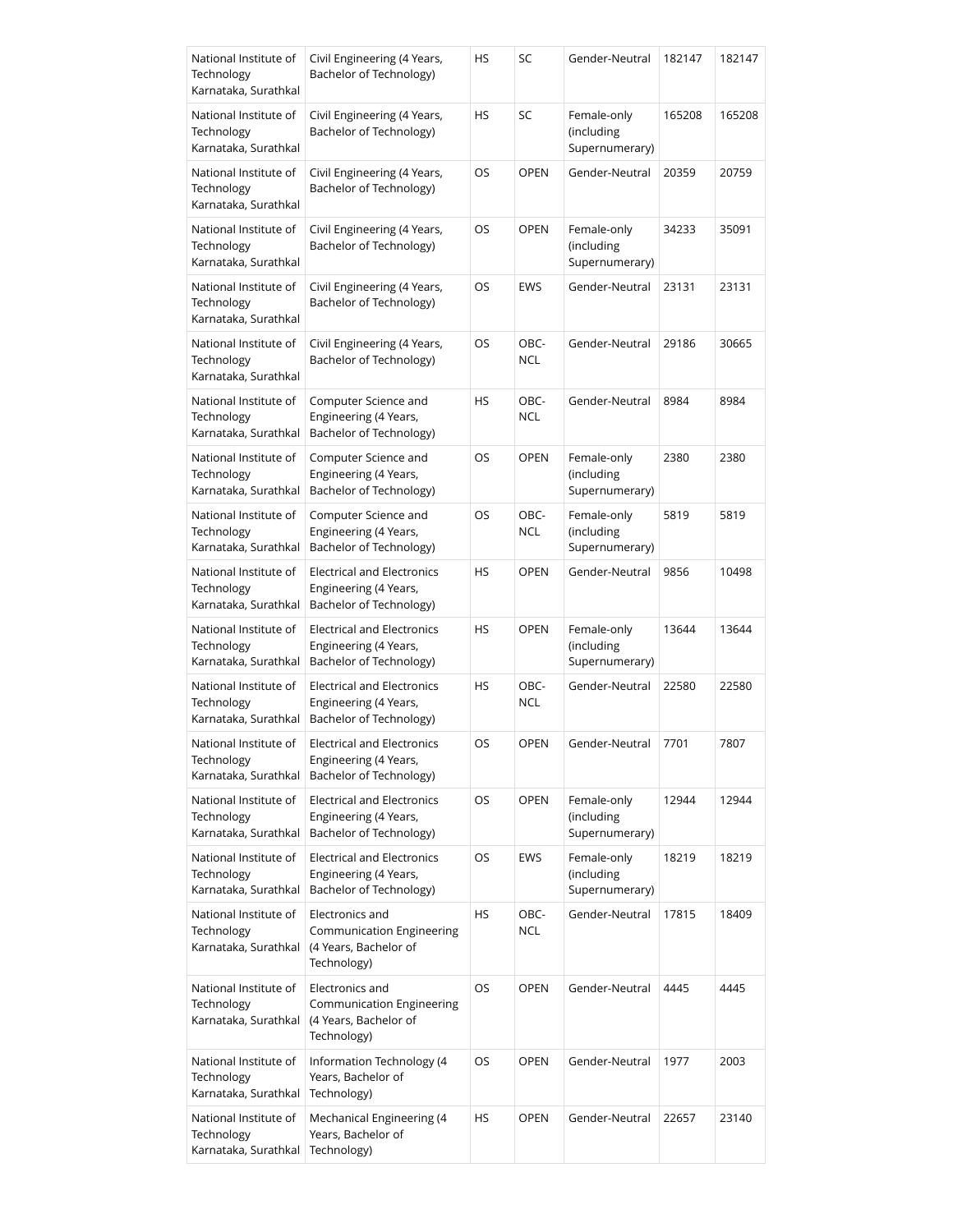| National Institute of Technology Karnataka, Surathkal | Civil Engineering (4 Years, Bachelor of Technology) | HS | SC | Gender-Neutral | 182147 | 182147 |
|---|---|---|---|---|---|---|
| National Institute of Technology Karnataka, Surathkal | Civil Engineering (4 Years, Bachelor of Technology) | HS | SC | Female-only (including Supernumerary) | 165208 | 165208 |
| National Institute of Technology Karnataka, Surathkal | Civil Engineering (4 Years, Bachelor of Technology) | OS | OPEN | Gender-Neutral | 20359 | 20759 |
| National Institute of Technology Karnataka, Surathkal | Civil Engineering (4 Years, Bachelor of Technology) | OS | OPEN | Female-only (including Supernumerary) | 34233 | 35091 |
| National Institute of Technology Karnataka, Surathkal | Civil Engineering (4 Years, Bachelor of Technology) | OS | EWS | Gender-Neutral | 23131 | 23131 |
| National Institute of Technology Karnataka, Surathkal | Civil Engineering (4 Years, Bachelor of Technology) | OS | OBC-NCL | Gender-Neutral | 29186 | 30665 |
| National Institute of Technology Karnataka, Surathkal | Computer Science and Engineering (4 Years, Bachelor of Technology) | HS | OBC-NCL | Gender-Neutral | 8984 | 8984 |
| National Institute of Technology Karnataka, Surathkal | Computer Science and Engineering (4 Years, Bachelor of Technology) | OS | OPEN | Female-only (including Supernumerary) | 2380 | 2380 |
| National Institute of Technology Karnataka, Surathkal | Computer Science and Engineering (4 Years, Bachelor of Technology) | OS | OBC-NCL | Female-only (including Supernumerary) | 5819 | 5819 |
| National Institute of Technology Karnataka, Surathkal | Electrical and Electronics Engineering (4 Years, Bachelor of Technology) | HS | OPEN | Gender-Neutral | 9856 | 10498 |
| National Institute of Technology Karnataka, Surathkal | Electrical and Electronics Engineering (4 Years, Bachelor of Technology) | HS | OPEN | Female-only (including Supernumerary) | 13644 | 13644 |
| National Institute of Technology Karnataka, Surathkal | Electrical and Electronics Engineering (4 Years, Bachelor of Technology) | HS | OBC-NCL | Gender-Neutral | 22580 | 22580 |
| National Institute of Technology Karnataka, Surathkal | Electrical and Electronics Engineering (4 Years, Bachelor of Technology) | OS | OPEN | Gender-Neutral | 7701 | 7807 |
| National Institute of Technology Karnataka, Surathkal | Electrical and Electronics Engineering (4 Years, Bachelor of Technology) | OS | OPEN | Female-only (including Supernumerary) | 12944 | 12944 |
| National Institute of Technology Karnataka, Surathkal | Electrical and Electronics Engineering (4 Years, Bachelor of Technology) | OS | EWS | Female-only (including Supernumerary) | 18219 | 18219 |
| National Institute of Technology Karnataka, Surathkal | Electronics and Communication Engineering (4 Years, Bachelor of Technology) | HS | OBC-NCL | Gender-Neutral | 17815 | 18409 |
| National Institute of Technology Karnataka, Surathkal | Electronics and Communication Engineering (4 Years, Bachelor of Technology) | OS | OPEN | Gender-Neutral | 4445 | 4445 |
| National Institute of Technology Karnataka, Surathkal | Information Technology (4 Years, Bachelor of Technology) | OS | OPEN | Gender-Neutral | 1977 | 2003 |
| National Institute of Technology Karnataka, Surathkal | Mechanical Engineering (4 Years, Bachelor of Technology) | HS | OPEN | Gender-Neutral | 22657 | 23140 |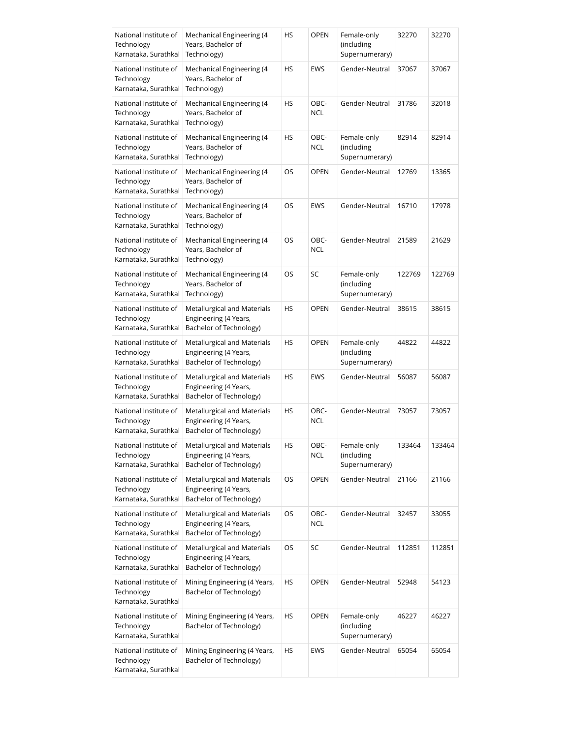| National Institute of Technology Karnataka, Surathkal | Mechanical Engineering (4 Years, Bachelor of Technology) | HS | OPEN | Female-only (including Supernumerary) | 32270 | 32270 |
|---|---|---|---|---|---|---|
| National Institute of Technology Karnataka, Surathkal | Mechanical Engineering (4 Years, Bachelor of Technology) | HS | EWS | Gender-Neutral | 37067 | 37067 |
| National Institute of Technology Karnataka, Surathkal | Mechanical Engineering (4 Years, Bachelor of Technology) | HS | OBC-NCL | Gender-Neutral | 31786 | 32018 |
| National Institute of Technology Karnataka, Surathkal | Mechanical Engineering (4 Years, Bachelor of Technology) | HS | OBC-NCL | Female-only (including Supernumerary) | 82914 | 82914 |
| National Institute of Technology Karnataka, Surathkal | Mechanical Engineering (4 Years, Bachelor of Technology) | OS | OPEN | Gender-Neutral | 12769 | 13365 |
| National Institute of Technology Karnataka, Surathkal | Mechanical Engineering (4 Years, Bachelor of Technology) | OS | EWS | Gender-Neutral | 16710 | 17978 |
| National Institute of Technology Karnataka, Surathkal | Mechanical Engineering (4 Years, Bachelor of Technology) | OS | OBC-NCL | Gender-Neutral | 21589 | 21629 |
| National Institute of Technology Karnataka, Surathkal | Mechanical Engineering (4 Years, Bachelor of Technology) | OS | SC | Female-only (including Supernumerary) | 122769 | 122769 |
| National Institute of Technology Karnataka, Surathkal | Metallurgical and Materials Engineering (4 Years, Bachelor of Technology) | HS | OPEN | Gender-Neutral | 38615 | 38615 |
| National Institute of Technology Karnataka, Surathkal | Metallurgical and Materials Engineering (4 Years, Bachelor of Technology) | HS | OPEN | Female-only (including Supernumerary) | 44822 | 44822 |
| National Institute of Technology Karnataka, Surathkal | Metallurgical and Materials Engineering (4 Years, Bachelor of Technology) | HS | EWS | Gender-Neutral | 56087 | 56087 |
| National Institute of Technology Karnataka, Surathkal | Metallurgical and Materials Engineering (4 Years, Bachelor of Technology) | HS | OBC-NCL | Gender-Neutral | 73057 | 73057 |
| National Institute of Technology Karnataka, Surathkal | Metallurgical and Materials Engineering (4 Years, Bachelor of Technology) | HS | OBC-NCL | Female-only (including Supernumerary) | 133464 | 133464 |
| National Institute of Technology Karnataka, Surathkal | Metallurgical and Materials Engineering (4 Years, Bachelor of Technology) | OS | OPEN | Gender-Neutral | 21166 | 21166 |
| National Institute of Technology Karnataka, Surathkal | Metallurgical and Materials Engineering (4 Years, Bachelor of Technology) | OS | OBC-NCL | Gender-Neutral | 32457 | 33055 |
| National Institute of Technology Karnataka, Surathkal | Metallurgical and Materials Engineering (4 Years, Bachelor of Technology) | OS | SC | Gender-Neutral | 112851 | 112851 |
| National Institute of Technology Karnataka, Surathkal | Mining Engineering (4 Years, Bachelor of Technology) | HS | OPEN | Gender-Neutral | 52948 | 54123 |
| National Institute of Technology Karnataka, Surathkal | Mining Engineering (4 Years, Bachelor of Technology) | HS | OPEN | Female-only (including Supernumerary) | 46227 | 46227 |
| National Institute of Technology Karnataka, Surathkal | Mining Engineering (4 Years, Bachelor of Technology) | HS | EWS | Gender-Neutral | 65054 | 65054 |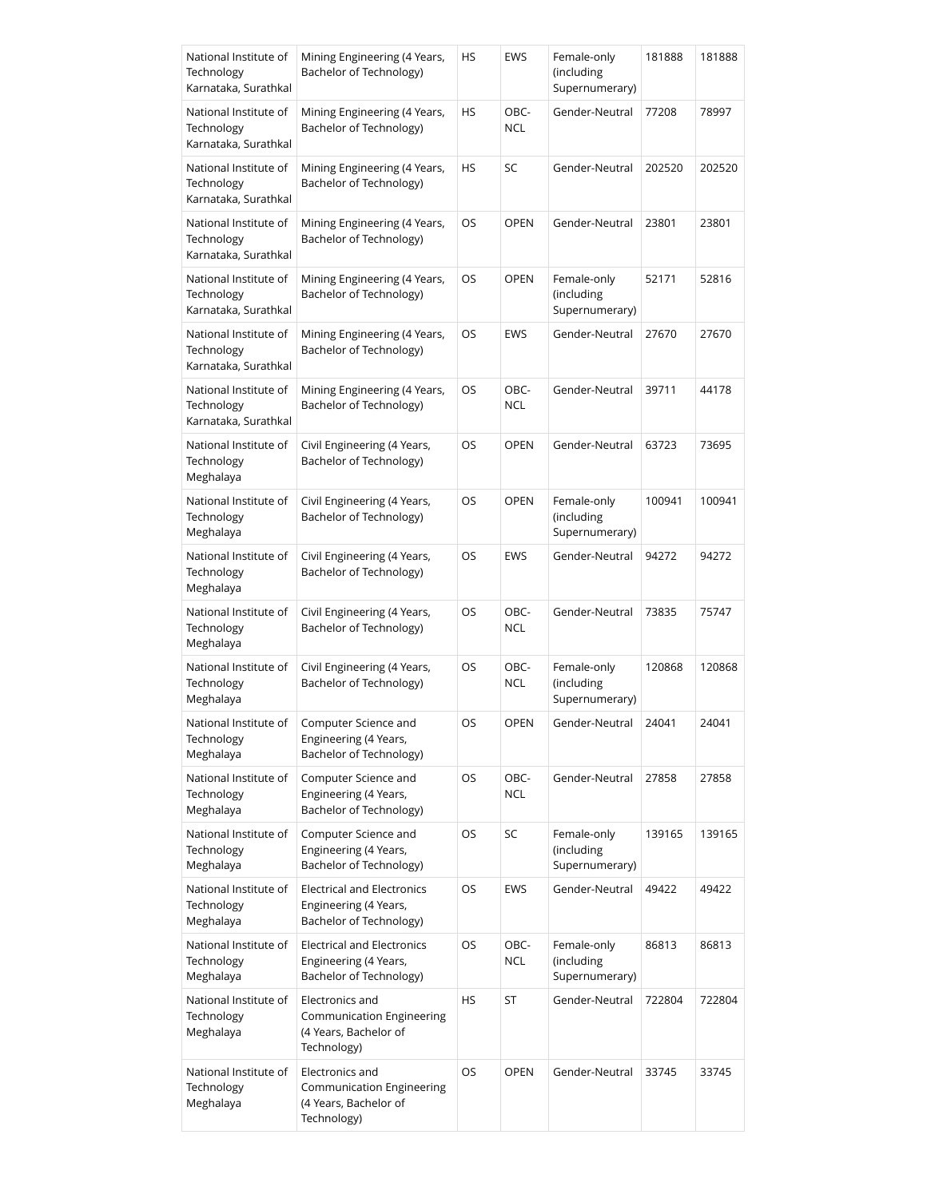| National Institute of Technology Karnataka, Surathkal | Mining Engineering (4 Years, Bachelor of Technology) | HS | EWS | Female-only (including Supernumerary) | 181888 | 181888 |
|---|---|---|---|---|---|---|
| National Institute of Technology Karnataka, Surathkal | Mining Engineering (4 Years, Bachelor of Technology) | HS | OBC-NCL | Gender-Neutral | 77208 | 78997 |
| National Institute of Technology Karnataka, Surathkal | Mining Engineering (4 Years, Bachelor of Technology) | HS | SC | Gender-Neutral | 202520 | 202520 |
| National Institute of Technology Karnataka, Surathkal | Mining Engineering (4 Years, Bachelor of Technology) | OS | OPEN | Gender-Neutral | 23801 | 23801 |
| National Institute of Technology Karnataka, Surathkal | Mining Engineering (4 Years, Bachelor of Technology) | OS | OPEN | Female-only (including Supernumerary) | 52171 | 52816 |
| National Institute of Technology Karnataka, Surathkal | Mining Engineering (4 Years, Bachelor of Technology) | OS | EWS | Gender-Neutral | 27670 | 27670 |
| National Institute of Technology Karnataka, Surathkal | Mining Engineering (4 Years, Bachelor of Technology) | OS | OBC-NCL | Gender-Neutral | 39711 | 44178 |
| National Institute of Technology Meghalaya | Civil Engineering (4 Years, Bachelor of Technology) | OS | OPEN | Gender-Neutral | 63723 | 73695 |
| National Institute of Technology Meghalaya | Civil Engineering (4 Years, Bachelor of Technology) | OS | OPEN | Female-only (including Supernumerary) | 100941 | 100941 |
| National Institute of Technology Meghalaya | Civil Engineering (4 Years, Bachelor of Technology) | OS | EWS | Gender-Neutral | 94272 | 94272 |
| National Institute of Technology Meghalaya | Civil Engineering (4 Years, Bachelor of Technology) | OS | OBC-NCL | Gender-Neutral | 73835 | 75747 |
| National Institute of Technology Meghalaya | Civil Engineering (4 Years, Bachelor of Technology) | OS | OBC-NCL | Female-only (including Supernumerary) | 120868 | 120868 |
| National Institute of Technology Meghalaya | Computer Science and Engineering (4 Years, Bachelor of Technology) | OS | OPEN | Gender-Neutral | 24041 | 24041 |
| National Institute of Technology Meghalaya | Computer Science and Engineering (4 Years, Bachelor of Technology) | OS | OBC-NCL | Gender-Neutral | 27858 | 27858 |
| National Institute of Technology Meghalaya | Computer Science and Engineering (4 Years, Bachelor of Technology) | OS | SC | Female-only (including Supernumerary) | 139165 | 139165 |
| National Institute of Technology Meghalaya | Electrical and Electronics Engineering (4 Years, Bachelor of Technology) | OS | EWS | Gender-Neutral | 49422 | 49422 |
| National Institute of Technology Meghalaya | Electrical and Electronics Engineering (4 Years, Bachelor of Technology) | OS | OBC-NCL | Female-only (including Supernumerary) | 86813 | 86813 |
| National Institute of Technology Meghalaya | Electronics and Communication Engineering (4 Years, Bachelor of Technology) | HS | ST | Gender-Neutral | 722804 | 722804 |
| National Institute of Technology Meghalaya | Electronics and Communication Engineering (4 Years, Bachelor of Technology) | OS | OPEN | Gender-Neutral | 33745 | 33745 |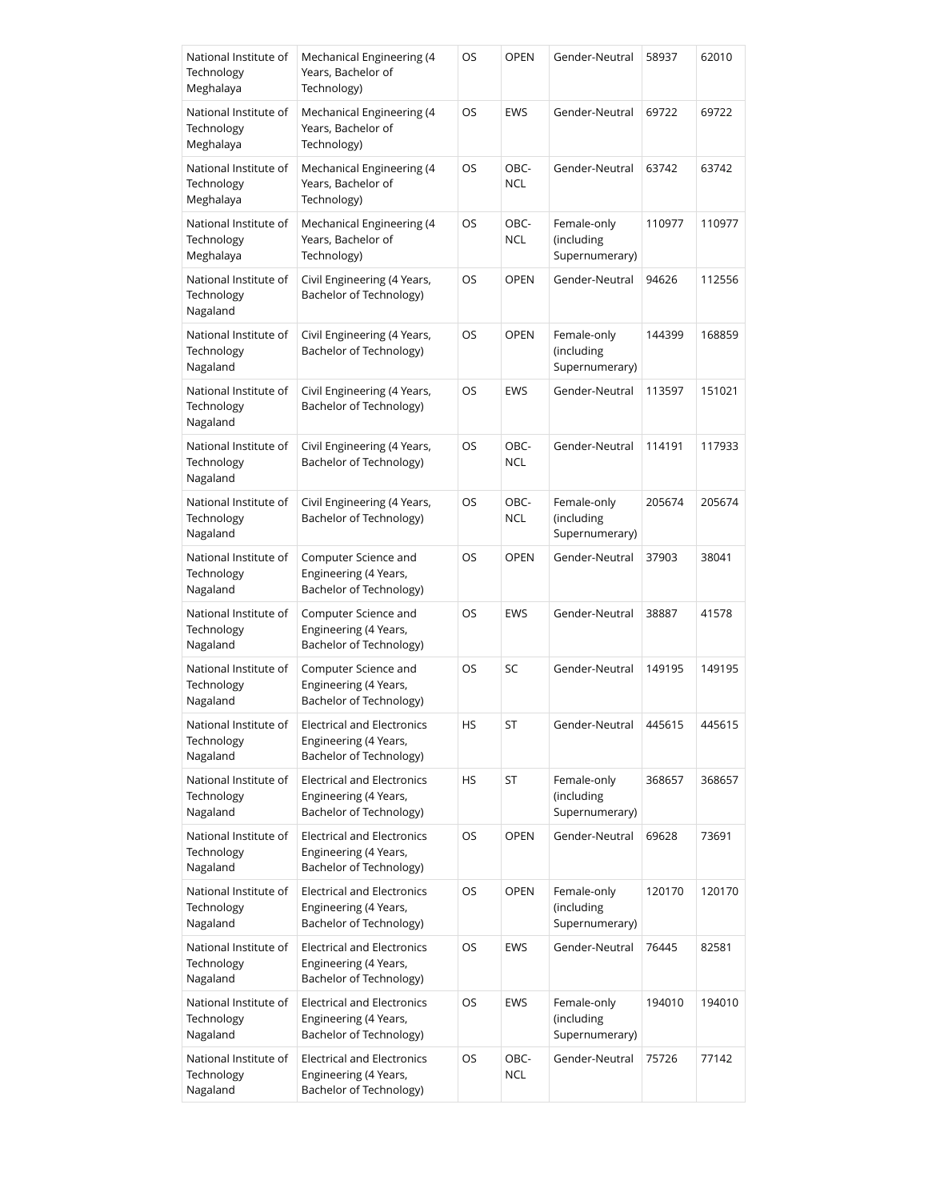| National Institute of Technology Meghalaya | Mechanical Engineering (4 Years, Bachelor of Technology) | OS | OPEN | Gender-Neutral | 58937 | 62010 |
|---|---|---|---|---|---|---|
| National Institute of Technology Meghalaya | Mechanical Engineering (4 Years, Bachelor of Technology) | OS | EWS | Gender-Neutral | 69722 | 69722 |
| National Institute of Technology Meghalaya | Mechanical Engineering (4 Years, Bachelor of Technology) | OS | OBC-NCL | Gender-Neutral | 63742 | 63742 |
| National Institute of Technology Meghalaya | Mechanical Engineering (4 Years, Bachelor of Technology) | OS | OBC-NCL | Female-only (including Supernumerary) | 110977 | 110977 |
| National Institute of Technology Nagaland | Civil Engineering (4 Years, Bachelor of Technology) | OS | OPEN | Gender-Neutral | 94626 | 112556 |
| National Institute of Technology Nagaland | Civil Engineering (4 Years, Bachelor of Technology) | OS | OPEN | Female-only (including Supernumerary) | 144399 | 168859 |
| National Institute of Technology Nagaland | Civil Engineering (4 Years, Bachelor of Technology) | OS | EWS | Gender-Neutral | 113597 | 151021 |
| National Institute of Technology Nagaland | Civil Engineering (4 Years, Bachelor of Technology) | OS | OBC-NCL | Gender-Neutral | 114191 | 117933 |
| National Institute of Technology Nagaland | Civil Engineering (4 Years, Bachelor of Technology) | OS | OBC-NCL | Female-only (including Supernumerary) | 205674 | 205674 |
| National Institute of Technology Nagaland | Computer Science and Engineering (4 Years, Bachelor of Technology) | OS | OPEN | Gender-Neutral | 37903 | 38041 |
| National Institute of Technology Nagaland | Computer Science and Engineering (4 Years, Bachelor of Technology) | OS | EWS | Gender-Neutral | 38887 | 41578 |
| National Institute of Technology Nagaland | Computer Science and Engineering (4 Years, Bachelor of Technology) | OS | SC | Gender-Neutral | 149195 | 149195 |
| National Institute of Technology Nagaland | Electrical and Electronics Engineering (4 Years, Bachelor of Technology) | HS | ST | Gender-Neutral | 445615 | 445615 |
| National Institute of Technology Nagaland | Electrical and Electronics Engineering (4 Years, Bachelor of Technology) | HS | ST | Female-only (including Supernumerary) | 368657 | 368657 |
| National Institute of Technology Nagaland | Electrical and Electronics Engineering (4 Years, Bachelor of Technology) | OS | OPEN | Gender-Neutral | 69628 | 73691 |
| National Institute of Technology Nagaland | Electrical and Electronics Engineering (4 Years, Bachelor of Technology) | OS | OPEN | Female-only (including Supernumerary) | 120170 | 120170 |
| National Institute of Technology Nagaland | Electrical and Electronics Engineering (4 Years, Bachelor of Technology) | OS | EWS | Gender-Neutral | 76445 | 82581 |
| National Institute of Technology Nagaland | Electrical and Electronics Engineering (4 Years, Bachelor of Technology) | OS | EWS | Female-only (including Supernumerary) | 194010 | 194010 |
| National Institute of Technology Nagaland | Electrical and Electronics Engineering (4 Years, Bachelor of Technology) | OS | OBC-NCL | Gender-Neutral | 75726 | 77142 |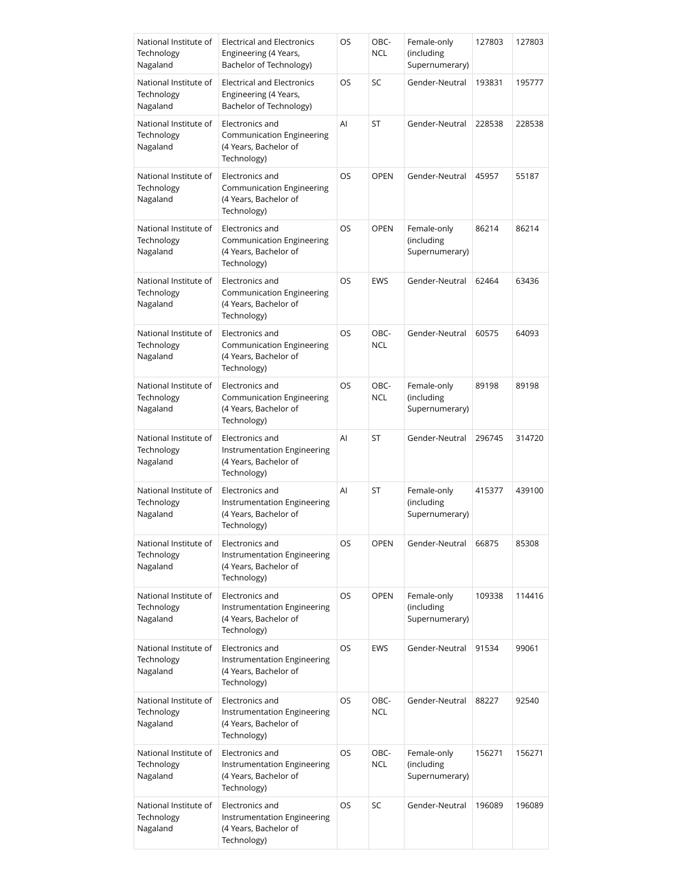| | | | | | | |
|---|---|---|---|---|---|---|
| National Institute of Technology Nagaland | Electrical and Electronics Engineering (4 Years, Bachelor of Technology) | OS | OBC-NCL | Female-only (including Supernumerary) | 127803 | 127803 |
| National Institute of Technology Nagaland | Electrical and Electronics Engineering (4 Years, Bachelor of Technology) | OS | SC | Gender-Neutral | 193831 | 195777 |
| National Institute of Technology Nagaland | Electronics and Communication Engineering (4 Years, Bachelor of Technology) | AI | ST | Gender-Neutral | 228538 | 228538 |
| National Institute of Technology Nagaland | Electronics and Communication Engineering (4 Years, Bachelor of Technology) | OS | OPEN | Gender-Neutral | 45957 | 55187 |
| National Institute of Technology Nagaland | Electronics and Communication Engineering (4 Years, Bachelor of Technology) | OS | OPEN | Female-only (including Supernumerary) | 86214 | 86214 |
| National Institute of Technology Nagaland | Electronics and Communication Engineering (4 Years, Bachelor of Technology) | OS | EWS | Gender-Neutral | 62464 | 63436 |
| National Institute of Technology Nagaland | Electronics and Communication Engineering (4 Years, Bachelor of Technology) | OS | OBC-NCL | Gender-Neutral | 60575 | 64093 |
| National Institute of Technology Nagaland | Electronics and Communication Engineering (4 Years, Bachelor of Technology) | OS | OBC-NCL | Female-only (including Supernumerary) | 89198 | 89198 |
| National Institute of Technology Nagaland | Electronics and Instrumentation Engineering (4 Years, Bachelor of Technology) | AI | ST | Gender-Neutral | 296745 | 314720 |
| National Institute of Technology Nagaland | Electronics and Instrumentation Engineering (4 Years, Bachelor of Technology) | AI | ST | Female-only (including Supernumerary) | 415377 | 439100 |
| National Institute of Technology Nagaland | Electronics and Instrumentation Engineering (4 Years, Bachelor of Technology) | OS | OPEN | Gender-Neutral | 66875 | 85308 |
| National Institute of Technology Nagaland | Electronics and Instrumentation Engineering (4 Years, Bachelor of Technology) | OS | OPEN | Female-only (including Supernumerary) | 109338 | 114416 |
| National Institute of Technology Nagaland | Electronics and Instrumentation Engineering (4 Years, Bachelor of Technology) | OS | EWS | Gender-Neutral | 91534 | 99061 |
| National Institute of Technology Nagaland | Electronics and Instrumentation Engineering (4 Years, Bachelor of Technology) | OS | OBC-NCL | Gender-Neutral | 88227 | 92540 |
| National Institute of Technology Nagaland | Electronics and Instrumentation Engineering (4 Years, Bachelor of Technology) | OS | OBC-NCL | Female-only (including Supernumerary) | 156271 | 156271 |
| National Institute of Technology Nagaland | Electronics and Instrumentation Engineering (4 Years, Bachelor of Technology) | OS | SC | Gender-Neutral | 196089 | 196089 |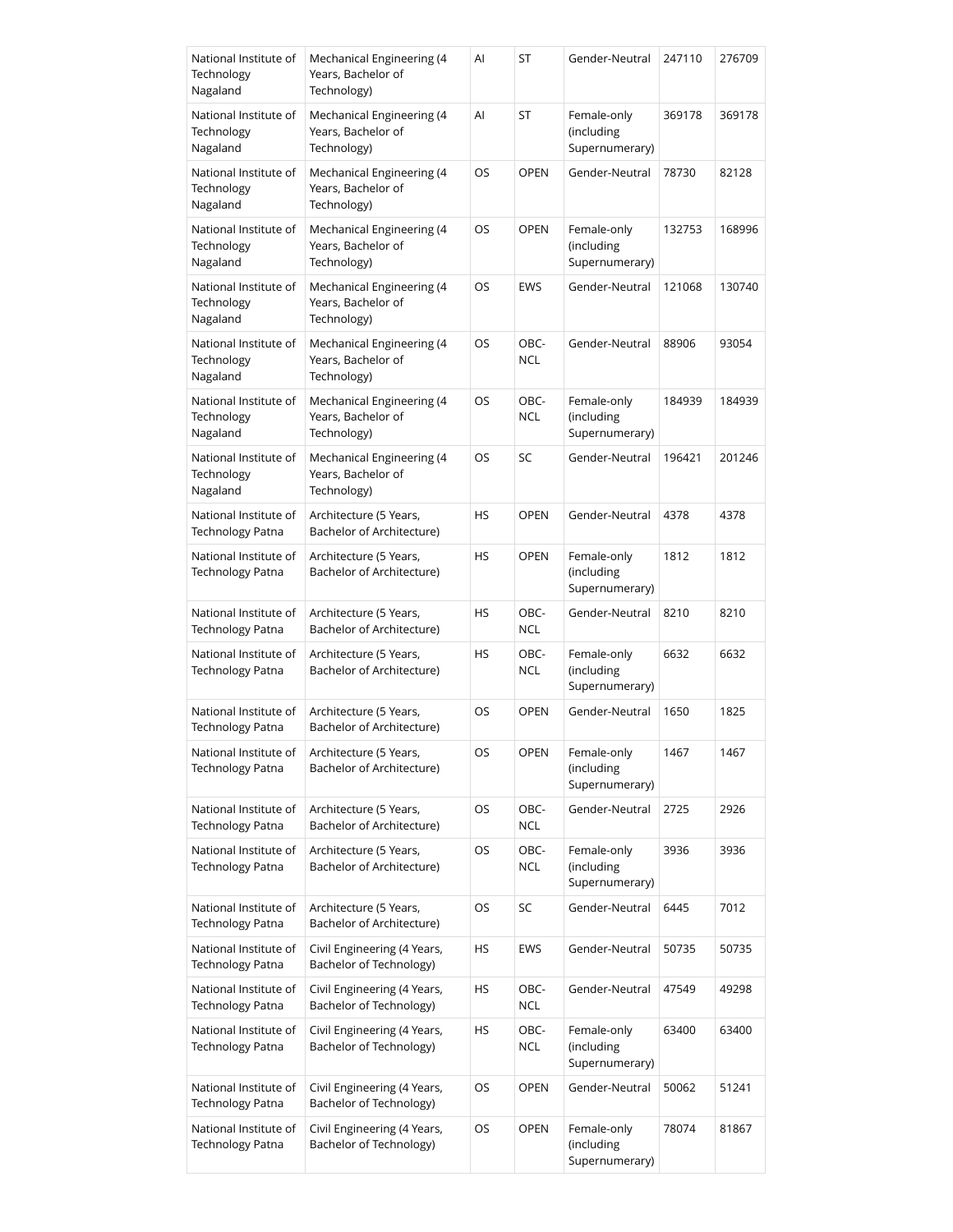| National Institute of Technology Nagaland | Mechanical Engineering (4 Years, Bachelor of Technology) | AI | ST | Gender-Neutral | 247110 | 276709 |
|---|---|---|---|---|---|---|
| National Institute of Technology Nagaland | Mechanical Engineering (4 Years, Bachelor of Technology) | AI | ST | Female-only (including Supernumerary) | 369178 | 369178 |
| National Institute of Technology Nagaland | Mechanical Engineering (4 Years, Bachelor of Technology) | OS | OPEN | Gender-Neutral | 78730 | 82128 |
| National Institute of Technology Nagaland | Mechanical Engineering (4 Years, Bachelor of Technology) | OS | OPEN | Female-only (including Supernumerary) | 132753 | 168996 |
| National Institute of Technology Nagaland | Mechanical Engineering (4 Years, Bachelor of Technology) | OS | EWS | Gender-Neutral | 121068 | 130740 |
| National Institute of Technology Nagaland | Mechanical Engineering (4 Years, Bachelor of Technology) | OS | OBC-NCL | Gender-Neutral | 88906 | 93054 |
| National Institute of Technology Nagaland | Mechanical Engineering (4 Years, Bachelor of Technology) | OS | OBC-NCL | Female-only (including Supernumerary) | 184939 | 184939 |
| National Institute of Technology Nagaland | Mechanical Engineering (4 Years, Bachelor of Technology) | OS | SC | Gender-Neutral | 196421 | 201246 |
| National Institute of Technology Patna | Architecture (5 Years, Bachelor of Architecture) | HS | OPEN | Gender-Neutral | 4378 | 4378 |
| National Institute of Technology Patna | Architecture (5 Years, Bachelor of Architecture) | HS | OPEN | Female-only (including Supernumerary) | 1812 | 1812 |
| National Institute of Technology Patna | Architecture (5 Years, Bachelor of Architecture) | HS | OBC-NCL | Gender-Neutral | 8210 | 8210 |
| National Institute of Technology Patna | Architecture (5 Years, Bachelor of Architecture) | HS | OBC-NCL | Female-only (including Supernumerary) | 6632 | 6632 |
| National Institute of Technology Patna | Architecture (5 Years, Bachelor of Architecture) | OS | OPEN | Gender-Neutral | 1650 | 1825 |
| National Institute of Technology Patna | Architecture (5 Years, Bachelor of Architecture) | OS | OPEN | Female-only (including Supernumerary) | 1467 | 1467 |
| National Institute of Technology Patna | Architecture (5 Years, Bachelor of Architecture) | OS | OBC-NCL | Gender-Neutral | 2725 | 2926 |
| National Institute of Technology Patna | Architecture (5 Years, Bachelor of Architecture) | OS | OBC-NCL | Female-only (including Supernumerary) | 3936 | 3936 |
| National Institute of Technology Patna | Architecture (5 Years, Bachelor of Architecture) | OS | SC | Gender-Neutral | 6445 | 7012 |
| National Institute of Technology Patna | Civil Engineering (4 Years, Bachelor of Technology) | HS | EWS | Gender-Neutral | 50735 | 50735 |
| National Institute of Technology Patna | Civil Engineering (4 Years, Bachelor of Technology) | HS | OBC-NCL | Gender-Neutral | 47549 | 49298 |
| National Institute of Technology Patna | Civil Engineering (4 Years, Bachelor of Technology) | HS | OBC-NCL | Female-only (including Supernumerary) | 63400 | 63400 |
| National Institute of Technology Patna | Civil Engineering (4 Years, Bachelor of Technology) | OS | OPEN | Gender-Neutral | 50062 | 51241 |
| National Institute of Technology Patna | Civil Engineering (4 Years, Bachelor of Technology) | OS | OPEN | Female-only (including Supernumerary) | 78074 | 81867 |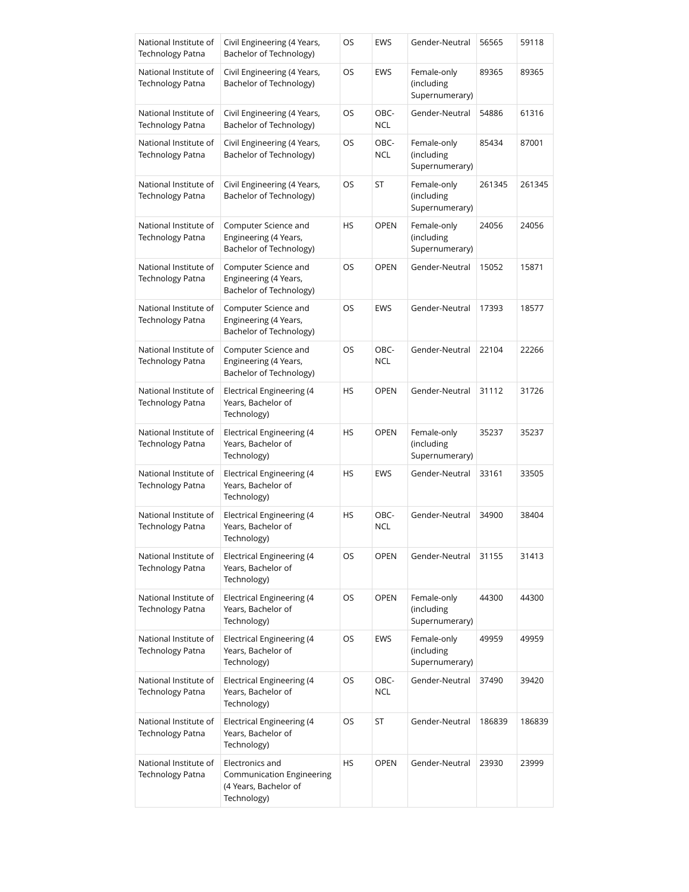| National Institute of Technology Patna | Civil Engineering (4 Years, Bachelor of Technology) | OS | EWS | Gender-Neutral | 56565 | 59118 |
|---|---|---|---|---|---|---|
| National Institute of Technology Patna | Civil Engineering (4 Years, Bachelor of Technology) | OS | EWS | Female-only (including Supernumerary) | 89365 | 89365 |
| National Institute of Technology Patna | Civil Engineering (4 Years, Bachelor of Technology) | OS | OBC-NCL | Gender-Neutral | 54886 | 61316 |
| National Institute of Technology Patna | Civil Engineering (4 Years, Bachelor of Technology) | OS | OBC-NCL | Female-only (including Supernumerary) | 85434 | 87001 |
| National Institute of Technology Patna | Civil Engineering (4 Years, Bachelor of Technology) | OS | ST | Female-only (including Supernumerary) | 261345 | 261345 |
| National Institute of Technology Patna | Computer Science and Engineering (4 Years, Bachelor of Technology) | HS | OPEN | Female-only (including Supernumerary) | 24056 | 24056 |
| National Institute of Technology Patna | Computer Science and Engineering (4 Years, Bachelor of Technology) | OS | OPEN | Gender-Neutral | 15052 | 15871 |
| National Institute of Technology Patna | Computer Science and Engineering (4 Years, Bachelor of Technology) | OS | EWS | Gender-Neutral | 17393 | 18577 |
| National Institute of Technology Patna | Computer Science and Engineering (4 Years, Bachelor of Technology) | OS | OBC-NCL | Gender-Neutral | 22104 | 22266 |
| National Institute of Technology Patna | Electrical Engineering (4 Years, Bachelor of Technology) | HS | OPEN | Gender-Neutral | 31112 | 31726 |
| National Institute of Technology Patna | Electrical Engineering (4 Years, Bachelor of Technology) | HS | OPEN | Female-only (including Supernumerary) | 35237 | 35237 |
| National Institute of Technology Patna | Electrical Engineering (4 Years, Bachelor of Technology) | HS | EWS | Gender-Neutral | 33161 | 33505 |
| National Institute of Technology Patna | Electrical Engineering (4 Years, Bachelor of Technology) | HS | OBC-NCL | Gender-Neutral | 34900 | 38404 |
| National Institute of Technology Patna | Electrical Engineering (4 Years, Bachelor of Technology) | OS | OPEN | Gender-Neutral | 31155 | 31413 |
| National Institute of Technology Patna | Electrical Engineering (4 Years, Bachelor of Technology) | OS | OPEN | Female-only (including Supernumerary) | 44300 | 44300 |
| National Institute of Technology Patna | Electrical Engineering (4 Years, Bachelor of Technology) | OS | EWS | Female-only (including Supernumerary) | 49959 | 49959 |
| National Institute of Technology Patna | Electrical Engineering (4 Years, Bachelor of Technology) | OS | OBC-NCL | Gender-Neutral | 37490 | 39420 |
| National Institute of Technology Patna | Electrical Engineering (4 Years, Bachelor of Technology) | OS | ST | Gender-Neutral | 186839 | 186839 |
| National Institute of Technology Patna | Electronics and Communication Engineering (4 Years, Bachelor of Technology) | HS | OPEN | Gender-Neutral | 23930 | 23999 |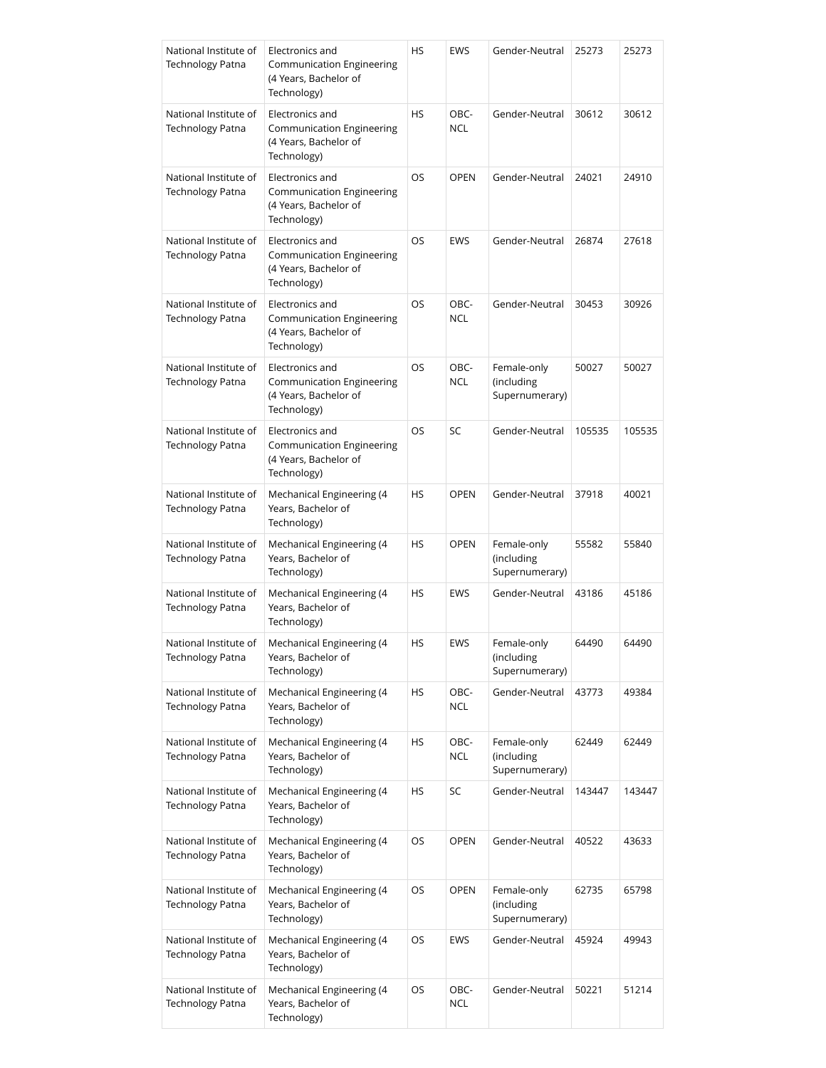| National Institute of Technology Patna | Electronics and Communication Engineering (4 Years, Bachelor of Technology) | HS | EWS | Gender-Neutral | 25273 | 25273 |
|---|---|---|---|---|---|---|
| National Institute of Technology Patna | Electronics and Communication Engineering (4 Years, Bachelor of Technology) | HS | OBC-NCL | Gender-Neutral | 30612 | 30612 |
| National Institute of Technology Patna | Electronics and Communication Engineering (4 Years, Bachelor of Technology) | OS | OPEN | Gender-Neutral | 24021 | 24910 |
| National Institute of Technology Patna | Electronics and Communication Engineering (4 Years, Bachelor of Technology) | OS | EWS | Gender-Neutral | 26874 | 27618 |
| National Institute of Technology Patna | Electronics and Communication Engineering (4 Years, Bachelor of Technology) | OS | OBC-NCL | Gender-Neutral | 30453 | 30926 |
| National Institute of Technology Patna | Electronics and Communication Engineering (4 Years, Bachelor of Technology) | OS | OBC-NCL | Female-only (including Supernumerary) | 50027 | 50027 |
| National Institute of Technology Patna | Electronics and Communication Engineering (4 Years, Bachelor of Technology) | OS | SC | Gender-Neutral | 105535 | 105535 |
| National Institute of Technology Patna | Mechanical Engineering (4 Years, Bachelor of Technology) | HS | OPEN | Gender-Neutral | 37918 | 40021 |
| National Institute of Technology Patna | Mechanical Engineering (4 Years, Bachelor of Technology) | HS | OPEN | Female-only (including Supernumerary) | 55582 | 55840 |
| National Institute of Technology Patna | Mechanical Engineering (4 Years, Bachelor of Technology) | HS | EWS | Gender-Neutral | 43186 | 45186 |
| National Institute of Technology Patna | Mechanical Engineering (4 Years, Bachelor of Technology) | HS | EWS | Female-only (including Supernumerary) | 64490 | 64490 |
| National Institute of Technology Patna | Mechanical Engineering (4 Years, Bachelor of Technology) | HS | OBC-NCL | Gender-Neutral | 43773 | 49384 |
| National Institute of Technology Patna | Mechanical Engineering (4 Years, Bachelor of Technology) | HS | OBC-NCL | Female-only (including Supernumerary) | 62449 | 62449 |
| National Institute of Technology Patna | Mechanical Engineering (4 Years, Bachelor of Technology) | HS | SC | Gender-Neutral | 143447 | 143447 |
| National Institute of Technology Patna | Mechanical Engineering (4 Years, Bachelor of Technology) | OS | OPEN | Gender-Neutral | 40522 | 43633 |
| National Institute of Technology Patna | Mechanical Engineering (4 Years, Bachelor of Technology) | OS | OPEN | Female-only (including Supernumerary) | 62735 | 65798 |
| National Institute of Technology Patna | Mechanical Engineering (4 Years, Bachelor of Technology) | OS | EWS | Gender-Neutral | 45924 | 49943 |
| National Institute of Technology Patna | Mechanical Engineering (4 Years, Bachelor of Technology) | OS | OBC-NCL | Gender-Neutral | 50221 | 51214 |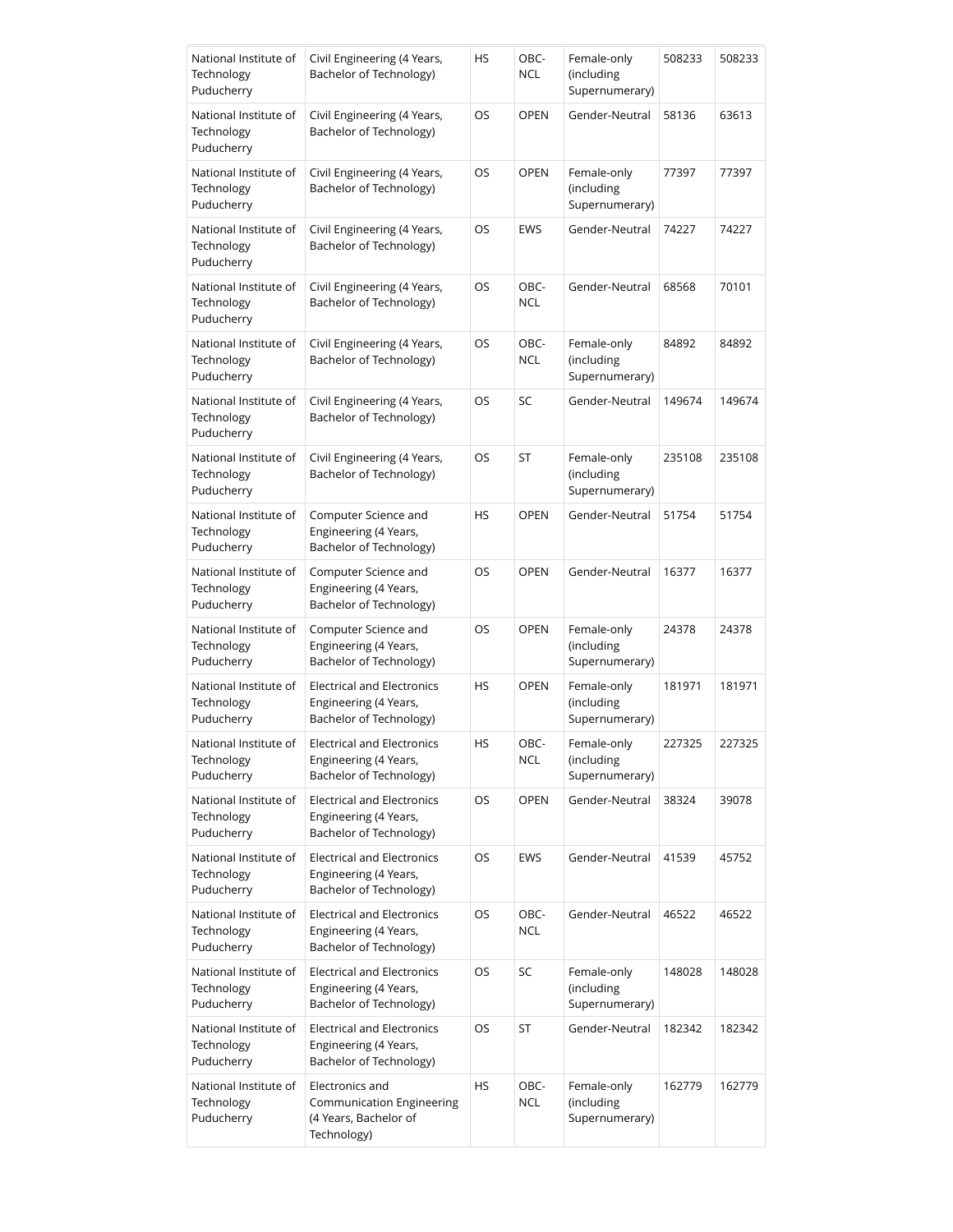| National Institute of Technology Puducherry | Civil Engineering (4 Years, Bachelor of Technology) | HS | OBC-NCL | Female-only (including Supernumerary) | 508233 | 508233 |
|---|---|---|---|---|---|---|
| National Institute of Technology Puducherry | Civil Engineering (4 Years, Bachelor of Technology) | OS | OPEN | Gender-Neutral | 58136 | 63613 |
| National Institute of Technology Puducherry | Civil Engineering (4 Years, Bachelor of Technology) | OS | OPEN | Female-only (including Supernumerary) | 77397 | 77397 |
| National Institute of Technology Puducherry | Civil Engineering (4 Years, Bachelor of Technology) | OS | EWS | Gender-Neutral | 74227 | 74227 |
| National Institute of Technology Puducherry | Civil Engineering (4 Years, Bachelor of Technology) | OS | OBC-NCL | Gender-Neutral | 68568 | 70101 |
| National Institute of Technology Puducherry | Civil Engineering (4 Years, Bachelor of Technology) | OS | OBC-NCL | Female-only (including Supernumerary) | 84892 | 84892 |
| National Institute of Technology Puducherry | Civil Engineering (4 Years, Bachelor of Technology) | OS | SC | Gender-Neutral | 149674 | 149674 |
| National Institute of Technology Puducherry | Civil Engineering (4 Years, Bachelor of Technology) | OS | ST | Female-only (including Supernumerary) | 235108 | 235108 |
| National Institute of Technology Puducherry | Computer Science and Engineering (4 Years, Bachelor of Technology) | HS | OPEN | Gender-Neutral | 51754 | 51754 |
| National Institute of Technology Puducherry | Computer Science and Engineering (4 Years, Bachelor of Technology) | OS | OPEN | Gender-Neutral | 16377 | 16377 |
| National Institute of Technology Puducherry | Computer Science and Engineering (4 Years, Bachelor of Technology) | OS | OPEN | Female-only (including Supernumerary) | 24378 | 24378 |
| National Institute of Technology Puducherry | Electrical and Electronics Engineering (4 Years, Bachelor of Technology) | HS | OPEN | Female-only (including Supernumerary) | 181971 | 181971 |
| National Institute of Technology Puducherry | Electrical and Electronics Engineering (4 Years, Bachelor of Technology) | HS | OBC-NCL | Female-only (including Supernumerary) | 227325 | 227325 |
| National Institute of Technology Puducherry | Electrical and Electronics Engineering (4 Years, Bachelor of Technology) | OS | OPEN | Gender-Neutral | 38324 | 39078 |
| National Institute of Technology Puducherry | Electrical and Electronics Engineering (4 Years, Bachelor of Technology) | OS | EWS | Gender-Neutral | 41539 | 45752 |
| National Institute of Technology Puducherry | Electrical and Electronics Engineering (4 Years, Bachelor of Technology) | OS | OBC-NCL | Gender-Neutral | 46522 | 46522 |
| National Institute of Technology Puducherry | Electrical and Electronics Engineering (4 Years, Bachelor of Technology) | OS | SC | Female-only (including Supernumerary) | 148028 | 148028 |
| National Institute of Technology Puducherry | Electrical and Electronics Engineering (4 Years, Bachelor of Technology) | OS | ST | Gender-Neutral | 182342 | 182342 |
| National Institute of Technology Puducherry | Electronics and Communication Engineering (4 Years, Bachelor of Technology) | HS | OBC-NCL | Female-only (including Supernumerary) | 162779 | 162779 |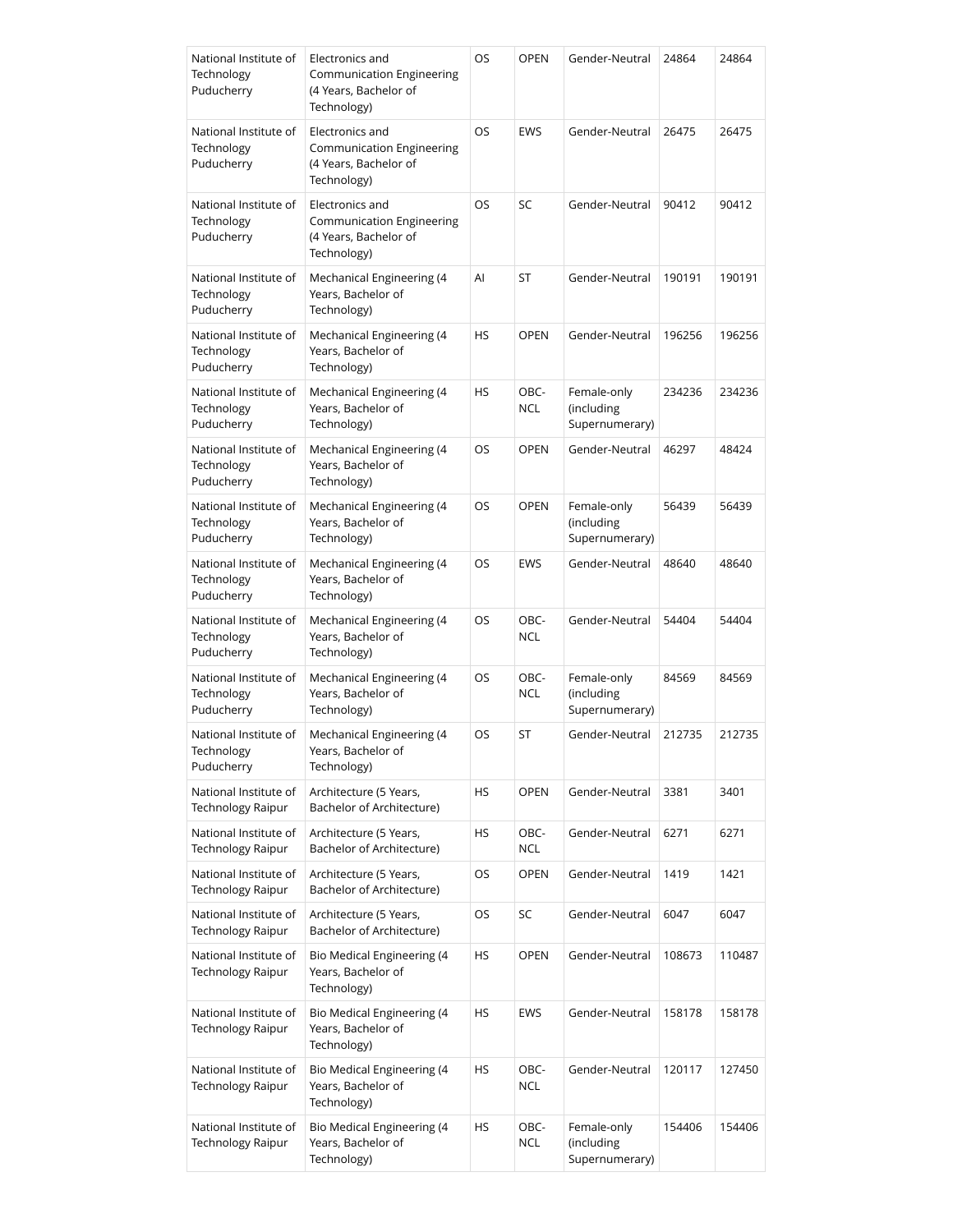| National Institute of Technology Puducherry | Electronics and Communication Engineering (4 Years, Bachelor of Technology) | OS | OPEN | Gender-Neutral | 24864 | 24864 |
|---|---|---|---|---|---|---|
| National Institute of Technology Puducherry | Electronics and Communication Engineering (4 Years, Bachelor of Technology) | OS | EWS | Gender-Neutral | 26475 | 26475 |
| National Institute of Technology Puducherry | Electronics and Communication Engineering (4 Years, Bachelor of Technology) | OS | SC | Gender-Neutral | 90412 | 90412 |
| National Institute of Technology Puducherry | Mechanical Engineering (4 Years, Bachelor of Technology) | AI | ST | Gender-Neutral | 190191 | 190191 |
| National Institute of Technology Puducherry | Mechanical Engineering (4 Years, Bachelor of Technology) | HS | OPEN | Gender-Neutral | 196256 | 196256 |
| National Institute of Technology Puducherry | Mechanical Engineering (4 Years, Bachelor of Technology) | HS | OBC-NCL | Female-only (including Supernumerary) | 234236 | 234236 |
| National Institute of Technology Puducherry | Mechanical Engineering (4 Years, Bachelor of Technology) | OS | OPEN | Gender-Neutral | 46297 | 48424 |
| National Institute of Technology Puducherry | Mechanical Engineering (4 Years, Bachelor of Technology) | OS | OPEN | Female-only (including Supernumerary) | 56439 | 56439 |
| National Institute of Technology Puducherry | Mechanical Engineering (4 Years, Bachelor of Technology) | OS | EWS | Gender-Neutral | 48640 | 48640 |
| National Institute of Technology Puducherry | Mechanical Engineering (4 Years, Bachelor of Technology) | OS | OBC-NCL | Gender-Neutral | 54404 | 54404 |
| National Institute of Technology Puducherry | Mechanical Engineering (4 Years, Bachelor of Technology) | OS | OBC-NCL | Female-only (including Supernumerary) | 84569 | 84569 |
| National Institute of Technology Puducherry | Mechanical Engineering (4 Years, Bachelor of Technology) | OS | ST | Gender-Neutral | 212735 | 212735 |
| National Institute of Technology Raipur | Architecture (5 Years, Bachelor of Architecture) | HS | OPEN | Gender-Neutral | 3381 | 3401 |
| National Institute of Technology Raipur | Architecture (5 Years, Bachelor of Architecture) | HS | OBC-NCL | Gender-Neutral | 6271 | 6271 |
| National Institute of Technology Raipur | Architecture (5 Years, Bachelor of Architecture) | OS | OPEN | Gender-Neutral | 1419 | 1421 |
| National Institute of Technology Raipur | Architecture (5 Years, Bachelor of Architecture) | OS | SC | Gender-Neutral | 6047 | 6047 |
| National Institute of Technology Raipur | Bio Medical Engineering (4 Years, Bachelor of Technology) | HS | OPEN | Gender-Neutral | 108673 | 110487 |
| National Institute of Technology Raipur | Bio Medical Engineering (4 Years, Bachelor of Technology) | HS | EWS | Gender-Neutral | 158178 | 158178 |
| National Institute of Technology Raipur | Bio Medical Engineering (4 Years, Bachelor of Technology) | HS | OBC-NCL | Gender-Neutral | 120117 | 127450 |
| National Institute of Technology Raipur | Bio Medical Engineering (4 Years, Bachelor of Technology) | HS | OBC-NCL | Female-only (including Supernumerary) | 154406 | 154406 |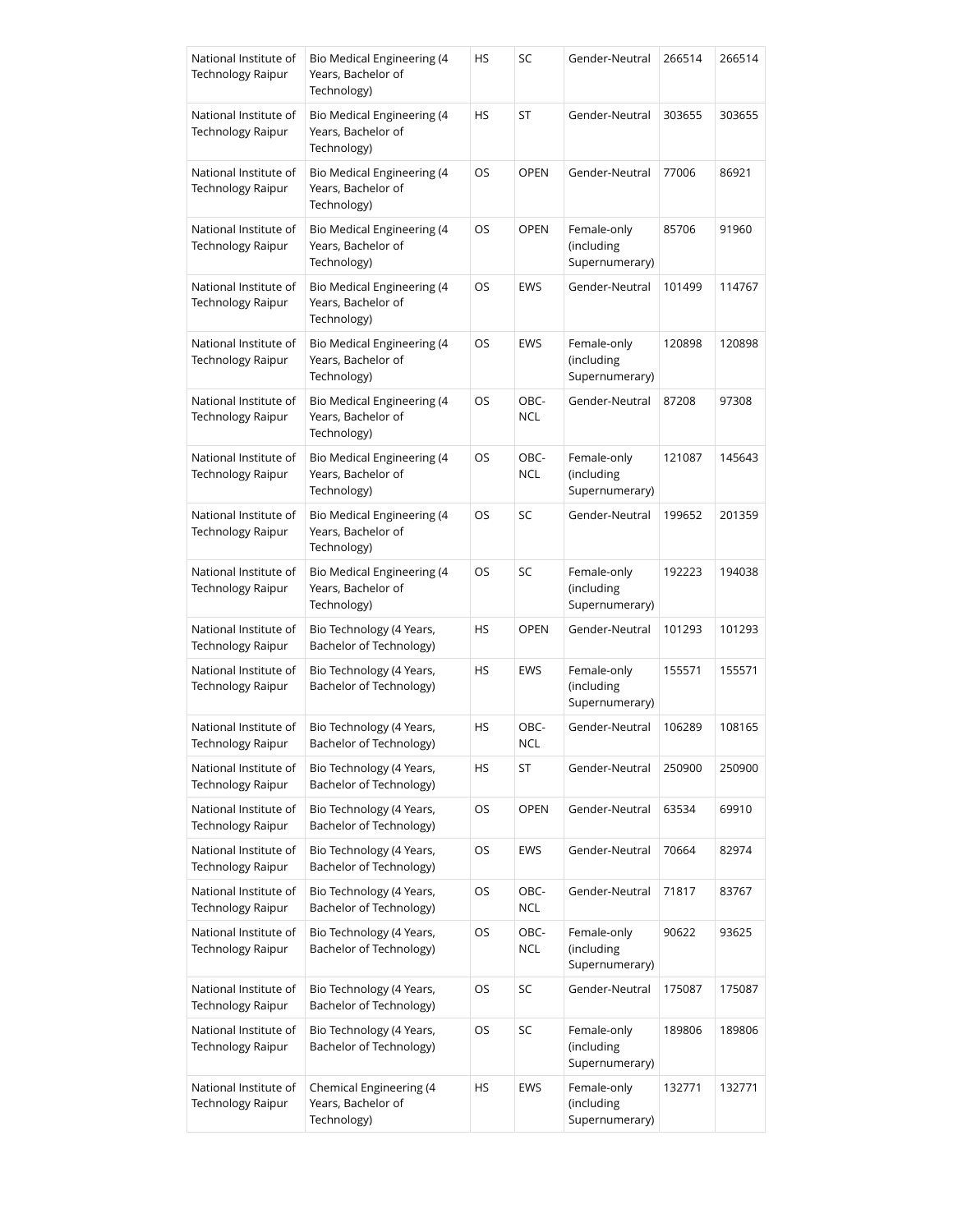| National Institute of Technology Raipur | Bio Medical Engineering (4 Years, Bachelor of Technology) | HS | SC | Gender-Neutral | 266514 | 266514 |
|---|---|---|---|---|---|---|
| National Institute of Technology Raipur | Bio Medical Engineering (4 Years, Bachelor of Technology) | HS | ST | Gender-Neutral | 303655 | 303655 |
| National Institute of Technology Raipur | Bio Medical Engineering (4 Years, Bachelor of Technology) | OS | OPEN | Gender-Neutral | 77006 | 86921 |
| National Institute of Technology Raipur | Bio Medical Engineering (4 Years, Bachelor of Technology) | OS | OPEN | Female-only (including Supernumerary) | 85706 | 91960 |
| National Institute of Technology Raipur | Bio Medical Engineering (4 Years, Bachelor of Technology) | OS | EWS | Gender-Neutral | 101499 | 114767 |
| National Institute of Technology Raipur | Bio Medical Engineering (4 Years, Bachelor of Technology) | OS | EWS | Female-only (including Supernumerary) | 120898 | 120898 |
| National Institute of Technology Raipur | Bio Medical Engineering (4 Years, Bachelor of Technology) | OS | OBC-NCL | Gender-Neutral | 87208 | 97308 |
| National Institute of Technology Raipur | Bio Medical Engineering (4 Years, Bachelor of Technology) | OS | OBC-NCL | Female-only (including Supernumerary) | 121087 | 145643 |
| National Institute of Technology Raipur | Bio Medical Engineering (4 Years, Bachelor of Technology) | OS | SC | Gender-Neutral | 199652 | 201359 |
| National Institute of Technology Raipur | Bio Medical Engineering (4 Years, Bachelor of Technology) | OS | SC | Female-only (including Supernumerary) | 192223 | 194038 |
| National Institute of Technology Raipur | Bio Technology (4 Years, Bachelor of Technology) | HS | OPEN | Gender-Neutral | 101293 | 101293 |
| National Institute of Technology Raipur | Bio Technology (4 Years, Bachelor of Technology) | HS | EWS | Female-only (including Supernumerary) | 155571 | 155571 |
| National Institute of Technology Raipur | Bio Technology (4 Years, Bachelor of Technology) | HS | OBC-NCL | Gender-Neutral | 106289 | 108165 |
| National Institute of Technology Raipur | Bio Technology (4 Years, Bachelor of Technology) | HS | ST | Gender-Neutral | 250900 | 250900 |
| National Institute of Technology Raipur | Bio Technology (4 Years, Bachelor of Technology) | OS | OPEN | Gender-Neutral | 63534 | 69910 |
| National Institute of Technology Raipur | Bio Technology (4 Years, Bachelor of Technology) | OS | EWS | Gender-Neutral | 70664 | 82974 |
| National Institute of Technology Raipur | Bio Technology (4 Years, Bachelor of Technology) | OS | OBC-NCL | Gender-Neutral | 71817 | 83767 |
| National Institute of Technology Raipur | Bio Technology (4 Years, Bachelor of Technology) | OS | OBC-NCL | Female-only (including Supernumerary) | 90622 | 93625 |
| National Institute of Technology Raipur | Bio Technology (4 Years, Bachelor of Technology) | OS | SC | Gender-Neutral | 175087 | 175087 |
| National Institute of Technology Raipur | Bio Technology (4 Years, Bachelor of Technology) | OS | SC | Female-only (including Supernumerary) | 189806 | 189806 |
| National Institute of Technology Raipur | Chemical Engineering (4 Years, Bachelor of Technology) | HS | EWS | Female-only (including Supernumerary) | 132771 | 132771 |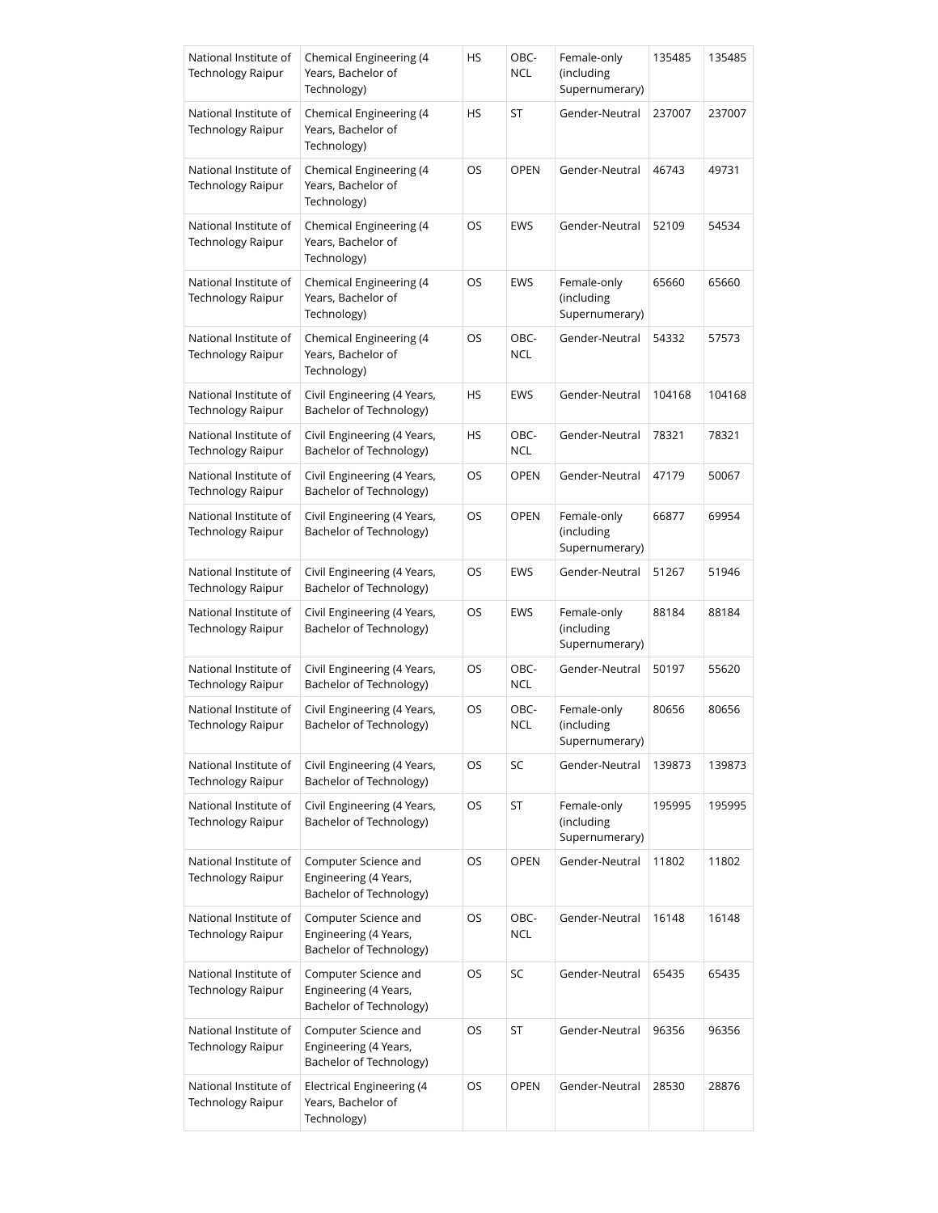| National Institute of Technology Raipur | Chemical Engineering (4 Years, Bachelor of Technology) | HS | OBC-NCL | Female-only (including Supernumerary) | 135485 | 135485 |
|---|---|---|---|---|---|---|
| National Institute of Technology Raipur | Chemical Engineering (4 Years, Bachelor of Technology) | HS | ST | Gender-Neutral | 237007 | 237007 |
| National Institute of Technology Raipur | Chemical Engineering (4 Years, Bachelor of Technology) | OS | OPEN | Gender-Neutral | 46743 | 49731 |
| National Institute of Technology Raipur | Chemical Engineering (4 Years, Bachelor of Technology) | OS | EWS | Gender-Neutral | 52109 | 54534 |
| National Institute of Technology Raipur | Chemical Engineering (4 Years, Bachelor of Technology) | OS | EWS | Female-only (including Supernumerary) | 65660 | 65660 |
| National Institute of Technology Raipur | Chemical Engineering (4 Years, Bachelor of Technology) | OS | OBC-NCL | Gender-Neutral | 54332 | 57573 |
| National Institute of Technology Raipur | Civil Engineering (4 Years, Bachelor of Technology) | HS | EWS | Gender-Neutral | 104168 | 104168 |
| National Institute of Technology Raipur | Civil Engineering (4 Years, Bachelor of Technology) | HS | OBC-NCL | Gender-Neutral | 78321 | 78321 |
| National Institute of Technology Raipur | Civil Engineering (4 Years, Bachelor of Technology) | OS | OPEN | Gender-Neutral | 47179 | 50067 |
| National Institute of Technology Raipur | Civil Engineering (4 Years, Bachelor of Technology) | OS | OPEN | Female-only (including Supernumerary) | 66877 | 69954 |
| National Institute of Technology Raipur | Civil Engineering (4 Years, Bachelor of Technology) | OS | EWS | Gender-Neutral | 51267 | 51946 |
| National Institute of Technology Raipur | Civil Engineering (4 Years, Bachelor of Technology) | OS | EWS | Female-only (including Supernumerary) | 88184 | 88184 |
| National Institute of Technology Raipur | Civil Engineering (4 Years, Bachelor of Technology) | OS | OBC-NCL | Gender-Neutral | 50197 | 55620 |
| National Institute of Technology Raipur | Civil Engineering (4 Years, Bachelor of Technology) | OS | OBC-NCL | Female-only (including Supernumerary) | 80656 | 80656 |
| National Institute of Technology Raipur | Civil Engineering (4 Years, Bachelor of Technology) | OS | SC | Gender-Neutral | 139873 | 139873 |
| National Institute of Technology Raipur | Civil Engineering (4 Years, Bachelor of Technology) | OS | ST | Female-only (including Supernumerary) | 195995 | 195995 |
| National Institute of Technology Raipur | Computer Science and Engineering (4 Years, Bachelor of Technology) | OS | OPEN | Gender-Neutral | 11802 | 11802 |
| National Institute of Technology Raipur | Computer Science and Engineering (4 Years, Bachelor of Technology) | OS | OBC-NCL | Gender-Neutral | 16148 | 16148 |
| National Institute of Technology Raipur | Computer Science and Engineering (4 Years, Bachelor of Technology) | OS | SC | Gender-Neutral | 65435 | 65435 |
| National Institute of Technology Raipur | Computer Science and Engineering (4 Years, Bachelor of Technology) | OS | ST | Gender-Neutral | 96356 | 96356 |
| National Institute of Technology Raipur | Electrical Engineering (4 Years, Bachelor of Technology) | OS | OPEN | Gender-Neutral | 28530 | 28876 |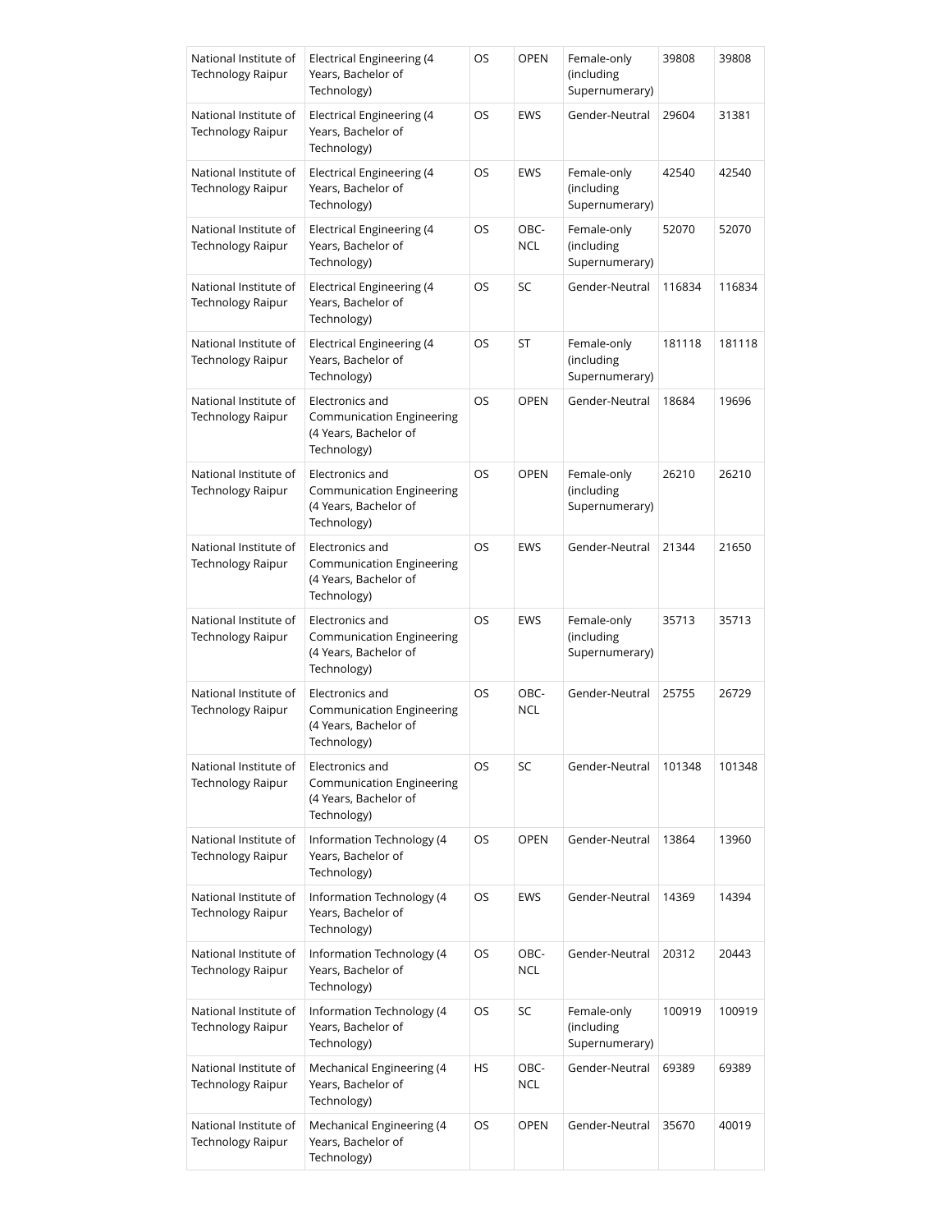| National Institute of Technology Raipur | Electrical Engineering (4 Years, Bachelor of Technology) | OS | OPEN | Female-only (including Supernumerary) | 39808 | 39808 |
|---|---|---|---|---|---|---|
| National Institute of Technology Raipur | Electrical Engineering (4 Years, Bachelor of Technology) | OS | EWS | Gender-Neutral | 29604 | 31381 |
| National Institute of Technology Raipur | Electrical Engineering (4 Years, Bachelor of Technology) | OS | EWS | Female-only (including Supernumerary) | 42540 | 42540 |
| National Institute of Technology Raipur | Electrical Engineering (4 Years, Bachelor of Technology) | OS | OBC-NCL | Female-only (including Supernumerary) | 52070 | 52070 |
| National Institute of Technology Raipur | Electrical Engineering (4 Years, Bachelor of Technology) | OS | SC | Gender-Neutral | 116834 | 116834 |
| National Institute of Technology Raipur | Electrical Engineering (4 Years, Bachelor of Technology) | OS | ST | Female-only (including Supernumerary) | 181118 | 181118 |
| National Institute of Technology Raipur | Electronics and Communication Engineering (4 Years, Bachelor of Technology) | OS | OPEN | Gender-Neutral | 18684 | 19696 |
| National Institute of Technology Raipur | Electronics and Communication Engineering (4 Years, Bachelor of Technology) | OS | OPEN | Female-only (including Supernumerary) | 26210 | 26210 |
| National Institute of Technology Raipur | Electronics and Communication Engineering (4 Years, Bachelor of Technology) | OS | EWS | Gender-Neutral | 21344 | 21650 |
| National Institute of Technology Raipur | Electronics and Communication Engineering (4 Years, Bachelor of Technology) | OS | EWS | Female-only (including Supernumerary) | 35713 | 35713 |
| National Institute of Technology Raipur | Electronics and Communication Engineering (4 Years, Bachelor of Technology) | OS | OBC-NCL | Gender-Neutral | 25755 | 26729 |
| National Institute of Technology Raipur | Electronics and Communication Engineering (4 Years, Bachelor of Technology) | OS | SC | Gender-Neutral | 101348 | 101348 |
| National Institute of Technology Raipur | Information Technology (4 Years, Bachelor of Technology) | OS | OPEN | Gender-Neutral | 13864 | 13960 |
| National Institute of Technology Raipur | Information Technology (4 Years, Bachelor of Technology) | OS | EWS | Gender-Neutral | 14369 | 14394 |
| National Institute of Technology Raipur | Information Technology (4 Years, Bachelor of Technology) | OS | OBC-NCL | Gender-Neutral | 20312 | 20443 |
| National Institute of Technology Raipur | Information Technology (4 Years, Bachelor of Technology) | OS | SC | Female-only (including Supernumerary) | 100919 | 100919 |
| National Institute of Technology Raipur | Mechanical Engineering (4 Years, Bachelor of Technology) | HS | OBC-NCL | Gender-Neutral | 69389 | 69389 |
| National Institute of Technology Raipur | Mechanical Engineering (4 Years, Bachelor of Technology) | OS | OPEN | Gender-Neutral | 35670 | 40019 |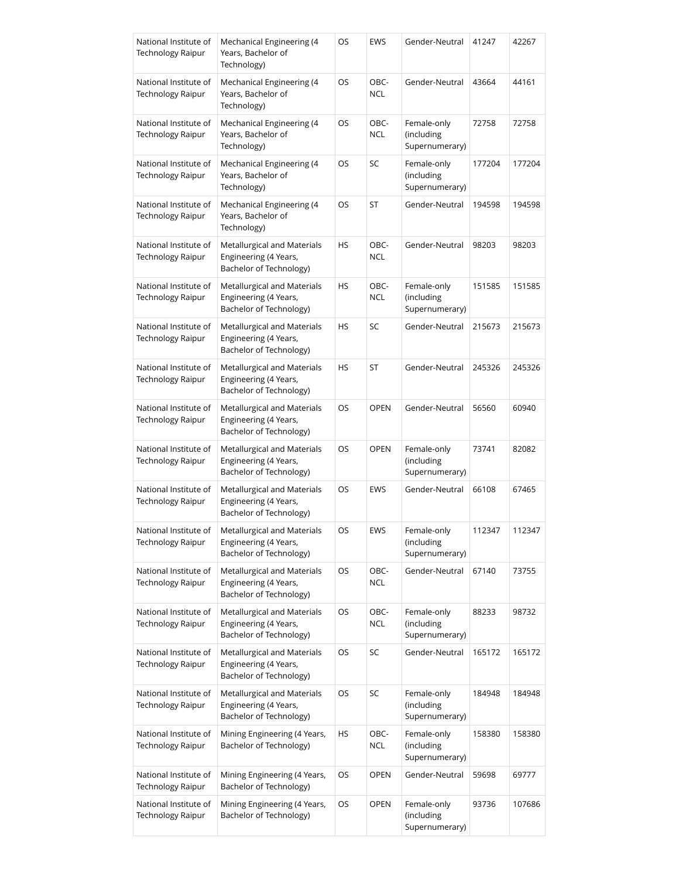| | | | | | | |
|---|---|---|---|---|---|---|
| National Institute of Technology Raipur | Mechanical Engineering (4 Years, Bachelor of Technology) | OS | EWS | Gender-Neutral | 41247 | 42267 |
| National Institute of Technology Raipur | Mechanical Engineering (4 Years, Bachelor of Technology) | OS | OBC-NCL | Gender-Neutral | 43664 | 44161 |
| National Institute of Technology Raipur | Mechanical Engineering (4 Years, Bachelor of Technology) | OS | OBC-NCL | Female-only (including Supernumerary) | 72758 | 72758 |
| National Institute of Technology Raipur | Mechanical Engineering (4 Years, Bachelor of Technology) | OS | SC | Female-only (including Supernumerary) | 177204 | 177204 |
| National Institute of Technology Raipur | Mechanical Engineering (4 Years, Bachelor of Technology) | OS | ST | Gender-Neutral | 194598 | 194598 |
| National Institute of Technology Raipur | Metallurgical and Materials Engineering (4 Years, Bachelor of Technology) | HS | OBC-NCL | Gender-Neutral | 98203 | 98203 |
| National Institute of Technology Raipur | Metallurgical and Materials Engineering (4 Years, Bachelor of Technology) | HS | OBC-NCL | Female-only (including Supernumerary) | 151585 | 151585 |
| National Institute of Technology Raipur | Metallurgical and Materials Engineering (4 Years, Bachelor of Technology) | HS | SC | Gender-Neutral | 215673 | 215673 |
| National Institute of Technology Raipur | Metallurgical and Materials Engineering (4 Years, Bachelor of Technology) | HS | ST | Gender-Neutral | 245326 | 245326 |
| National Institute of Technology Raipur | Metallurgical and Materials Engineering (4 Years, Bachelor of Technology) | OS | OPEN | Gender-Neutral | 56560 | 60940 |
| National Institute of Technology Raipur | Metallurgical and Materials Engineering (4 Years, Bachelor of Technology) | OS | OPEN | Female-only (including Supernumerary) | 73741 | 82082 |
| National Institute of Technology Raipur | Metallurgical and Materials Engineering (4 Years, Bachelor of Technology) | OS | EWS | Gender-Neutral | 66108 | 67465 |
| National Institute of Technology Raipur | Metallurgical and Materials Engineering (4 Years, Bachelor of Technology) | OS | EWS | Female-only (including Supernumerary) | 112347 | 112347 |
| National Institute of Technology Raipur | Metallurgical and Materials Engineering (4 Years, Bachelor of Technology) | OS | OBC-NCL | Gender-Neutral | 67140 | 73755 |
| National Institute of Technology Raipur | Metallurgical and Materials Engineering (4 Years, Bachelor of Technology) | OS | OBC-NCL | Female-only (including Supernumerary) | 88233 | 98732 |
| National Institute of Technology Raipur | Metallurgical and Materials Engineering (4 Years, Bachelor of Technology) | OS | SC | Gender-Neutral | 165172 | 165172 |
| National Institute of Technology Raipur | Metallurgical and Materials Engineering (4 Years, Bachelor of Technology) | OS | SC | Female-only (including Supernumerary) | 184948 | 184948 |
| National Institute of Technology Raipur | Mining Engineering (4 Years, Bachelor of Technology) | HS | OBC-NCL | Female-only (including Supernumerary) | 158380 | 158380 |
| National Institute of Technology Raipur | Mining Engineering (4 Years, Bachelor of Technology) | OS | OPEN | Gender-Neutral | 59698 | 69777 |
| National Institute of Technology Raipur | Mining Engineering (4 Years, Bachelor of Technology) | OS | OPEN | Female-only (including Supernumerary) | 93736 | 107686 |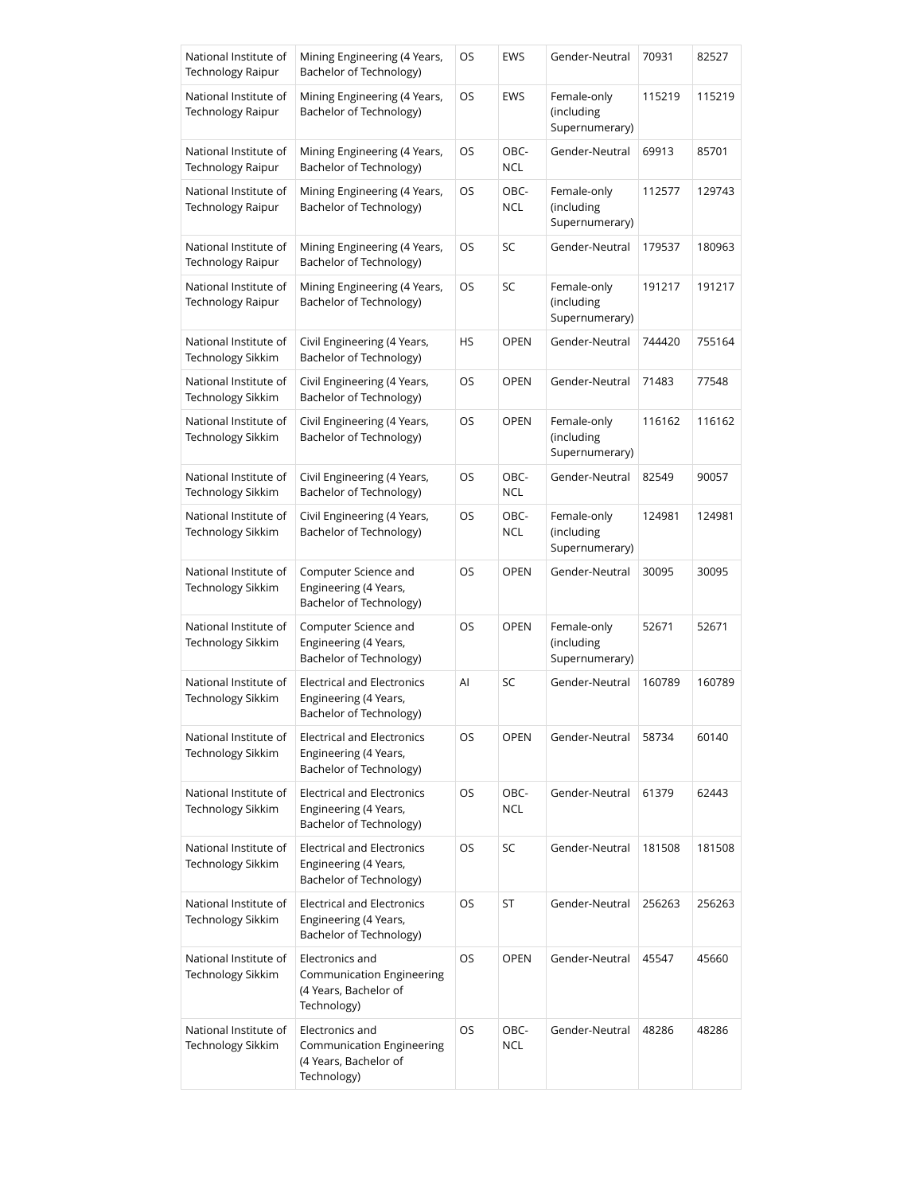| National Institute of Technology Raipur | Mining Engineering (4 Years, Bachelor of Technology) | OS | EWS | Gender-Neutral | 70931 | 82527 |
|---|---|---|---|---|---|---|
| National Institute of Technology Raipur | Mining Engineering (4 Years, Bachelor of Technology) | OS | EWS | Female-only (including Supernumerary) | 115219 | 115219 |
| National Institute of Technology Raipur | Mining Engineering (4 Years, Bachelor of Technology) | OS | OBC-NCL | Gender-Neutral | 69913 | 85701 |
| National Institute of Technology Raipur | Mining Engineering (4 Years, Bachelor of Technology) | OS | OBC-NCL | Female-only (including Supernumerary) | 112577 | 129743 |
| National Institute of Technology Raipur | Mining Engineering (4 Years, Bachelor of Technology) | OS | SC | Gender-Neutral | 179537 | 180963 |
| National Institute of Technology Raipur | Mining Engineering (4 Years, Bachelor of Technology) | OS | SC | Female-only (including Supernumerary) | 191217 | 191217 |
| National Institute of Technology Sikkim | Civil Engineering (4 Years, Bachelor of Technology) | HS | OPEN | Gender-Neutral | 744420 | 755164 |
| National Institute of Technology Sikkim | Civil Engineering (4 Years, Bachelor of Technology) | OS | OPEN | Gender-Neutral | 71483 | 77548 |
| National Institute of Technology Sikkim | Civil Engineering (4 Years, Bachelor of Technology) | OS | OPEN | Female-only (including Supernumerary) | 116162 | 116162 |
| National Institute of Technology Sikkim | Civil Engineering (4 Years, Bachelor of Technology) | OS | OBC-NCL | Gender-Neutral | 82549 | 90057 |
| National Institute of Technology Sikkim | Civil Engineering (4 Years, Bachelor of Technology) | OS | OBC-NCL | Female-only (including Supernumerary) | 124981 | 124981 |
| National Institute of Technology Sikkim | Computer Science and Engineering (4 Years, Bachelor of Technology) | OS | OPEN | Gender-Neutral | 30095 | 30095 |
| National Institute of Technology Sikkim | Computer Science and Engineering (4 Years, Bachelor of Technology) | OS | OPEN | Female-only (including Supernumerary) | 52671 | 52671 |
| National Institute of Technology Sikkim | Electrical and Electronics Engineering (4 Years, Bachelor of Technology) | AI | SC | Gender-Neutral | 160789 | 160789 |
| National Institute of Technology Sikkim | Electrical and Electronics Engineering (4 Years, Bachelor of Technology) | OS | OPEN | Gender-Neutral | 58734 | 60140 |
| National Institute of Technology Sikkim | Electrical and Electronics Engineering (4 Years, Bachelor of Technology) | OS | OBC-NCL | Gender-Neutral | 61379 | 62443 |
| National Institute of Technology Sikkim | Electrical and Electronics Engineering (4 Years, Bachelor of Technology) | OS | SC | Gender-Neutral | 181508 | 181508 |
| National Institute of Technology Sikkim | Electrical and Electronics Engineering (4 Years, Bachelor of Technology) | OS | ST | Gender-Neutral | 256263 | 256263 |
| National Institute of Technology Sikkim | Electronics and Communication Engineering (4 Years, Bachelor of Technology) | OS | OPEN | Gender-Neutral | 45547 | 45660 |
| National Institute of Technology Sikkim | Electronics and Communication Engineering (4 Years, Bachelor of Technology) | OS | OBC-NCL | Gender-Neutral | 48286 | 48286 |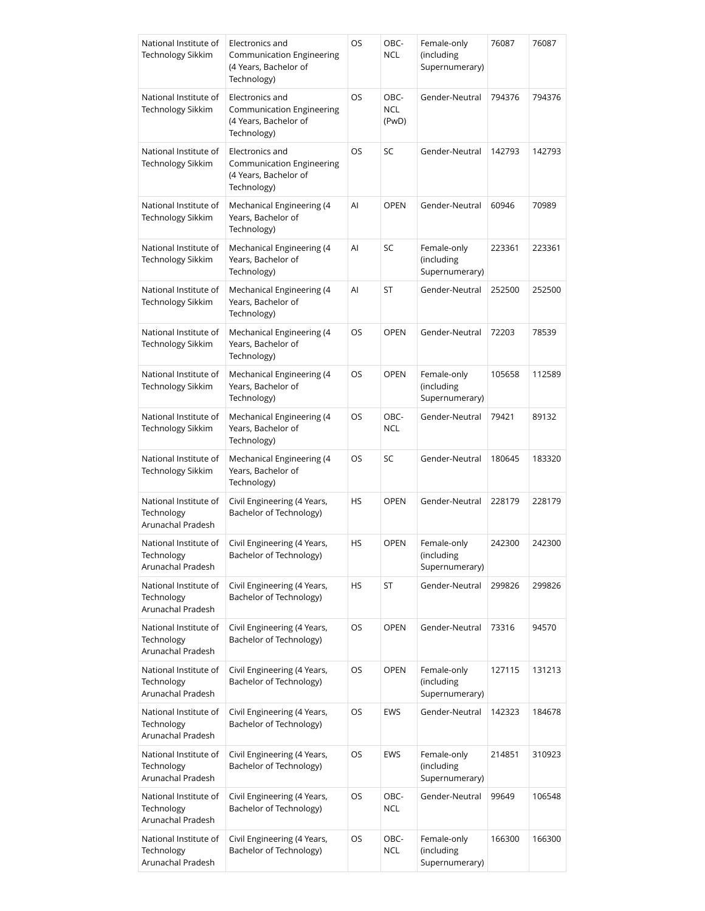| National Institute of Technology Sikkim | Electronics and Communication Engineering (4 Years, Bachelor of Technology) | OS | OBC-NCL | Female-only (including Supernumerary) | 76087 | 76087 |
|---|---|---|---|---|---|---|
| National Institute of Technology Sikkim | Electronics and Communication Engineering (4 Years, Bachelor of Technology) | OS | OBC-NCL (PwD) | Gender-Neutral | 794376 | 794376 |
| National Institute of Technology Sikkim | Electronics and Communication Engineering (4 Years, Bachelor of Technology) | OS | SC | Gender-Neutral | 142793 | 142793 |
| National Institute of Technology Sikkim | Mechanical Engineering (4 Years, Bachelor of Technology) | AI | OPEN | Gender-Neutral | 60946 | 70989 |
| National Institute of Technology Sikkim | Mechanical Engineering (4 Years, Bachelor of Technology) | AI | SC | Female-only (including Supernumerary) | 223361 | 223361 |
| National Institute of Technology Sikkim | Mechanical Engineering (4 Years, Bachelor of Technology) | AI | ST | Gender-Neutral | 252500 | 252500 |
| National Institute of Technology Sikkim | Mechanical Engineering (4 Years, Bachelor of Technology) | OS | OPEN | Gender-Neutral | 72203 | 78539 |
| National Institute of Technology Sikkim | Mechanical Engineering (4 Years, Bachelor of Technology) | OS | OPEN | Female-only (including Supernumerary) | 105658 | 112589 |
| National Institute of Technology Sikkim | Mechanical Engineering (4 Years, Bachelor of Technology) | OS | OBC-NCL | Gender-Neutral | 79421 | 89132 |
| National Institute of Technology Sikkim | Mechanical Engineering (4 Years, Bachelor of Technology) | OS | SC | Gender-Neutral | 180645 | 183320 |
| National Institute of Technology Arunachal Pradesh | Civil Engineering (4 Years, Bachelor of Technology) | HS | OPEN | Gender-Neutral | 228179 | 228179 |
| National Institute of Technology Arunachal Pradesh | Civil Engineering (4 Years, Bachelor of Technology) | HS | OPEN | Female-only (including Supernumerary) | 242300 | 242300 |
| National Institute of Technology Arunachal Pradesh | Civil Engineering (4 Years, Bachelor of Technology) | HS | ST | Gender-Neutral | 299826 | 299826 |
| National Institute of Technology Arunachal Pradesh | Civil Engineering (4 Years, Bachelor of Technology) | OS | OPEN | Gender-Neutral | 73316 | 94570 |
| National Institute of Technology Arunachal Pradesh | Civil Engineering (4 Years, Bachelor of Technology) | OS | OPEN | Female-only (including Supernumerary) | 127115 | 131213 |
| National Institute of Technology Arunachal Pradesh | Civil Engineering (4 Years, Bachelor of Technology) | OS | EWS | Gender-Neutral | 142323 | 184678 |
| National Institute of Technology Arunachal Pradesh | Civil Engineering (4 Years, Bachelor of Technology) | OS | EWS | Female-only (including Supernumerary) | 214851 | 310923 |
| National Institute of Technology Arunachal Pradesh | Civil Engineering (4 Years, Bachelor of Technology) | OS | OBC-NCL | Gender-Neutral | 99649 | 106548 |
| National Institute of Technology Arunachal Pradesh | Civil Engineering (4 Years, Bachelor of Technology) | OS | OBC-NCL | Female-only (including Supernumerary) | 166300 | 166300 |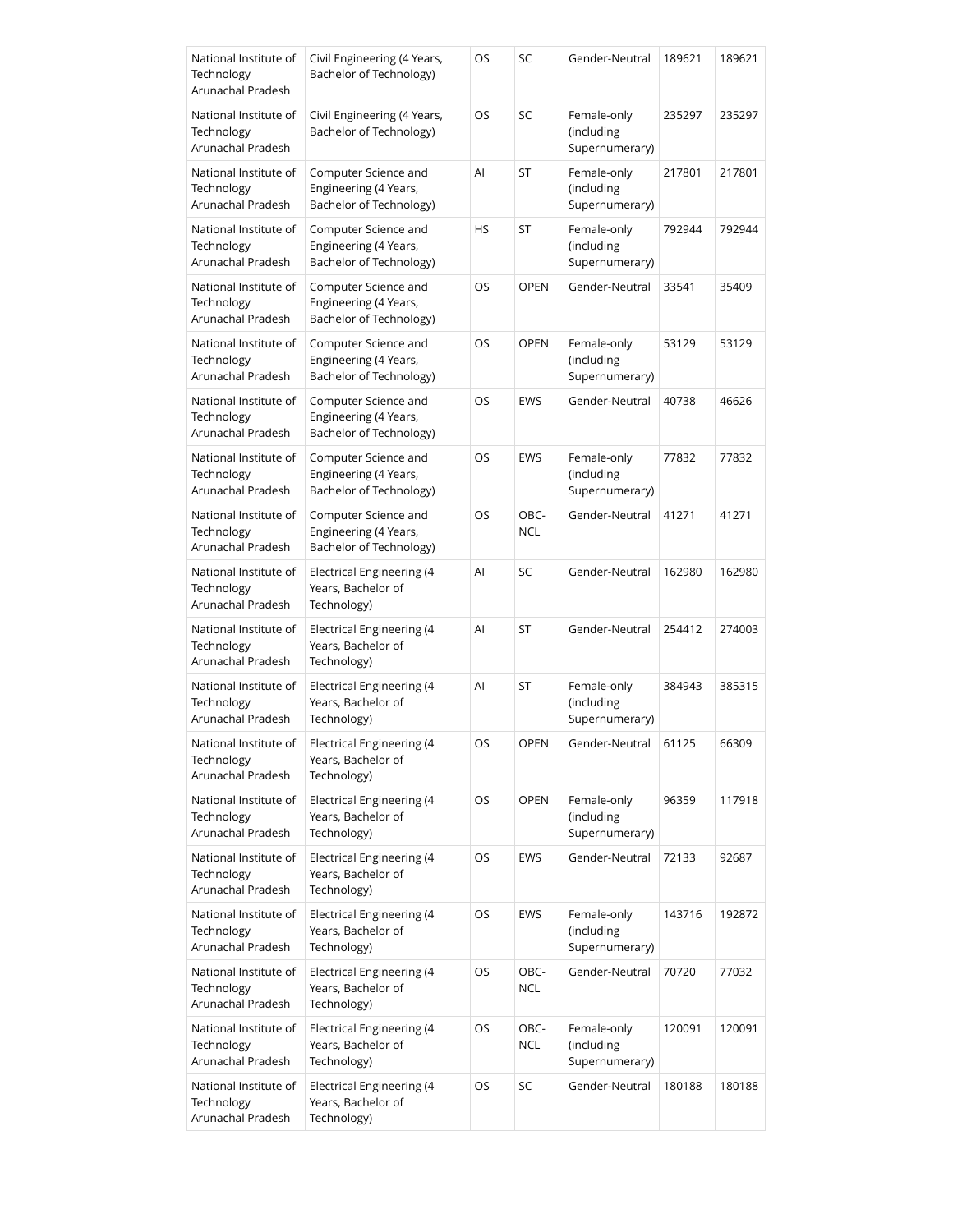| National Institute of Technology Arunachal Pradesh | Civil Engineering (4 Years, Bachelor of Technology) | OS | SC | Gender-Neutral | 189621 | 189621 |
|---|---|---|---|---|---|---|
| National Institute of Technology Arunachal Pradesh | Civil Engineering (4 Years, Bachelor of Technology) | OS | SC | Female-only (including Supernumerary) | 235297 | 235297 |
| National Institute of Technology Arunachal Pradesh | Computer Science and Engineering (4 Years, Bachelor of Technology) | AI | ST | Female-only (including Supernumerary) | 217801 | 217801 |
| National Institute of Technology Arunachal Pradesh | Computer Science and Engineering (4 Years, Bachelor of Technology) | HS | ST | Female-only (including Supernumerary) | 792944 | 792944 |
| National Institute of Technology Arunachal Pradesh | Computer Science and Engineering (4 Years, Bachelor of Technology) | OS | OPEN | Gender-Neutral | 33541 | 35409 |
| National Institute of Technology Arunachal Pradesh | Computer Science and Engineering (4 Years, Bachelor of Technology) | OS | OPEN | Female-only (including Supernumerary) | 53129 | 53129 |
| National Institute of Technology Arunachal Pradesh | Computer Science and Engineering (4 Years, Bachelor of Technology) | OS | EWS | Gender-Neutral | 40738 | 46626 |
| National Institute of Technology Arunachal Pradesh | Computer Science and Engineering (4 Years, Bachelor of Technology) | OS | EWS | Female-only (including Supernumerary) | 77832 | 77832 |
| National Institute of Technology Arunachal Pradesh | Computer Science and Engineering (4 Years, Bachelor of Technology) | OS | OBC-NCL | Gender-Neutral | 41271 | 41271 |
| National Institute of Technology Arunachal Pradesh | Electrical Engineering (4 Years, Bachelor of Technology) | AI | SC | Gender-Neutral | 162980 | 162980 |
| National Institute of Technology Arunachal Pradesh | Electrical Engineering (4 Years, Bachelor of Technology) | AI | ST | Gender-Neutral | 254412 | 274003 |
| National Institute of Technology Arunachal Pradesh | Electrical Engineering (4 Years, Bachelor of Technology) | AI | ST | Female-only (including Supernumerary) | 384943 | 385315 |
| National Institute of Technology Arunachal Pradesh | Electrical Engineering (4 Years, Bachelor of Technology) | OS | OPEN | Gender-Neutral | 61125 | 66309 |
| National Institute of Technology Arunachal Pradesh | Electrical Engineering (4 Years, Bachelor of Technology) | OS | OPEN | Female-only (including Supernumerary) | 96359 | 117918 |
| National Institute of Technology Arunachal Pradesh | Electrical Engineering (4 Years, Bachelor of Technology) | OS | EWS | Gender-Neutral | 72133 | 92687 |
| National Institute of Technology Arunachal Pradesh | Electrical Engineering (4 Years, Bachelor of Technology) | OS | EWS | Female-only (including Supernumerary) | 143716 | 192872 |
| National Institute of Technology Arunachal Pradesh | Electrical Engineering (4 Years, Bachelor of Technology) | OS | OBC-NCL | Gender-Neutral | 70720 | 77032 |
| National Institute of Technology Arunachal Pradesh | Electrical Engineering (4 Years, Bachelor of Technology) | OS | OBC-NCL | Female-only (including Supernumerary) | 120091 | 120091 |
| National Institute of Technology Arunachal Pradesh | Electrical Engineering (4 Years, Bachelor of Technology) | OS | SC | Gender-Neutral | 180188 | 180188 |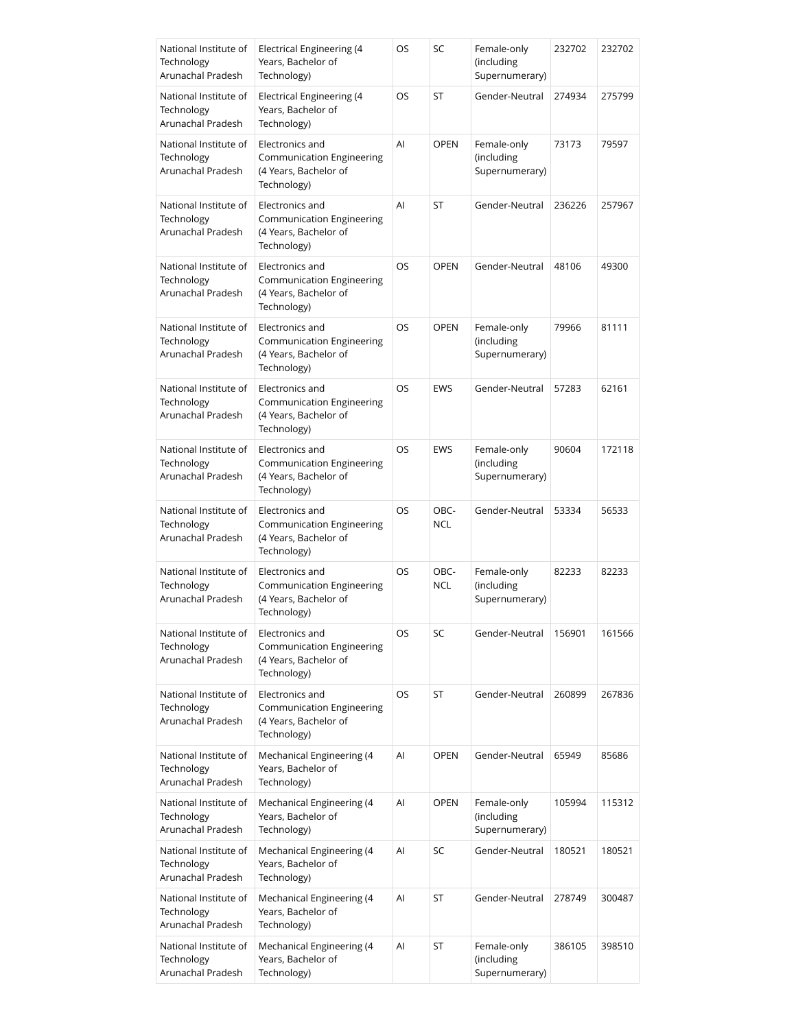| National Institute of Technology Arunachal Pradesh | Electrical Engineering (4 Years, Bachelor of Technology) | OS | SC | Female-only (including Supernumerary) | 232702 | 232702 |
|---|---|---|---|---|---|---|
| National Institute of Technology Arunachal Pradesh | Electrical Engineering (4 Years, Bachelor of Technology) | OS | ST | Gender-Neutral | 274934 | 275799 |
| National Institute of Technology Arunachal Pradesh | Electronics and Communication Engineering (4 Years, Bachelor of Technology) | AI | OPEN | Female-only (including Supernumerary) | 73173 | 79597 |
| National Institute of Technology Arunachal Pradesh | Electronics and Communication Engineering (4 Years, Bachelor of Technology) | AI | ST | Gender-Neutral | 236226 | 257967 |
| National Institute of Technology Arunachal Pradesh | Electronics and Communication Engineering (4 Years, Bachelor of Technology) | OS | OPEN | Gender-Neutral | 48106 | 49300 |
| National Institute of Technology Arunachal Pradesh | Electronics and Communication Engineering (4 Years, Bachelor of Technology) | OS | OPEN | Female-only (including Supernumerary) | 79966 | 81111 |
| National Institute of Technology Arunachal Pradesh | Electronics and Communication Engineering (4 Years, Bachelor of Technology) | OS | EWS | Gender-Neutral | 57283 | 62161 |
| National Institute of Technology Arunachal Pradesh | Electronics and Communication Engineering (4 Years, Bachelor of Technology) | OS | EWS | Female-only (including Supernumerary) | 90604 | 172118 |
| National Institute of Technology Arunachal Pradesh | Electronics and Communication Engineering (4 Years, Bachelor of Technology) | OS | OBC-NCL | Gender-Neutral | 53334 | 56533 |
| National Institute of Technology Arunachal Pradesh | Electronics and Communication Engineering (4 Years, Bachelor of Technology) | OS | OBC-NCL | Female-only (including Supernumerary) | 82233 | 82233 |
| National Institute of Technology Arunachal Pradesh | Electronics and Communication Engineering (4 Years, Bachelor of Technology) | OS | SC | Gender-Neutral | 156901 | 161566 |
| National Institute of Technology Arunachal Pradesh | Electronics and Communication Engineering (4 Years, Bachelor of Technology) | OS | ST | Gender-Neutral | 260899 | 267836 |
| National Institute of Technology Arunachal Pradesh | Mechanical Engineering (4 Years, Bachelor of Technology) | AI | OPEN | Gender-Neutral | 65949 | 85686 |
| National Institute of Technology Arunachal Pradesh | Mechanical Engineering (4 Years, Bachelor of Technology) | AI | OPEN | Female-only (including Supernumerary) | 105994 | 115312 |
| National Institute of Technology Arunachal Pradesh | Mechanical Engineering (4 Years, Bachelor of Technology) | AI | SC | Gender-Neutral | 180521 | 180521 |
| National Institute of Technology Arunachal Pradesh | Mechanical Engineering (4 Years, Bachelor of Technology) | AI | ST | Gender-Neutral | 278749 | 300487 |
| National Institute of Technology Arunachal Pradesh | Mechanical Engineering (4 Years, Bachelor of Technology) | AI | ST | Female-only (including Supernumerary) | 386105 | 398510 |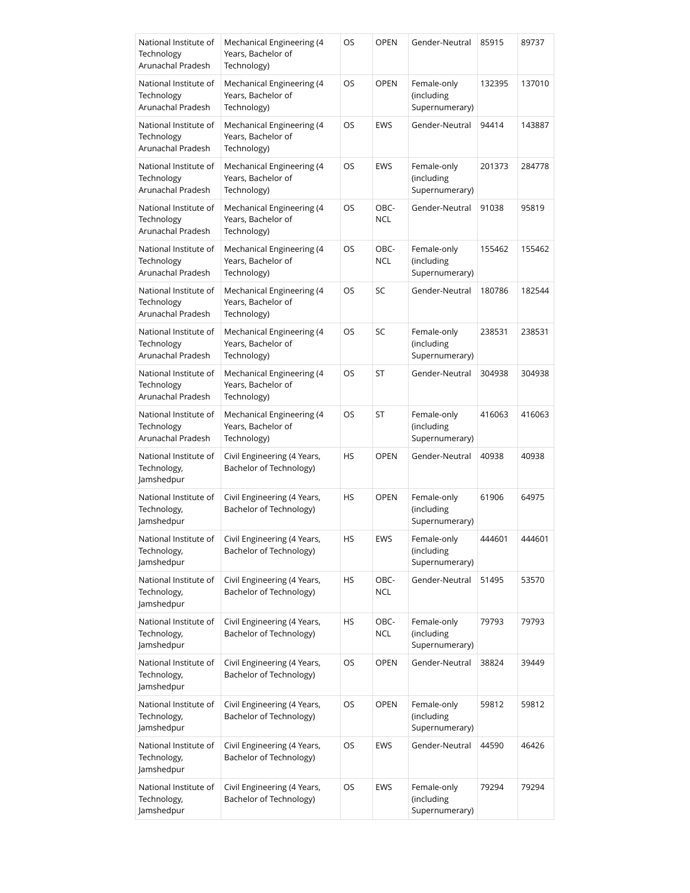| | | | | | | |
|---|---|---|---|---|---|---|
| National Institute of Technology Arunachal Pradesh | Mechanical Engineering (4 Years, Bachelor of Technology) | OS | OPEN | Gender-Neutral | 85915 | 89737 |
| National Institute of Technology Arunachal Pradesh | Mechanical Engineering (4 Years, Bachelor of Technology) | OS | OPEN | Female-only (including Supernumerary) | 132395 | 137010 |
| National Institute of Technology Arunachal Pradesh | Mechanical Engineering (4 Years, Bachelor of Technology) | OS | EWS | Gender-Neutral | 94414 | 143887 |
| National Institute of Technology Arunachal Pradesh | Mechanical Engineering (4 Years, Bachelor of Technology) | OS | EWS | Female-only (including Supernumerary) | 201373 | 284778 |
| National Institute of Technology Arunachal Pradesh | Mechanical Engineering (4 Years, Bachelor of Technology) | OS | OBC-NCL | Gender-Neutral | 91038 | 95819 |
| National Institute of Technology Arunachal Pradesh | Mechanical Engineering (4 Years, Bachelor of Technology) | OS | OBC-NCL | Female-only (including Supernumerary) | 155462 | 155462 |
| National Institute of Technology Arunachal Pradesh | Mechanical Engineering (4 Years, Bachelor of Technology) | OS | SC | Gender-Neutral | 180786 | 182544 |
| National Institute of Technology Arunachal Pradesh | Mechanical Engineering (4 Years, Bachelor of Technology) | OS | SC | Female-only (including Supernumerary) | 238531 | 238531 |
| National Institute of Technology Arunachal Pradesh | Mechanical Engineering (4 Years, Bachelor of Technology) | OS | ST | Gender-Neutral | 304938 | 304938 |
| National Institute of Technology Arunachal Pradesh | Mechanical Engineering (4 Years, Bachelor of Technology) | OS | ST | Female-only (including Supernumerary) | 416063 | 416063 |
| National Institute of Technology, Jamshedpur | Civil Engineering (4 Years, Bachelor of Technology) | HS | OPEN | Gender-Neutral | 40938 | 40938 |
| National Institute of Technology, Jamshedpur | Civil Engineering (4 Years, Bachelor of Technology) | HS | OPEN | Female-only (including Supernumerary) | 61906 | 64975 |
| National Institute of Technology, Jamshedpur | Civil Engineering (4 Years, Bachelor of Technology) | HS | EWS | Female-only (including Supernumerary) | 444601 | 444601 |
| National Institute of Technology, Jamshedpur | Civil Engineering (4 Years, Bachelor of Technology) | HS | OBC-NCL | Gender-Neutral | 51495 | 53570 |
| National Institute of Technology, Jamshedpur | Civil Engineering (4 Years, Bachelor of Technology) | HS | OBC-NCL | Female-only (including Supernumerary) | 79793 | 79793 |
| National Institute of Technology, Jamshedpur | Civil Engineering (4 Years, Bachelor of Technology) | OS | OPEN | Gender-Neutral | 38824 | 39449 |
| National Institute of Technology, Jamshedpur | Civil Engineering (4 Years, Bachelor of Technology) | OS | OPEN | Female-only (including Supernumerary) | 59812 | 59812 |
| National Institute of Technology, Jamshedpur | Civil Engineering (4 Years, Bachelor of Technology) | OS | EWS | Gender-Neutral | 44590 | 46426 |
| National Institute of Technology, Jamshedpur | Civil Engineering (4 Years, Bachelor of Technology) | OS | EWS | Female-only (including Supernumerary) | 79294 | 79294 |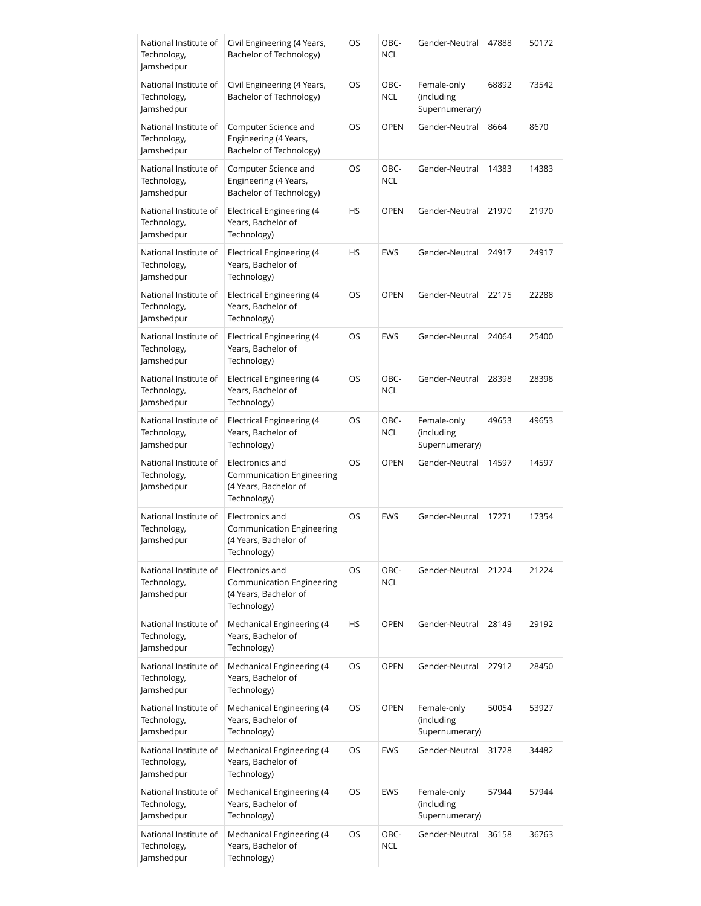| National Institute of Technology, Jamshedpur | Civil Engineering (4 Years, Bachelor of Technology) | OS | OBC-NCL | Gender-Neutral | 47888 | 50172 |
|---|---|---|---|---|---|---|
| National Institute of Technology, Jamshedpur | Civil Engineering (4 Years, Bachelor of Technology) | OS | OBC-NCL | Female-only (including Supernumerary) | 68892 | 73542 |
| National Institute of Technology, Jamshedpur | Computer Science and Engineering (4 Years, Bachelor of Technology) | OS | OPEN | Gender-Neutral | 8664 | 8670 |
| National Institute of Technology, Jamshedpur | Computer Science and Engineering (4 Years, Bachelor of Technology) | OS | OBC-NCL | Gender-Neutral | 14383 | 14383 |
| National Institute of Technology, Jamshedpur | Electrical Engineering (4 Years, Bachelor of Technology) | HS | OPEN | Gender-Neutral | 21970 | 21970 |
| National Institute of Technology, Jamshedpur | Electrical Engineering (4 Years, Bachelor of Technology) | HS | EWS | Gender-Neutral | 24917 | 24917 |
| National Institute of Technology, Jamshedpur | Electrical Engineering (4 Years, Bachelor of Technology) | OS | OPEN | Gender-Neutral | 22175 | 22288 |
| National Institute of Technology, Jamshedpur | Electrical Engineering (4 Years, Bachelor of Technology) | OS | EWS | Gender-Neutral | 24064 | 25400 |
| National Institute of Technology, Jamshedpur | Electrical Engineering (4 Years, Bachelor of Technology) | OS | OBC-NCL | Gender-Neutral | 28398 | 28398 |
| National Institute of Technology, Jamshedpur | Electrical Engineering (4 Years, Bachelor of Technology) | OS | OBC-NCL | Female-only (including Supernumerary) | 49653 | 49653 |
| National Institute of Technology, Jamshedpur | Electronics and Communication Engineering (4 Years, Bachelor of Technology) | OS | OPEN | Gender-Neutral | 14597 | 14597 |
| National Institute of Technology, Jamshedpur | Electronics and Communication Engineering (4 Years, Bachelor of Technology) | OS | EWS | Gender-Neutral | 17271 | 17354 |
| National Institute of Technology, Jamshedpur | Electronics and Communication Engineering (4 Years, Bachelor of Technology) | OS | OBC-NCL | Gender-Neutral | 21224 | 21224 |
| National Institute of Technology, Jamshedpur | Mechanical Engineering (4 Years, Bachelor of Technology) | HS | OPEN | Gender-Neutral | 28149 | 29192 |
| National Institute of Technology, Jamshedpur | Mechanical Engineering (4 Years, Bachelor of Technology) | OS | OPEN | Gender-Neutral | 27912 | 28450 |
| National Institute of Technology, Jamshedpur | Mechanical Engineering (4 Years, Bachelor of Technology) | OS | OPEN | Female-only (including Supernumerary) | 50054 | 53927 |
| National Institute of Technology, Jamshedpur | Mechanical Engineering (4 Years, Bachelor of Technology) | OS | EWS | Gender-Neutral | 31728 | 34482 |
| National Institute of Technology, Jamshedpur | Mechanical Engineering (4 Years, Bachelor of Technology) | OS | EWS | Female-only (including Supernumerary) | 57944 | 57944 |
| National Institute of Technology, Jamshedpur | Mechanical Engineering (4 Years, Bachelor of Technology) | OS | OBC-NCL | Gender-Neutral | 36158 | 36763 |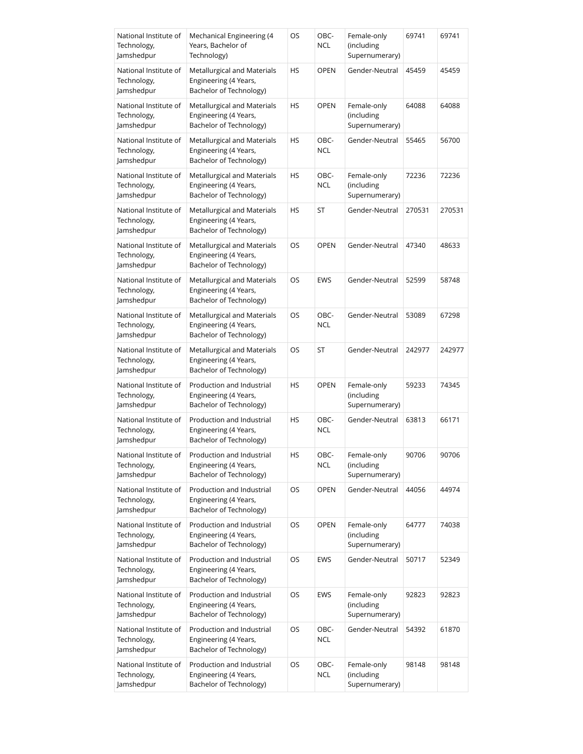| National Institute of Technology, Jamshedpur | Mechanical Engineering (4 Years, Bachelor of Technology) | OS | OBC-NCL | Female-only (including Supernumerary) | 69741 | 69741 |
|---|---|---|---|---|---|---|
| National Institute of Technology, Jamshedpur | Metallurgical and Materials Engineering (4 Years, Bachelor of Technology) | HS | OPEN | Gender-Neutral | 45459 | 45459 |
| National Institute of Technology, Jamshedpur | Metallurgical and Materials Engineering (4 Years, Bachelor of Technology) | HS | OPEN | Female-only (including Supernumerary) | 64088 | 64088 |
| National Institute of Technology, Jamshedpur | Metallurgical and Materials Engineering (4 Years, Bachelor of Technology) | HS | OBC-NCL | Gender-Neutral | 55465 | 56700 |
| National Institute of Technology, Jamshedpur | Metallurgical and Materials Engineering (4 Years, Bachelor of Technology) | HS | OBC-NCL | Female-only (including Supernumerary) | 72236 | 72236 |
| National Institute of Technology, Jamshedpur | Metallurgical and Materials Engineering (4 Years, Bachelor of Technology) | HS | ST | Gender-Neutral | 270531 | 270531 |
| National Institute of Technology, Jamshedpur | Metallurgical and Materials Engineering (4 Years, Bachelor of Technology) | OS | OPEN | Gender-Neutral | 47340 | 48633 |
| National Institute of Technology, Jamshedpur | Metallurgical and Materials Engineering (4 Years, Bachelor of Technology) | OS | EWS | Gender-Neutral | 52599 | 58748 |
| National Institute of Technology, Jamshedpur | Metallurgical and Materials Engineering (4 Years, Bachelor of Technology) | OS | OBC-NCL | Gender-Neutral | 53089 | 67298 |
| National Institute of Technology, Jamshedpur | Metallurgical and Materials Engineering (4 Years, Bachelor of Technology) | OS | ST | Gender-Neutral | 242977 | 242977 |
| National Institute of Technology, Jamshedpur | Production and Industrial Engineering (4 Years, Bachelor of Technology) | HS | OPEN | Female-only (including Supernumerary) | 59233 | 74345 |
| National Institute of Technology, Jamshedpur | Production and Industrial Engineering (4 Years, Bachelor of Technology) | HS | OBC-NCL | Gender-Neutral | 63813 | 66171 |
| National Institute of Technology, Jamshedpur | Production and Industrial Engineering (4 Years, Bachelor of Technology) | HS | OBC-NCL | Female-only (including Supernumerary) | 90706 | 90706 |
| National Institute of Technology, Jamshedpur | Production and Industrial Engineering (4 Years, Bachelor of Technology) | OS | OPEN | Gender-Neutral | 44056 | 44974 |
| National Institute of Technology, Jamshedpur | Production and Industrial Engineering (4 Years, Bachelor of Technology) | OS | OPEN | Female-only (including Supernumerary) | 64777 | 74038 |
| National Institute of Technology, Jamshedpur | Production and Industrial Engineering (4 Years, Bachelor of Technology) | OS | EWS | Gender-Neutral | 50717 | 52349 |
| National Institute of Technology, Jamshedpur | Production and Industrial Engineering (4 Years, Bachelor of Technology) | OS | EWS | Female-only (including Supernumerary) | 92823 | 92823 |
| National Institute of Technology, Jamshedpur | Production and Industrial Engineering (4 Years, Bachelor of Technology) | OS | OBC-NCL | Gender-Neutral | 54392 | 61870 |
| National Institute of Technology, Jamshedpur | Production and Industrial Engineering (4 Years, Bachelor of Technology) | OS | OBC-NCL | Female-only (including Supernumerary) | 98148 | 98148 |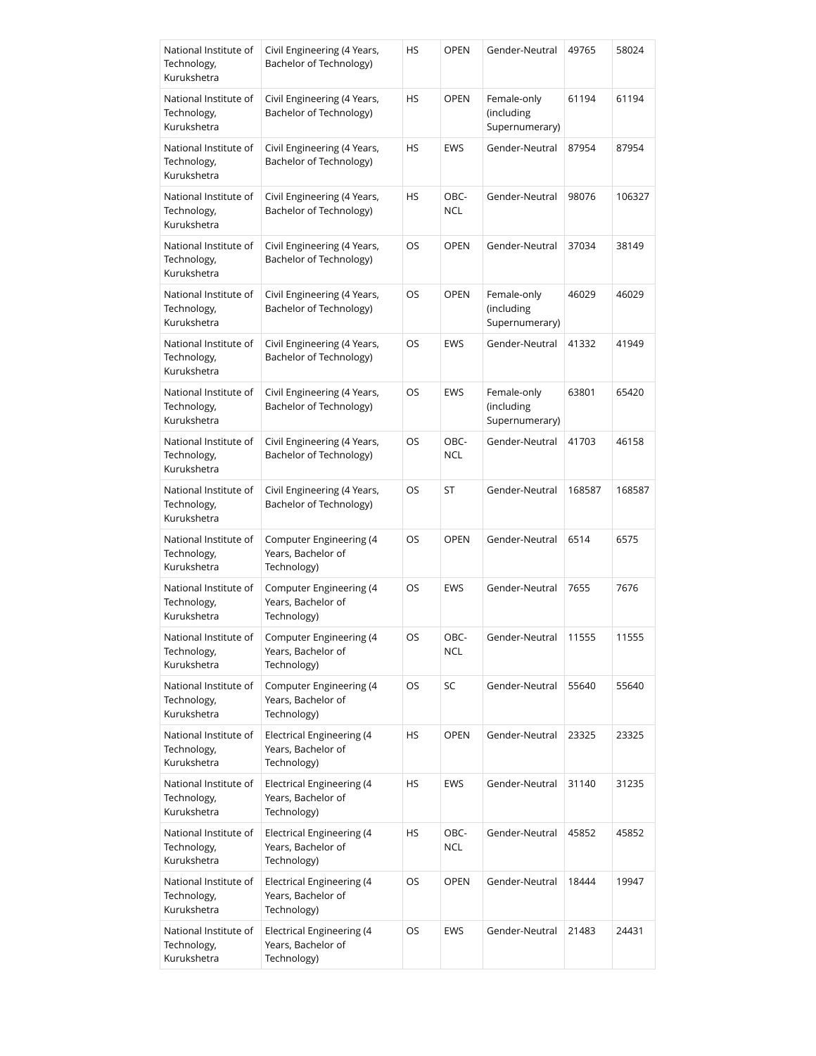| National Institute of Technology, Kurukshetra | Civil Engineering (4 Years, Bachelor of Technology) | HS | OPEN | Gender-Neutral | 49765 | 58024 |
|---|---|---|---|---|---|---|
| National Institute of Technology, Kurukshetra | Civil Engineering (4 Years, Bachelor of Technology) | HS | OPEN | Female-only (including Supernumerary) | 61194 | 61194 |
| National Institute of Technology, Kurukshetra | Civil Engineering (4 Years, Bachelor of Technology) | HS | EWS | Gender-Neutral | 87954 | 87954 |
| National Institute of Technology, Kurukshetra | Civil Engineering (4 Years, Bachelor of Technology) | HS | OBC-NCL | Gender-Neutral | 98076 | 106327 |
| National Institute of Technology, Kurukshetra | Civil Engineering (4 Years, Bachelor of Technology) | OS | OPEN | Gender-Neutral | 37034 | 38149 |
| National Institute of Technology, Kurukshetra | Civil Engineering (4 Years, Bachelor of Technology) | OS | OPEN | Female-only (including Supernumerary) | 46029 | 46029 |
| National Institute of Technology, Kurukshetra | Civil Engineering (4 Years, Bachelor of Technology) | OS | EWS | Gender-Neutral | 41332 | 41949 |
| National Institute of Technology, Kurukshetra | Civil Engineering (4 Years, Bachelor of Technology) | OS | EWS | Female-only (including Supernumerary) | 63801 | 65420 |
| National Institute of Technology, Kurukshetra | Civil Engineering (4 Years, Bachelor of Technology) | OS | OBC-NCL | Gender-Neutral | 41703 | 46158 |
| National Institute of Technology, Kurukshetra | Civil Engineering (4 Years, Bachelor of Technology) | OS | ST | Gender-Neutral | 168587 | 168587 |
| National Institute of Technology, Kurukshetra | Computer Engineering (4 Years, Bachelor of Technology) | OS | OPEN | Gender-Neutral | 6514 | 6575 |
| National Institute of Technology, Kurukshetra | Computer Engineering (4 Years, Bachelor of Technology) | OS | EWS | Gender-Neutral | 7655 | 7676 |
| National Institute of Technology, Kurukshetra | Computer Engineering (4 Years, Bachelor of Technology) | OS | OBC-NCL | Gender-Neutral | 11555 | 11555 |
| National Institute of Technology, Kurukshetra | Computer Engineering (4 Years, Bachelor of Technology) | OS | SC | Gender-Neutral | 55640 | 55640 |
| National Institute of Technology, Kurukshetra | Electrical Engineering (4 Years, Bachelor of Technology) | HS | OPEN | Gender-Neutral | 23325 | 23325 |
| National Institute of Technology, Kurukshetra | Electrical Engineering (4 Years, Bachelor of Technology) | HS | EWS | Gender-Neutral | 31140 | 31235 |
| National Institute of Technology, Kurukshetra | Electrical Engineering (4 Years, Bachelor of Technology) | HS | OBC-NCL | Gender-Neutral | 45852 | 45852 |
| National Institute of Technology, Kurukshetra | Electrical Engineering (4 Years, Bachelor of Technology) | OS | OPEN | Gender-Neutral | 18444 | 19947 |
| National Institute of Technology, Kurukshetra | Electrical Engineering (4 Years, Bachelor of Technology) | OS | EWS | Gender-Neutral | 21483 | 24431 |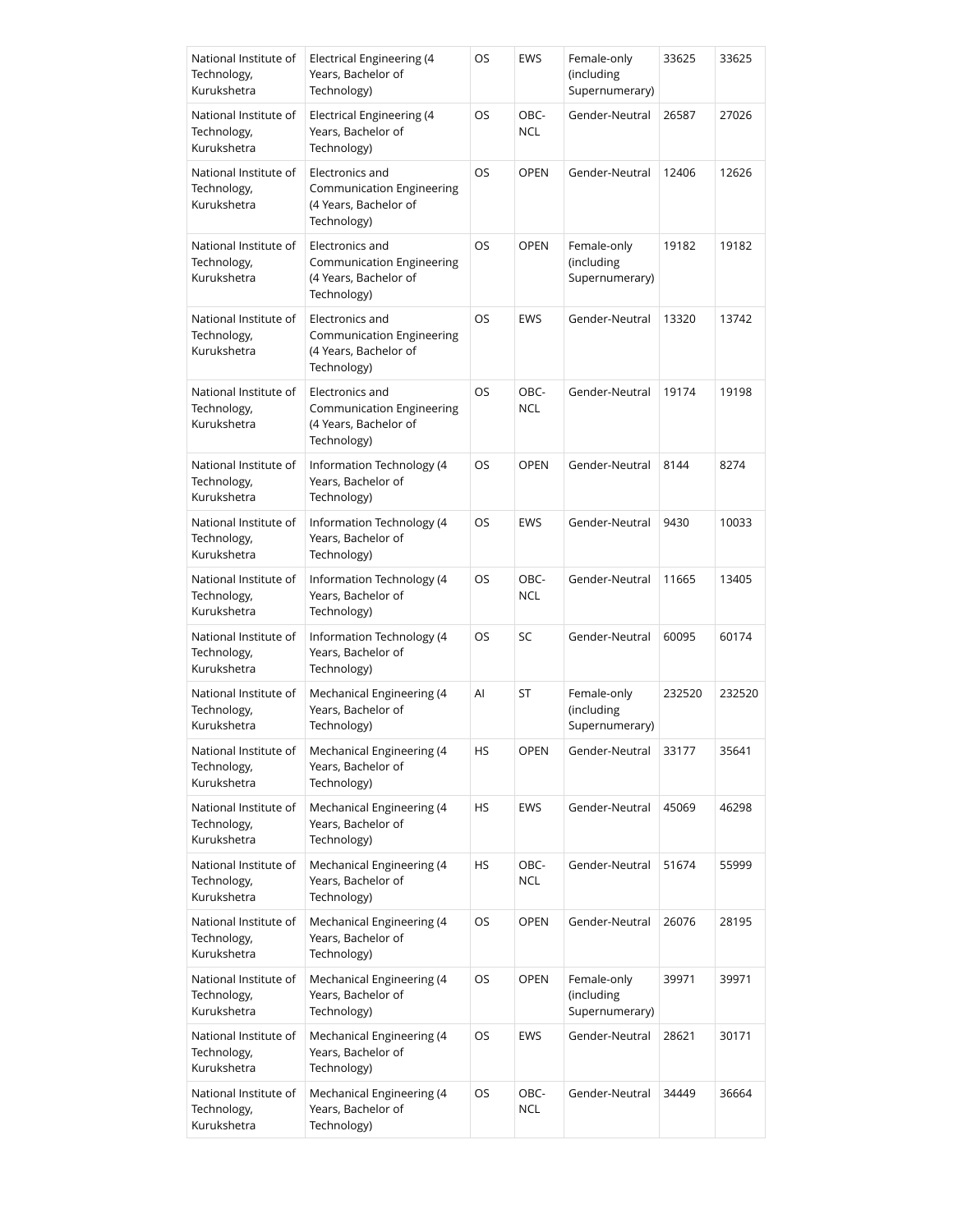| National Institute of Technology, Kurukshetra | Electrical Engineering (4 Years, Bachelor of Technology) | OS | EWS | Female-only (including Supernumerary) | 33625 | 33625 |
|---|---|---|---|---|---|---|
| National Institute of Technology, Kurukshetra | Electrical Engineering (4 Years, Bachelor of Technology) | OS | OBC-NCL | Gender-Neutral | 26587 | 27026 |
| National Institute of Technology, Kurukshetra | Electronics and Communication Engineering (4 Years, Bachelor of Technology) | OS | OPEN | Gender-Neutral | 12406 | 12626 |
| National Institute of Technology, Kurukshetra | Electronics and Communication Engineering (4 Years, Bachelor of Technology) | OS | OPEN | Female-only (including Supernumerary) | 19182 | 19182 |
| National Institute of Technology, Kurukshetra | Electronics and Communication Engineering (4 Years, Bachelor of Technology) | OS | EWS | Gender-Neutral | 13320 | 13742 |
| National Institute of Technology, Kurukshetra | Electronics and Communication Engineering (4 Years, Bachelor of Technology) | OS | OBC-NCL | Gender-Neutral | 19174 | 19198 |
| National Institute of Technology, Kurukshetra | Information Technology (4 Years, Bachelor of Technology) | OS | OPEN | Gender-Neutral | 8144 | 8274 |
| National Institute of Technology, Kurukshetra | Information Technology (4 Years, Bachelor of Technology) | OS | EWS | Gender-Neutral | 9430 | 10033 |
| National Institute of Technology, Kurukshetra | Information Technology (4 Years, Bachelor of Technology) | OS | OBC-NCL | Gender-Neutral | 11665 | 13405 |
| National Institute of Technology, Kurukshetra | Information Technology (4 Years, Bachelor of Technology) | OS | SC | Gender-Neutral | 60095 | 60174 |
| National Institute of Technology, Kurukshetra | Mechanical Engineering (4 Years, Bachelor of Technology) | AI | ST | Female-only (including Supernumerary) | 232520 | 232520 |
| National Institute of Technology, Kurukshetra | Mechanical Engineering (4 Years, Bachelor of Technology) | HS | OPEN | Gender-Neutral | 33177 | 35641 |
| National Institute of Technology, Kurukshetra | Mechanical Engineering (4 Years, Bachelor of Technology) | HS | EWS | Gender-Neutral | 45069 | 46298 |
| National Institute of Technology, Kurukshetra | Mechanical Engineering (4 Years, Bachelor of Technology) | HS | OBC-NCL | Gender-Neutral | 51674 | 55999 |
| National Institute of Technology, Kurukshetra | Mechanical Engineering (4 Years, Bachelor of Technology) | OS | OPEN | Gender-Neutral | 26076 | 28195 |
| National Institute of Technology, Kurukshetra | Mechanical Engineering (4 Years, Bachelor of Technology) | OS | OPEN | Female-only (including Supernumerary) | 39971 | 39971 |
| National Institute of Technology, Kurukshetra | Mechanical Engineering (4 Years, Bachelor of Technology) | OS | EWS | Gender-Neutral | 28621 | 30171 |
| National Institute of Technology, Kurukshetra | Mechanical Engineering (4 Years, Bachelor of Technology) | OS | OBC-NCL | Gender-Neutral | 34449 | 36664 |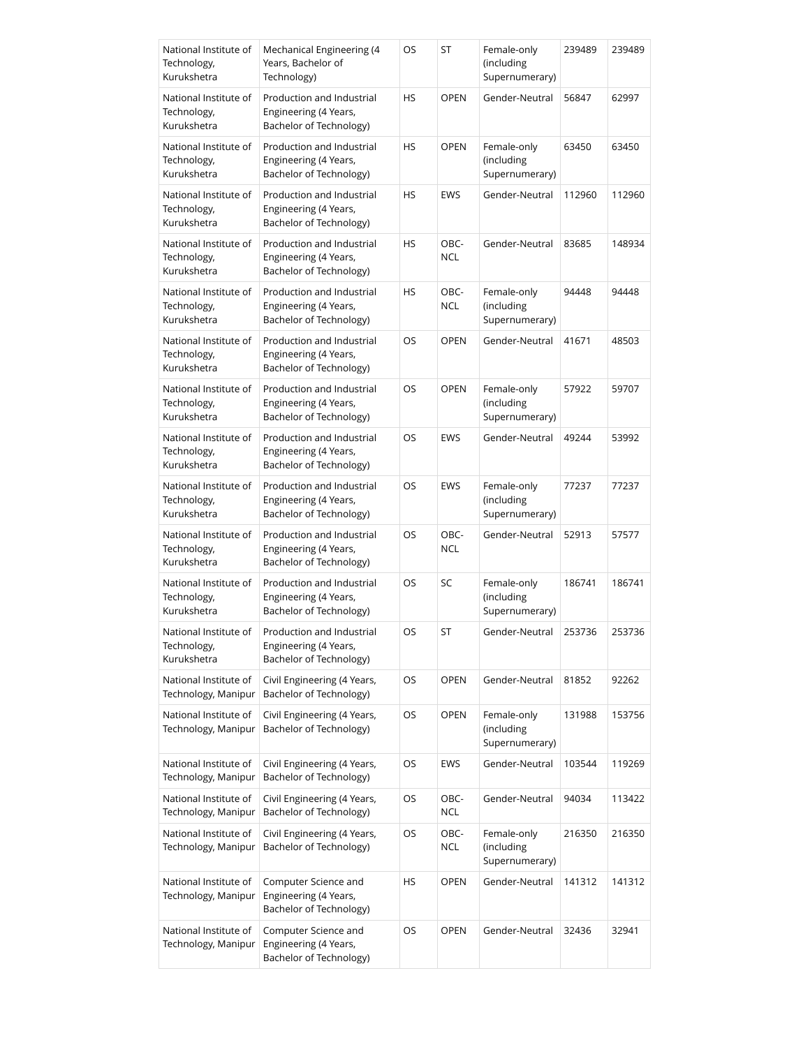| National Institute of Technology, Kurukshetra | Mechanical Engineering (4 Years, Bachelor of Technology) | OS | ST | Female-only (including Supernumerary) | 239489 | 239489 |
|---|---|---|---|---|---|---|
| National Institute of Technology, Kurukshetra | Production and Industrial Engineering (4 Years, Bachelor of Technology) | HS | OPEN | Gender-Neutral | 56847 | 62997 |
| National Institute of Technology, Kurukshetra | Production and Industrial Engineering (4 Years, Bachelor of Technology) | HS | OPEN | Female-only (including Supernumerary) | 63450 | 63450 |
| National Institute of Technology, Kurukshetra | Production and Industrial Engineering (4 Years, Bachelor of Technology) | HS | EWS | Gender-Neutral | 112960 | 112960 |
| National Institute of Technology, Kurukshetra | Production and Industrial Engineering (4 Years, Bachelor of Technology) | HS | OBC-NCL | Gender-Neutral | 83685 | 148934 |
| National Institute of Technology, Kurukshetra | Production and Industrial Engineering (4 Years, Bachelor of Technology) | HS | OBC-NCL | Female-only (including Supernumerary) | 94448 | 94448 |
| National Institute of Technology, Kurukshetra | Production and Industrial Engineering (4 Years, Bachelor of Technology) | OS | OPEN | Gender-Neutral | 41671 | 48503 |
| National Institute of Technology, Kurukshetra | Production and Industrial Engineering (4 Years, Bachelor of Technology) | OS | OPEN | Female-only (including Supernumerary) | 57922 | 59707 |
| National Institute of Technology, Kurukshetra | Production and Industrial Engineering (4 Years, Bachelor of Technology) | OS | EWS | Gender-Neutral | 49244 | 53992 |
| National Institute of Technology, Kurukshetra | Production and Industrial Engineering (4 Years, Bachelor of Technology) | OS | EWS | Female-only (including Supernumerary) | 77237 | 77237 |
| National Institute of Technology, Kurukshetra | Production and Industrial Engineering (4 Years, Bachelor of Technology) | OS | OBC-NCL | Gender-Neutral | 52913 | 57577 |
| National Institute of Technology, Kurukshetra | Production and Industrial Engineering (4 Years, Bachelor of Technology) | OS | SC | Female-only (including Supernumerary) | 186741 | 186741 |
| National Institute of Technology, Kurukshetra | Production and Industrial Engineering (4 Years, Bachelor of Technology) | OS | ST | Gender-Neutral | 253736 | 253736 |
| National Institute of Technology, Manipur | Civil Engineering (4 Years, Bachelor of Technology) | OS | OPEN | Gender-Neutral | 81852 | 92262 |
| National Institute of Technology, Manipur | Civil Engineering (4 Years, Bachelor of Technology) | OS | OPEN | Female-only (including Supernumerary) | 131988 | 153756 |
| National Institute of Technology, Manipur | Civil Engineering (4 Years, Bachelor of Technology) | OS | EWS | Gender-Neutral | 103544 | 119269 |
| National Institute of Technology, Manipur | Civil Engineering (4 Years, Bachelor of Technology) | OS | OBC-NCL | Gender-Neutral | 94034 | 113422 |
| National Institute of Technology, Manipur | Civil Engineering (4 Years, Bachelor of Technology) | OS | OBC-NCL | Female-only (including Supernumerary) | 216350 | 216350 |
| National Institute of Technology, Manipur | Computer Science and Engineering (4 Years, Bachelor of Technology) | HS | OPEN | Gender-Neutral | 141312 | 141312 |
| National Institute of Technology, Manipur | Computer Science and Engineering (4 Years, Bachelor of Technology) | OS | OPEN | Gender-Neutral | 32436 | 32941 |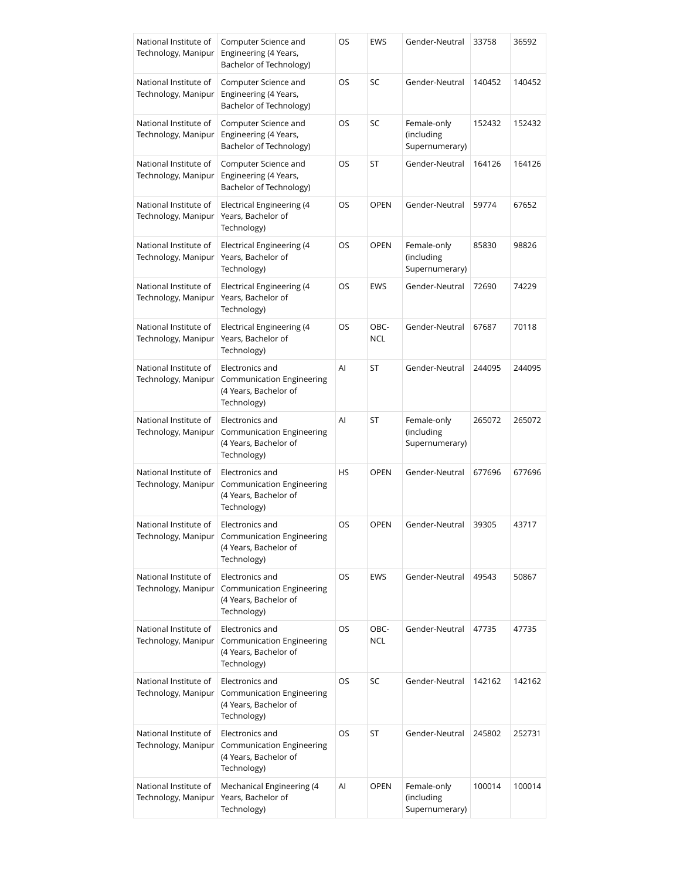| National Institute of Technology, Manipur | Computer Science and Engineering (4 Years, Bachelor of Technology) | OS | EWS | Gender-Neutral | 33758 | 36592 |
|---|---|---|---|---|---|---|
| National Institute of Technology, Manipur | Computer Science and Engineering (4 Years, Bachelor of Technology) | OS | SC | Gender-Neutral | 140452 | 140452 |
| National Institute of Technology, Manipur | Computer Science and Engineering (4 Years, Bachelor of Technology) | OS | SC | Female-only (including Supernumerary) | 152432 | 152432 |
| National Institute of Technology, Manipur | Computer Science and Engineering (4 Years, Bachelor of Technology) | OS | ST | Gender-Neutral | 164126 | 164126 |
| National Institute of Technology, Manipur | Electrical Engineering (4 Years, Bachelor of Technology) | OS | OPEN | Gender-Neutral | 59774 | 67652 |
| National Institute of Technology, Manipur | Electrical Engineering (4 Years, Bachelor of Technology) | OS | OPEN | Female-only (including Supernumerary) | 85830 | 98826 |
| National Institute of Technology, Manipur | Electrical Engineering (4 Years, Bachelor of Technology) | OS | EWS | Gender-Neutral | 72690 | 74229 |
| National Institute of Technology, Manipur | Electrical Engineering (4 Years, Bachelor of Technology) | OS | OBC-NCL | Gender-Neutral | 67687 | 70118 |
| National Institute of Technology, Manipur | Electronics and Communication Engineering (4 Years, Bachelor of Technology) | AI | ST | Gender-Neutral | 244095 | 244095 |
| National Institute of Technology, Manipur | Electronics and Communication Engineering (4 Years, Bachelor of Technology) | AI | ST | Female-only (including Supernumerary) | 265072 | 265072 |
| National Institute of Technology, Manipur | Electronics and Communication Engineering (4 Years, Bachelor of Technology) | HS | OPEN | Gender-Neutral | 677696 | 677696 |
| National Institute of Technology, Manipur | Electronics and Communication Engineering (4 Years, Bachelor of Technology) | OS | OPEN | Gender-Neutral | 39305 | 43717 |
| National Institute of Technology, Manipur | Electronics and Communication Engineering (4 Years, Bachelor of Technology) | OS | EWS | Gender-Neutral | 49543 | 50867 |
| National Institute of Technology, Manipur | Electronics and Communication Engineering (4 Years, Bachelor of Technology) | OS | OBC-NCL | Gender-Neutral | 47735 | 47735 |
| National Institute of Technology, Manipur | Electronics and Communication Engineering (4 Years, Bachelor of Technology) | OS | SC | Gender-Neutral | 142162 | 142162 |
| National Institute of Technology, Manipur | Electronics and Communication Engineering (4 Years, Bachelor of Technology) | OS | ST | Gender-Neutral | 245802 | 252731 |
| National Institute of Technology, Manipur | Mechanical Engineering (4 Years, Bachelor of Technology) | AI | OPEN | Female-only (including Supernumerary) | 100014 | 100014 |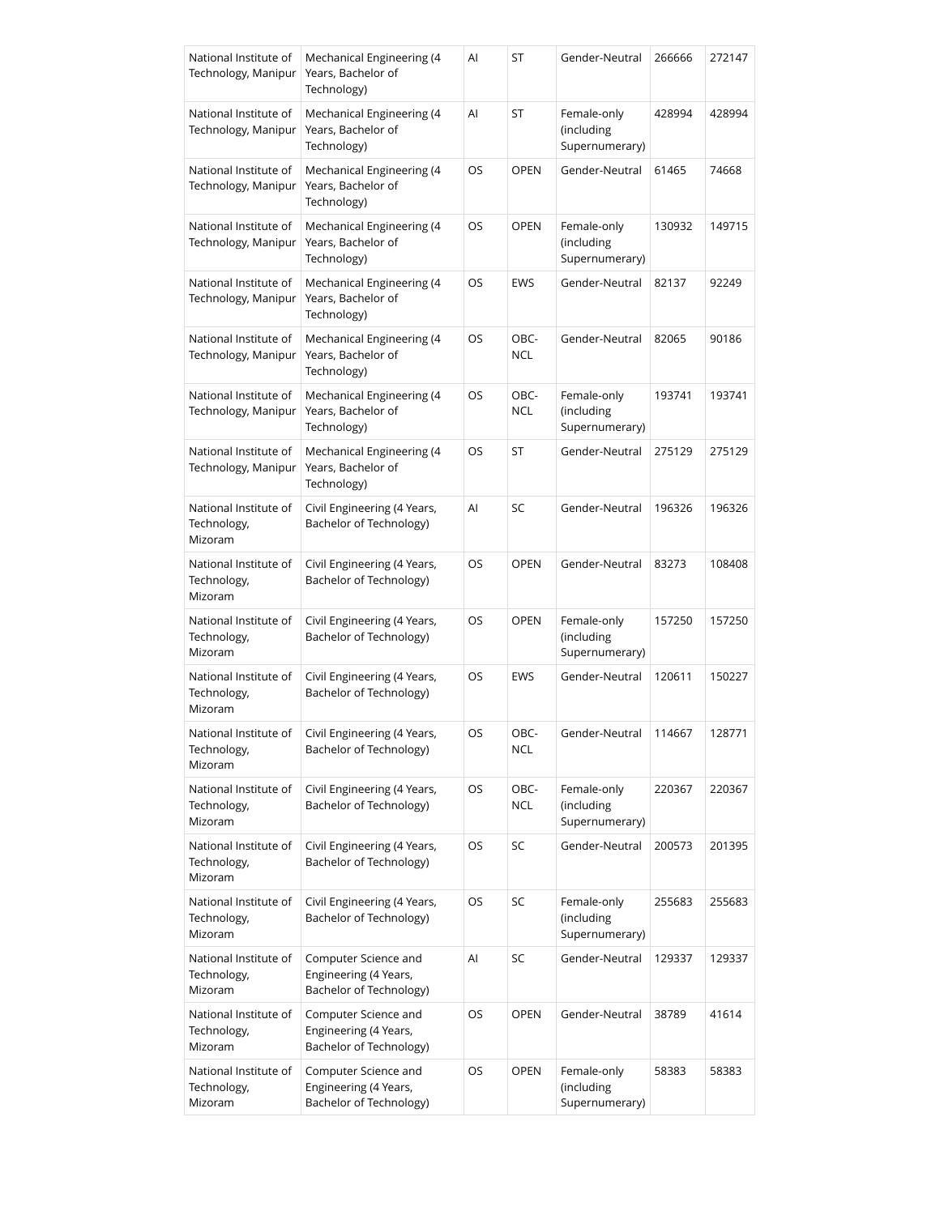| National Institute of Technology, Manipur | Mechanical Engineering (4 Years, Bachelor of Technology) | AI | ST | Gender-Neutral | 266666 | 272147 |
|---|---|---|---|---|---|---|
| National Institute of Technology, Manipur | Mechanical Engineering (4 Years, Bachelor of Technology) | AI | ST | Female-only (including Supernumerary) | 428994 | 428994 |
| National Institute of Technology, Manipur | Mechanical Engineering (4 Years, Bachelor of Technology) | OS | OPEN | Gender-Neutral | 61465 | 74668 |
| National Institute of Technology, Manipur | Mechanical Engineering (4 Years, Bachelor of Technology) | OS | OPEN | Female-only (including Supernumerary) | 130932 | 149715 |
| National Institute of Technology, Manipur | Mechanical Engineering (4 Years, Bachelor of Technology) | OS | EWS | Gender-Neutral | 82137 | 92249 |
| National Institute of Technology, Manipur | Mechanical Engineering (4 Years, Bachelor of Technology) | OS | OBC-NCL | Gender-Neutral | 82065 | 90186 |
| National Institute of Technology, Manipur | Mechanical Engineering (4 Years, Bachelor of Technology) | OS | OBC-NCL | Female-only (including Supernumerary) | 193741 | 193741 |
| National Institute of Technology, Manipur | Mechanical Engineering (4 Years, Bachelor of Technology) | OS | ST | Gender-Neutral | 275129 | 275129 |
| National Institute of Technology, Mizoram | Civil Engineering (4 Years, Bachelor of Technology) | AI | SC | Gender-Neutral | 196326 | 196326 |
| National Institute of Technology, Mizoram | Civil Engineering (4 Years, Bachelor of Technology) | OS | OPEN | Gender-Neutral | 83273 | 108408 |
| National Institute of Technology, Mizoram | Civil Engineering (4 Years, Bachelor of Technology) | OS | OPEN | Female-only (including Supernumerary) | 157250 | 157250 |
| National Institute of Technology, Mizoram | Civil Engineering (4 Years, Bachelor of Technology) | OS | EWS | Gender-Neutral | 120611 | 150227 |
| National Institute of Technology, Mizoram | Civil Engineering (4 Years, Bachelor of Technology) | OS | OBC-NCL | Gender-Neutral | 114667 | 128771 |
| National Institute of Technology, Mizoram | Civil Engineering (4 Years, Bachelor of Technology) | OS | OBC-NCL | Female-only (including Supernumerary) | 220367 | 220367 |
| National Institute of Technology, Mizoram | Civil Engineering (4 Years, Bachelor of Technology) | OS | SC | Gender-Neutral | 200573 | 201395 |
| National Institute of Technology, Mizoram | Civil Engineering (4 Years, Bachelor of Technology) | OS | SC | Female-only (including Supernumerary) | 255683 | 255683 |
| National Institute of Technology, Mizoram | Computer Science and Engineering (4 Years, Bachelor of Technology) | AI | SC | Gender-Neutral | 129337 | 129337 |
| National Institute of Technology, Mizoram | Computer Science and Engineering (4 Years, Bachelor of Technology) | OS | OPEN | Gender-Neutral | 38789 | 41614 |
| National Institute of Technology, Mizoram | Computer Science and Engineering (4 Years, Bachelor of Technology) | OS | OPEN | Female-only (including Supernumerary) | 58383 | 58383 |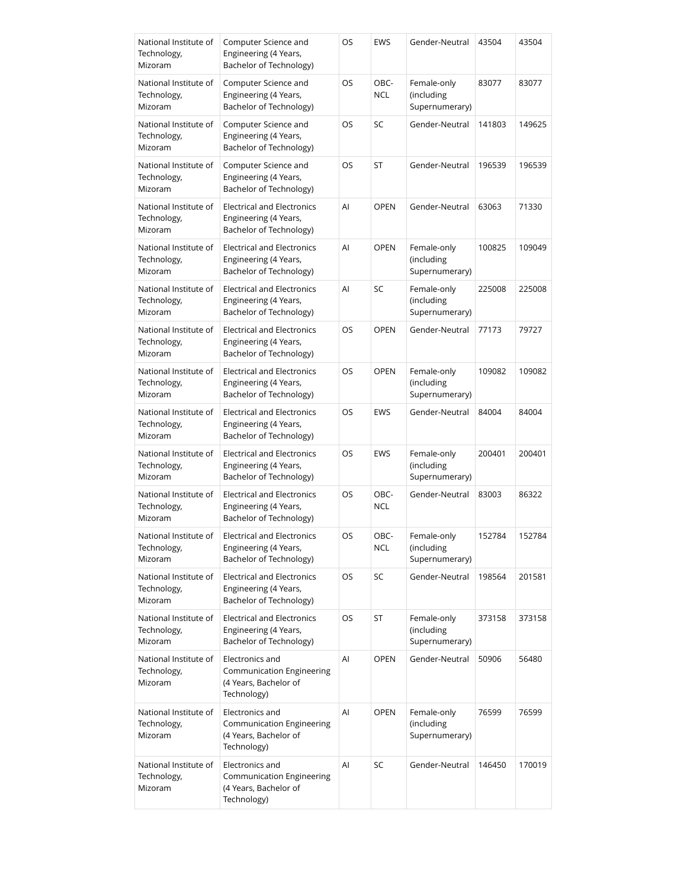| National Institute of Technology, Mizoram | Computer Science and Engineering (4 Years, Bachelor of Technology) | OS | EWS | Gender-Neutral | 43504 | 43504 |
|---|---|---|---|---|---|---|
| National Institute of Technology, Mizoram | Computer Science and Engineering (4 Years, Bachelor of Technology) | OS | OBC-NCL | Female-only (including Supernumerary) | 83077 | 83077 |
| National Institute of Technology, Mizoram | Computer Science and Engineering (4 Years, Bachelor of Technology) | OS | SC | Gender-Neutral | 141803 | 149625 |
| National Institute of Technology, Mizoram | Computer Science and Engineering (4 Years, Bachelor of Technology) | OS | ST | Gender-Neutral | 196539 | 196539 |
| National Institute of Technology, Mizoram | Electrical and Electronics Engineering (4 Years, Bachelor of Technology) | AI | OPEN | Gender-Neutral | 63063 | 71330 |
| National Institute of Technology, Mizoram | Electrical and Electronics Engineering (4 Years, Bachelor of Technology) | AI | OPEN | Female-only (including Supernumerary) | 100825 | 109049 |
| National Institute of Technology, Mizoram | Electrical and Electronics Engineering (4 Years, Bachelor of Technology) | AI | SC | Female-only (including Supernumerary) | 225008 | 225008 |
| National Institute of Technology, Mizoram | Electrical and Electronics Engineering (4 Years, Bachelor of Technology) | OS | OPEN | Gender-Neutral | 77173 | 79727 |
| National Institute of Technology, Mizoram | Electrical and Electronics Engineering (4 Years, Bachelor of Technology) | OS | OPEN | Female-only (including Supernumerary) | 109082 | 109082 |
| National Institute of Technology, Mizoram | Electrical and Electronics Engineering (4 Years, Bachelor of Technology) | OS | EWS | Gender-Neutral | 84004 | 84004 |
| National Institute of Technology, Mizoram | Electrical and Electronics Engineering (4 Years, Bachelor of Technology) | OS | EWS | Female-only (including Supernumerary) | 200401 | 200401 |
| National Institute of Technology, Mizoram | Electrical and Electronics Engineering (4 Years, Bachelor of Technology) | OS | OBC-NCL | Gender-Neutral | 83003 | 86322 |
| National Institute of Technology, Mizoram | Electrical and Electronics Engineering (4 Years, Bachelor of Technology) | OS | OBC-NCL | Female-only (including Supernumerary) | 152784 | 152784 |
| National Institute of Technology, Mizoram | Electrical and Electronics Engineering (4 Years, Bachelor of Technology) | OS | SC | Gender-Neutral | 198564 | 201581 |
| National Institute of Technology, Mizoram | Electrical and Electronics Engineering (4 Years, Bachelor of Technology) | OS | ST | Female-only (including Supernumerary) | 373158 | 373158 |
| National Institute of Technology, Mizoram | Electronics and Communication Engineering (4 Years, Bachelor of Technology) | AI | OPEN | Gender-Neutral | 50906 | 56480 |
| National Institute of Technology, Mizoram | Electronics and Communication Engineering (4 Years, Bachelor of Technology) | AI | OPEN | Female-only (including Supernumerary) | 76599 | 76599 |
| National Institute of Technology, Mizoram | Electronics and Communication Engineering (4 Years, Bachelor of Technology) | AI | SC | Gender-Neutral | 146450 | 170019 |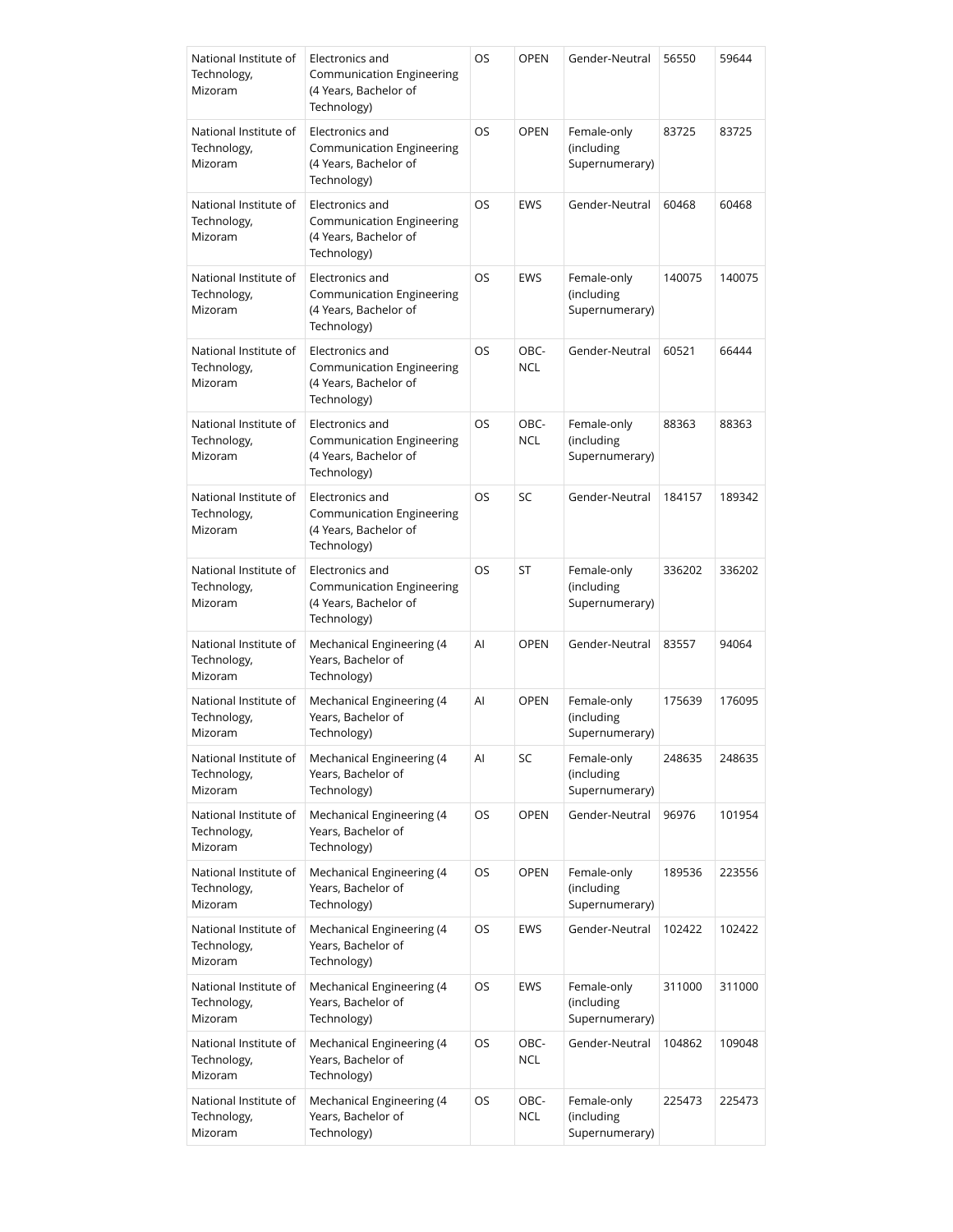| National Institute of Technology, Mizoram | Electronics and Communication Engineering (4 Years, Bachelor of Technology) | OS | OPEN | Gender-Neutral | 56550 | 59644 |
|---|---|---|---|---|---|---|
| National Institute of Technology, Mizoram | Electronics and Communication Engineering (4 Years, Bachelor of Technology) | OS | OPEN | Female-only (including Supernumerary) | 83725 | 83725 |
| National Institute of Technology, Mizoram | Electronics and Communication Engineering (4 Years, Bachelor of Technology) | OS | EWS | Gender-Neutral | 60468 | 60468 |
| National Institute of Technology, Mizoram | Electronics and Communication Engineering (4 Years, Bachelor of Technology) | OS | EWS | Female-only (including Supernumerary) | 140075 | 140075 |
| National Institute of Technology, Mizoram | Electronics and Communication Engineering (4 Years, Bachelor of Technology) | OS | OBC-NCL | Gender-Neutral | 60521 | 66444 |
| National Institute of Technology, Mizoram | Electronics and Communication Engineering (4 Years, Bachelor of Technology) | OS | OBC-NCL | Female-only (including Supernumerary) | 88363 | 88363 |
| National Institute of Technology, Mizoram | Electronics and Communication Engineering (4 Years, Bachelor of Technology) | OS | SC | Gender-Neutral | 184157 | 189342 |
| National Institute of Technology, Mizoram | Electronics and Communication Engineering (4 Years, Bachelor of Technology) | OS | ST | Female-only (including Supernumerary) | 336202 | 336202 |
| National Institute of Technology, Mizoram | Mechanical Engineering (4 Years, Bachelor of Technology) | AI | OPEN | Gender-Neutral | 83557 | 94064 |
| National Institute of Technology, Mizoram | Mechanical Engineering (4 Years, Bachelor of Technology) | AI | OPEN | Female-only (including Supernumerary) | 175639 | 176095 |
| National Institute of Technology, Mizoram | Mechanical Engineering (4 Years, Bachelor of Technology) | AI | SC | Female-only (including Supernumerary) | 248635 | 248635 |
| National Institute of Technology, Mizoram | Mechanical Engineering (4 Years, Bachelor of Technology) | OS | OPEN | Gender-Neutral | 96976 | 101954 |
| National Institute of Technology, Mizoram | Mechanical Engineering (4 Years, Bachelor of Technology) | OS | OPEN | Female-only (including Supernumerary) | 189536 | 223556 |
| National Institute of Technology, Mizoram | Mechanical Engineering (4 Years, Bachelor of Technology) | OS | EWS | Gender-Neutral | 102422 | 102422 |
| National Institute of Technology, Mizoram | Mechanical Engineering (4 Years, Bachelor of Technology) | OS | EWS | Female-only (including Supernumerary) | 311000 | 311000 |
| National Institute of Technology, Mizoram | Mechanical Engineering (4 Years, Bachelor of Technology) | OS | OBC-NCL | Gender-Neutral | 104862 | 109048 |
| National Institute of Technology, Mizoram | Mechanical Engineering (4 Years, Bachelor of Technology) | OS | OBC-NCL | Female-only (including Supernumerary) | 225473 | 225473 |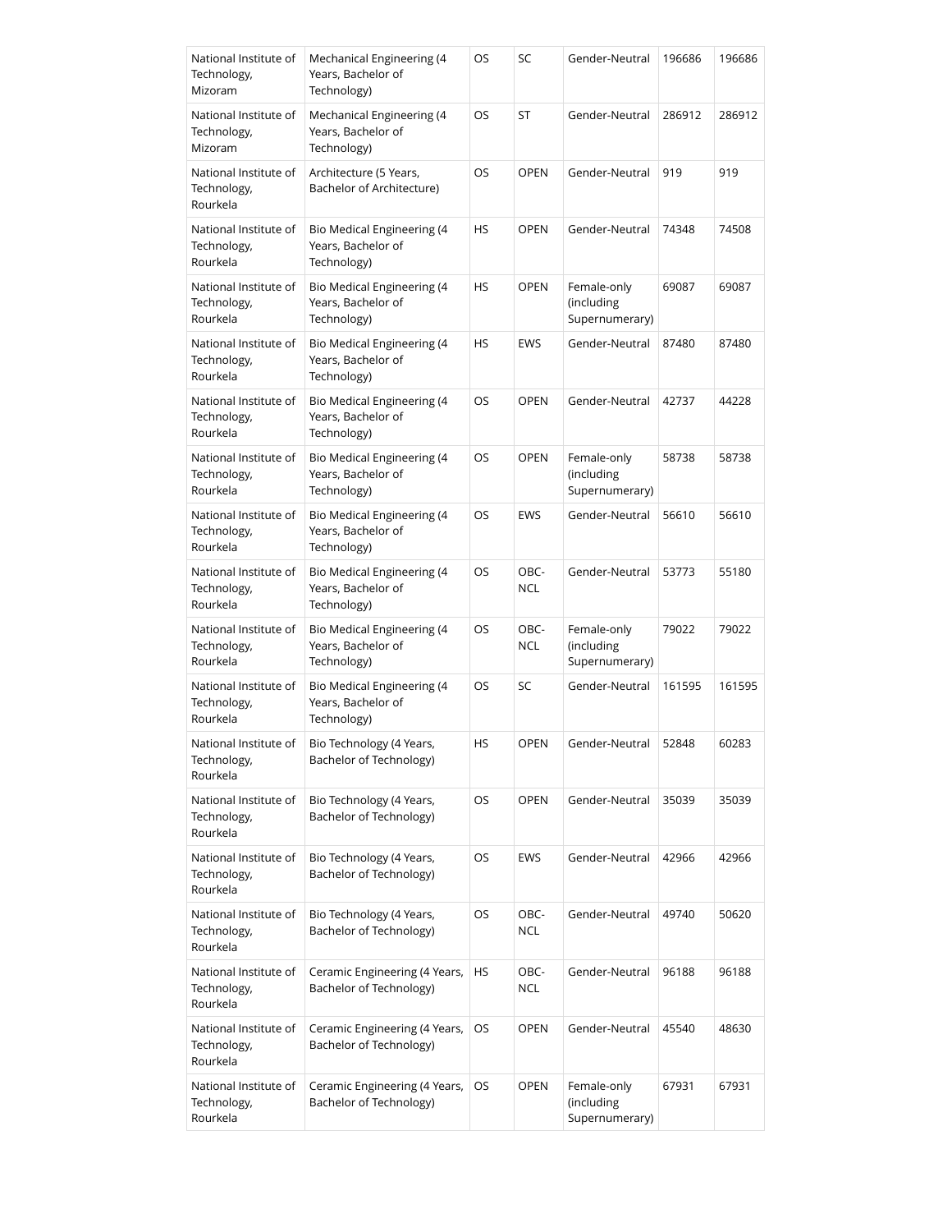| National Institute of Technology, Mizoram | Mechanical Engineering (4 Years, Bachelor of Technology) | OS | SC | Gender-Neutral | 196686 | 196686 |
|---|---|---|---|---|---|---|
| National Institute of Technology, Mizoram | Mechanical Engineering (4 Years, Bachelor of Technology) | OS | ST | Gender-Neutral | 286912 | 286912 |
| National Institute of Technology, Rourkela | Architecture (5 Years, Bachelor of Architecture) | OS | OPEN | Gender-Neutral | 919 | 919 |
| National Institute of Technology, Rourkela | Bio Medical Engineering (4 Years, Bachelor of Technology) | HS | OPEN | Gender-Neutral | 74348 | 74508 |
| National Institute of Technology, Rourkela | Bio Medical Engineering (4 Years, Bachelor of Technology) | HS | OPEN | Female-only (including Supernumerary) | 69087 | 69087 |
| National Institute of Technology, Rourkela | Bio Medical Engineering (4 Years, Bachelor of Technology) | HS | EWS | Gender-Neutral | 87480 | 87480 |
| National Institute of Technology, Rourkela | Bio Medical Engineering (4 Years, Bachelor of Technology) | OS | OPEN | Gender-Neutral | 42737 | 44228 |
| National Institute of Technology, Rourkela | Bio Medical Engineering (4 Years, Bachelor of Technology) | OS | OPEN | Female-only (including Supernumerary) | 58738 | 58738 |
| National Institute of Technology, Rourkela | Bio Medical Engineering (4 Years, Bachelor of Technology) | OS | EWS | Gender-Neutral | 56610 | 56610 |
| National Institute of Technology, Rourkela | Bio Medical Engineering (4 Years, Bachelor of Technology) | OS | OBC-NCL | Gender-Neutral | 53773 | 55180 |
| National Institute of Technology, Rourkela | Bio Medical Engineering (4 Years, Bachelor of Technology) | OS | OBC-NCL | Female-only (including Supernumerary) | 79022 | 79022 |
| National Institute of Technology, Rourkela | Bio Medical Engineering (4 Years, Bachelor of Technology) | OS | SC | Gender-Neutral | 161595 | 161595 |
| National Institute of Technology, Rourkela | Bio Technology (4 Years, Bachelor of Technology) | HS | OPEN | Gender-Neutral | 52848 | 60283 |
| National Institute of Technology, Rourkela | Bio Technology (4 Years, Bachelor of Technology) | OS | OPEN | Gender-Neutral | 35039 | 35039 |
| National Institute of Technology, Rourkela | Bio Technology (4 Years, Bachelor of Technology) | OS | EWS | Gender-Neutral | 42966 | 42966 |
| National Institute of Technology, Rourkela | Bio Technology (4 Years, Bachelor of Technology) | OS | OBC-NCL | Gender-Neutral | 49740 | 50620 |
| National Institute of Technology, Rourkela | Ceramic Engineering (4 Years, Bachelor of Technology) | HS | OBC-NCL | Gender-Neutral | 96188 | 96188 |
| National Institute of Technology, Rourkela | Ceramic Engineering (4 Years, Bachelor of Technology) | OS | OPEN | Gender-Neutral | 45540 | 48630 |
| National Institute of Technology, Rourkela | Ceramic Engineering (4 Years, Bachelor of Technology) | OS | OPEN | Female-only (including Supernumerary) | 67931 | 67931 |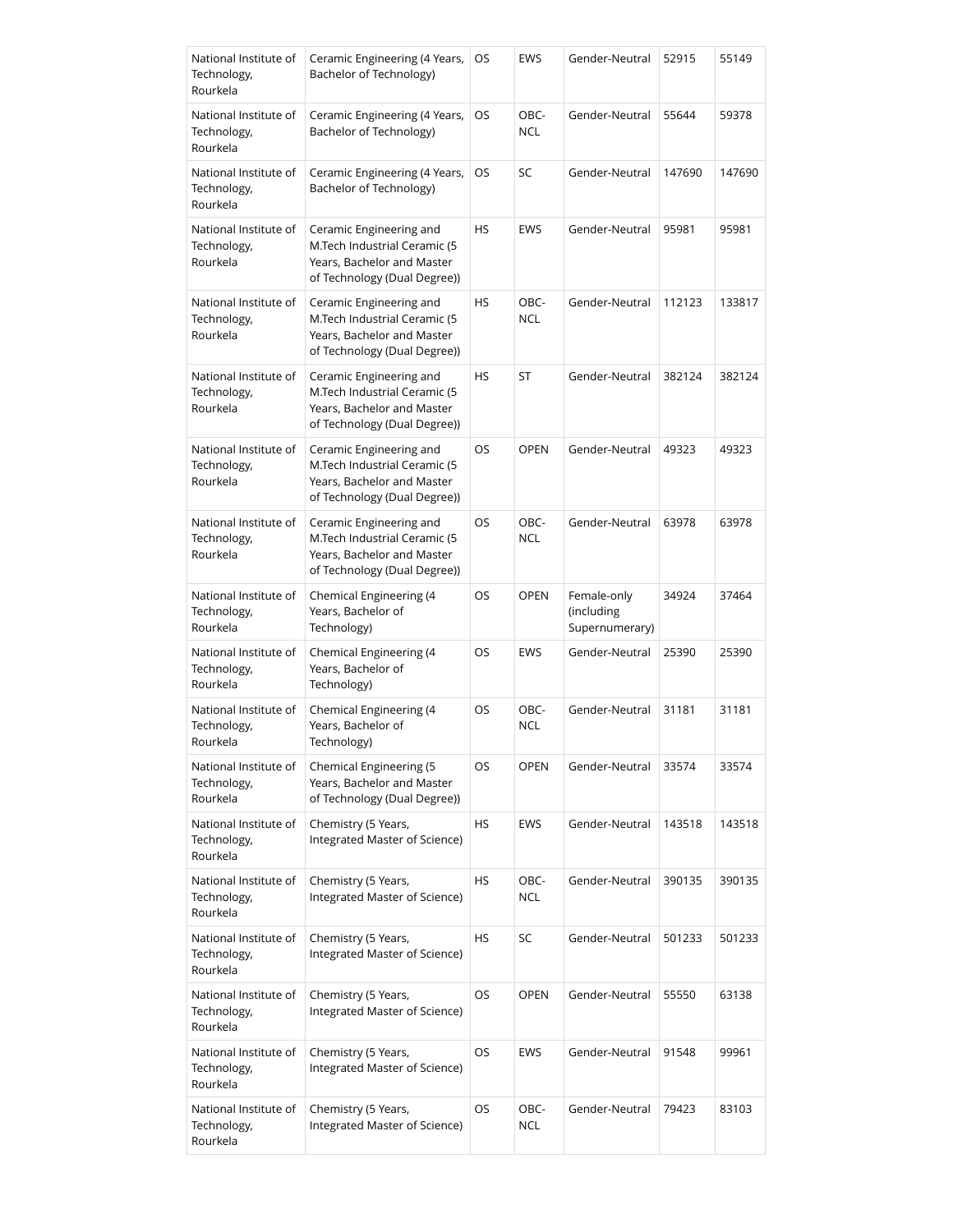| National Institute of Technology, Rourkela | Ceramic Engineering (4 Years, Bachelor of Technology) | OS | EWS | Gender-Neutral | 52915 | 55149 |
|---|---|---|---|---|---|---|
| National Institute of Technology, Rourkela | Ceramic Engineering (4 Years, Bachelor of Technology) | OS | OBC-NCL | Gender-Neutral | 55644 | 59378 |
| National Institute of Technology, Rourkela | Ceramic Engineering (4 Years, Bachelor of Technology) | OS | SC | Gender-Neutral | 147690 | 147690 |
| National Institute of Technology, Rourkela | Ceramic Engineering and M.Tech Industrial Ceramic (5 Years, Bachelor and Master of Technology (Dual Degree)) | HS | EWS | Gender-Neutral | 95981 | 95981 |
| National Institute of Technology, Rourkela | Ceramic Engineering and M.Tech Industrial Ceramic (5 Years, Bachelor and Master of Technology (Dual Degree)) | HS | OBC-NCL | Gender-Neutral | 112123 | 133817 |
| National Institute of Technology, Rourkela | Ceramic Engineering and M.Tech Industrial Ceramic (5 Years, Bachelor and Master of Technology (Dual Degree)) | HS | ST | Gender-Neutral | 382124 | 382124 |
| National Institute of Technology, Rourkela | Ceramic Engineering and M.Tech Industrial Ceramic (5 Years, Bachelor and Master of Technology (Dual Degree)) | OS | OPEN | Gender-Neutral | 49323 | 49323 |
| National Institute of Technology, Rourkela | Ceramic Engineering and M.Tech Industrial Ceramic (5 Years, Bachelor and Master of Technology (Dual Degree)) | OS | OBC-NCL | Gender-Neutral | 63978 | 63978 |
| National Institute of Technology, Rourkela | Chemical Engineering (4 Years, Bachelor of Technology) | OS | OPEN | Female-only (including Supernumerary) | 34924 | 37464 |
| National Institute of Technology, Rourkela | Chemical Engineering (4 Years, Bachelor of Technology) | OS | EWS | Gender-Neutral | 25390 | 25390 |
| National Institute of Technology, Rourkela | Chemical Engineering (4 Years, Bachelor of Technology) | OS | OBC-NCL | Gender-Neutral | 31181 | 31181 |
| National Institute of Technology, Rourkela | Chemical Engineering (5 Years, Bachelor and Master of Technology (Dual Degree)) | OS | OPEN | Gender-Neutral | 33574 | 33574 |
| National Institute of Technology, Rourkela | Chemistry (5 Years, Integrated Master of Science) | HS | EWS | Gender-Neutral | 143518 | 143518 |
| National Institute of Technology, Rourkela | Chemistry (5 Years, Integrated Master of Science) | HS | OBC-NCL | Gender-Neutral | 390135 | 390135 |
| National Institute of Technology, Rourkela | Chemistry (5 Years, Integrated Master of Science) | HS | SC | Gender-Neutral | 501233 | 501233 |
| National Institute of Technology, Rourkela | Chemistry (5 Years, Integrated Master of Science) | OS | OPEN | Gender-Neutral | 55550 | 63138 |
| National Institute of Technology, Rourkela | Chemistry (5 Years, Integrated Master of Science) | OS | EWS | Gender-Neutral | 91548 | 99961 |
| National Institute of Technology, Rourkela | Chemistry (5 Years, Integrated Master of Science) | OS | OBC-NCL | Gender-Neutral | 79423 | 83103 |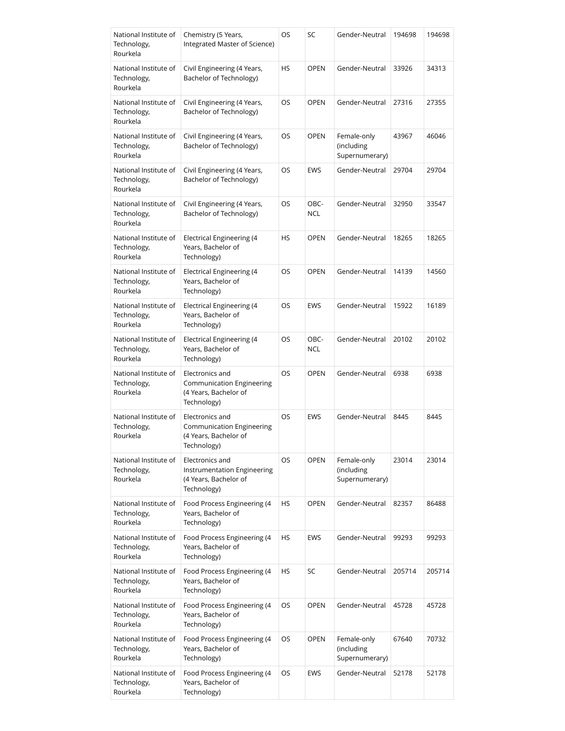| National Institute of Technology, Rourkela | Chemistry (5 Years, Integrated Master of Science) | OS | SC | Gender-Neutral | 194698 | 194698 |
|---|---|---|---|---|---|---|
| National Institute of Technology, Rourkela | Civil Engineering (4 Years, Bachelor of Technology) | HS | OPEN | Gender-Neutral | 33926 | 34313 |
| National Institute of Technology, Rourkela | Civil Engineering (4 Years, Bachelor of Technology) | OS | OPEN | Gender-Neutral | 27316 | 27355 |
| National Institute of Technology, Rourkela | Civil Engineering (4 Years, Bachelor of Technology) | OS | OPEN | Female-only (including Supernumerary) | 43967 | 46046 |
| National Institute of Technology, Rourkela | Civil Engineering (4 Years, Bachelor of Technology) | OS | EWS | Gender-Neutral | 29704 | 29704 |
| National Institute of Technology, Rourkela | Civil Engineering (4 Years, Bachelor of Technology) | OS | OBC-NCL | Gender-Neutral | 32950 | 33547 |
| National Institute of Technology, Rourkela | Electrical Engineering (4 Years, Bachelor of Technology) | HS | OPEN | Gender-Neutral | 18265 | 18265 |
| National Institute of Technology, Rourkela | Electrical Engineering (4 Years, Bachelor of Technology) | OS | OPEN | Gender-Neutral | 14139 | 14560 |
| National Institute of Technology, Rourkela | Electrical Engineering (4 Years, Bachelor of Technology) | OS | EWS | Gender-Neutral | 15922 | 16189 |
| National Institute of Technology, Rourkela | Electrical Engineering (4 Years, Bachelor of Technology) | OS | OBC-NCL | Gender-Neutral | 20102 | 20102 |
| National Institute of Technology, Rourkela | Electronics and Communication Engineering (4 Years, Bachelor of Technology) | OS | OPEN | Gender-Neutral | 6938 | 6938 |
| National Institute of Technology, Rourkela | Electronics and Communication Engineering (4 Years, Bachelor of Technology) | OS | EWS | Gender-Neutral | 8445 | 8445 |
| National Institute of Technology, Rourkela | Electronics and Instrumentation Engineering (4 Years, Bachelor of Technology) | OS | OPEN | Female-only (including Supernumerary) | 23014 | 23014 |
| National Institute of Technology, Rourkela | Food Process Engineering (4 Years, Bachelor of Technology) | HS | OPEN | Gender-Neutral | 82357 | 86488 |
| National Institute of Technology, Rourkela | Food Process Engineering (4 Years, Bachelor of Technology) | HS | EWS | Gender-Neutral | 99293 | 99293 |
| National Institute of Technology, Rourkela | Food Process Engineering (4 Years, Bachelor of Technology) | HS | SC | Gender-Neutral | 205714 | 205714 |
| National Institute of Technology, Rourkela | Food Process Engineering (4 Years, Bachelor of Technology) | OS | OPEN | Gender-Neutral | 45728 | 45728 |
| National Institute of Technology, Rourkela | Food Process Engineering (4 Years, Bachelor of Technology) | OS | OPEN | Female-only (including Supernumerary) | 67640 | 70732 |
| National Institute of Technology, Rourkela | Food Process Engineering (4 Years, Bachelor of Technology) | OS | EWS | Gender-Neutral | 52178 | 52178 |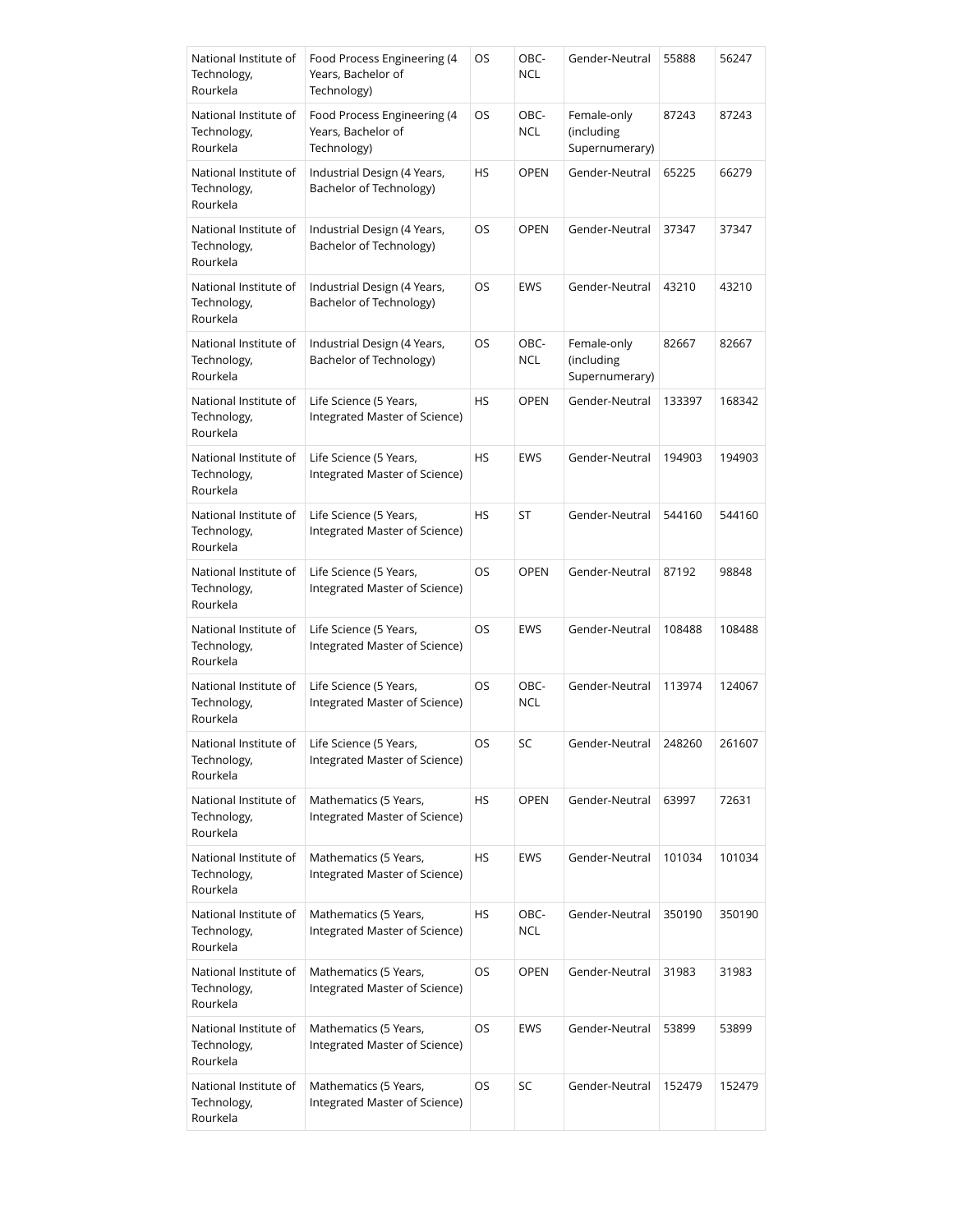| National Institute of Technology, Rourkela | Food Process Engineering (4 Years, Bachelor of Technology) | OS | OBC-NCL | Gender-Neutral | 55888 | 56247 |
|---|---|---|---|---|---|---|
| National Institute of Technology, Rourkela | Food Process Engineering (4 Years, Bachelor of Technology) | OS | OBC-NCL | Female-only (including Supernumerary) | 87243 | 87243 |
| National Institute of Technology, Rourkela | Industrial Design (4 Years, Bachelor of Technology) | HS | OPEN | Gender-Neutral | 65225 | 66279 |
| National Institute of Technology, Rourkela | Industrial Design (4 Years, Bachelor of Technology) | OS | OPEN | Gender-Neutral | 37347 | 37347 |
| National Institute of Technology, Rourkela | Industrial Design (4 Years, Bachelor of Technology) | OS | EWS | Gender-Neutral | 43210 | 43210 |
| National Institute of Technology, Rourkela | Industrial Design (4 Years, Bachelor of Technology) | OS | OBC-NCL | Female-only (including Supernumerary) | 82667 | 82667 |
| National Institute of Technology, Rourkela | Life Science (5 Years, Integrated Master of Science) | HS | OPEN | Gender-Neutral | 133397 | 168342 |
| National Institute of Technology, Rourkela | Life Science (5 Years, Integrated Master of Science) | HS | EWS | Gender-Neutral | 194903 | 194903 |
| National Institute of Technology, Rourkela | Life Science (5 Years, Integrated Master of Science) | HS | ST | Gender-Neutral | 544160 | 544160 |
| National Institute of Technology, Rourkela | Life Science (5 Years, Integrated Master of Science) | OS | OPEN | Gender-Neutral | 87192 | 98848 |
| National Institute of Technology, Rourkela | Life Science (5 Years, Integrated Master of Science) | OS | EWS | Gender-Neutral | 108488 | 108488 |
| National Institute of Technology, Rourkela | Life Science (5 Years, Integrated Master of Science) | OS | OBC-NCL | Gender-Neutral | 113974 | 124067 |
| National Institute of Technology, Rourkela | Life Science (5 Years, Integrated Master of Science) | OS | SC | Gender-Neutral | 248260 | 261607 |
| National Institute of Technology, Rourkela | Mathematics (5 Years, Integrated Master of Science) | HS | OPEN | Gender-Neutral | 63997 | 72631 |
| National Institute of Technology, Rourkela | Mathematics (5 Years, Integrated Master of Science) | HS | EWS | Gender-Neutral | 101034 | 101034 |
| National Institute of Technology, Rourkela | Mathematics (5 Years, Integrated Master of Science) | HS | OBC-NCL | Gender-Neutral | 350190 | 350190 |
| National Institute of Technology, Rourkela | Mathematics (5 Years, Integrated Master of Science) | OS | OPEN | Gender-Neutral | 31983 | 31983 |
| National Institute of Technology, Rourkela | Mathematics (5 Years, Integrated Master of Science) | OS | EWS | Gender-Neutral | 53899 | 53899 |
| National Institute of Technology, Rourkela | Mathematics (5 Years, Integrated Master of Science) | OS | SC | Gender-Neutral | 152479 | 152479 |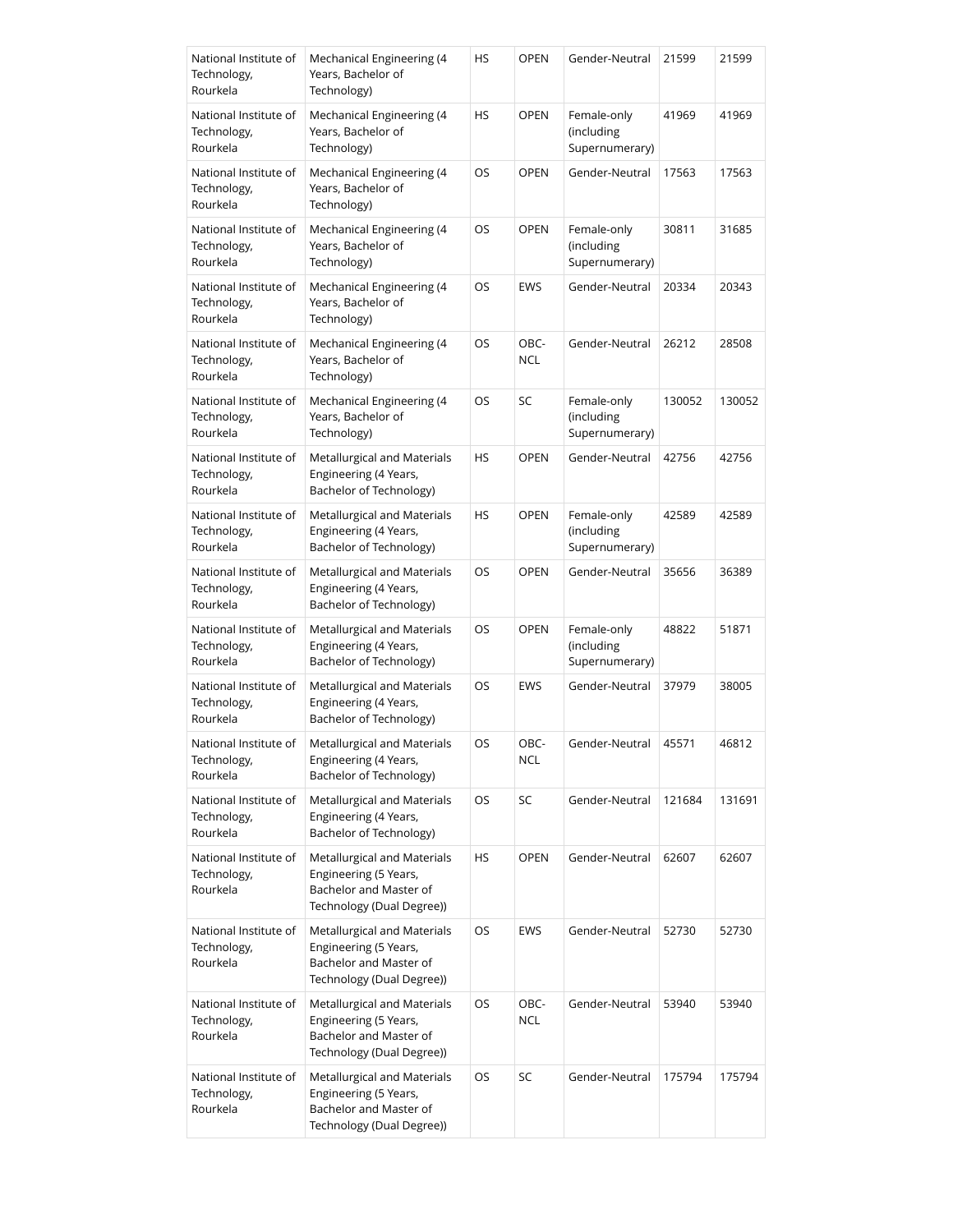| National Institute of Technology, Rourkela | Mechanical Engineering (4 Years, Bachelor of Technology) | HS | OPEN | Gender-Neutral | 21599 | 21599 |
|---|---|---|---|---|---|---|
| National Institute of Technology, Rourkela | Mechanical Engineering (4 Years, Bachelor of Technology) | HS | OPEN | Female-only (including Supernumerary) | 41969 | 41969 |
| National Institute of Technology, Rourkela | Mechanical Engineering (4 Years, Bachelor of Technology) | OS | OPEN | Gender-Neutral | 17563 | 17563 |
| National Institute of Technology, Rourkela | Mechanical Engineering (4 Years, Bachelor of Technology) | OS | OPEN | Female-only (including Supernumerary) | 30811 | 31685 |
| National Institute of Technology, Rourkela | Mechanical Engineering (4 Years, Bachelor of Technology) | OS | EWS | Gender-Neutral | 20334 | 20343 |
| National Institute of Technology, Rourkela | Mechanical Engineering (4 Years, Bachelor of Technology) | OS | OBC-NCL | Gender-Neutral | 26212 | 28508 |
| National Institute of Technology, Rourkela | Mechanical Engineering (4 Years, Bachelor of Technology) | OS | SC | Female-only (including Supernumerary) | 130052 | 130052 |
| National Institute of Technology, Rourkela | Metallurgical and Materials Engineering (4 Years, Bachelor of Technology) | HS | OPEN | Gender-Neutral | 42756 | 42756 |
| National Institute of Technology, Rourkela | Metallurgical and Materials Engineering (4 Years, Bachelor of Technology) | HS | OPEN | Female-only (including Supernumerary) | 42589 | 42589 |
| National Institute of Technology, Rourkela | Metallurgical and Materials Engineering (4 Years, Bachelor of Technology) | OS | OPEN | Gender-Neutral | 35656 | 36389 |
| National Institute of Technology, Rourkela | Metallurgical and Materials Engineering (4 Years, Bachelor of Technology) | OS | OPEN | Female-only (including Supernumerary) | 48822 | 51871 |
| National Institute of Technology, Rourkela | Metallurgical and Materials Engineering (4 Years, Bachelor of Technology) | OS | EWS | Gender-Neutral | 37979 | 38005 |
| National Institute of Technology, Rourkela | Metallurgical and Materials Engineering (4 Years, Bachelor of Technology) | OS | OBC-NCL | Gender-Neutral | 45571 | 46812 |
| National Institute of Technology, Rourkela | Metallurgical and Materials Engineering (4 Years, Bachelor of Technology) | OS | SC | Gender-Neutral | 121684 | 131691 |
| National Institute of Technology, Rourkela | Metallurgical and Materials Engineering (5 Years, Bachelor and Master of Technology (Dual Degree)) | HS | OPEN | Gender-Neutral | 62607 | 62607 |
| National Institute of Technology, Rourkela | Metallurgical and Materials Engineering (5 Years, Bachelor and Master of Technology (Dual Degree)) | OS | EWS | Gender-Neutral | 52730 | 52730 |
| National Institute of Technology, Rourkela | Metallurgical and Materials Engineering (5 Years, Bachelor and Master of Technology (Dual Degree)) | OS | OBC-NCL | Gender-Neutral | 53940 | 53940 |
| National Institute of Technology, Rourkela | Metallurgical and Materials Engineering (5 Years, Bachelor and Master of Technology (Dual Degree)) | OS | SC | Gender-Neutral | 175794 | 175794 |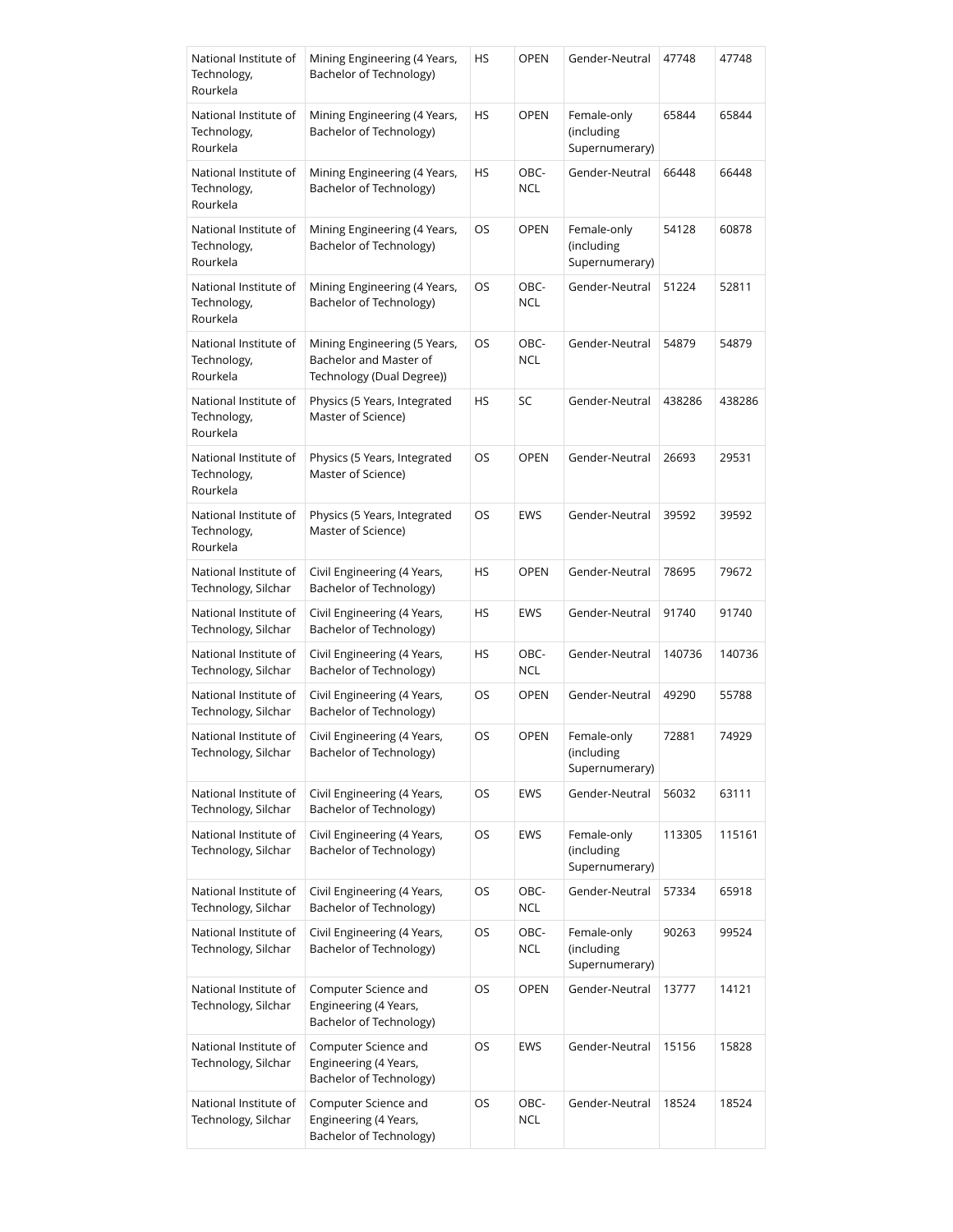| National Institute of Technology, Rourkela | Mining Engineering (4 Years, Bachelor of Technology) | HS | OPEN | Gender-Neutral | 47748 | 47748 |
|---|---|---|---|---|---|---|
| National Institute of Technology, Rourkela | Mining Engineering (4 Years, Bachelor of Technology) | HS | OPEN | Female-only (including Supernumerary) | 65844 | 65844 |
| National Institute of Technology, Rourkela | Mining Engineering (4 Years, Bachelor of Technology) | HS | OBC-NCL | Gender-Neutral | 66448 | 66448 |
| National Institute of Technology, Rourkela | Mining Engineering (4 Years, Bachelor of Technology) | OS | OPEN | Female-only (including Supernumerary) | 54128 | 60878 |
| National Institute of Technology, Rourkela | Mining Engineering (4 Years, Bachelor of Technology) | OS | OBC-NCL | Gender-Neutral | 51224 | 52811 |
| National Institute of Technology, Rourkela | Mining Engineering (5 Years, Bachelor and Master of Technology (Dual Degree)) | OS | OBC-NCL | Gender-Neutral | 54879 | 54879 |
| National Institute of Technology, Rourkela | Physics (5 Years, Integrated Master of Science) | HS | SC | Gender-Neutral | 438286 | 438286 |
| National Institute of Technology, Rourkela | Physics (5 Years, Integrated Master of Science) | OS | OPEN | Gender-Neutral | 26693 | 29531 |
| National Institute of Technology, Rourkela | Physics (5 Years, Integrated Master of Science) | OS | EWS | Gender-Neutral | 39592 | 39592 |
| National Institute of Technology, Silchar | Civil Engineering (4 Years, Bachelor of Technology) | HS | OPEN | Gender-Neutral | 78695 | 79672 |
| National Institute of Technology, Silchar | Civil Engineering (4 Years, Bachelor of Technology) | HS | EWS | Gender-Neutral | 91740 | 91740 |
| National Institute of Technology, Silchar | Civil Engineering (4 Years, Bachelor of Technology) | HS | OBC-NCL | Gender-Neutral | 140736 | 140736 |
| National Institute of Technology, Silchar | Civil Engineering (4 Years, Bachelor of Technology) | OS | OPEN | Gender-Neutral | 49290 | 55788 |
| National Institute of Technology, Silchar | Civil Engineering (4 Years, Bachelor of Technology) | OS | OPEN | Female-only (including Supernumerary) | 72881 | 74929 |
| National Institute of Technology, Silchar | Civil Engineering (4 Years, Bachelor of Technology) | OS | EWS | Gender-Neutral | 56032 | 63111 |
| National Institute of Technology, Silchar | Civil Engineering (4 Years, Bachelor of Technology) | OS | EWS | Female-only (including Supernumerary) | 113305 | 115161 |
| National Institute of Technology, Silchar | Civil Engineering (4 Years, Bachelor of Technology) | OS | OBC-NCL | Gender-Neutral | 57334 | 65918 |
| National Institute of Technology, Silchar | Civil Engineering (4 Years, Bachelor of Technology) | OS | OBC-NCL | Female-only (including Supernumerary) | 90263 | 99524 |
| National Institute of Technology, Silchar | Computer Science and Engineering (4 Years, Bachelor of Technology) | OS | OPEN | Gender-Neutral | 13777 | 14121 |
| National Institute of Technology, Silchar | Computer Science and Engineering (4 Years, Bachelor of Technology) | OS | EWS | Gender-Neutral | 15156 | 15828 |
| National Institute of Technology, Silchar | Computer Science and Engineering (4 Years, Bachelor of Technology) | OS | OBC-NCL | Gender-Neutral | 18524 | 18524 |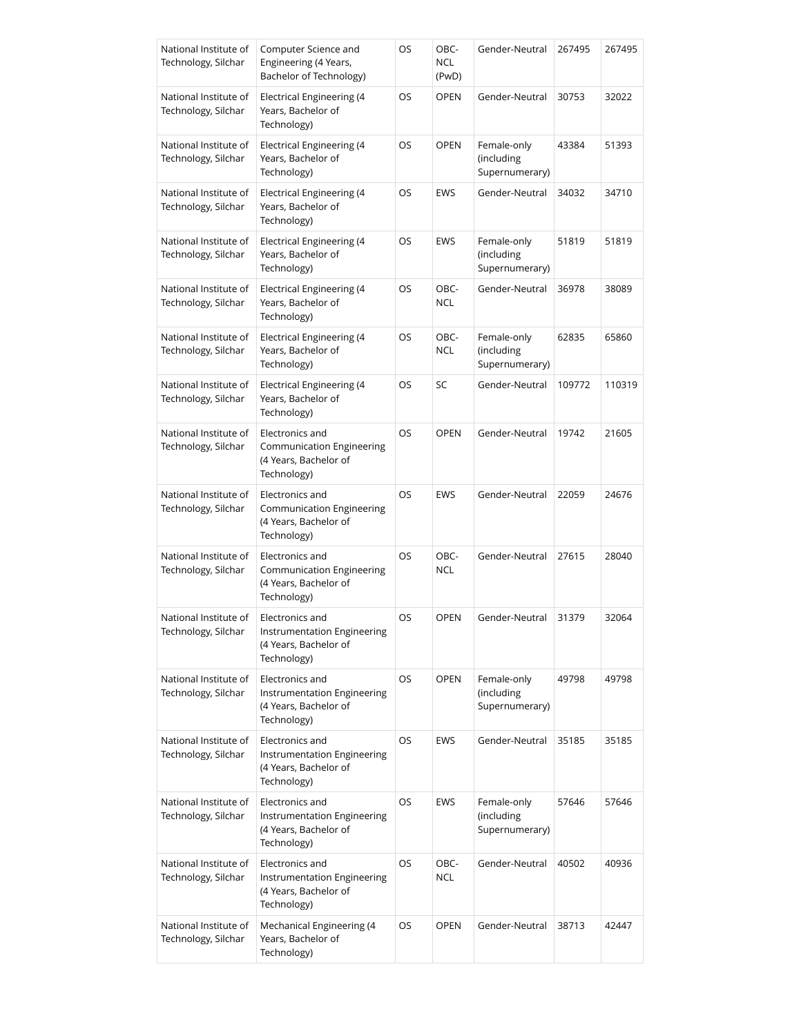| | | | | | | |
|---|---|---|---|---|---|---|
| National Institute of Technology, Silchar | Computer Science and Engineering (4 Years, Bachelor of Technology) | OS | OBC-NCL (PwD) | Gender-Neutral | 267495 | 267495 |
| National Institute of Technology, Silchar | Electrical Engineering (4 Years, Bachelor of Technology) | OS | OPEN | Gender-Neutral | 30753 | 32022 |
| National Institute of Technology, Silchar | Electrical Engineering (4 Years, Bachelor of Technology) | OS | OPEN | Female-only (including Supernumerary) | 43384 | 51393 |
| National Institute of Technology, Silchar | Electrical Engineering (4 Years, Bachelor of Technology) | OS | EWS | Gender-Neutral | 34032 | 34710 |
| National Institute of Technology, Silchar | Electrical Engineering (4 Years, Bachelor of Technology) | OS | EWS | Female-only (including Supernumerary) | 51819 | 51819 |
| National Institute of Technology, Silchar | Electrical Engineering (4 Years, Bachelor of Technology) | OS | OBC-NCL | Gender-Neutral | 36978 | 38089 |
| National Institute of Technology, Silchar | Electrical Engineering (4 Years, Bachelor of Technology) | OS | OBC-NCL | Female-only (including Supernumerary) | 62835 | 65860 |
| National Institute of Technology, Silchar | Electrical Engineering (4 Years, Bachelor of Technology) | OS | SC | Gender-Neutral | 109772 | 110319 |
| National Institute of Technology, Silchar | Electronics and Communication Engineering (4 Years, Bachelor of Technology) | OS | OPEN | Gender-Neutral | 19742 | 21605 |
| National Institute of Technology, Silchar | Electronics and Communication Engineering (4 Years, Bachelor of Technology) | OS | EWS | Gender-Neutral | 22059 | 24676 |
| National Institute of Technology, Silchar | Electronics and Communication Engineering (4 Years, Bachelor of Technology) | OS | OBC-NCL | Gender-Neutral | 27615 | 28040 |
| National Institute of Technology, Silchar | Electronics and Instrumentation Engineering (4 Years, Bachelor of Technology) | OS | OPEN | Gender-Neutral | 31379 | 32064 |
| National Institute of Technology, Silchar | Electronics and Instrumentation Engineering (4 Years, Bachelor of Technology) | OS | OPEN | Female-only (including Supernumerary) | 49798 | 49798 |
| National Institute of Technology, Silchar | Electronics and Instrumentation Engineering (4 Years, Bachelor of Technology) | OS | EWS | Gender-Neutral | 35185 | 35185 |
| National Institute of Technology, Silchar | Electronics and Instrumentation Engineering (4 Years, Bachelor of Technology) | OS | EWS | Female-only (including Supernumerary) | 57646 | 57646 |
| National Institute of Technology, Silchar | Electronics and Instrumentation Engineering (4 Years, Bachelor of Technology) | OS | OBC-NCL | Gender-Neutral | 40502 | 40936 |
| National Institute of Technology, Silchar | Mechanical Engineering (4 Years, Bachelor of Technology) | OS | OPEN | Gender-Neutral | 38713 | 42447 |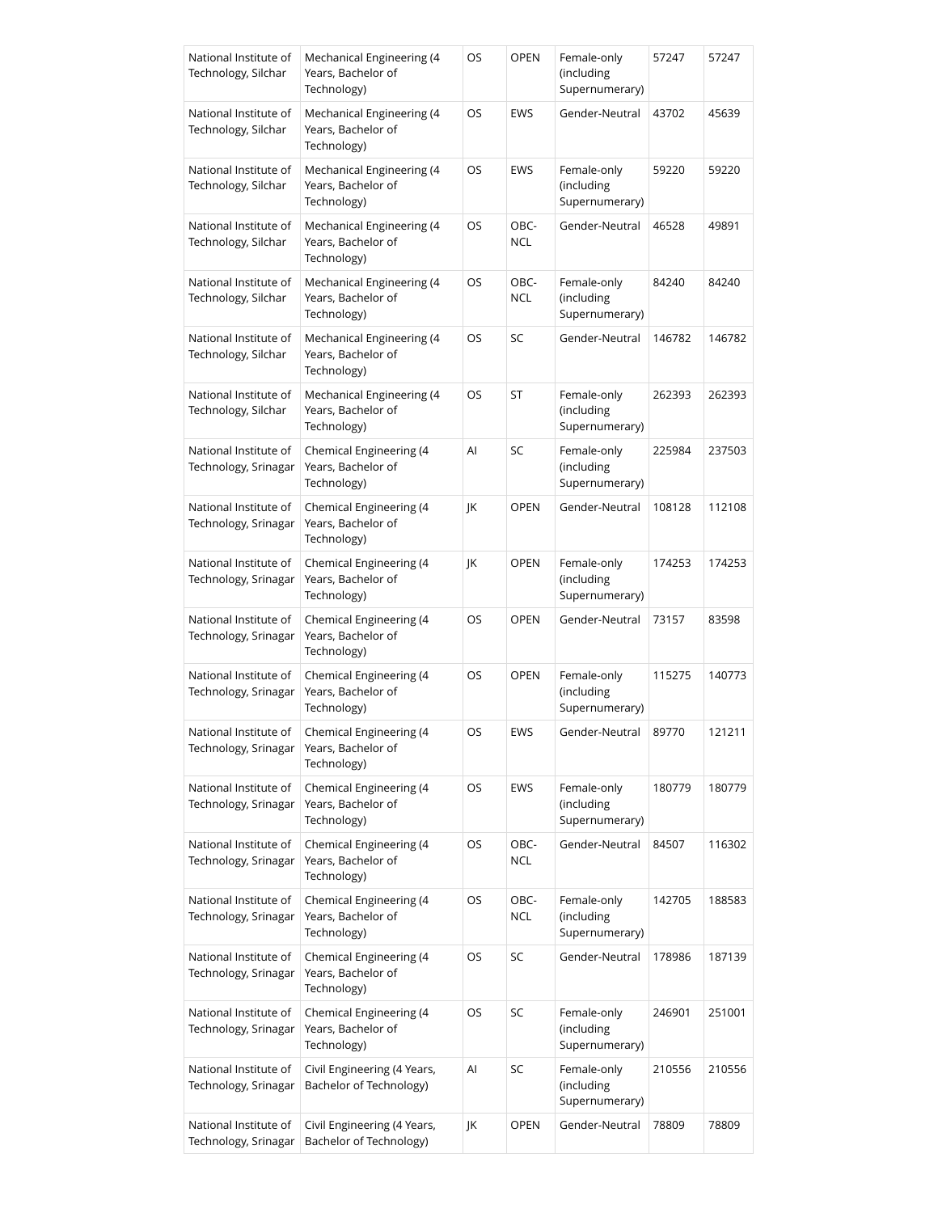| National Institute of Technology, Silchar | Mechanical Engineering (4 Years, Bachelor of Technology) | OS | OPEN | Female-only (including Supernumerary) | 57247 | 57247 |
|---|---|---|---|---|---|---|
| National Institute of Technology, Silchar | Mechanical Engineering (4 Years, Bachelor of Technology) | OS | EWS | Gender-Neutral | 43702 | 45639 |
| National Institute of Technology, Silchar | Mechanical Engineering (4 Years, Bachelor of Technology) | OS | EWS | Female-only (including Supernumerary) | 59220 | 59220 |
| National Institute of Technology, Silchar | Mechanical Engineering (4 Years, Bachelor of Technology) | OS | OBC-NCL | Gender-Neutral | 46528 | 49891 |
| National Institute of Technology, Silchar | Mechanical Engineering (4 Years, Bachelor of Technology) | OS | OBC-NCL | Female-only (including Supernumerary) | 84240 | 84240 |
| National Institute of Technology, Silchar | Mechanical Engineering (4 Years, Bachelor of Technology) | OS | SC | Gender-Neutral | 146782 | 146782 |
| National Institute of Technology, Silchar | Mechanical Engineering (4 Years, Bachelor of Technology) | OS | ST | Female-only (including Supernumerary) | 262393 | 262393 |
| National Institute of Technology, Srinagar | Chemical Engineering (4 Years, Bachelor of Technology) | AI | SC | Female-only (including Supernumerary) | 225984 | 237503 |
| National Institute of Technology, Srinagar | Chemical Engineering (4 Years, Bachelor of Technology) | JK | OPEN | Gender-Neutral | 108128 | 112108 |
| National Institute of Technology, Srinagar | Chemical Engineering (4 Years, Bachelor of Technology) | JK | OPEN | Female-only (including Supernumerary) | 174253 | 174253 |
| National Institute of Technology, Srinagar | Chemical Engineering (4 Years, Bachelor of Technology) | OS | OPEN | Gender-Neutral | 73157 | 83598 |
| National Institute of Technology, Srinagar | Chemical Engineering (4 Years, Bachelor of Technology) | OS | OPEN | Female-only (including Supernumerary) | 115275 | 140773 |
| National Institute of Technology, Srinagar | Chemical Engineering (4 Years, Bachelor of Technology) | OS | EWS | Gender-Neutral | 89770 | 121211 |
| National Institute of Technology, Srinagar | Chemical Engineering (4 Years, Bachelor of Technology) | OS | EWS | Female-only (including Supernumerary) | 180779 | 180779 |
| National Institute of Technology, Srinagar | Chemical Engineering (4 Years, Bachelor of Technology) | OS | OBC-NCL | Gender-Neutral | 84507 | 116302 |
| National Institute of Technology, Srinagar | Chemical Engineering (4 Years, Bachelor of Technology) | OS | OBC-NCL | Female-only (including Supernumerary) | 142705 | 188583 |
| National Institute of Technology, Srinagar | Chemical Engineering (4 Years, Bachelor of Technology) | OS | SC | Gender-Neutral | 178986 | 187139 |
| National Institute of Technology, Srinagar | Chemical Engineering (4 Years, Bachelor of Technology) | OS | SC | Female-only (including Supernumerary) | 246901 | 251001 |
| National Institute of Technology, Srinagar | Civil Engineering (4 Years, Bachelor of Technology) | AI | SC | Female-only (including Supernumerary) | 210556 | 210556 |
| National Institute of Technology, Srinagar | Civil Engineering (4 Years, Bachelor of Technology) | JK | OPEN | Gender-Neutral | 78809 | 78809 |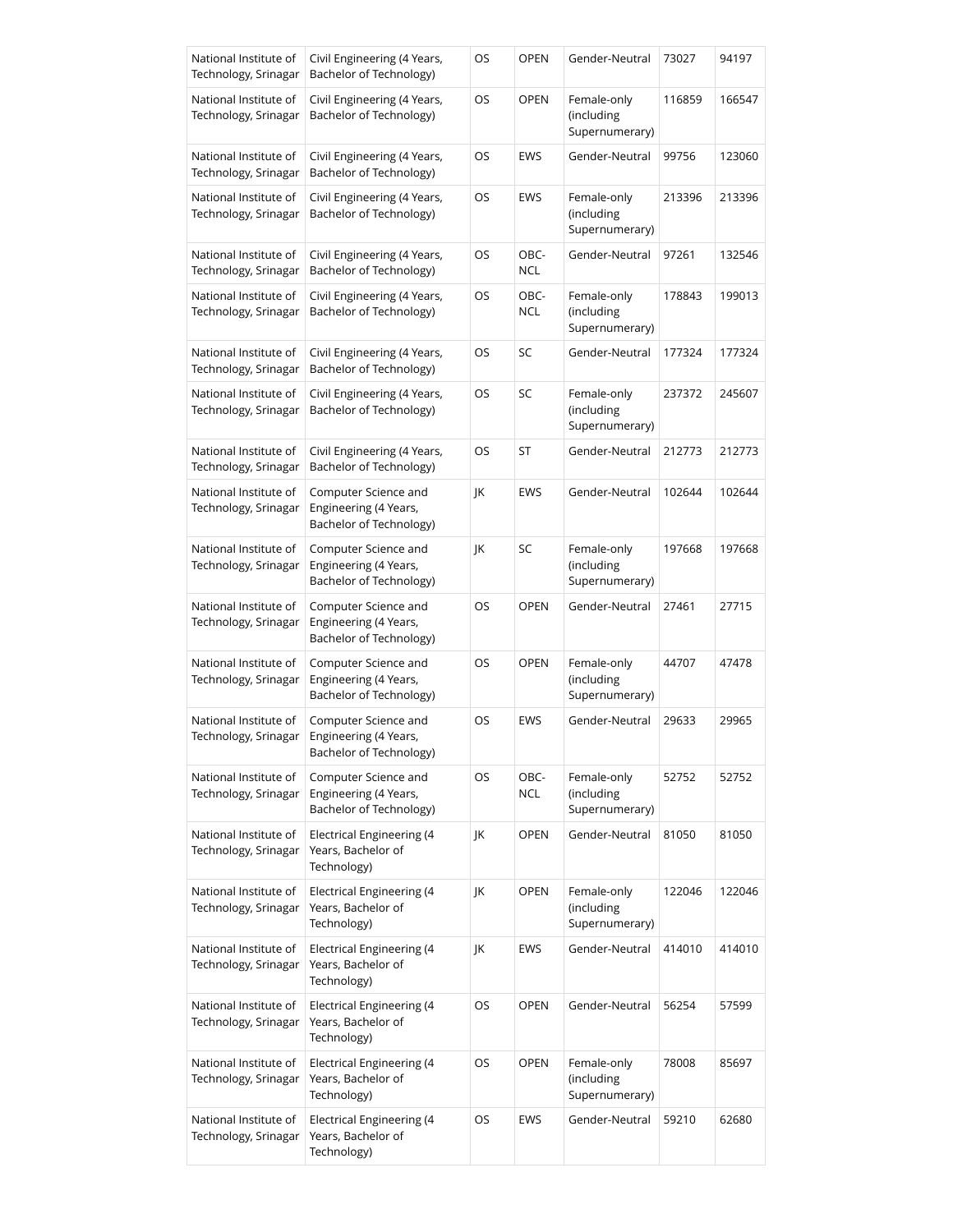| | | | | | | |
|---|---|---|---|---|---|---|
| National Institute of Technology, Srinagar | Civil Engineering (4 Years, Bachelor of Technology) | OS | OPEN | Gender-Neutral | 73027 | 94197 |
| National Institute of Technology, Srinagar | Civil Engineering (4 Years, Bachelor of Technology) | OS | OPEN | Female-only (including Supernumerary) | 116859 | 166547 |
| National Institute of Technology, Srinagar | Civil Engineering (4 Years, Bachelor of Technology) | OS | EWS | Gender-Neutral | 99756 | 123060 |
| National Institute of Technology, Srinagar | Civil Engineering (4 Years, Bachelor of Technology) | OS | EWS | Female-only (including Supernumerary) | 213396 | 213396 |
| National Institute of Technology, Srinagar | Civil Engineering (4 Years, Bachelor of Technology) | OS | OBC-NCL | Gender-Neutral | 97261 | 132546 |
| National Institute of Technology, Srinagar | Civil Engineering (4 Years, Bachelor of Technology) | OS | OBC-NCL | Female-only (including Supernumerary) | 178843 | 199013 |
| National Institute of Technology, Srinagar | Civil Engineering (4 Years, Bachelor of Technology) | OS | SC | Gender-Neutral | 177324 | 177324 |
| National Institute of Technology, Srinagar | Civil Engineering (4 Years, Bachelor of Technology) | OS | SC | Female-only (including Supernumerary) | 237372 | 245607 |
| National Institute of Technology, Srinagar | Civil Engineering (4 Years, Bachelor of Technology) | OS | ST | Gender-Neutral | 212773 | 212773 |
| National Institute of Technology, Srinagar | Computer Science and Engineering (4 Years, Bachelor of Technology) | JK | EWS | Gender-Neutral | 102644 | 102644 |
| National Institute of Technology, Srinagar | Computer Science and Engineering (4 Years, Bachelor of Technology) | JK | SC | Female-only (including Supernumerary) | 197668 | 197668 |
| National Institute of Technology, Srinagar | Computer Science and Engineering (4 Years, Bachelor of Technology) | OS | OPEN | Gender-Neutral | 27461 | 27715 |
| National Institute of Technology, Srinagar | Computer Science and Engineering (4 Years, Bachelor of Technology) | OS | OPEN | Female-only (including Supernumerary) | 44707 | 47478 |
| National Institute of Technology, Srinagar | Computer Science and Engineering (4 Years, Bachelor of Technology) | OS | EWS | Gender-Neutral | 29633 | 29965 |
| National Institute of Technology, Srinagar | Computer Science and Engineering (4 Years, Bachelor of Technology) | OS | OBC-NCL | Female-only (including Supernumerary) | 52752 | 52752 |
| National Institute of Technology, Srinagar | Electrical Engineering (4 Years, Bachelor of Technology) | JK | OPEN | Gender-Neutral | 81050 | 81050 |
| National Institute of Technology, Srinagar | Electrical Engineering (4 Years, Bachelor of Technology) | JK | OPEN | Female-only (including Supernumerary) | 122046 | 122046 |
| National Institute of Technology, Srinagar | Electrical Engineering (4 Years, Bachelor of Technology) | JK | EWS | Gender-Neutral | 414010 | 414010 |
| National Institute of Technology, Srinagar | Electrical Engineering (4 Years, Bachelor of Technology) | OS | OPEN | Gender-Neutral | 56254 | 57599 |
| National Institute of Technology, Srinagar | Electrical Engineering (4 Years, Bachelor of Technology) | OS | OPEN | Female-only (including Supernumerary) | 78008 | 85697 |
| National Institute of Technology, Srinagar | Electrical Engineering (4 Years, Bachelor of Technology) | OS | EWS | Gender-Neutral | 59210 | 62680 |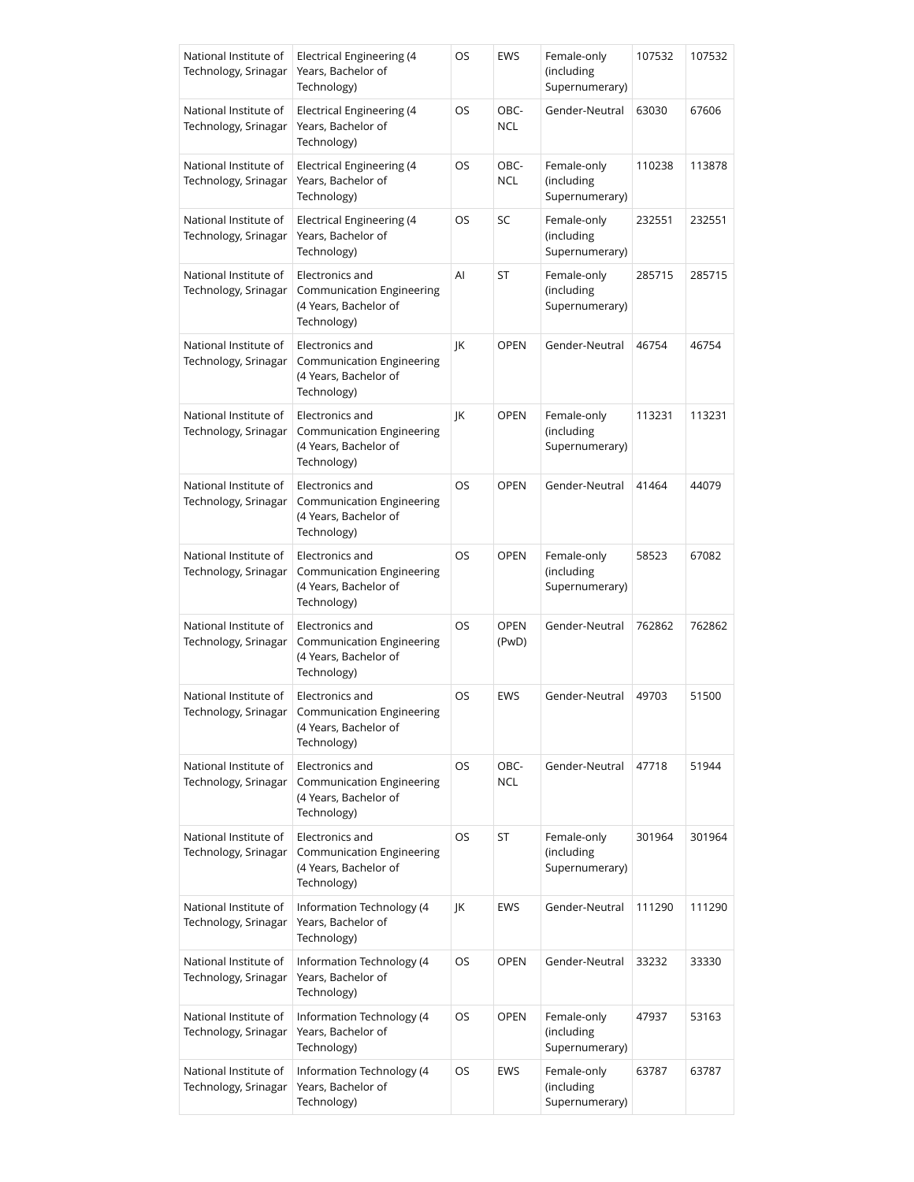| National Institute of Technology, Srinagar | Electrical Engineering (4 Years, Bachelor of Technology) | OS | EWS | Female-only (including Supernumerary) | 107532 | 107532 |
|---|---|---|---|---|---|---|
| National Institute of Technology, Srinagar | Electrical Engineering (4 Years, Bachelor of Technology) | OS | OBC-NCL | Gender-Neutral | 63030 | 67606 |
| National Institute of Technology, Srinagar | Electrical Engineering (4 Years, Bachelor of Technology) | OS | OBC-NCL | Female-only (including Supernumerary) | 110238 | 113878 |
| National Institute of Technology, Srinagar | Electrical Engineering (4 Years, Bachelor of Technology) | OS | SC | Female-only (including Supernumerary) | 232551 | 232551 |
| National Institute of Technology, Srinagar | Electronics and Communication Engineering (4 Years, Bachelor of Technology) | AI | ST | Female-only (including Supernumerary) | 285715 | 285715 |
| National Institute of Technology, Srinagar | Electronics and Communication Engineering (4 Years, Bachelor of Technology) | JK | OPEN | Gender-Neutral | 46754 | 46754 |
| National Institute of Technology, Srinagar | Electronics and Communication Engineering (4 Years, Bachelor of Technology) | JK | OPEN | Female-only (including Supernumerary) | 113231 | 113231 |
| National Institute of Technology, Srinagar | Electronics and Communication Engineering (4 Years, Bachelor of Technology) | OS | OPEN | Gender-Neutral | 41464 | 44079 |
| National Institute of Technology, Srinagar | Electronics and Communication Engineering (4 Years, Bachelor of Technology) | OS | OPEN | Female-only (including Supernumerary) | 58523 | 67082 |
| National Institute of Technology, Srinagar | Electronics and Communication Engineering (4 Years, Bachelor of Technology) | OS | OPEN (PwD) | Gender-Neutral | 762862 | 762862 |
| National Institute of Technology, Srinagar | Electronics and Communication Engineering (4 Years, Bachelor of Technology) | OS | EWS | Gender-Neutral | 49703 | 51500 |
| National Institute of Technology, Srinagar | Electronics and Communication Engineering (4 Years, Bachelor of Technology) | OS | OBC-NCL | Gender-Neutral | 47718 | 51944 |
| National Institute of Technology, Srinagar | Electronics and Communication Engineering (4 Years, Bachelor of Technology) | OS | ST | Female-only (including Supernumerary) | 301964 | 301964 |
| National Institute of Technology, Srinagar | Information Technology (4 Years, Bachelor of Technology) | JK | EWS | Gender-Neutral | 111290 | 111290 |
| National Institute of Technology, Srinagar | Information Technology (4 Years, Bachelor of Technology) | OS | OPEN | Gender-Neutral | 33232 | 33330 |
| National Institute of Technology, Srinagar | Information Technology (4 Years, Bachelor of Technology) | OS | OPEN | Female-only (including Supernumerary) | 47937 | 53163 |
| National Institute of Technology, Srinagar | Information Technology (4 Years, Bachelor of Technology) | OS | EWS | Female-only (including Supernumerary) | 63787 | 63787 |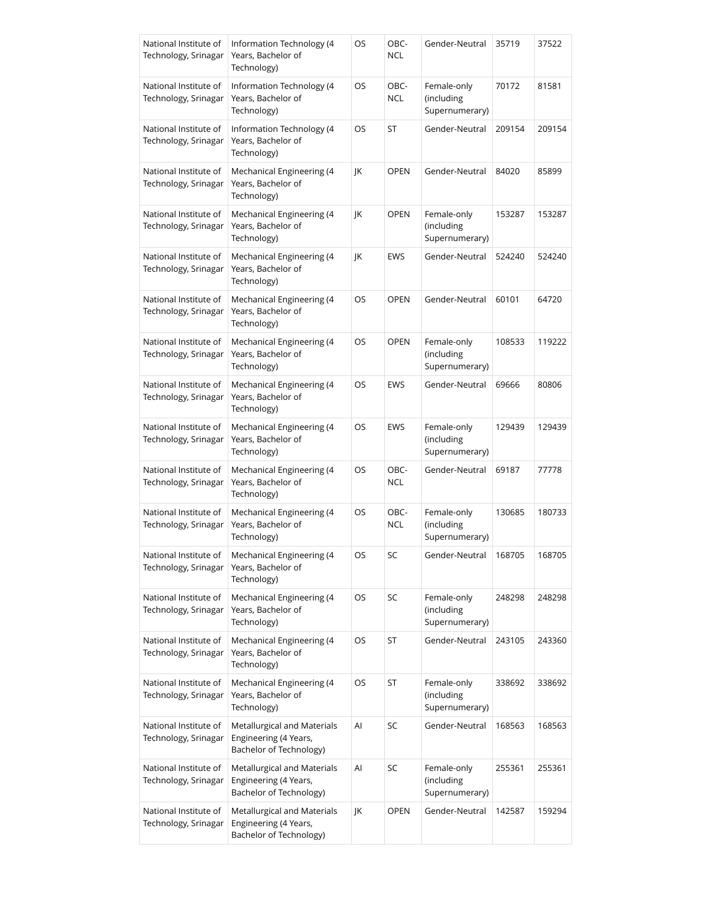| National Institute of Technology, Srinagar | Information Technology (4 Years, Bachelor of Technology) | OS | OBC-NCL | Gender-Neutral | 35719 | 37522 |
|---|---|---|---|---|---|---|
| National Institute of Technology, Srinagar | Information Technology (4 Years, Bachelor of Technology) | OS | OBC-NCL | Female-only (including Supernumerary) | 70172 | 81581 |
| National Institute of Technology, Srinagar | Information Technology (4 Years, Bachelor of Technology) | OS | ST | Gender-Neutral | 209154 | 209154 |
| National Institute of Technology, Srinagar | Mechanical Engineering (4 Years, Bachelor of Technology) | JK | OPEN | Gender-Neutral | 84020 | 85899 |
| National Institute of Technology, Srinagar | Mechanical Engineering (4 Years, Bachelor of Technology) | JK | OPEN | Female-only (including Supernumerary) | 153287 | 153287 |
| National Institute of Technology, Srinagar | Mechanical Engineering (4 Years, Bachelor of Technology) | JK | EWS | Gender-Neutral | 524240 | 524240 |
| National Institute of Technology, Srinagar | Mechanical Engineering (4 Years, Bachelor of Technology) | OS | OPEN | Gender-Neutral | 60101 | 64720 |
| National Institute of Technology, Srinagar | Mechanical Engineering (4 Years, Bachelor of Technology) | OS | OPEN | Female-only (including Supernumerary) | 108533 | 119222 |
| National Institute of Technology, Srinagar | Mechanical Engineering (4 Years, Bachelor of Technology) | OS | EWS | Gender-Neutral | 69666 | 80806 |
| National Institute of Technology, Srinagar | Mechanical Engineering (4 Years, Bachelor of Technology) | OS | EWS | Female-only (including Supernumerary) | 129439 | 129439 |
| National Institute of Technology, Srinagar | Mechanical Engineering (4 Years, Bachelor of Technology) | OS | OBC-NCL | Gender-Neutral | 69187 | 77778 |
| National Institute of Technology, Srinagar | Mechanical Engineering (4 Years, Bachelor of Technology) | OS | OBC-NCL | Female-only (including Supernumerary) | 130685 | 180733 |
| National Institute of Technology, Srinagar | Mechanical Engineering (4 Years, Bachelor of Technology) | OS | SC | Gender-Neutral | 168705 | 168705 |
| National Institute of Technology, Srinagar | Mechanical Engineering (4 Years, Bachelor of Technology) | OS | SC | Female-only (including Supernumerary) | 248298 | 248298 |
| National Institute of Technology, Srinagar | Mechanical Engineering (4 Years, Bachelor of Technology) | OS | ST | Gender-Neutral | 243105 | 243360 |
| National Institute of Technology, Srinagar | Mechanical Engineering (4 Years, Bachelor of Technology) | OS | ST | Female-only (including Supernumerary) | 338692 | 338692 |
| National Institute of Technology, Srinagar | Metallurgical and Materials Engineering (4 Years, Bachelor of Technology) | AI | SC | Gender-Neutral | 168563 | 168563 |
| National Institute of Technology, Srinagar | Metallurgical and Materials Engineering (4 Years, Bachelor of Technology) | AI | SC | Female-only (including Supernumerary) | 255361 | 255361 |
| National Institute of Technology, Srinagar | Metallurgical and Materials Engineering (4 Years, Bachelor of Technology) | JK | OPEN | Gender-Neutral | 142587 | 159294 |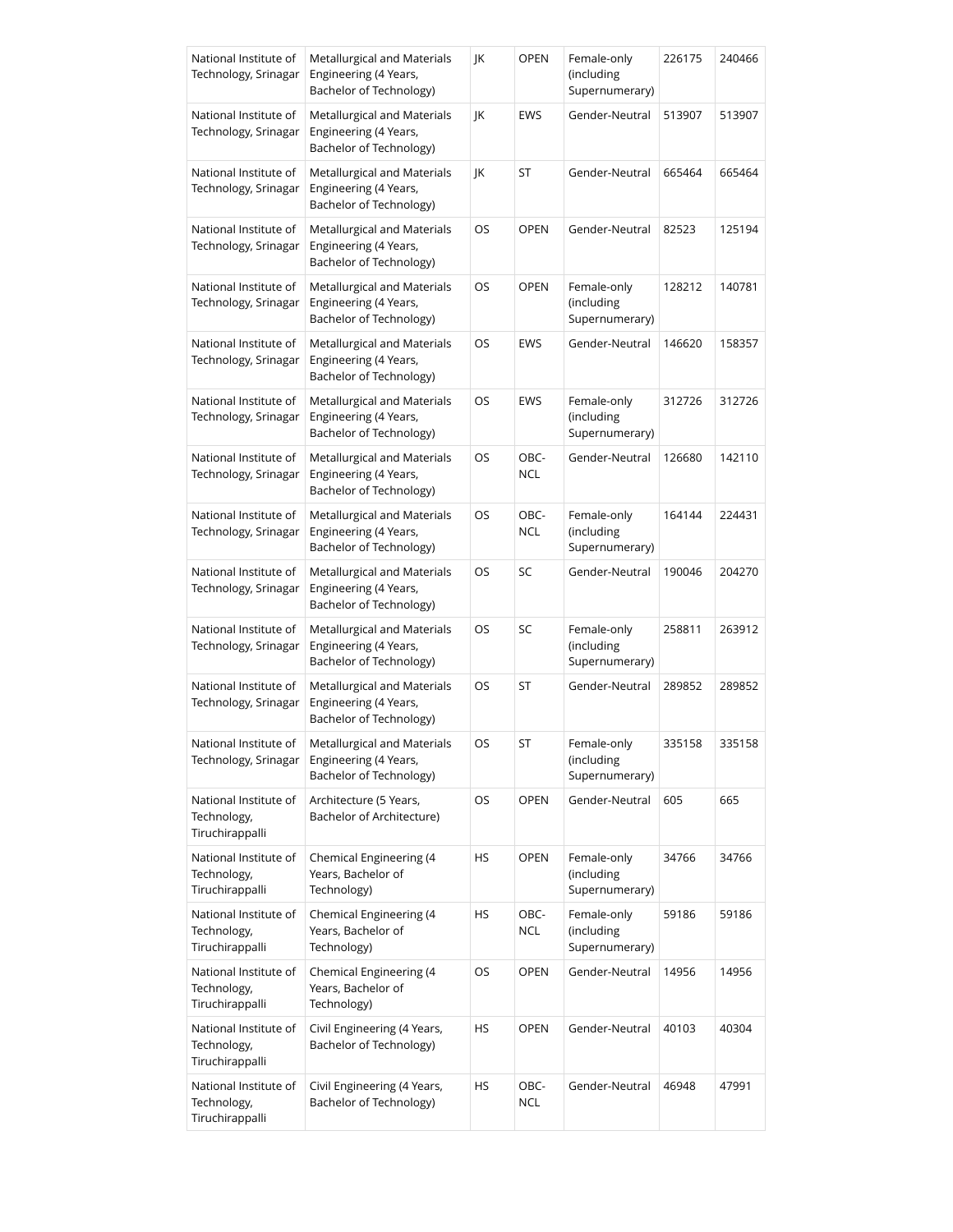| National Institute of Technology, Srinagar | Metallurgical and Materials Engineering (4 Years, Bachelor of Technology) | JK | OPEN | Female-only (including Supernumerary) | 226175 | 240466 |
|---|---|---|---|---|---|---|
| National Institute of Technology, Srinagar | Metallurgical and Materials Engineering (4 Years, Bachelor of Technology) | JK | EWS | Gender-Neutral | 513907 | 513907 |
| National Institute of Technology, Srinagar | Metallurgical and Materials Engineering (4 Years, Bachelor of Technology) | JK | ST | Gender-Neutral | 665464 | 665464 |
| National Institute of Technology, Srinagar | Metallurgical and Materials Engineering (4 Years, Bachelor of Technology) | OS | OPEN | Gender-Neutral | 82523 | 125194 |
| National Institute of Technology, Srinagar | Metallurgical and Materials Engineering (4 Years, Bachelor of Technology) | OS | OPEN | Female-only (including Supernumerary) | 128212 | 140781 |
| National Institute of Technology, Srinagar | Metallurgical and Materials Engineering (4 Years, Bachelor of Technology) | OS | EWS | Gender-Neutral | 146620 | 158357 |
| National Institute of Technology, Srinagar | Metallurgical and Materials Engineering (4 Years, Bachelor of Technology) | OS | EWS | Female-only (including Supernumerary) | 312726 | 312726 |
| National Institute of Technology, Srinagar | Metallurgical and Materials Engineering (4 Years, Bachelor of Technology) | OS | OBC-NCL | Gender-Neutral | 126680 | 142110 |
| National Institute of Technology, Srinagar | Metallurgical and Materials Engineering (4 Years, Bachelor of Technology) | OS | OBC-NCL | Female-only (including Supernumerary) | 164144 | 224431 |
| National Institute of Technology, Srinagar | Metallurgical and Materials Engineering (4 Years, Bachelor of Technology) | OS | SC | Gender-Neutral | 190046 | 204270 |
| National Institute of Technology, Srinagar | Metallurgical and Materials Engineering (4 Years, Bachelor of Technology) | OS | SC | Female-only (including Supernumerary) | 258811 | 263912 |
| National Institute of Technology, Srinagar | Metallurgical and Materials Engineering (4 Years, Bachelor of Technology) | OS | ST | Gender-Neutral | 289852 | 289852 |
| National Institute of Technology, Srinagar | Metallurgical and Materials Engineering (4 Years, Bachelor of Technology) | OS | ST | Female-only (including Supernumerary) | 335158 | 335158 |
| National Institute of Technology, Tiruchirappalli | Architecture (5 Years, Bachelor of Architecture) | OS | OPEN | Gender-Neutral | 605 | 665 |
| National Institute of Technology, Tiruchirappalli | Chemical Engineering (4 Years, Bachelor of Technology) | HS | OPEN | Female-only (including Supernumerary) | 34766 | 34766 |
| National Institute of Technology, Tiruchirappalli | Chemical Engineering (4 Years, Bachelor of Technology) | HS | OBC-NCL | Female-only (including Supernumerary) | 59186 | 59186 |
| National Institute of Technology, Tiruchirappalli | Chemical Engineering (4 Years, Bachelor of Technology) | OS | OPEN | Gender-Neutral | 14956 | 14956 |
| National Institute of Technology, Tiruchirappalli | Civil Engineering (4 Years, Bachelor of Technology) | HS | OPEN | Gender-Neutral | 40103 | 40304 |
| National Institute of Technology, Tiruchirappalli | Civil Engineering (4 Years, Bachelor of Technology) | HS | OBC-NCL | Gender-Neutral | 46948 | 47991 |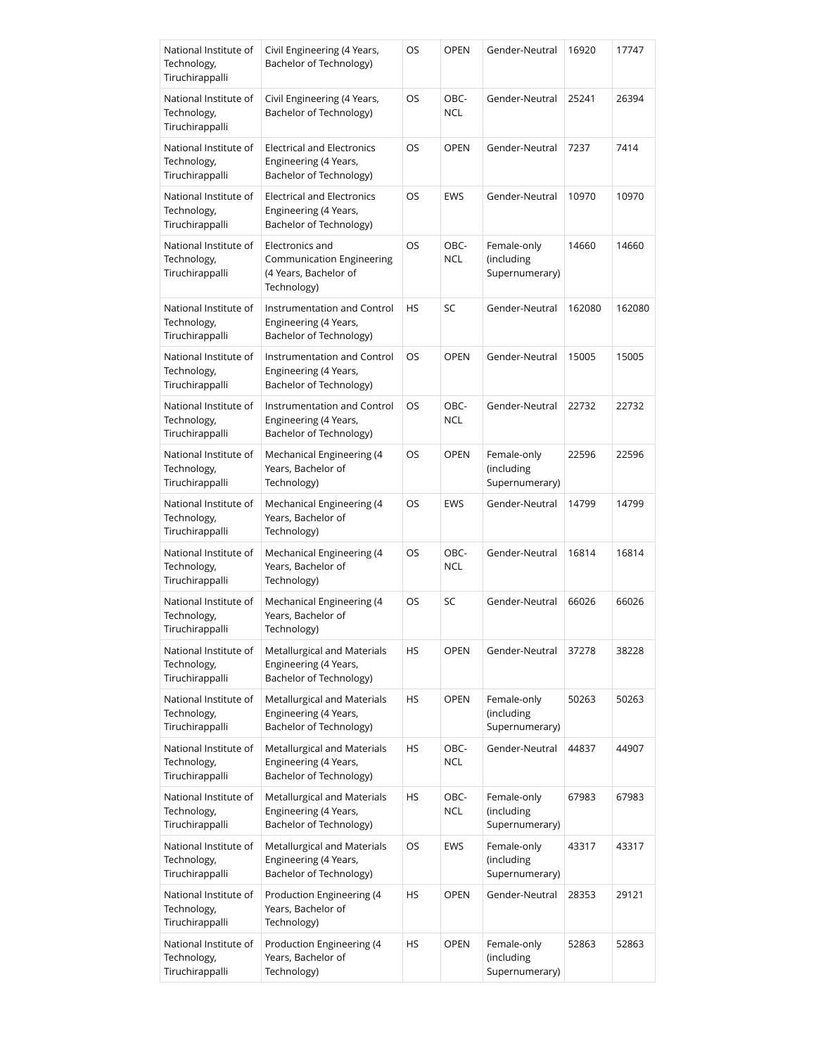| National Institute of Technology, Tiruchirappalli | Civil Engineering (4 Years, Bachelor of Technology) | OS | OPEN | Gender-Neutral | 16920 | 17747 |
|---|---|---|---|---|---|---|
| National Institute of Technology, Tiruchirappalli | Civil Engineering (4 Years, Bachelor of Technology) | OS | OBC-NCL | Gender-Neutral | 25241 | 26394 |
| National Institute of Technology, Tiruchirappalli | Electrical and Electronics Engineering (4 Years, Bachelor of Technology) | OS | OPEN | Gender-Neutral | 7237 | 7414 |
| National Institute of Technology, Tiruchirappalli | Electrical and Electronics Engineering (4 Years, Bachelor of Technology) | OS | EWS | Gender-Neutral | 10970 | 10970 |
| National Institute of Technology, Tiruchirappalli | Electronics and Communication Engineering (4 Years, Bachelor of Technology) | OS | OBC-NCL | Female-only (including Supernumerary) | 14660 | 14660 |
| National Institute of Technology, Tiruchirappalli | Instrumentation and Control Engineering (4 Years, Bachelor of Technology) | HS | SC | Gender-Neutral | 162080 | 162080 |
| National Institute of Technology, Tiruchirappalli | Instrumentation and Control Engineering (4 Years, Bachelor of Technology) | OS | OPEN | Gender-Neutral | 15005 | 15005 |
| National Institute of Technology, Tiruchirappalli | Instrumentation and Control Engineering (4 Years, Bachelor of Technology) | OS | OBC-NCL | Gender-Neutral | 22732 | 22732 |
| National Institute of Technology, Tiruchirappalli | Mechanical Engineering (4 Years, Bachelor of Technology) | OS | OPEN | Female-only (including Supernumerary) | 22596 | 22596 |
| National Institute of Technology, Tiruchirappalli | Mechanical Engineering (4 Years, Bachelor of Technology) | OS | EWS | Gender-Neutral | 14799 | 14799 |
| National Institute of Technology, Tiruchirappalli | Mechanical Engineering (4 Years, Bachelor of Technology) | OS | OBC-NCL | Gender-Neutral | 16814 | 16814 |
| National Institute of Technology, Tiruchirappalli | Mechanical Engineering (4 Years, Bachelor of Technology) | OS | SC | Gender-Neutral | 66026 | 66026 |
| National Institute of Technology, Tiruchirappalli | Metallurgical and Materials Engineering (4 Years, Bachelor of Technology) | HS | OPEN | Gender-Neutral | 37278 | 38228 |
| National Institute of Technology, Tiruchirappalli | Metallurgical and Materials Engineering (4 Years, Bachelor of Technology) | HS | OPEN | Female-only (including Supernumerary) | 50263 | 50263 |
| National Institute of Technology, Tiruchirappalli | Metallurgical and Materials Engineering (4 Years, Bachelor of Technology) | HS | OBC-NCL | Gender-Neutral | 44837 | 44907 |
| National Institute of Technology, Tiruchirappalli | Metallurgical and Materials Engineering (4 Years, Bachelor of Technology) | HS | OBC-NCL | Female-only (including Supernumerary) | 67983 | 67983 |
| National Institute of Technology, Tiruchirappalli | Metallurgical and Materials Engineering (4 Years, Bachelor of Technology) | OS | EWS | Female-only (including Supernumerary) | 43317 | 43317 |
| National Institute of Technology, Tiruchirappalli | Production Engineering (4 Years, Bachelor of Technology) | HS | OPEN | Gender-Neutral | 28353 | 29121 |
| National Institute of Technology, Tiruchirappalli | Production Engineering (4 Years, Bachelor of Technology) | HS | OPEN | Female-only (including Supernumerary) | 52863 | 52863 |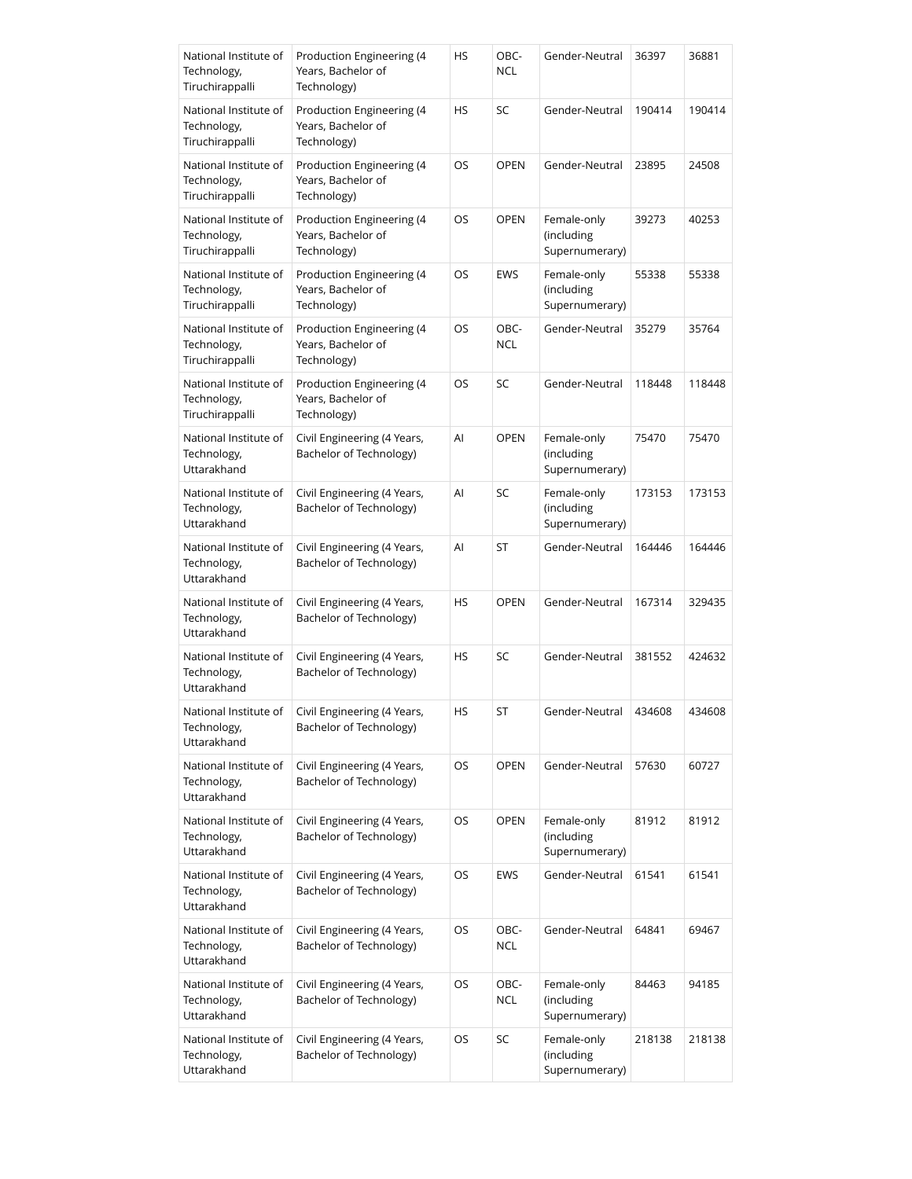| National Institute of Technology, Tiruchirappalli | Production Engineering (4 Years, Bachelor of Technology) | HS | OBC-NCL | Gender-Neutral | 36397 | 36881 |
|---|---|---|---|---|---|---|
| National Institute of Technology, Tiruchirappalli | Production Engineering (4 Years, Bachelor of Technology) | HS | SC | Gender-Neutral | 190414 | 190414 |
| National Institute of Technology, Tiruchirappalli | Production Engineering (4 Years, Bachelor of Technology) | OS | OPEN | Gender-Neutral | 23895 | 24508 |
| National Institute of Technology, Tiruchirappalli | Production Engineering (4 Years, Bachelor of Technology) | OS | OPEN | Female-only (including Supernumerary) | 39273 | 40253 |
| National Institute of Technology, Tiruchirappalli | Production Engineering (4 Years, Bachelor of Technology) | OS | EWS | Female-only (including Supernumerary) | 55338 | 55338 |
| National Institute of Technology, Tiruchirappalli | Production Engineering (4 Years, Bachelor of Technology) | OS | OBC-NCL | Gender-Neutral | 35279 | 35764 |
| National Institute of Technology, Tiruchirappalli | Production Engineering (4 Years, Bachelor of Technology) | OS | SC | Gender-Neutral | 118448 | 118448 |
| National Institute of Technology, Uttarakhand | Civil Engineering (4 Years, Bachelor of Technology) | AI | OPEN | Female-only (including Supernumerary) | 75470 | 75470 |
| National Institute of Technology, Uttarakhand | Civil Engineering (4 Years, Bachelor of Technology) | AI | SC | Female-only (including Supernumerary) | 173153 | 173153 |
| National Institute of Technology, Uttarakhand | Civil Engineering (4 Years, Bachelor of Technology) | AI | ST | Gender-Neutral | 164446 | 164446 |
| National Institute of Technology, Uttarakhand | Civil Engineering (4 Years, Bachelor of Technology) | HS | OPEN | Gender-Neutral | 167314 | 329435 |
| National Institute of Technology, Uttarakhand | Civil Engineering (4 Years, Bachelor of Technology) | HS | SC | Gender-Neutral | 381552 | 424632 |
| National Institute of Technology, Uttarakhand | Civil Engineering (4 Years, Bachelor of Technology) | HS | ST | Gender-Neutral | 434608 | 434608 |
| National Institute of Technology, Uttarakhand | Civil Engineering (4 Years, Bachelor of Technology) | OS | OPEN | Gender-Neutral | 57630 | 60727 |
| National Institute of Technology, Uttarakhand | Civil Engineering (4 Years, Bachelor of Technology) | OS | OPEN | Female-only (including Supernumerary) | 81912 | 81912 |
| National Institute of Technology, Uttarakhand | Civil Engineering (4 Years, Bachelor of Technology) | OS | EWS | Gender-Neutral | 61541 | 61541 |
| National Institute of Technology, Uttarakhand | Civil Engineering (4 Years, Bachelor of Technology) | OS | OBC-NCL | Gender-Neutral | 64841 | 69467 |
| National Institute of Technology, Uttarakhand | Civil Engineering (4 Years, Bachelor of Technology) | OS | OBC-NCL | Female-only (including Supernumerary) | 84463 | 94185 |
| National Institute of Technology, Uttarakhand | Civil Engineering (4 Years, Bachelor of Technology) | OS | SC | Female-only (including Supernumerary) | 218138 | 218138 |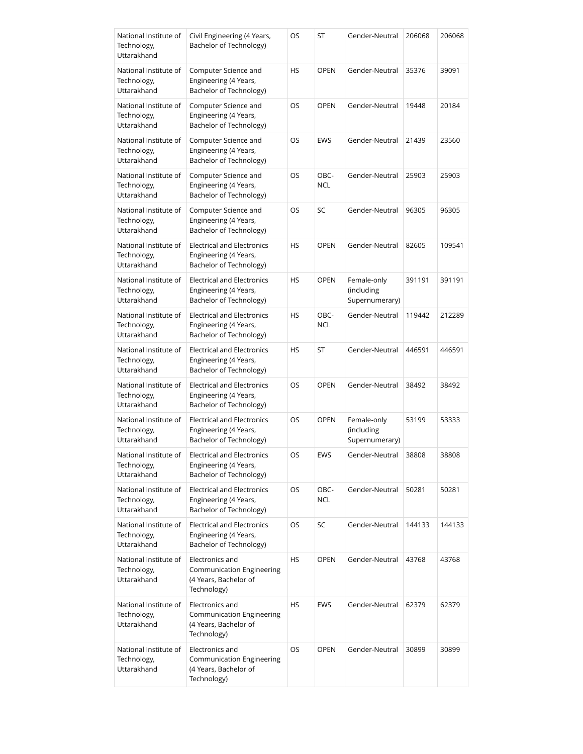| National Institute of Technology, Uttarakhand | Civil Engineering (4 Years, Bachelor of Technology) | OS | ST | Gender-Neutral | 206068 | 206068 |
|---|---|---|---|---|---|---|
| National Institute of Technology, Uttarakhand | Computer Science and Engineering (4 Years, Bachelor of Technology) | HS | OPEN | Gender-Neutral | 35376 | 39091 |
| National Institute of Technology, Uttarakhand | Computer Science and Engineering (4 Years, Bachelor of Technology) | OS | OPEN | Gender-Neutral | 19448 | 20184 |
| National Institute of Technology, Uttarakhand | Computer Science and Engineering (4 Years, Bachelor of Technology) | OS | EWS | Gender-Neutral | 21439 | 23560 |
| National Institute of Technology, Uttarakhand | Computer Science and Engineering (4 Years, Bachelor of Technology) | OS | OBC-NCL | Gender-Neutral | 25903 | 25903 |
| National Institute of Technology, Uttarakhand | Computer Science and Engineering (4 Years, Bachelor of Technology) | OS | SC | Gender-Neutral | 96305 | 96305 |
| National Institute of Technology, Uttarakhand | Electrical and Electronics Engineering (4 Years, Bachelor of Technology) | HS | OPEN | Gender-Neutral | 82605 | 109541 |
| National Institute of Technology, Uttarakhand | Electrical and Electronics Engineering (4 Years, Bachelor of Technology) | HS | OPEN | Female-only (including Supernumerary) | 391191 | 391191 |
| National Institute of Technology, Uttarakhand | Electrical and Electronics Engineering (4 Years, Bachelor of Technology) | HS | OBC-NCL | Gender-Neutral | 119442 | 212289 |
| National Institute of Technology, Uttarakhand | Electrical and Electronics Engineering (4 Years, Bachelor of Technology) | HS | ST | Gender-Neutral | 446591 | 446591 |
| National Institute of Technology, Uttarakhand | Electrical and Electronics Engineering (4 Years, Bachelor of Technology) | OS | OPEN | Gender-Neutral | 38492 | 38492 |
| National Institute of Technology, Uttarakhand | Electrical and Electronics Engineering (4 Years, Bachelor of Technology) | OS | OPEN | Female-only (including Supernumerary) | 53199 | 53333 |
| National Institute of Technology, Uttarakhand | Electrical and Electronics Engineering (4 Years, Bachelor of Technology) | OS | EWS | Gender-Neutral | 38808 | 38808 |
| National Institute of Technology, Uttarakhand | Electrical and Electronics Engineering (4 Years, Bachelor of Technology) | OS | OBC-NCL | Gender-Neutral | 50281 | 50281 |
| National Institute of Technology, Uttarakhand | Electrical and Electronics Engineering (4 Years, Bachelor of Technology) | OS | SC | Gender-Neutral | 144133 | 144133 |
| National Institute of Technology, Uttarakhand | Electronics and Communication Engineering (4 Years, Bachelor of Technology) | HS | OPEN | Gender-Neutral | 43768 | 43768 |
| National Institute of Technology, Uttarakhand | Electronics and Communication Engineering (4 Years, Bachelor of Technology) | HS | EWS | Gender-Neutral | 62379 | 62379 |
| National Institute of Technology, Uttarakhand | Electronics and Communication Engineering (4 Years, Bachelor of Technology) | OS | OPEN | Gender-Neutral | 30899 | 30899 |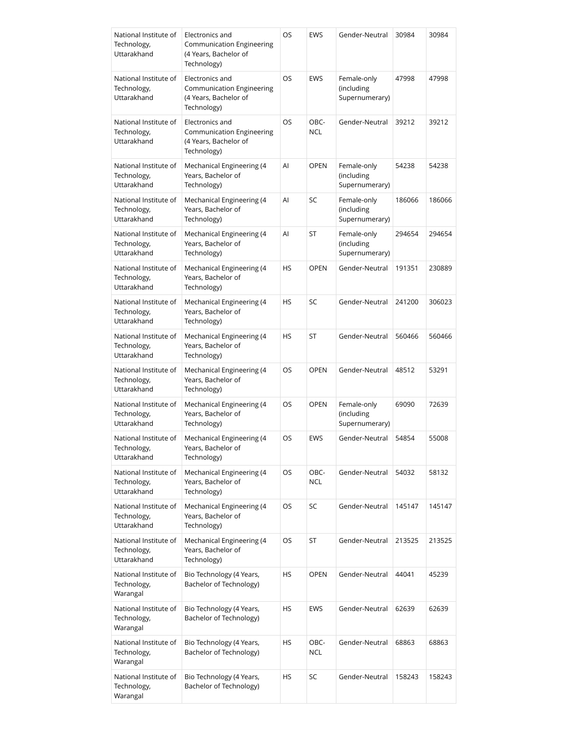| National Institute of Technology, Uttarakhand | Electronics and Communication Engineering (4 Years, Bachelor of Technology) | OS | EWS | Gender-Neutral | 30984 | 30984 |
|---|---|---|---|---|---|---|
| National Institute of Technology, Uttarakhand | Electronics and Communication Engineering (4 Years, Bachelor of Technology) | OS | EWS | Female-only (including Supernumerary) | 47998 | 47998 |
| National Institute of Technology, Uttarakhand | Electronics and Communication Engineering (4 Years, Bachelor of Technology) | OS | OBC-NCL | Gender-Neutral | 39212 | 39212 |
| National Institute of Technology, Uttarakhand | Mechanical Engineering (4 Years, Bachelor of Technology) | AI | OPEN | Female-only (including Supernumerary) | 54238 | 54238 |
| National Institute of Technology, Uttarakhand | Mechanical Engineering (4 Years, Bachelor of Technology) | AI | SC | Female-only (including Supernumerary) | 186066 | 186066 |
| National Institute of Technology, Uttarakhand | Mechanical Engineering (4 Years, Bachelor of Technology) | AI | ST | Female-only (including Supernumerary) | 294654 | 294654 |
| National Institute of Technology, Uttarakhand | Mechanical Engineering (4 Years, Bachelor of Technology) | HS | OPEN | Gender-Neutral | 191351 | 230889 |
| National Institute of Technology, Uttarakhand | Mechanical Engineering (4 Years, Bachelor of Technology) | HS | SC | Gender-Neutral | 241200 | 306023 |
| National Institute of Technology, Uttarakhand | Mechanical Engineering (4 Years, Bachelor of Technology) | HS | ST | Gender-Neutral | 560466 | 560466 |
| National Institute of Technology, Uttarakhand | Mechanical Engineering (4 Years, Bachelor of Technology) | OS | OPEN | Gender-Neutral | 48512 | 53291 |
| National Institute of Technology, Uttarakhand | Mechanical Engineering (4 Years, Bachelor of Technology) | OS | OPEN | Female-only (including Supernumerary) | 69090 | 72639 |
| National Institute of Technology, Uttarakhand | Mechanical Engineering (4 Years, Bachelor of Technology) | OS | EWS | Gender-Neutral | 54854 | 55008 |
| National Institute of Technology, Uttarakhand | Mechanical Engineering (4 Years, Bachelor of Technology) | OS | OBC-NCL | Gender-Neutral | 54032 | 58132 |
| National Institute of Technology, Uttarakhand | Mechanical Engineering (4 Years, Bachelor of Technology) | OS | SC | Gender-Neutral | 145147 | 145147 |
| National Institute of Technology, Uttarakhand | Mechanical Engineering (4 Years, Bachelor of Technology) | OS | ST | Gender-Neutral | 213525 | 213525 |
| National Institute of Technology, Warangal | Bio Technology (4 Years, Bachelor of Technology) | HS | OPEN | Gender-Neutral | 44041 | 45239 |
| National Institute of Technology, Warangal | Bio Technology (4 Years, Bachelor of Technology) | HS | EWS | Gender-Neutral | 62639 | 62639 |
| National Institute of Technology, Warangal | Bio Technology (4 Years, Bachelor of Technology) | HS | OBC-NCL | Gender-Neutral | 68863 | 68863 |
| National Institute of Technology, Warangal | Bio Technology (4 Years, Bachelor of Technology) | HS | SC | Gender-Neutral | 158243 | 158243 |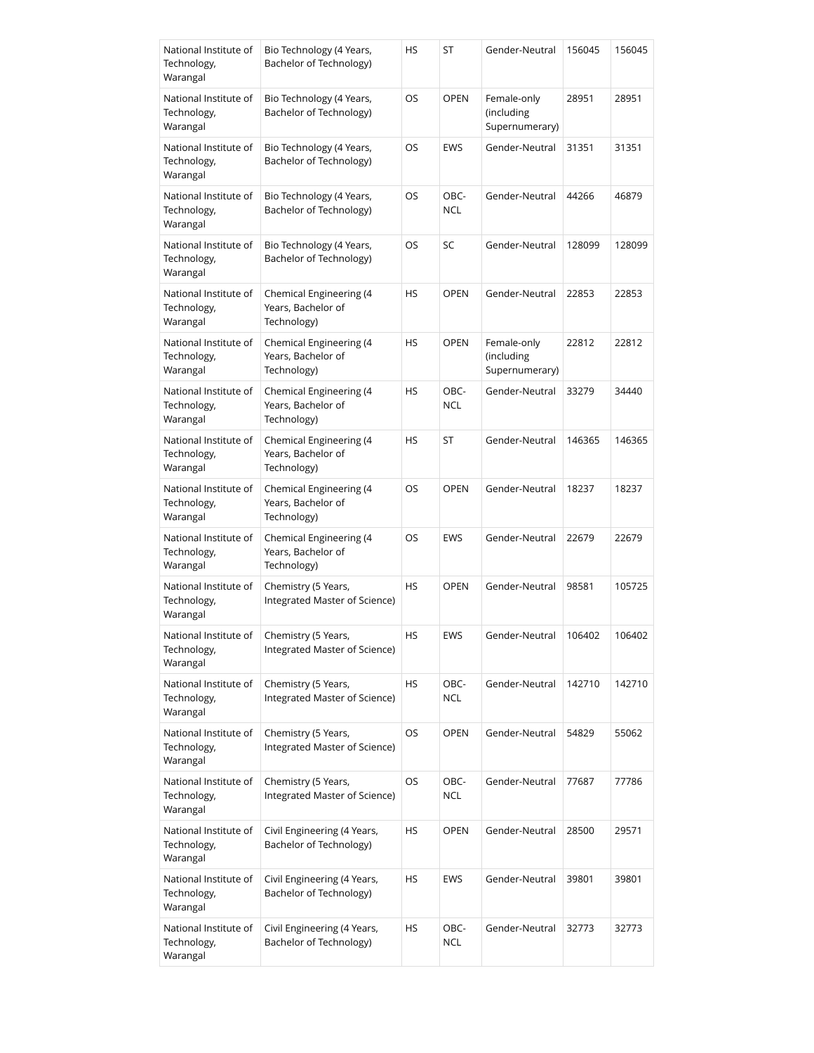| | | | | | | |
|---|---|---|---|---|---|---|
| National Institute of Technology, Warangal | Bio Technology (4 Years, Bachelor of Technology) | HS | ST | Gender-Neutral | 156045 | 156045 |
| National Institute of Technology, Warangal | Bio Technology (4 Years, Bachelor of Technology) | OS | OPEN | Female-only (including Supernumerary) | 28951 | 28951 |
| National Institute of Technology, Warangal | Bio Technology (4 Years, Bachelor of Technology) | OS | EWS | Gender-Neutral | 31351 | 31351 |
| National Institute of Technology, Warangal | Bio Technology (4 Years, Bachelor of Technology) | OS | OBC-NCL | Gender-Neutral | 44266 | 46879 |
| National Institute of Technology, Warangal | Bio Technology (4 Years, Bachelor of Technology) | OS | SC | Gender-Neutral | 128099 | 128099 |
| National Institute of Technology, Warangal | Chemical Engineering (4 Years, Bachelor of Technology) | HS | OPEN | Gender-Neutral | 22853 | 22853 |
| National Institute of Technology, Warangal | Chemical Engineering (4 Years, Bachelor of Technology) | HS | OPEN | Female-only (including Supernumerary) | 22812 | 22812 |
| National Institute of Technology, Warangal | Chemical Engineering (4 Years, Bachelor of Technology) | HS | OBC-NCL | Gender-Neutral | 33279 | 34440 |
| National Institute of Technology, Warangal | Chemical Engineering (4 Years, Bachelor of Technology) | HS | ST | Gender-Neutral | 146365 | 146365 |
| National Institute of Technology, Warangal | Chemical Engineering (4 Years, Bachelor of Technology) | OS | OPEN | Gender-Neutral | 18237 | 18237 |
| National Institute of Technology, Warangal | Chemical Engineering (4 Years, Bachelor of Technology) | OS | EWS | Gender-Neutral | 22679 | 22679 |
| National Institute of Technology, Warangal | Chemistry (5 Years, Integrated Master of Science) | HS | OPEN | Gender-Neutral | 98581 | 105725 |
| National Institute of Technology, Warangal | Chemistry (5 Years, Integrated Master of Science) | HS | EWS | Gender-Neutral | 106402 | 106402 |
| National Institute of Technology, Warangal | Chemistry (5 Years, Integrated Master of Science) | HS | OBC-NCL | Gender-Neutral | 142710 | 142710 |
| National Institute of Technology, Warangal | Chemistry (5 Years, Integrated Master of Science) | OS | OPEN | Gender-Neutral | 54829 | 55062 |
| National Institute of Technology, Warangal | Chemistry (5 Years, Integrated Master of Science) | OS | OBC-NCL | Gender-Neutral | 77687 | 77786 |
| National Institute of Technology, Warangal | Civil Engineering (4 Years, Bachelor of Technology) | HS | OPEN | Gender-Neutral | 28500 | 29571 |
| National Institute of Technology, Warangal | Civil Engineering (4 Years, Bachelor of Technology) | HS | EWS | Gender-Neutral | 39801 | 39801 |
| National Institute of Technology, Warangal | Civil Engineering (4 Years, Bachelor of Technology) | HS | OBC-NCL | Gender-Neutral | 32773 | 32773 |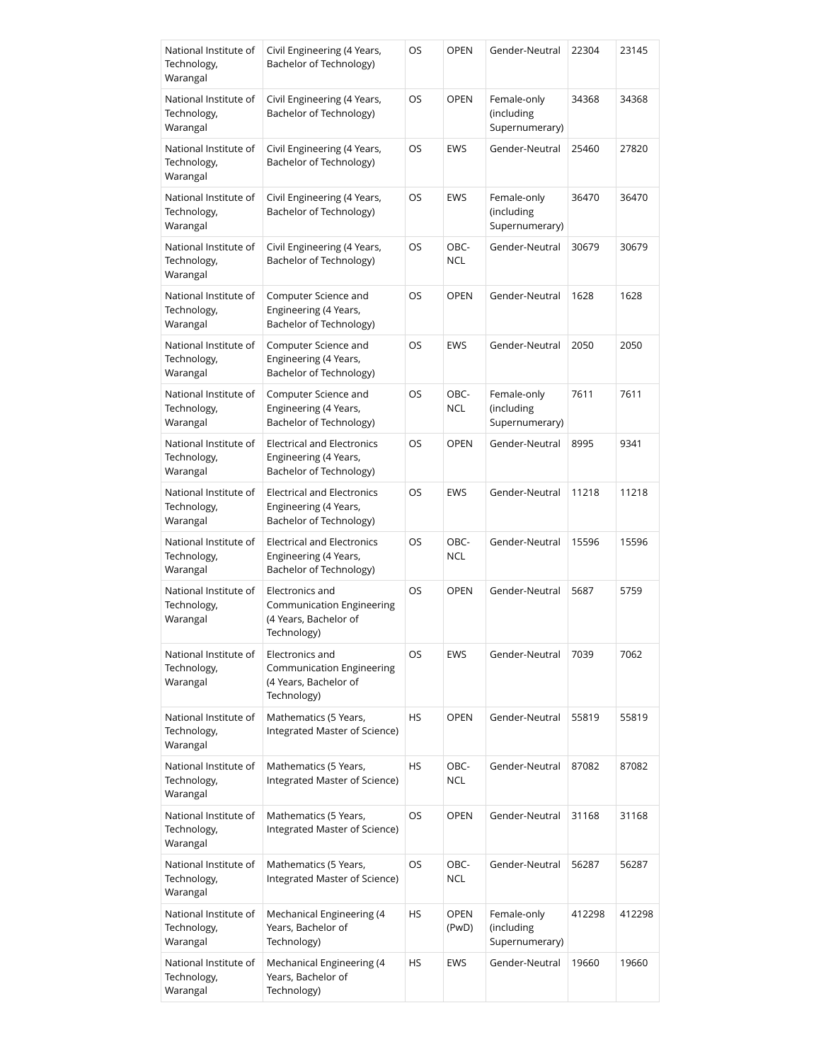| National Institute of Technology, Warangal | Civil Engineering (4 Years, Bachelor of Technology) | OS | OPEN | Gender-Neutral | 22304 | 23145 |
|---|---|---|---|---|---|---|
| National Institute of Technology, Warangal | Civil Engineering (4 Years, Bachelor of Technology) | OS | OPEN | Female-only (including Supernumerary) | 34368 | 34368 |
| National Institute of Technology, Warangal | Civil Engineering (4 Years, Bachelor of Technology) | OS | EWS | Gender-Neutral | 25460 | 27820 |
| National Institute of Technology, Warangal | Civil Engineering (4 Years, Bachelor of Technology) | OS | EWS | Female-only (including Supernumerary) | 36470 | 36470 |
| National Institute of Technology, Warangal | Civil Engineering (4 Years, Bachelor of Technology) | OS | OBC-NCL | Gender-Neutral | 30679 | 30679 |
| National Institute of Technology, Warangal | Computer Science and Engineering (4 Years, Bachelor of Technology) | OS | OPEN | Gender-Neutral | 1628 | 1628 |
| National Institute of Technology, Warangal | Computer Science and Engineering (4 Years, Bachelor of Technology) | OS | EWS | Gender-Neutral | 2050 | 2050 |
| National Institute of Technology, Warangal | Computer Science and Engineering (4 Years, Bachelor of Technology) | OS | OBC-NCL | Female-only (including Supernumerary) | 7611 | 7611 |
| National Institute of Technology, Warangal | Electrical and Electronics Engineering (4 Years, Bachelor of Technology) | OS | OPEN | Gender-Neutral | 8995 | 9341 |
| National Institute of Technology, Warangal | Electrical and Electronics Engineering (4 Years, Bachelor of Technology) | OS | EWS | Gender-Neutral | 11218 | 11218 |
| National Institute of Technology, Warangal | Electrical and Electronics Engineering (4 Years, Bachelor of Technology) | OS | OBC-NCL | Gender-Neutral | 15596 | 15596 |
| National Institute of Technology, Warangal | Electronics and Communication Engineering (4 Years, Bachelor of Technology) | OS | OPEN | Gender-Neutral | 5687 | 5759 |
| National Institute of Technology, Warangal | Electronics and Communication Engineering (4 Years, Bachelor of Technology) | OS | EWS | Gender-Neutral | 7039 | 7062 |
| National Institute of Technology, Warangal | Mathematics (5 Years, Integrated Master of Science) | HS | OPEN | Gender-Neutral | 55819 | 55819 |
| National Institute of Technology, Warangal | Mathematics (5 Years, Integrated Master of Science) | HS | OBC-NCL | Gender-Neutral | 87082 | 87082 |
| National Institute of Technology, Warangal | Mathematics (5 Years, Integrated Master of Science) | OS | OPEN | Gender-Neutral | 31168 | 31168 |
| National Institute of Technology, Warangal | Mathematics (5 Years, Integrated Master of Science) | OS | OBC-NCL | Gender-Neutral | 56287 | 56287 |
| National Institute of Technology, Warangal | Mechanical Engineering (4 Years, Bachelor of Technology) | HS | OPEN (PwD) | Female-only (including Supernumerary) | 412298 | 412298 |
| National Institute of Technology, Warangal | Mechanical Engineering (4 Years, Bachelor of Technology) | HS | EWS | Gender-Neutral | 19660 | 19660 |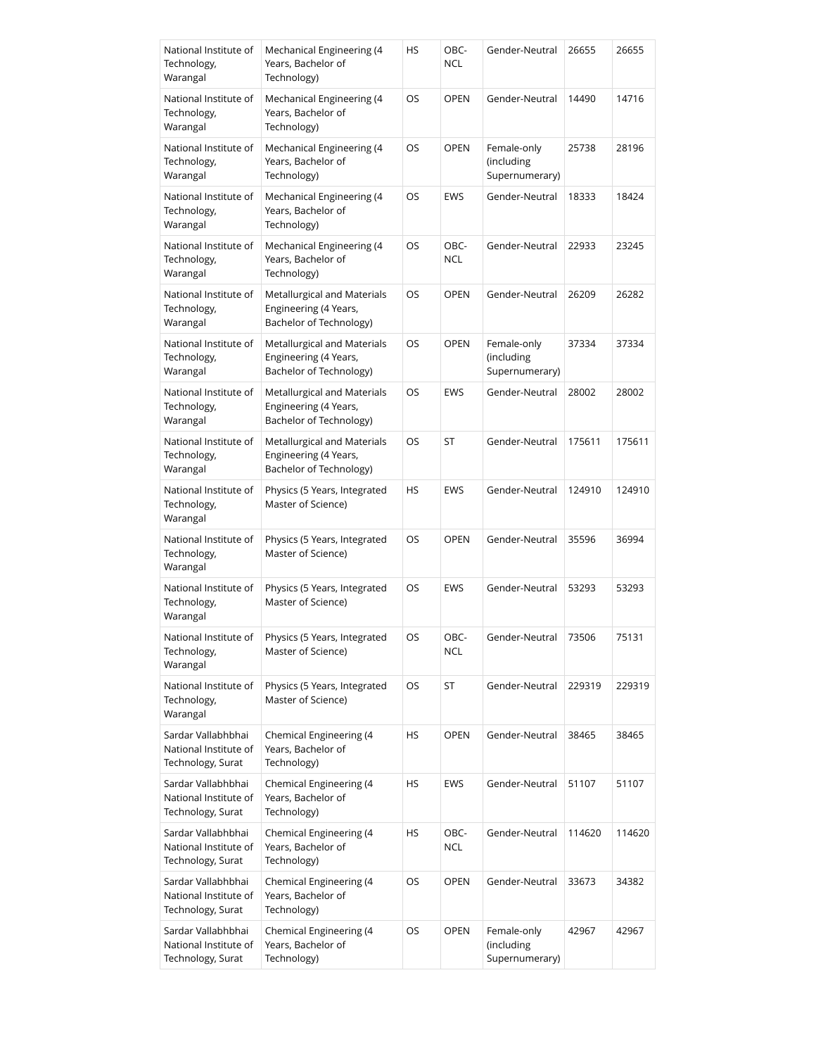| National Institute of Technology, Warangal | Mechanical Engineering (4 Years, Bachelor of Technology) | HS | OBC-NCL | Gender-Neutral | 26655 | 26655 |
|---|---|---|---|---|---|---|
| National Institute of Technology, Warangal | Mechanical Engineering (4 Years, Bachelor of Technology) | OS | OPEN | Gender-Neutral | 14490 | 14716 |
| National Institute of Technology, Warangal | Mechanical Engineering (4 Years, Bachelor of Technology) | OS | OPEN | Female-only (including Supernumerary) | 25738 | 28196 |
| National Institute of Technology, Warangal | Mechanical Engineering (4 Years, Bachelor of Technology) | OS | EWS | Gender-Neutral | 18333 | 18424 |
| National Institute of Technology, Warangal | Mechanical Engineering (4 Years, Bachelor of Technology) | OS | OBC-NCL | Gender-Neutral | 22933 | 23245 |
| National Institute of Technology, Warangal | Metallurgical and Materials Engineering (4 Years, Bachelor of Technology) | OS | OPEN | Gender-Neutral | 26209 | 26282 |
| National Institute of Technology, Warangal | Metallurgical and Materials Engineering (4 Years, Bachelor of Technology) | OS | OPEN | Female-only (including Supernumerary) | 37334 | 37334 |
| National Institute of Technology, Warangal | Metallurgical and Materials Engineering (4 Years, Bachelor of Technology) | OS | EWS | Gender-Neutral | 28002 | 28002 |
| National Institute of Technology, Warangal | Metallurgical and Materials Engineering (4 Years, Bachelor of Technology) | OS | ST | Gender-Neutral | 175611 | 175611 |
| National Institute of Technology, Warangal | Physics (5 Years, Integrated Master of Science) | HS | EWS | Gender-Neutral | 124910 | 124910 |
| National Institute of Technology, Warangal | Physics (5 Years, Integrated Master of Science) | OS | OPEN | Gender-Neutral | 35596 | 36994 |
| National Institute of Technology, Warangal | Physics (5 Years, Integrated Master of Science) | OS | EWS | Gender-Neutral | 53293 | 53293 |
| National Institute of Technology, Warangal | Physics (5 Years, Integrated Master of Science) | OS | OBC-NCL | Gender-Neutral | 73506 | 75131 |
| National Institute of Technology, Warangal | Physics (5 Years, Integrated Master of Science) | OS | ST | Gender-Neutral | 229319 | 229319 |
| Sardar Vallabhbhai National Institute of Technology, Surat | Chemical Engineering (4 Years, Bachelor of Technology) | HS | OPEN | Gender-Neutral | 38465 | 38465 |
| Sardar Vallabhbhai National Institute of Technology, Surat | Chemical Engineering (4 Years, Bachelor of Technology) | HS | EWS | Gender-Neutral | 51107 | 51107 |
| Sardar Vallabhbhai National Institute of Technology, Surat | Chemical Engineering (4 Years, Bachelor of Technology) | HS | OBC-NCL | Gender-Neutral | 114620 | 114620 |
| Sardar Vallabhbhai National Institute of Technology, Surat | Chemical Engineering (4 Years, Bachelor of Technology) | OS | OPEN | Gender-Neutral | 33673 | 34382 |
| Sardar Vallabhbhai National Institute of Technology, Surat | Chemical Engineering (4 Years, Bachelor of Technology) | OS | OPEN | Female-only (including Supernumerary) | 42967 | 42967 |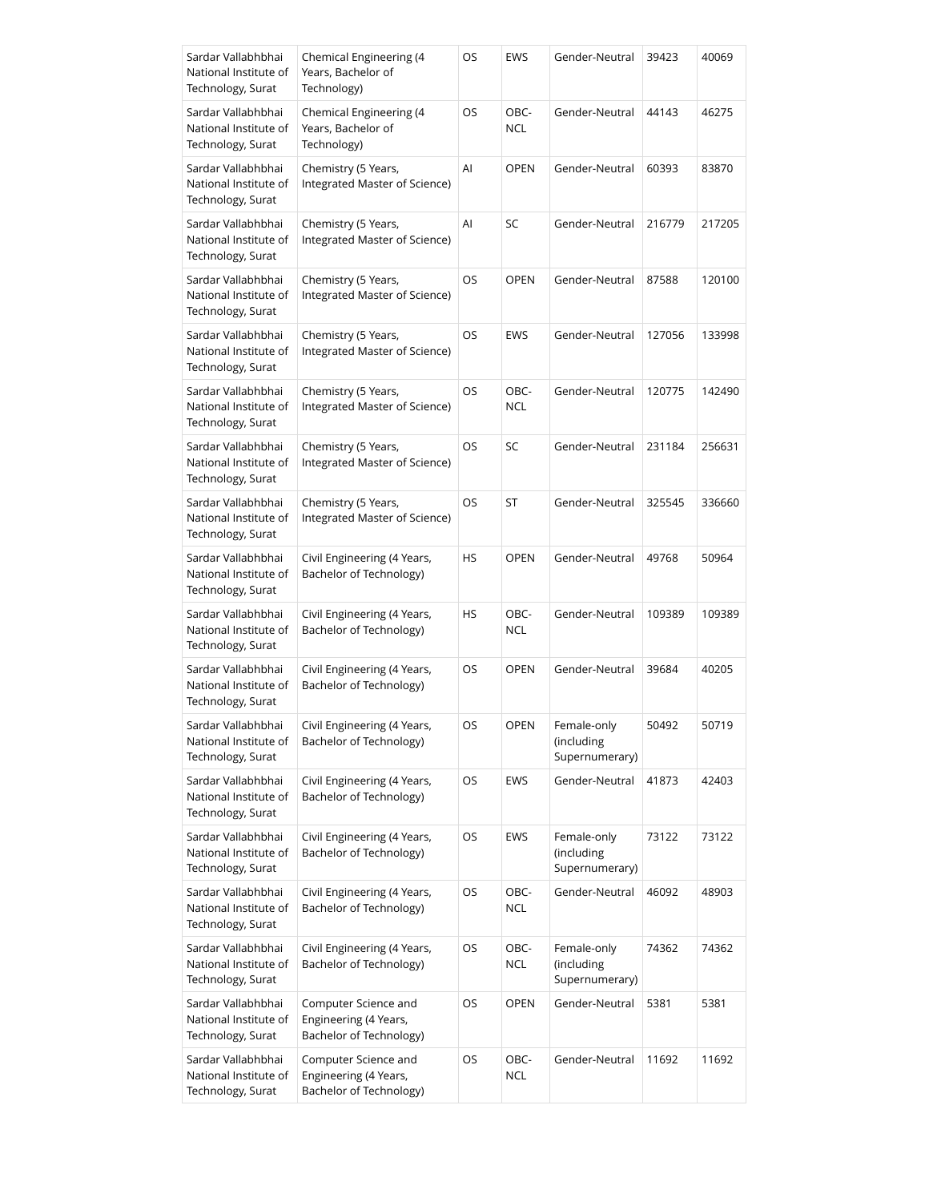| Sardar Vallabhbhai National Institute of Technology, Surat | Chemical Engineering (4 Years, Bachelor of Technology) | OS | EWS | Gender-Neutral | 39423 | 40069 |
|---|---|---|---|---|---|---|
| Sardar Vallabhbhai National Institute of Technology, Surat | Chemical Engineering (4 Years, Bachelor of Technology) | OS | OBC-NCL | Gender-Neutral | 44143 | 46275 |
| Sardar Vallabhbhai National Institute of Technology, Surat | Chemistry (5 Years, Integrated Master of Science) | AI | OPEN | Gender-Neutral | 60393 | 83870 |
| Sardar Vallabhbhai National Institute of Technology, Surat | Chemistry (5 Years, Integrated Master of Science) | AI | SC | Gender-Neutral | 216779 | 217205 |
| Sardar Vallabhbhai National Institute of Technology, Surat | Chemistry (5 Years, Integrated Master of Science) | OS | OPEN | Gender-Neutral | 87588 | 120100 |
| Sardar Vallabhbhai National Institute of Technology, Surat | Chemistry (5 Years, Integrated Master of Science) | OS | EWS | Gender-Neutral | 127056 | 133998 |
| Sardar Vallabhbhai National Institute of Technology, Surat | Chemistry (5 Years, Integrated Master of Science) | OS | OBC-NCL | Gender-Neutral | 120775 | 142490 |
| Sardar Vallabhbhai National Institute of Technology, Surat | Chemistry (5 Years, Integrated Master of Science) | OS | SC | Gender-Neutral | 231184 | 256631 |
| Sardar Vallabhbhai National Institute of Technology, Surat | Chemistry (5 Years, Integrated Master of Science) | OS | ST | Gender-Neutral | 325545 | 336660 |
| Sardar Vallabhbhai National Institute of Technology, Surat | Civil Engineering (4 Years, Bachelor of Technology) | HS | OPEN | Gender-Neutral | 49768 | 50964 |
| Sardar Vallabhbhai National Institute of Technology, Surat | Civil Engineering (4 Years, Bachelor of Technology) | HS | OBC-NCL | Gender-Neutral | 109389 | 109389 |
| Sardar Vallabhbhai National Institute of Technology, Surat | Civil Engineering (4 Years, Bachelor of Technology) | OS | OPEN | Gender-Neutral | 39684 | 40205 |
| Sardar Vallabhbhai National Institute of Technology, Surat | Civil Engineering (4 Years, Bachelor of Technology) | OS | OPEN | Female-only (including Supernumerary) | 50492 | 50719 |
| Sardar Vallabhbhai National Institute of Technology, Surat | Civil Engineering (4 Years, Bachelor of Technology) | OS | EWS | Gender-Neutral | 41873 | 42403 |
| Sardar Vallabhbhai National Institute of Technology, Surat | Civil Engineering (4 Years, Bachelor of Technology) | OS | EWS | Female-only (including Supernumerary) | 73122 | 73122 |
| Sardar Vallabhbhai National Institute of Technology, Surat | Civil Engineering (4 Years, Bachelor of Technology) | OS | OBC-NCL | Gender-Neutral | 46092 | 48903 |
| Sardar Vallabhbhai National Institute of Technology, Surat | Civil Engineering (4 Years, Bachelor of Technology) | OS | OBC-NCL | Female-only (including Supernumerary) | 74362 | 74362 |
| Sardar Vallabhbhai National Institute of Technology, Surat | Computer Science and Engineering (4 Years, Bachelor of Technology) | OS | OPEN | Gender-Neutral | 5381 | 5381 |
| Sardar Vallabhbhai National Institute of Technology, Surat | Computer Science and Engineering (4 Years, Bachelor of Technology) | OS | OBC-NCL | Gender-Neutral | 11692 | 11692 |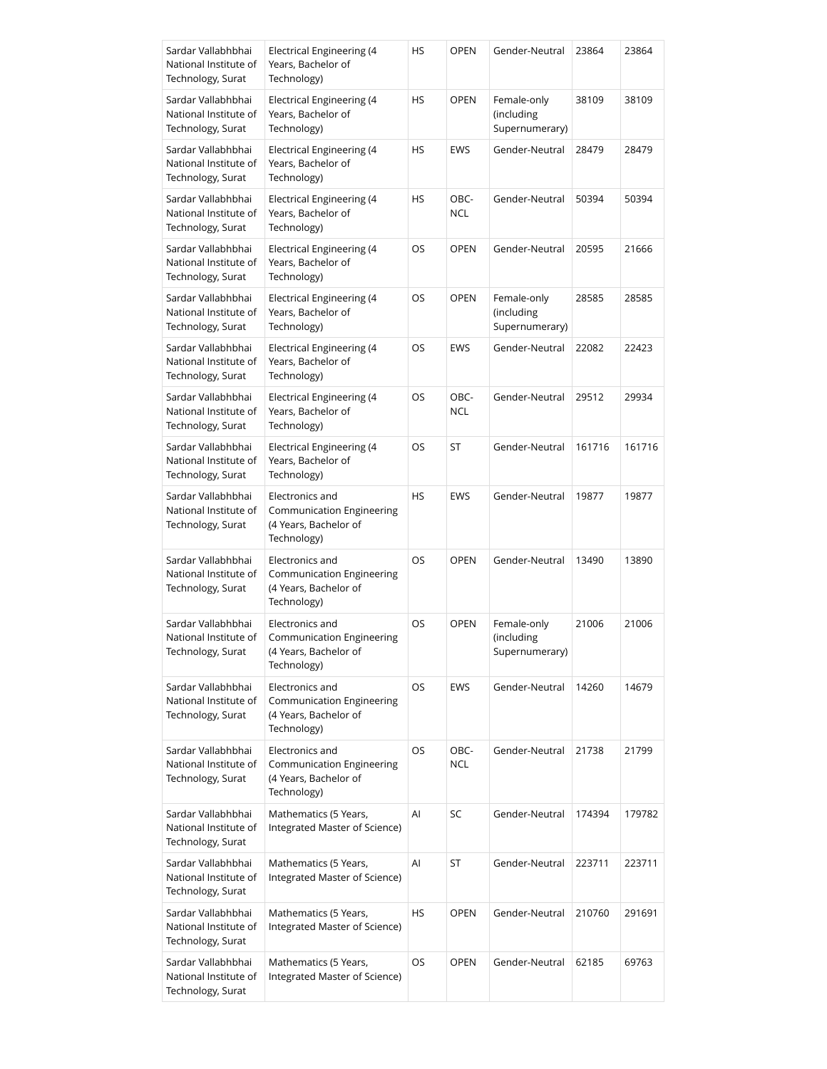| Sardar Vallabhbhai National Institute of Technology, Surat | Electrical Engineering (4 Years, Bachelor of Technology) | HS | OPEN | Gender-Neutral | 23864 | 23864 |
|---|---|---|---|---|---|---|
| Sardar Vallabhbhai National Institute of Technology, Surat | Electrical Engineering (4 Years, Bachelor of Technology) | HS | OPEN | Female-only (including Supernumerary) | 38109 | 38109 |
| Sardar Vallabhbhai National Institute of Technology, Surat | Electrical Engineering (4 Years, Bachelor of Technology) | HS | EWS | Gender-Neutral | 28479 | 28479 |
| Sardar Vallabhbhai National Institute of Technology, Surat | Electrical Engineering (4 Years, Bachelor of Technology) | HS | OBC-NCL | Gender-Neutral | 50394 | 50394 |
| Sardar Vallabhbhai National Institute of Technology, Surat | Electrical Engineering (4 Years, Bachelor of Technology) | OS | OPEN | Gender-Neutral | 20595 | 21666 |
| Sardar Vallabhbhai National Institute of Technology, Surat | Electrical Engineering (4 Years, Bachelor of Technology) | OS | OPEN | Female-only (including Supernumerary) | 28585 | 28585 |
| Sardar Vallabhbhai National Institute of Technology, Surat | Electrical Engineering (4 Years, Bachelor of Technology) | OS | EWS | Gender-Neutral | 22082 | 22423 |
| Sardar Vallabhbhai National Institute of Technology, Surat | Electrical Engineering (4 Years, Bachelor of Technology) | OS | OBC-NCL | Gender-Neutral | 29512 | 29934 |
| Sardar Vallabhbhai National Institute of Technology, Surat | Electrical Engineering (4 Years, Bachelor of Technology) | OS | ST | Gender-Neutral | 161716 | 161716 |
| Sardar Vallabhbhai National Institute of Technology, Surat | Electronics and Communication Engineering (4 Years, Bachelor of Technology) | HS | EWS | Gender-Neutral | 19877 | 19877 |
| Sardar Vallabhbhai National Institute of Technology, Surat | Electronics and Communication Engineering (4 Years, Bachelor of Technology) | OS | OPEN | Gender-Neutral | 13490 | 13890 |
| Sardar Vallabhbhai National Institute of Technology, Surat | Electronics and Communication Engineering (4 Years, Bachelor of Technology) | OS | OPEN | Female-only (including Supernumerary) | 21006 | 21006 |
| Sardar Vallabhbhai National Institute of Technology, Surat | Electronics and Communication Engineering (4 Years, Bachelor of Technology) | OS | EWS | Gender-Neutral | 14260 | 14679 |
| Sardar Vallabhbhai National Institute of Technology, Surat | Electronics and Communication Engineering (4 Years, Bachelor of Technology) | OS | OBC-NCL | Gender-Neutral | 21738 | 21799 |
| Sardar Vallabhbhai National Institute of Technology, Surat | Mathematics (5 Years, Integrated Master of Science) | AI | SC | Gender-Neutral | 174394 | 179782 |
| Sardar Vallabhbhai National Institute of Technology, Surat | Mathematics (5 Years, Integrated Master of Science) | AI | ST | Gender-Neutral | 223711 | 223711 |
| Sardar Vallabhbhai National Institute of Technology, Surat | Mathematics (5 Years, Integrated Master of Science) | HS | OPEN | Gender-Neutral | 210760 | 291691 |
| Sardar Vallabhbhai National Institute of Technology, Surat | Mathematics (5 Years, Integrated Master of Science) | OS | OPEN | Gender-Neutral | 62185 | 69763 |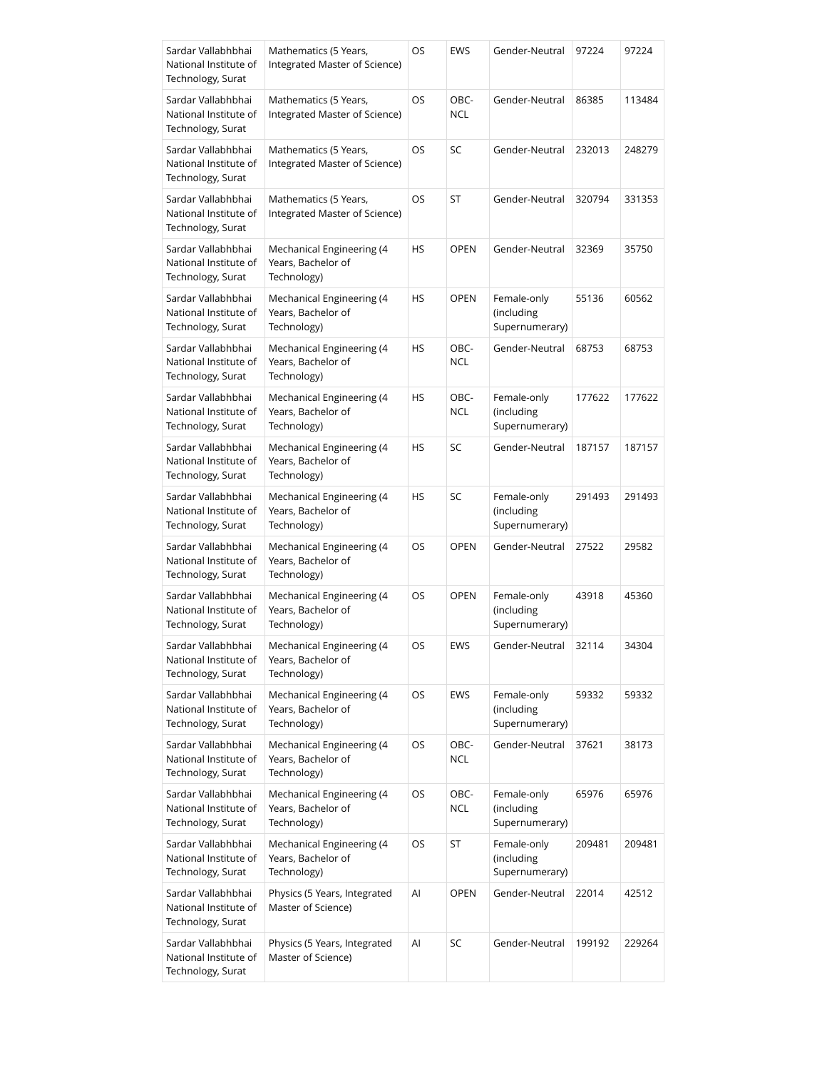| Sardar Vallabhbhai National Institute of Technology, Surat | Mathematics (5 Years, Integrated Master of Science) | OS | EWS | Gender-Neutral | 97224 | 97224 |
|---|---|---|---|---|---|---|
| Sardar Vallabhbhai National Institute of Technology, Surat | Mathematics (5 Years, Integrated Master of Science) | OS | OBC-NCL | Gender-Neutral | 86385 | 113484 |
| Sardar Vallabhbhai National Institute of Technology, Surat | Mathematics (5 Years, Integrated Master of Science) | OS | SC | Gender-Neutral | 232013 | 248279 |
| Sardar Vallabhbhai National Institute of Technology, Surat | Mathematics (5 Years, Integrated Master of Science) | OS | ST | Gender-Neutral | 320794 | 331353 |
| Sardar Vallabhbhai National Institute of Technology, Surat | Mechanical Engineering (4 Years, Bachelor of Technology) | HS | OPEN | Gender-Neutral | 32369 | 35750 |
| Sardar Vallabhbhai National Institute of Technology, Surat | Mechanical Engineering (4 Years, Bachelor of Technology) | HS | OPEN | Female-only (including Supernumerary) | 55136 | 60562 |
| Sardar Vallabhbhai National Institute of Technology, Surat | Mechanical Engineering (4 Years, Bachelor of Technology) | HS | OBC-NCL | Gender-Neutral | 68753 | 68753 |
| Sardar Vallabhbhai National Institute of Technology, Surat | Mechanical Engineering (4 Years, Bachelor of Technology) | HS | OBC-NCL | Female-only (including Supernumerary) | 177622 | 177622 |
| Sardar Vallabhbhai National Institute of Technology, Surat | Mechanical Engineering (4 Years, Bachelor of Technology) | HS | SC | Gender-Neutral | 187157 | 187157 |
| Sardar Vallabhbhai National Institute of Technology, Surat | Mechanical Engineering (4 Years, Bachelor of Technology) | HS | SC | Female-only (including Supernumerary) | 291493 | 291493 |
| Sardar Vallabhbhai National Institute of Technology, Surat | Mechanical Engineering (4 Years, Bachelor of Technology) | OS | OPEN | Gender-Neutral | 27522 | 29582 |
| Sardar Vallabhbhai National Institute of Technology, Surat | Mechanical Engineering (4 Years, Bachelor of Technology) | OS | OPEN | Female-only (including Supernumerary) | 43918 | 45360 |
| Sardar Vallabhbhai National Institute of Technology, Surat | Mechanical Engineering (4 Years, Bachelor of Technology) | OS | EWS | Gender-Neutral | 32114 | 34304 |
| Sardar Vallabhbhai National Institute of Technology, Surat | Mechanical Engineering (4 Years, Bachelor of Technology) | OS | EWS | Female-only (including Supernumerary) | 59332 | 59332 |
| Sardar Vallabhbhai National Institute of Technology, Surat | Mechanical Engineering (4 Years, Bachelor of Technology) | OS | OBC-NCL | Gender-Neutral | 37621 | 38173 |
| Sardar Vallabhbhai National Institute of Technology, Surat | Mechanical Engineering (4 Years, Bachelor of Technology) | OS | OBC-NCL | Female-only (including Supernumerary) | 65976 | 65976 |
| Sardar Vallabhbhai National Institute of Technology, Surat | Mechanical Engineering (4 Years, Bachelor of Technology) | OS | ST | Female-only (including Supernumerary) | 209481 | 209481 |
| Sardar Vallabhbhai National Institute of Technology, Surat | Physics (5 Years, Integrated Master of Science) | AI | OPEN | Gender-Neutral | 22014 | 42512 |
| Sardar Vallabhbhai National Institute of Technology, Surat | Physics (5 Years, Integrated Master of Science) | AI | SC | Gender-Neutral | 199192 | 229264 |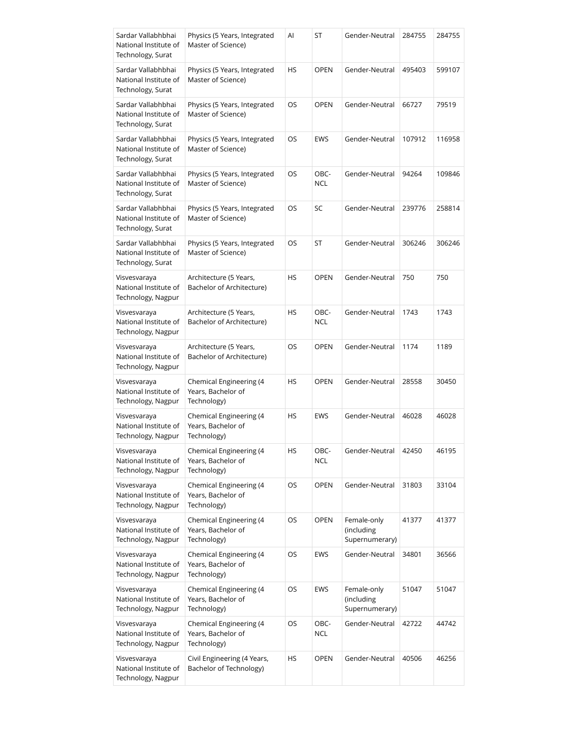| Sardar Vallabhbhai National Institute of Technology, Surat | Physics (5 Years, Integrated Master of Science) | AI | ST | Gender-Neutral | 284755 | 284755 |
|---|---|---|---|---|---|---|
| Sardar Vallabhbhai National Institute of Technology, Surat | Physics (5 Years, Integrated Master of Science) | HS | OPEN | Gender-Neutral | 495403 | 599107 |
| Sardar Vallabhbhai National Institute of Technology, Surat | Physics (5 Years, Integrated Master of Science) | OS | OPEN | Gender-Neutral | 66727 | 79519 |
| Sardar Vallabhbhai National Institute of Technology, Surat | Physics (5 Years, Integrated Master of Science) | OS | EWS | Gender-Neutral | 107912 | 116958 |
| Sardar Vallabhbhai National Institute of Technology, Surat | Physics (5 Years, Integrated Master of Science) | OS | OBC-NCL | Gender-Neutral | 94264 | 109846 |
| Sardar Vallabhbhai National Institute of Technology, Surat | Physics (5 Years, Integrated Master of Science) | OS | SC | Gender-Neutral | 239776 | 258814 |
| Sardar Vallabhbhai National Institute of Technology, Surat | Physics (5 Years, Integrated Master of Science) | OS | ST | Gender-Neutral | 306246 | 306246 |
| Visvesvaraya National Institute of Technology, Nagpur | Architecture (5 Years, Bachelor of Architecture) | HS | OPEN | Gender-Neutral | 750 | 750 |
| Visvesvaraya National Institute of Technology, Nagpur | Architecture (5 Years, Bachelor of Architecture) | HS | OBC-NCL | Gender-Neutral | 1743 | 1743 |
| Visvesvaraya National Institute of Technology, Nagpur | Architecture (5 Years, Bachelor of Architecture) | OS | OPEN | Gender-Neutral | 1174 | 1189 |
| Visvesvaraya National Institute of Technology, Nagpur | Chemical Engineering (4 Years, Bachelor of Technology) | HS | OPEN | Gender-Neutral | 28558 | 30450 |
| Visvesvaraya National Institute of Technology, Nagpur | Chemical Engineering (4 Years, Bachelor of Technology) | HS | EWS | Gender-Neutral | 46028 | 46028 |
| Visvesvaraya National Institute of Technology, Nagpur | Chemical Engineering (4 Years, Bachelor of Technology) | HS | OBC-NCL | Gender-Neutral | 42450 | 46195 |
| Visvesvaraya National Institute of Technology, Nagpur | Chemical Engineering (4 Years, Bachelor of Technology) | OS | OPEN | Gender-Neutral | 31803 | 33104 |
| Visvesvaraya National Institute of Technology, Nagpur | Chemical Engineering (4 Years, Bachelor of Technology) | OS | OPEN | Female-only (including Supernumerary) | 41377 | 41377 |
| Visvesvaraya National Institute of Technology, Nagpur | Chemical Engineering (4 Years, Bachelor of Technology) | OS | EWS | Gender-Neutral | 34801 | 36566 |
| Visvesvaraya National Institute of Technology, Nagpur | Chemical Engineering (4 Years, Bachelor of Technology) | OS | EWS | Female-only (including Supernumerary) | 51047 | 51047 |
| Visvesvaraya National Institute of Technology, Nagpur | Chemical Engineering (4 Years, Bachelor of Technology) | OS | OBC-NCL | Gender-Neutral | 42722 | 44742 |
| Visvesvaraya National Institute of Technology, Nagpur | Civil Engineering (4 Years, Bachelor of Technology) | HS | OPEN | Gender-Neutral | 40506 | 46256 |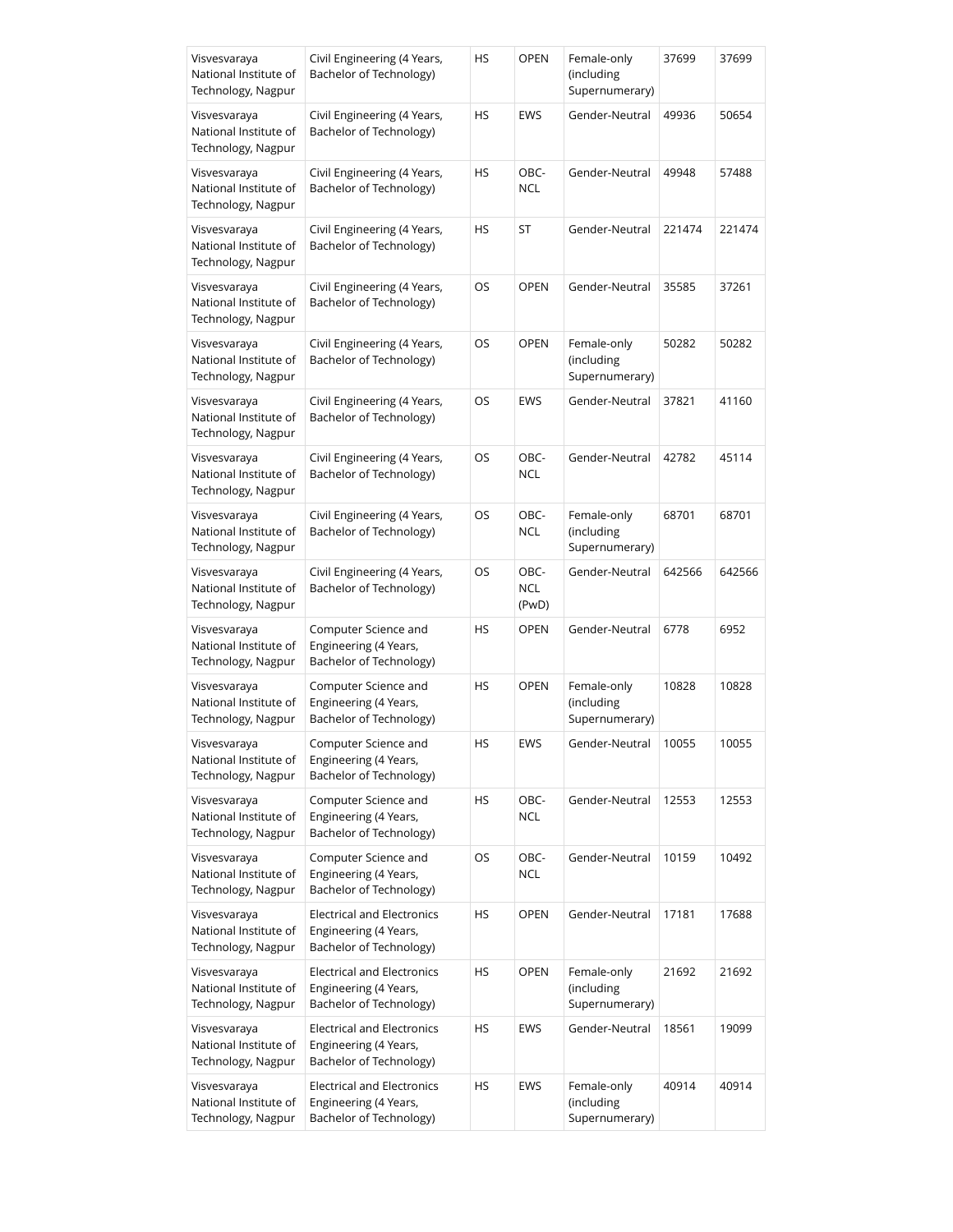| Visvesvaraya National Institute of Technology, Nagpur | Civil Engineering (4 Years, Bachelor of Technology) | HS | OPEN | Female-only (including Supernumerary) | 37699 | 37699 |
|---|---|---|---|---|---|---|
| Visvesvaraya National Institute of Technology, Nagpur | Civil Engineering (4 Years, Bachelor of Technology) | HS | EWS | Gender-Neutral | 49936 | 50654 |
| Visvesvaraya National Institute of Technology, Nagpur | Civil Engineering (4 Years, Bachelor of Technology) | HS | OBC-NCL | Gender-Neutral | 49948 | 57488 |
| Visvesvaraya National Institute of Technology, Nagpur | Civil Engineering (4 Years, Bachelor of Technology) | HS | ST | Gender-Neutral | 221474 | 221474 |
| Visvesvaraya National Institute of Technology, Nagpur | Civil Engineering (4 Years, Bachelor of Technology) | OS | OPEN | Gender-Neutral | 35585 | 37261 |
| Visvesvaraya National Institute of Technology, Nagpur | Civil Engineering (4 Years, Bachelor of Technology) | OS | OPEN | Female-only (including Supernumerary) | 50282 | 50282 |
| Visvesvaraya National Institute of Technology, Nagpur | Civil Engineering (4 Years, Bachelor of Technology) | OS | EWS | Gender-Neutral | 37821 | 41160 |
| Visvesvaraya National Institute of Technology, Nagpur | Civil Engineering (4 Years, Bachelor of Technology) | OS | OBC-NCL | Gender-Neutral | 42782 | 45114 |
| Visvesvaraya National Institute of Technology, Nagpur | Civil Engineering (4 Years, Bachelor of Technology) | OS | OBC-NCL | Female-only (including Supernumerary) | 68701 | 68701 |
| Visvesvaraya National Institute of Technology, Nagpur | Civil Engineering (4 Years, Bachelor of Technology) | OS | OBC-NCL (PwD) | Gender-Neutral | 642566 | 642566 |
| Visvesvaraya National Institute of Technology, Nagpur | Computer Science and Engineering (4 Years, Bachelor of Technology) | HS | OPEN | Gender-Neutral | 6778 | 6952 |
| Visvesvaraya National Institute of Technology, Nagpur | Computer Science and Engineering (4 Years, Bachelor of Technology) | HS | OPEN | Female-only (including Supernumerary) | 10828 | 10828 |
| Visvesvaraya National Institute of Technology, Nagpur | Computer Science and Engineering (4 Years, Bachelor of Technology) | HS | EWS | Gender-Neutral | 10055 | 10055 |
| Visvesvaraya National Institute of Technology, Nagpur | Computer Science and Engineering (4 Years, Bachelor of Technology) | HS | OBC-NCL | Gender-Neutral | 12553 | 12553 |
| Visvesvaraya National Institute of Technology, Nagpur | Computer Science and Engineering (4 Years, Bachelor of Technology) | OS | OBC-NCL | Gender-Neutral | 10159 | 10492 |
| Visvesvaraya National Institute of Technology, Nagpur | Electrical and Electronics Engineering (4 Years, Bachelor of Technology) | HS | OPEN | Gender-Neutral | 17181 | 17688 |
| Visvesvaraya National Institute of Technology, Nagpur | Electrical and Electronics Engineering (4 Years, Bachelor of Technology) | HS | OPEN | Female-only (including Supernumerary) | 21692 | 21692 |
| Visvesvaraya National Institute of Technology, Nagpur | Electrical and Electronics Engineering (4 Years, Bachelor of Technology) | HS | EWS | Gender-Neutral | 18561 | 19099 |
| Visvesvaraya National Institute of Technology, Nagpur | Electrical and Electronics Engineering (4 Years, Bachelor of Technology) | HS | EWS | Female-only (including Supernumerary) | 40914 | 40914 |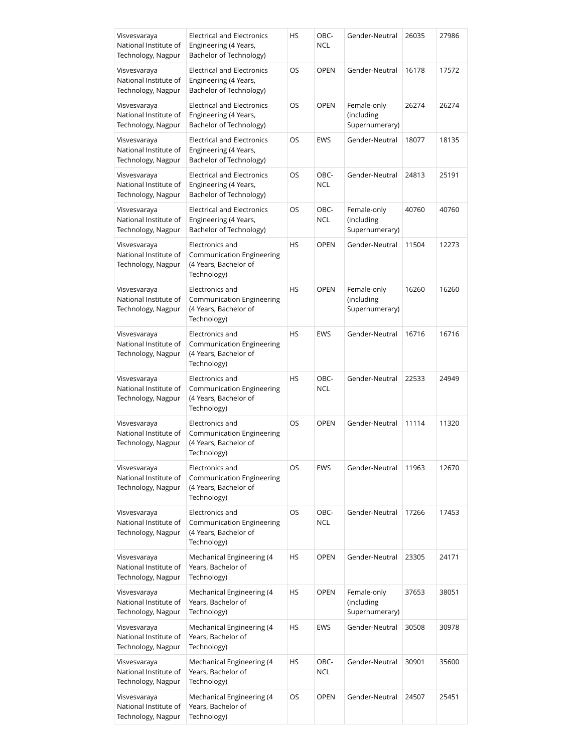| Visvesvaraya National Institute of Technology, Nagpur | Electrical and Electronics Engineering (4 Years, Bachelor of Technology) | HS | OBC-NCL | Gender-Neutral | 26035 | 27986 |
|---|---|---|---|---|---|---|
| Visvesvaraya National Institute of Technology, Nagpur | Electrical and Electronics Engineering (4 Years, Bachelor of Technology) | OS | OPEN | Gender-Neutral | 16178 | 17572 |
| Visvesvaraya National Institute of Technology, Nagpur | Electrical and Electronics Engineering (4 Years, Bachelor of Technology) | OS | OPEN | Female-only (including Supernumerary) | 26274 | 26274 |
| Visvesvaraya National Institute of Technology, Nagpur | Electrical and Electronics Engineering (4 Years, Bachelor of Technology) | OS | EWS | Gender-Neutral | 18077 | 18135 |
| Visvesvaraya National Institute of Technology, Nagpur | Electrical and Electronics Engineering (4 Years, Bachelor of Technology) | OS | OBC-NCL | Gender-Neutral | 24813 | 25191 |
| Visvesvaraya National Institute of Technology, Nagpur | Electrical and Electronics Engineering (4 Years, Bachelor of Technology) | OS | OBC-NCL | Female-only (including Supernumerary) | 40760 | 40760 |
| Visvesvaraya National Institute of Technology, Nagpur | Electronics and Communication Engineering (4 Years, Bachelor of Technology) | HS | OPEN | Gender-Neutral | 11504 | 12273 |
| Visvesvaraya National Institute of Technology, Nagpur | Electronics and Communication Engineering (4 Years, Bachelor of Technology) | HS | OPEN | Female-only (including Supernumerary) | 16260 | 16260 |
| Visvesvaraya National Institute of Technology, Nagpur | Electronics and Communication Engineering (4 Years, Bachelor of Technology) | HS | EWS | Gender-Neutral | 16716 | 16716 |
| Visvesvaraya National Institute of Technology, Nagpur | Electronics and Communication Engineering (4 Years, Bachelor of Technology) | HS | OBC-NCL | Gender-Neutral | 22533 | 24949 |
| Visvesvaraya National Institute of Technology, Nagpur | Electronics and Communication Engineering (4 Years, Bachelor of Technology) | OS | OPEN | Gender-Neutral | 11114 | 11320 |
| Visvesvaraya National Institute of Technology, Nagpur | Electronics and Communication Engineering (4 Years, Bachelor of Technology) | OS | EWS | Gender-Neutral | 11963 | 12670 |
| Visvesvaraya National Institute of Technology, Nagpur | Electronics and Communication Engineering (4 Years, Bachelor of Technology) | OS | OBC-NCL | Gender-Neutral | 17266 | 17453 |
| Visvesvaraya National Institute of Technology, Nagpur | Mechanical Engineering (4 Years, Bachelor of Technology) | HS | OPEN | Gender-Neutral | 23305 | 24171 |
| Visvesvaraya National Institute of Technology, Nagpur | Mechanical Engineering (4 Years, Bachelor of Technology) | HS | OPEN | Female-only (including Supernumerary) | 37653 | 38051 |
| Visvesvaraya National Institute of Technology, Nagpur | Mechanical Engineering (4 Years, Bachelor of Technology) | HS | EWS | Gender-Neutral | 30508 | 30978 |
| Visvesvaraya National Institute of Technology, Nagpur | Mechanical Engineering (4 Years, Bachelor of Technology) | HS | OBC-NCL | Gender-Neutral | 30901 | 35600 |
| Visvesvaraya National Institute of Technology, Nagpur | Mechanical Engineering (4 Years, Bachelor of Technology) | OS | OPEN | Gender-Neutral | 24507 | 25451 |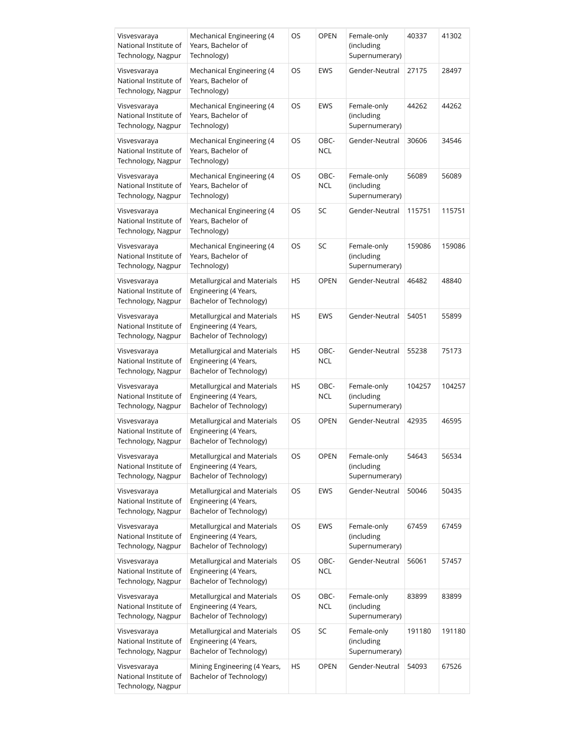| Visvesvaraya National Institute of Technology, Nagpur | Mechanical Engineering (4 Years, Bachelor of Technology) | OS | OPEN | Female-only (including Supernumerary) | 40337 | 41302 |
|---|---|---|---|---|---|---|
| Visvesvaraya National Institute of Technology, Nagpur | Mechanical Engineering (4 Years, Bachelor of Technology) | OS | EWS | Gender-Neutral | 27175 | 28497 |
| Visvesvaraya National Institute of Technology, Nagpur | Mechanical Engineering (4 Years, Bachelor of Technology) | OS | EWS | Female-only (including Supernumerary) | 44262 | 44262 |
| Visvesvaraya National Institute of Technology, Nagpur | Mechanical Engineering (4 Years, Bachelor of Technology) | OS | OBC-NCL | Gender-Neutral | 30606 | 34546 |
| Visvesvaraya National Institute of Technology, Nagpur | Mechanical Engineering (4 Years, Bachelor of Technology) | OS | OBC-NCL | Female-only (including Supernumerary) | 56089 | 56089 |
| Visvesvaraya National Institute of Technology, Nagpur | Mechanical Engineering (4 Years, Bachelor of Technology) | OS | SC | Gender-Neutral | 115751 | 115751 |
| Visvesvaraya National Institute of Technology, Nagpur | Mechanical Engineering (4 Years, Bachelor of Technology) | OS | SC | Female-only (including Supernumerary) | 159086 | 159086 |
| Visvesvaraya National Institute of Technology, Nagpur | Metallurgical and Materials Engineering (4 Years, Bachelor of Technology) | HS | OPEN | Gender-Neutral | 46482 | 48840 |
| Visvesvaraya National Institute of Technology, Nagpur | Metallurgical and Materials Engineering (4 Years, Bachelor of Technology) | HS | EWS | Gender-Neutral | 54051 | 55899 |
| Visvesvaraya National Institute of Technology, Nagpur | Metallurgical and Materials Engineering (4 Years, Bachelor of Technology) | HS | OBC-NCL | Gender-Neutral | 55238 | 75173 |
| Visvesvaraya National Institute of Technology, Nagpur | Metallurgical and Materials Engineering (4 Years, Bachelor of Technology) | HS | OBC-NCL | Female-only (including Supernumerary) | 104257 | 104257 |
| Visvesvaraya National Institute of Technology, Nagpur | Metallurgical and Materials Engineering (4 Years, Bachelor of Technology) | OS | OPEN | Gender-Neutral | 42935 | 46595 |
| Visvesvaraya National Institute of Technology, Nagpur | Metallurgical and Materials Engineering (4 Years, Bachelor of Technology) | OS | OPEN | Female-only (including Supernumerary) | 54643 | 56534 |
| Visvesvaraya National Institute of Technology, Nagpur | Metallurgical and Materials Engineering (4 Years, Bachelor of Technology) | OS | EWS | Gender-Neutral | 50046 | 50435 |
| Visvesvaraya National Institute of Technology, Nagpur | Metallurgical and Materials Engineering (4 Years, Bachelor of Technology) | OS | EWS | Female-only (including Supernumerary) | 67459 | 67459 |
| Visvesvaraya National Institute of Technology, Nagpur | Metallurgical and Materials Engineering (4 Years, Bachelor of Technology) | OS | OBC-NCL | Gender-Neutral | 56061 | 57457 |
| Visvesvaraya National Institute of Technology, Nagpur | Metallurgical and Materials Engineering (4 Years, Bachelor of Technology) | OS | OBC-NCL | Female-only (including Supernumerary) | 83899 | 83899 |
| Visvesvaraya National Institute of Technology, Nagpur | Metallurgical and Materials Engineering (4 Years, Bachelor of Technology) | OS | SC | Female-only (including Supernumerary) | 191180 | 191180 |
| Visvesvaraya National Institute of Technology, Nagpur | Mining Engineering (4 Years, Bachelor of Technology) | HS | OPEN | Gender-Neutral | 54093 | 67526 |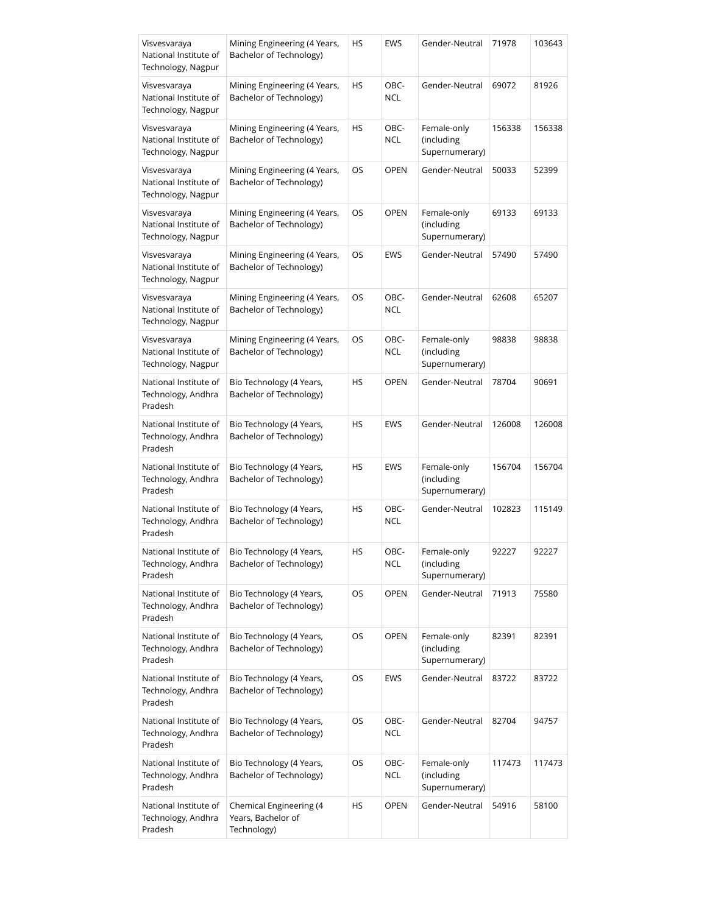| Visvesvaraya National Institute of Technology, Nagpur | Mining Engineering (4 Years, Bachelor of Technology) | HS | EWS | Gender-Neutral | 71978 | 103643 |
|---|---|---|---|---|---|---|
| Visvesvaraya National Institute of Technology, Nagpur | Mining Engineering (4 Years, Bachelor of Technology) | HS | OBC-NCL | Gender-Neutral | 69072 | 81926 |
| Visvesvaraya National Institute of Technology, Nagpur | Mining Engineering (4 Years, Bachelor of Technology) | HS | OBC-NCL | Female-only (including Supernumerary) | 156338 | 156338 |
| Visvesvaraya National Institute of Technology, Nagpur | Mining Engineering (4 Years, Bachelor of Technology) | OS | OPEN | Gender-Neutral | 50033 | 52399 |
| Visvesvaraya National Institute of Technology, Nagpur | Mining Engineering (4 Years, Bachelor of Technology) | OS | OPEN | Female-only (including Supernumerary) | 69133 | 69133 |
| Visvesvaraya National Institute of Technology, Nagpur | Mining Engineering (4 Years, Bachelor of Technology) | OS | EWS | Gender-Neutral | 57490 | 57490 |
| Visvesvaraya National Institute of Technology, Nagpur | Mining Engineering (4 Years, Bachelor of Technology) | OS | OBC-NCL | Gender-Neutral | 62608 | 65207 |
| Visvesvaraya National Institute of Technology, Nagpur | Mining Engineering (4 Years, Bachelor of Technology) | OS | OBC-NCL | Female-only (including Supernumerary) | 98838 | 98838 |
| National Institute of Technology, Andhra Pradesh | Bio Technology (4 Years, Bachelor of Technology) | HS | OPEN | Gender-Neutral | 78704 | 90691 |
| National Institute of Technology, Andhra Pradesh | Bio Technology (4 Years, Bachelor of Technology) | HS | EWS | Gender-Neutral | 126008 | 126008 |
| National Institute of Technology, Andhra Pradesh | Bio Technology (4 Years, Bachelor of Technology) | HS | EWS | Female-only (including Supernumerary) | 156704 | 156704 |
| National Institute of Technology, Andhra Pradesh | Bio Technology (4 Years, Bachelor of Technology) | HS | OBC-NCL | Gender-Neutral | 102823 | 115149 |
| National Institute of Technology, Andhra Pradesh | Bio Technology (4 Years, Bachelor of Technology) | HS | OBC-NCL | Female-only (including Supernumerary) | 92227 | 92227 |
| National Institute of Technology, Andhra Pradesh | Bio Technology (4 Years, Bachelor of Technology) | OS | OPEN | Gender-Neutral | 71913 | 75580 |
| National Institute of Technology, Andhra Pradesh | Bio Technology (4 Years, Bachelor of Technology) | OS | OPEN | Female-only (including Supernumerary) | 82391 | 82391 |
| National Institute of Technology, Andhra Pradesh | Bio Technology (4 Years, Bachelor of Technology) | OS | EWS | Gender-Neutral | 83722 | 83722 |
| National Institute of Technology, Andhra Pradesh | Bio Technology (4 Years, Bachelor of Technology) | OS | OBC-NCL | Gender-Neutral | 82704 | 94757 |
| National Institute of Technology, Andhra Pradesh | Bio Technology (4 Years, Bachelor of Technology) | OS | OBC-NCL | Female-only (including Supernumerary) | 117473 | 117473 |
| National Institute of Technology, Andhra Pradesh | Chemical Engineering (4 Years, Bachelor of Technology) | HS | OPEN | Gender-Neutral | 54916 | 58100 |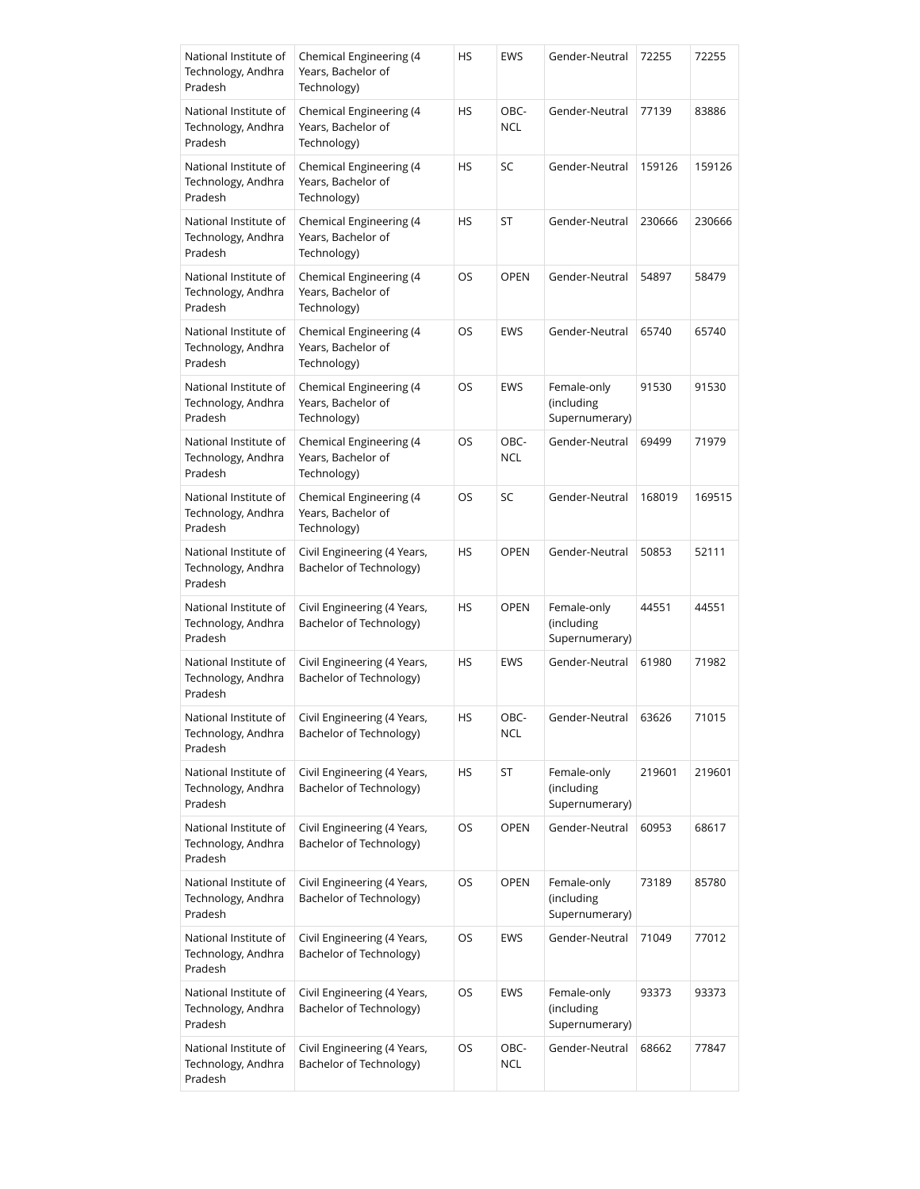| National Institute of Technology, Andhra Pradesh | Chemical Engineering (4 Years, Bachelor of Technology) | HS | EWS | Gender-Neutral | 72255 | 72255 |
|---|---|---|---|---|---|---|
| National Institute of Technology, Andhra Pradesh | Chemical Engineering (4 Years, Bachelor of Technology) | HS | OBC-NCL | Gender-Neutral | 77139 | 83886 |
| National Institute of Technology, Andhra Pradesh | Chemical Engineering (4 Years, Bachelor of Technology) | HS | SC | Gender-Neutral | 159126 | 159126 |
| National Institute of Technology, Andhra Pradesh | Chemical Engineering (4 Years, Bachelor of Technology) | HS | ST | Gender-Neutral | 230666 | 230666 |
| National Institute of Technology, Andhra Pradesh | Chemical Engineering (4 Years, Bachelor of Technology) | OS | OPEN | Gender-Neutral | 54897 | 58479 |
| National Institute of Technology, Andhra Pradesh | Chemical Engineering (4 Years, Bachelor of Technology) | OS | EWS | Gender-Neutral | 65740 | 65740 |
| National Institute of Technology, Andhra Pradesh | Chemical Engineering (4 Years, Bachelor of Technology) | OS | EWS | Female-only (including Supernumerary) | 91530 | 91530 |
| National Institute of Technology, Andhra Pradesh | Chemical Engineering (4 Years, Bachelor of Technology) | OS | OBC-NCL | Gender-Neutral | 69499 | 71979 |
| National Institute of Technology, Andhra Pradesh | Chemical Engineering (4 Years, Bachelor of Technology) | OS | SC | Gender-Neutral | 168019 | 169515 |
| National Institute of Technology, Andhra Pradesh | Civil Engineering (4 Years, Bachelor of Technology) | HS | OPEN | Gender-Neutral | 50853 | 52111 |
| National Institute of Technology, Andhra Pradesh | Civil Engineering (4 Years, Bachelor of Technology) | HS | OPEN | Female-only (including Supernumerary) | 44551 | 44551 |
| National Institute of Technology, Andhra Pradesh | Civil Engineering (4 Years, Bachelor of Technology) | HS | EWS | Gender-Neutral | 61980 | 71982 |
| National Institute of Technology, Andhra Pradesh | Civil Engineering (4 Years, Bachelor of Technology) | HS | OBC-NCL | Gender-Neutral | 63626 | 71015 |
| National Institute of Technology, Andhra Pradesh | Civil Engineering (4 Years, Bachelor of Technology) | HS | ST | Female-only (including Supernumerary) | 219601 | 219601 |
| National Institute of Technology, Andhra Pradesh | Civil Engineering (4 Years, Bachelor of Technology) | OS | OPEN | Gender-Neutral | 60953 | 68617 |
| National Institute of Technology, Andhra Pradesh | Civil Engineering (4 Years, Bachelor of Technology) | OS | OPEN | Female-only (including Supernumerary) | 73189 | 85780 |
| National Institute of Technology, Andhra Pradesh | Civil Engineering (4 Years, Bachelor of Technology) | OS | EWS | Gender-Neutral | 71049 | 77012 |
| National Institute of Technology, Andhra Pradesh | Civil Engineering (4 Years, Bachelor of Technology) | OS | EWS | Female-only (including Supernumerary) | 93373 | 93373 |
| National Institute of Technology, Andhra Pradesh | Civil Engineering (4 Years, Bachelor of Technology) | OS | OBC-NCL | Gender-Neutral | 68662 | 77847 |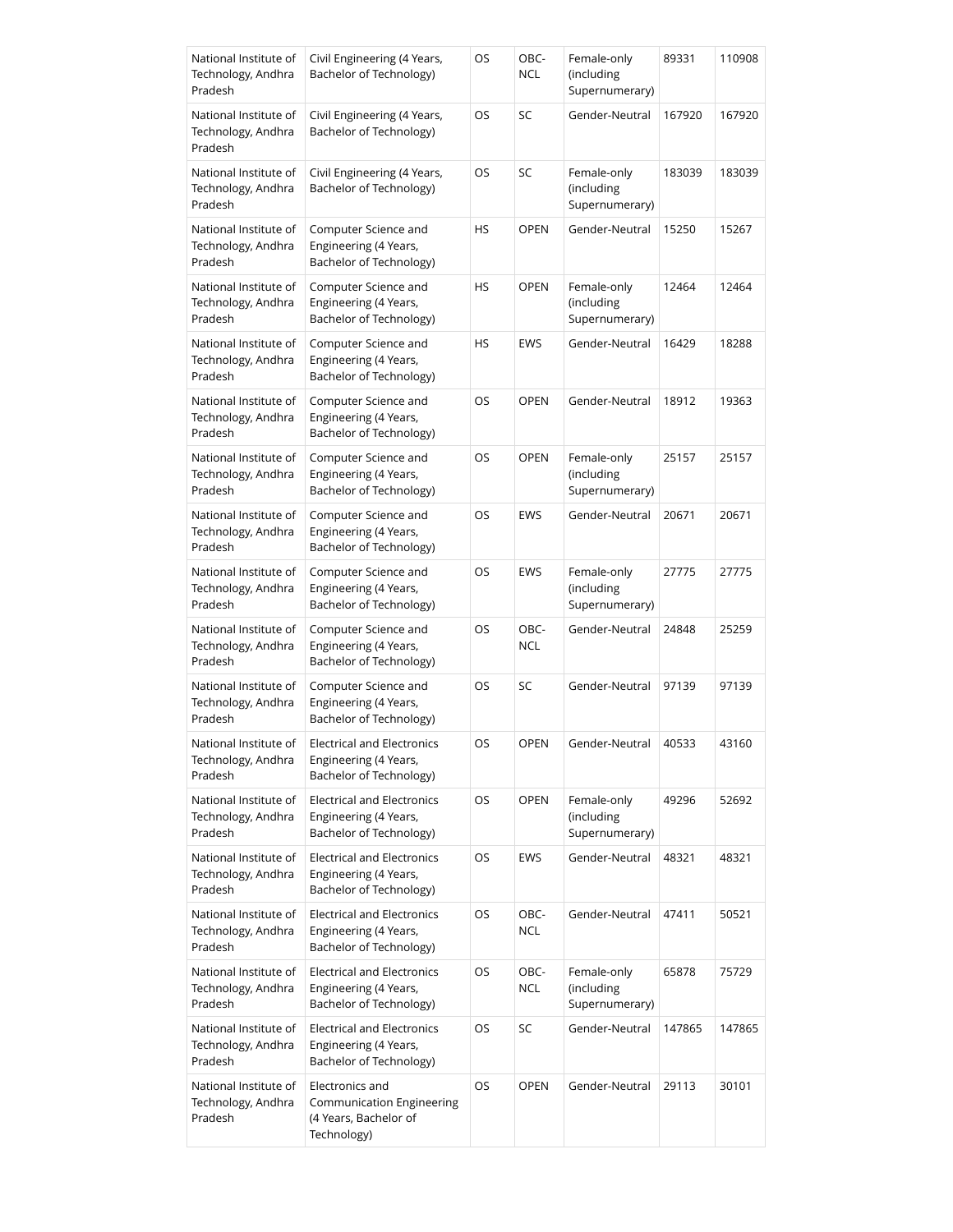| National Institute of Technology, Andhra Pradesh | Civil Engineering (4 Years, Bachelor of Technology) | OS | OBC-NCL | Female-only (including Supernumerary) | 89331 | 110908 |
|---|---|---|---|---|---|---|
| National Institute of Technology, Andhra Pradesh | Civil Engineering (4 Years, Bachelor of Technology) | OS | SC | Gender-Neutral | 167920 | 167920 |
| National Institute of Technology, Andhra Pradesh | Civil Engineering (4 Years, Bachelor of Technology) | OS | SC | Female-only (including Supernumerary) | 183039 | 183039 |
| National Institute of Technology, Andhra Pradesh | Computer Science and Engineering (4 Years, Bachelor of Technology) | HS | OPEN | Gender-Neutral | 15250 | 15267 |
| National Institute of Technology, Andhra Pradesh | Computer Science and Engineering (4 Years, Bachelor of Technology) | HS | OPEN | Female-only (including Supernumerary) | 12464 | 12464 |
| National Institute of Technology, Andhra Pradesh | Computer Science and Engineering (4 Years, Bachelor of Technology) | HS | EWS | Gender-Neutral | 16429 | 18288 |
| National Institute of Technology, Andhra Pradesh | Computer Science and Engineering (4 Years, Bachelor of Technology) | OS | OPEN | Gender-Neutral | 18912 | 19363 |
| National Institute of Technology, Andhra Pradesh | Computer Science and Engineering (4 Years, Bachelor of Technology) | OS | OPEN | Female-only (including Supernumerary) | 25157 | 25157 |
| National Institute of Technology, Andhra Pradesh | Computer Science and Engineering (4 Years, Bachelor of Technology) | OS | EWS | Gender-Neutral | 20671 | 20671 |
| National Institute of Technology, Andhra Pradesh | Computer Science and Engineering (4 Years, Bachelor of Technology) | OS | EWS | Female-only (including Supernumerary) | 27775 | 27775 |
| National Institute of Technology, Andhra Pradesh | Computer Science and Engineering (4 Years, Bachelor of Technology) | OS | OBC-NCL | Gender-Neutral | 24848 | 25259 |
| National Institute of Technology, Andhra Pradesh | Computer Science and Engineering (4 Years, Bachelor of Technology) | OS | SC | Gender-Neutral | 97139 | 97139 |
| National Institute of Technology, Andhra Pradesh | Electrical and Electronics Engineering (4 Years, Bachelor of Technology) | OS | OPEN | Gender-Neutral | 40533 | 43160 |
| National Institute of Technology, Andhra Pradesh | Electrical and Electronics Engineering (4 Years, Bachelor of Technology) | OS | OPEN | Female-only (including Supernumerary) | 49296 | 52692 |
| National Institute of Technology, Andhra Pradesh | Electrical and Electronics Engineering (4 Years, Bachelor of Technology) | OS | EWS | Gender-Neutral | 48321 | 48321 |
| National Institute of Technology, Andhra Pradesh | Electrical and Electronics Engineering (4 Years, Bachelor of Technology) | OS | OBC-NCL | Gender-Neutral | 47411 | 50521 |
| National Institute of Technology, Andhra Pradesh | Electrical and Electronics Engineering (4 Years, Bachelor of Technology) | OS | OBC-NCL | Female-only (including Supernumerary) | 65878 | 75729 |
| National Institute of Technology, Andhra Pradesh | Electrical and Electronics Engineering (4 Years, Bachelor of Technology) | OS | SC | Gender-Neutral | 147865 | 147865 |
| National Institute of Technology, Andhra Pradesh | Electronics and Communication Engineering (4 Years, Bachelor of Technology) | OS | OPEN | Gender-Neutral | 29113 | 30101 |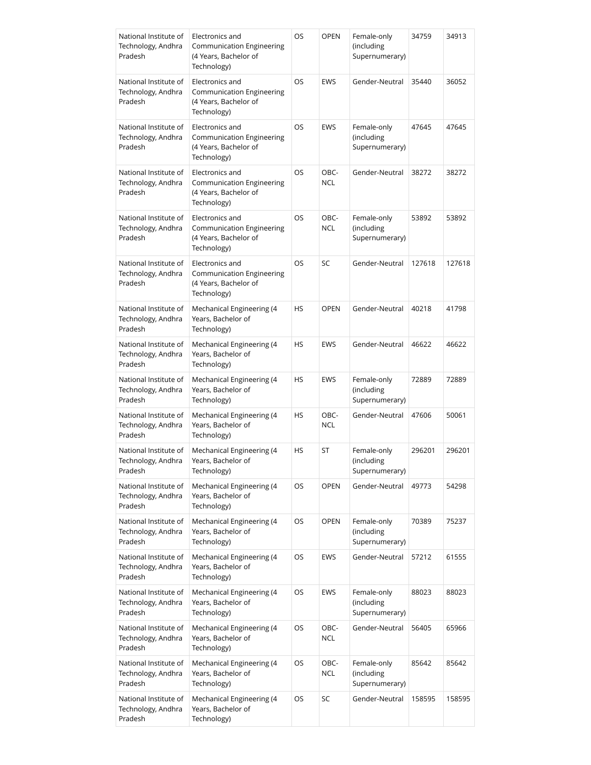| National Institute of Technology, Andhra Pradesh | Electronics and Communication Engineering (4 Years, Bachelor of Technology) | OS | OPEN | Female-only (including Supernumerary) | 34759 | 34913 |
|---|---|---|---|---|---|---|
| National Institute of Technology, Andhra Pradesh | Electronics and Communication Engineering (4 Years, Bachelor of Technology) | OS | EWS | Gender-Neutral | 35440 | 36052 |
| National Institute of Technology, Andhra Pradesh | Electronics and Communication Engineering (4 Years, Bachelor of Technology) | OS | EWS | Female-only (including Supernumerary) | 47645 | 47645 |
| National Institute of Technology, Andhra Pradesh | Electronics and Communication Engineering (4 Years, Bachelor of Technology) | OS | OBC-NCL | Gender-Neutral | 38272 | 38272 |
| National Institute of Technology, Andhra Pradesh | Electronics and Communication Engineering (4 Years, Bachelor of Technology) | OS | OBC-NCL | Female-only (including Supernumerary) | 53892 | 53892 |
| National Institute of Technology, Andhra Pradesh | Electronics and Communication Engineering (4 Years, Bachelor of Technology) | OS | SC | Gender-Neutral | 127618 | 127618 |
| National Institute of Technology, Andhra Pradesh | Mechanical Engineering (4 Years, Bachelor of Technology) | HS | OPEN | Gender-Neutral | 40218 | 41798 |
| National Institute of Technology, Andhra Pradesh | Mechanical Engineering (4 Years, Bachelor of Technology) | HS | EWS | Gender-Neutral | 46622 | 46622 |
| National Institute of Technology, Andhra Pradesh | Mechanical Engineering (4 Years, Bachelor of Technology) | HS | EWS | Female-only (including Supernumerary) | 72889 | 72889 |
| National Institute of Technology, Andhra Pradesh | Mechanical Engineering (4 Years, Bachelor of Technology) | HS | OBC-NCL | Gender-Neutral | 47606 | 50061 |
| National Institute of Technology, Andhra Pradesh | Mechanical Engineering (4 Years, Bachelor of Technology) | HS | ST | Female-only (including Supernumerary) | 296201 | 296201 |
| National Institute of Technology, Andhra Pradesh | Mechanical Engineering (4 Years, Bachelor of Technology) | OS | OPEN | Gender-Neutral | 49773 | 54298 |
| National Institute of Technology, Andhra Pradesh | Mechanical Engineering (4 Years, Bachelor of Technology) | OS | OPEN | Female-only (including Supernumerary) | 70389 | 75237 |
| National Institute of Technology, Andhra Pradesh | Mechanical Engineering (4 Years, Bachelor of Technology) | OS | EWS | Gender-Neutral | 57212 | 61555 |
| National Institute of Technology, Andhra Pradesh | Mechanical Engineering (4 Years, Bachelor of Technology) | OS | EWS | Female-only (including Supernumerary) | 88023 | 88023 |
| National Institute of Technology, Andhra Pradesh | Mechanical Engineering (4 Years, Bachelor of Technology) | OS | OBC-NCL | Gender-Neutral | 56405 | 65966 |
| National Institute of Technology, Andhra Pradesh | Mechanical Engineering (4 Years, Bachelor of Technology) | OS | OBC-NCL | Female-only (including Supernumerary) | 85642 | 85642 |
| National Institute of Technology, Andhra Pradesh | Mechanical Engineering (4 Years, Bachelor of Technology) | OS | SC | Gender-Neutral | 158595 | 158595 |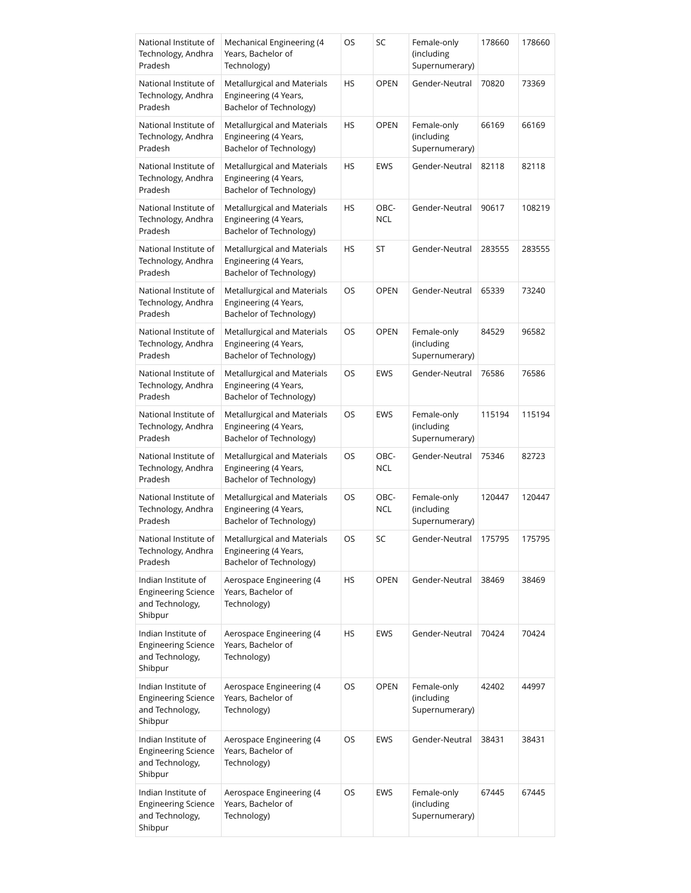| National Institute of Technology, Andhra Pradesh | Mechanical Engineering (4 Years, Bachelor of Technology) | OS | SC | Female-only (including Supernumerary) | 178660 | 178660 |
|---|---|---|---|---|---|---|
| National Institute of Technology, Andhra Pradesh | Metallurgical and Materials Engineering (4 Years, Bachelor of Technology) | HS | OPEN | Gender-Neutral | 70820 | 73369 |
| National Institute of Technology, Andhra Pradesh | Metallurgical and Materials Engineering (4 Years, Bachelor of Technology) | HS | OPEN | Female-only (including Supernumerary) | 66169 | 66169 |
| National Institute of Technology, Andhra Pradesh | Metallurgical and Materials Engineering (4 Years, Bachelor of Technology) | HS | EWS | Gender-Neutral | 82118 | 82118 |
| National Institute of Technology, Andhra Pradesh | Metallurgical and Materials Engineering (4 Years, Bachelor of Technology) | HS | OBC-NCL | Gender-Neutral | 90617 | 108219 |
| National Institute of Technology, Andhra Pradesh | Metallurgical and Materials Engineering (4 Years, Bachelor of Technology) | HS | ST | Gender-Neutral | 283555 | 283555 |
| National Institute of Technology, Andhra Pradesh | Metallurgical and Materials Engineering (4 Years, Bachelor of Technology) | OS | OPEN | Gender-Neutral | 65339 | 73240 |
| National Institute of Technology, Andhra Pradesh | Metallurgical and Materials Engineering (4 Years, Bachelor of Technology) | OS | OPEN | Female-only (including Supernumerary) | 84529 | 96582 |
| National Institute of Technology, Andhra Pradesh | Metallurgical and Materials Engineering (4 Years, Bachelor of Technology) | OS | EWS | Gender-Neutral | 76586 | 76586 |
| National Institute of Technology, Andhra Pradesh | Metallurgical and Materials Engineering (4 Years, Bachelor of Technology) | OS | EWS | Female-only (including Supernumerary) | 115194 | 115194 |
| National Institute of Technology, Andhra Pradesh | Metallurgical and Materials Engineering (4 Years, Bachelor of Technology) | OS | OBC-NCL | Gender-Neutral | 75346 | 82723 |
| National Institute of Technology, Andhra Pradesh | Metallurgical and Materials Engineering (4 Years, Bachelor of Technology) | OS | OBC-NCL | Female-only (including Supernumerary) | 120447 | 120447 |
| National Institute of Technology, Andhra Pradesh | Metallurgical and Materials Engineering (4 Years, Bachelor of Technology) | OS | SC | Gender-Neutral | 175795 | 175795 |
| Indian Institute of Engineering Science and Technology, Shibpur | Aerospace Engineering (4 Years, Bachelor of Technology) | HS | OPEN | Gender-Neutral | 38469 | 38469 |
| Indian Institute of Engineering Science and Technology, Shibpur | Aerospace Engineering (4 Years, Bachelor of Technology) | HS | EWS | Gender-Neutral | 70424 | 70424 |
| Indian Institute of Engineering Science and Technology, Shibpur | Aerospace Engineering (4 Years, Bachelor of Technology) | OS | OPEN | Female-only (including Supernumerary) | 42402 | 44997 |
| Indian Institute of Engineering Science and Technology, Shibpur | Aerospace Engineering (4 Years, Bachelor of Technology) | OS | EWS | Gender-Neutral | 38431 | 38431 |
| Indian Institute of Engineering Science and Technology, Shibpur | Aerospace Engineering (4 Years, Bachelor of Technology) | OS | EWS | Female-only (including Supernumerary) | 67445 | 67445 |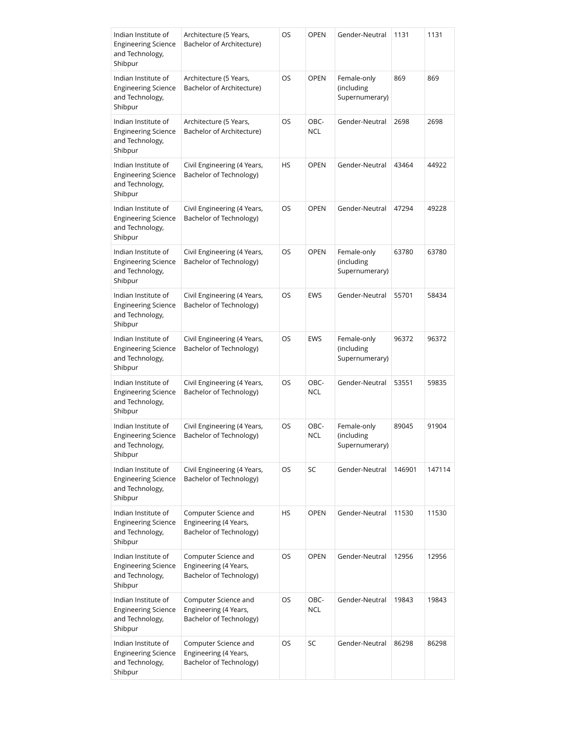| Indian Institute of Engineering Science and Technology, Shibpur | Architecture (5 Years, Bachelor of Architecture) | OS | OPEN | Gender-Neutral | 1131 | 1131 |
|---|---|---|---|---|---|---|
| Indian Institute of Engineering Science and Technology, Shibpur | Architecture (5 Years, Bachelor of Architecture) | OS | OPEN | Female-only (including Supernumerary) | 869 | 869 |
| Indian Institute of Engineering Science and Technology, Shibpur | Architecture (5 Years, Bachelor of Architecture) | OS | OBC-NCL | Gender-Neutral | 2698 | 2698 |
| Indian Institute of Engineering Science and Technology, Shibpur | Civil Engineering (4 Years, Bachelor of Technology) | HS | OPEN | Gender-Neutral | 43464 | 44922 |
| Indian Institute of Engineering Science and Technology, Shibpur | Civil Engineering (4 Years, Bachelor of Technology) | OS | OPEN | Gender-Neutral | 47294 | 49228 |
| Indian Institute of Engineering Science and Technology, Shibpur | Civil Engineering (4 Years, Bachelor of Technology) | OS | OPEN | Female-only (including Supernumerary) | 63780 | 63780 |
| Indian Institute of Engineering Science and Technology, Shibpur | Civil Engineering (4 Years, Bachelor of Technology) | OS | EWS | Gender-Neutral | 55701 | 58434 |
| Indian Institute of Engineering Science and Technology, Shibpur | Civil Engineering (4 Years, Bachelor of Technology) | OS | EWS | Female-only (including Supernumerary) | 96372 | 96372 |
| Indian Institute of Engineering Science and Technology, Shibpur | Civil Engineering (4 Years, Bachelor of Technology) | OS | OBC-NCL | Gender-Neutral | 53551 | 59835 |
| Indian Institute of Engineering Science and Technology, Shibpur | Civil Engineering (4 Years, Bachelor of Technology) | OS | OBC-NCL | Female-only (including Supernumerary) | 89045 | 91904 |
| Indian Institute of Engineering Science and Technology, Shibpur | Civil Engineering (4 Years, Bachelor of Technology) | OS | SC | Gender-Neutral | 146901 | 147114 |
| Indian Institute of Engineering Science and Technology, Shibpur | Computer Science and Engineering (4 Years, Bachelor of Technology) | HS | OPEN | Gender-Neutral | 11530 | 11530 |
| Indian Institute of Engineering Science and Technology, Shibpur | Computer Science and Engineering (4 Years, Bachelor of Technology) | OS | OPEN | Gender-Neutral | 12956 | 12956 |
| Indian Institute of Engineering Science and Technology, Shibpur | Computer Science and Engineering (4 Years, Bachelor of Technology) | OS | OBC-NCL | Gender-Neutral | 19843 | 19843 |
| Indian Institute of Engineering Science and Technology, Shibpur | Computer Science and Engineering (4 Years, Bachelor of Technology) | OS | SC | Gender-Neutral | 86298 | 86298 |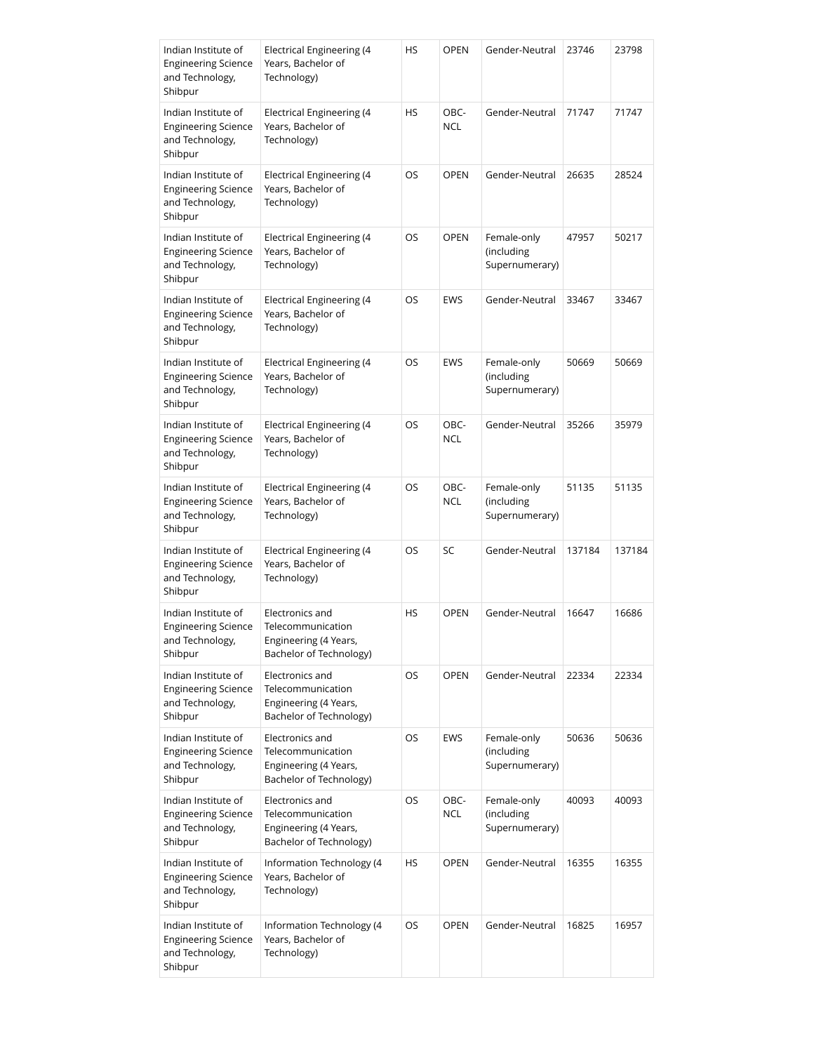| Indian Institute of Engineering Science and Technology, Shibpur | Electrical Engineering (4 Years, Bachelor of Technology) | HS | OPEN | Gender-Neutral | 23746 | 23798 |
|---|---|---|---|---|---|---|
| Indian Institute of Engineering Science and Technology, Shibpur | Electrical Engineering (4 Years, Bachelor of Technology) | HS | OBC-NCL | Gender-Neutral | 71747 | 71747 |
| Indian Institute of Engineering Science and Technology, Shibpur | Electrical Engineering (4 Years, Bachelor of Technology) | OS | OPEN | Gender-Neutral | 26635 | 28524 |
| Indian Institute of Engineering Science and Technology, Shibpur | Electrical Engineering (4 Years, Bachelor of Technology) | OS | OPEN | Female-only (including Supernumerary) | 47957 | 50217 |
| Indian Institute of Engineering Science and Technology, Shibpur | Electrical Engineering (4 Years, Bachelor of Technology) | OS | EWS | Gender-Neutral | 33467 | 33467 |
| Indian Institute of Engineering Science and Technology, Shibpur | Electrical Engineering (4 Years, Bachelor of Technology) | OS | EWS | Female-only (including Supernumerary) | 50669 | 50669 |
| Indian Institute of Engineering Science and Technology, Shibpur | Electrical Engineering (4 Years, Bachelor of Technology) | OS | OBC-NCL | Gender-Neutral | 35266 | 35979 |
| Indian Institute of Engineering Science and Technology, Shibpur | Electrical Engineering (4 Years, Bachelor of Technology) | OS | OBC-NCL | Female-only (including Supernumerary) | 51135 | 51135 |
| Indian Institute of Engineering Science and Technology, Shibpur | Electrical Engineering (4 Years, Bachelor of Technology) | OS | SC | Gender-Neutral | 137184 | 137184 |
| Indian Institute of Engineering Science and Technology, Shibpur | Electronics and Telecommunication Engineering (4 Years, Bachelor of Technology) | HS | OPEN | Gender-Neutral | 16647 | 16686 |
| Indian Institute of Engineering Science and Technology, Shibpur | Electronics and Telecommunication Engineering (4 Years, Bachelor of Technology) | OS | OPEN | Gender-Neutral | 22334 | 22334 |
| Indian Institute of Engineering Science and Technology, Shibpur | Electronics and Telecommunication Engineering (4 Years, Bachelor of Technology) | OS | EWS | Female-only (including Supernumerary) | 50636 | 50636 |
| Indian Institute of Engineering Science and Technology, Shibpur | Electronics and Telecommunication Engineering (4 Years, Bachelor of Technology) | OS | OBC-NCL | Female-only (including Supernumerary) | 40093 | 40093 |
| Indian Institute of Engineering Science and Technology, Shibpur | Information Technology (4 Years, Bachelor of Technology) | HS | OPEN | Gender-Neutral | 16355 | 16355 |
| Indian Institute of Engineering Science and Technology, Shibpur | Information Technology (4 Years, Bachelor of Technology) | OS | OPEN | Gender-Neutral | 16825 | 16957 |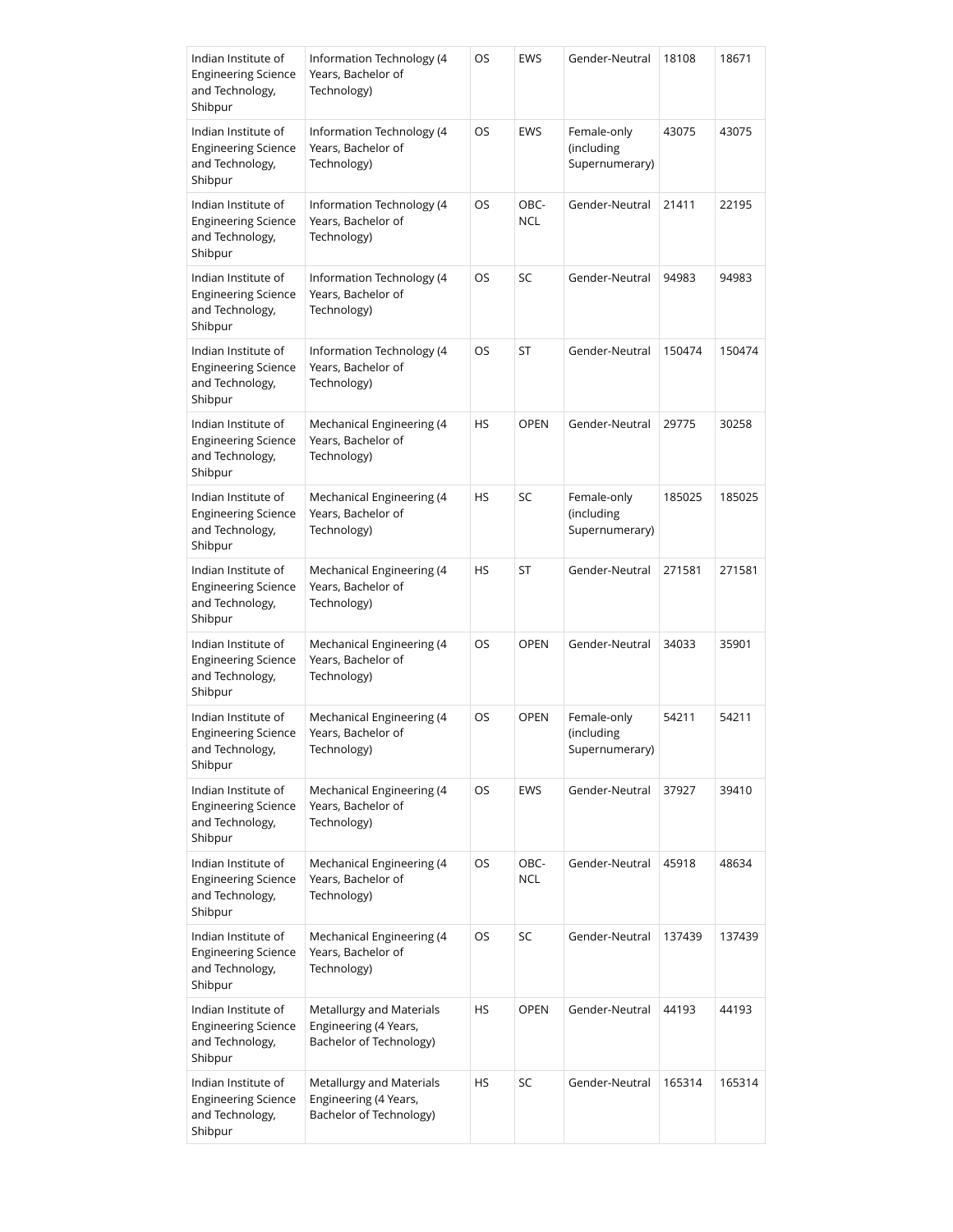| Indian Institute of Engineering Science and Technology, Shibpur | Information Technology (4 Years, Bachelor of Technology) | OS | EWS | Gender-Neutral | 18108 | 18671 |
|---|---|---|---|---|---|---|
| Indian Institute of Engineering Science and Technology, Shibpur | Information Technology (4 Years, Bachelor of Technology) | OS | EWS | Female-only (including Supernumerary) | 43075 | 43075 |
| Indian Institute of Engineering Science and Technology, Shibpur | Information Technology (4 Years, Bachelor of Technology) | OS | OBC-NCL | Gender-Neutral | 21411 | 22195 |
| Indian Institute of Engineering Science and Technology, Shibpur | Information Technology (4 Years, Bachelor of Technology) | OS | SC | Gender-Neutral | 94983 | 94983 |
| Indian Institute of Engineering Science and Technology, Shibpur | Information Technology (4 Years, Bachelor of Technology) | OS | ST | Gender-Neutral | 150474 | 150474 |
| Indian Institute of Engineering Science and Technology, Shibpur | Mechanical Engineering (4 Years, Bachelor of Technology) | HS | OPEN | Gender-Neutral | 29775 | 30258 |
| Indian Institute of Engineering Science and Technology, Shibpur | Mechanical Engineering (4 Years, Bachelor of Technology) | HS | SC | Female-only (including Supernumerary) | 185025 | 185025 |
| Indian Institute of Engineering Science and Technology, Shibpur | Mechanical Engineering (4 Years, Bachelor of Technology) | HS | ST | Gender-Neutral | 271581 | 271581 |
| Indian Institute of Engineering Science and Technology, Shibpur | Mechanical Engineering (4 Years, Bachelor of Technology) | OS | OPEN | Gender-Neutral | 34033 | 35901 |
| Indian Institute of Engineering Science and Technology, Shibpur | Mechanical Engineering (4 Years, Bachelor of Technology) | OS | OPEN | Female-only (including Supernumerary) | 54211 | 54211 |
| Indian Institute of Engineering Science and Technology, Shibpur | Mechanical Engineering (4 Years, Bachelor of Technology) | OS | EWS | Gender-Neutral | 37927 | 39410 |
| Indian Institute of Engineering Science and Technology, Shibpur | Mechanical Engineering (4 Years, Bachelor of Technology) | OS | OBC-NCL | Gender-Neutral | 45918 | 48634 |
| Indian Institute of Engineering Science and Technology, Shibpur | Mechanical Engineering (4 Years, Bachelor of Technology) | OS | SC | Gender-Neutral | 137439 | 137439 |
| Indian Institute of Engineering Science and Technology, Shibpur | Metallurgy and Materials Engineering (4 Years, Bachelor of Technology) | HS | OPEN | Gender-Neutral | 44193 | 44193 |
| Indian Institute of Engineering Science and Technology, Shibpur | Metallurgy and Materials Engineering (4 Years, Bachelor of Technology) | HS | SC | Gender-Neutral | 165314 | 165314 |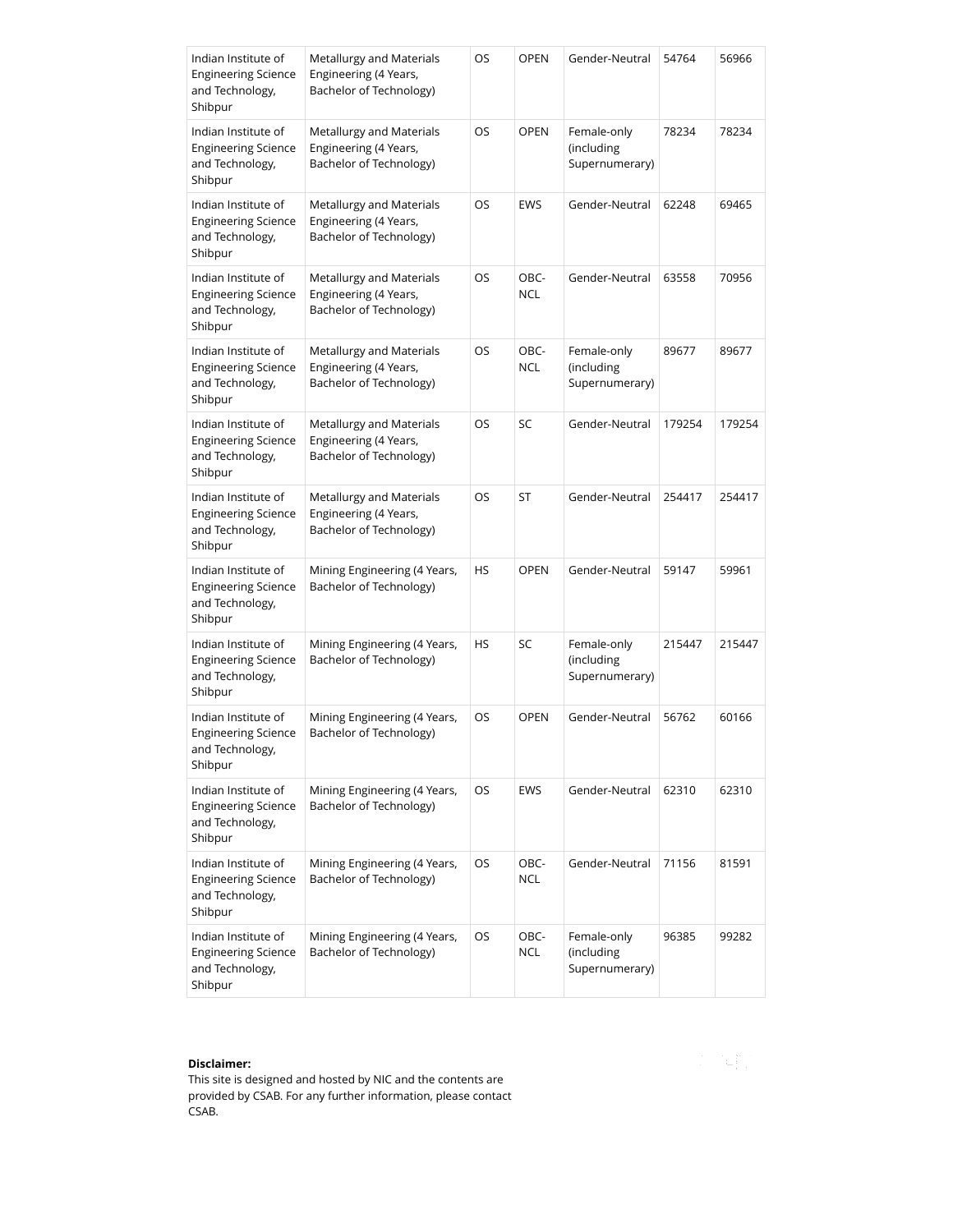| | | | | | | |
|---|---|---|---|---|---|---|
| Indian Institute of Engineering Science and Technology, Shibpur | Metallurgy and Materials Engineering (4 Years, Bachelor of Technology) | OS | OPEN | Gender-Neutral | 54764 | 56966 |
| Indian Institute of Engineering Science and Technology, Shibpur | Metallurgy and Materials Engineering (4 Years, Bachelor of Technology) | OS | OPEN | Female-only (including Supernumerary) | 78234 | 78234 |
| Indian Institute of Engineering Science and Technology, Shibpur | Metallurgy and Materials Engineering (4 Years, Bachelor of Technology) | OS | EWS | Gender-Neutral | 62248 | 69465 |
| Indian Institute of Engineering Science and Technology, Shibpur | Metallurgy and Materials Engineering (4 Years, Bachelor of Technology) | OS | OBC-NCL | Gender-Neutral | 63558 | 70956 |
| Indian Institute of Engineering Science and Technology, Shibpur | Metallurgy and Materials Engineering (4 Years, Bachelor of Technology) | OS | OBC-NCL | Female-only (including Supernumerary) | 89677 | 89677 |
| Indian Institute of Engineering Science and Technology, Shibpur | Metallurgy and Materials Engineering (4 Years, Bachelor of Technology) | OS | SC | Gender-Neutral | 179254 | 179254 |
| Indian Institute of Engineering Science and Technology, Shibpur | Metallurgy and Materials Engineering (4 Years, Bachelor of Technology) | OS | ST | Gender-Neutral | 254417 | 254417 |
| Indian Institute of Engineering Science and Technology, Shibpur | Mining Engineering (4 Years, Bachelor of Technology) | HS | OPEN | Gender-Neutral | 59147 | 59961 |
| Indian Institute of Engineering Science and Technology, Shibpur | Mining Engineering (4 Years, Bachelor of Technology) | HS | SC | Female-only (including Supernumerary) | 215447 | 215447 |
| Indian Institute of Engineering Science and Technology, Shibpur | Mining Engineering (4 Years, Bachelor of Technology) | OS | OPEN | Gender-Neutral | 56762 | 60166 |
| Indian Institute of Engineering Science and Technology, Shibpur | Mining Engineering (4 Years, Bachelor of Technology) | OS | EWS | Gender-Neutral | 62310 | 62310 |
| Indian Institute of Engineering Science and Technology, Shibpur | Mining Engineering (4 Years, Bachelor of Technology) | OS | OBC-NCL | Gender-Neutral | 71156 | 81591 |
| Indian Institute of Engineering Science and Technology, Shibpur | Mining Engineering (4 Years, Bachelor of Technology) | OS | OBC-NCL | Female-only (including Supernumerary) | 96385 | 99282 |

**Disclaimer:**
This site is designed and hosted by NIC and the contents are provided by CSAB. For any further information, please contact CSAB.